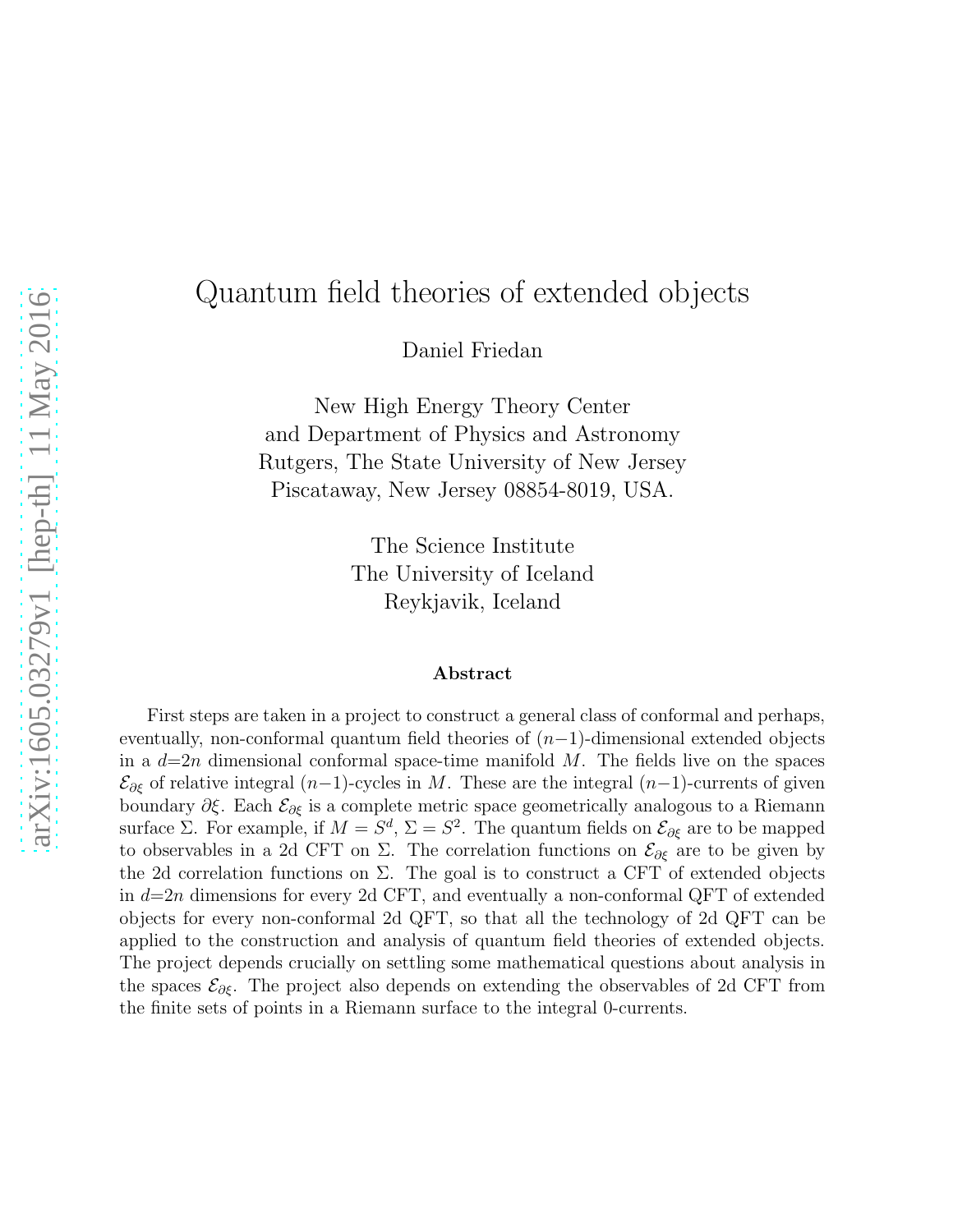# Quantum field theories of extended objects

Daniel Friedan

New High Energy Theory Center
and Department of Physics and Astronomy
Rutgers, The State University of New Jersey
Piscataway, New Jersey 08854-8019, USA.

The Science Institute
The University of Iceland
Reykjavik, Iceland

### Abstract

First steps are taken in a project to construct a general class of conformal and perhaps, eventually, non-conformal quantum field theories of $(n-1)$-dimensional extended objects in a $d=2n$ dimensional conformal space-time manifold $M$. The fields live on the spaces $\mathcal{E}_{\partial\xi}$ of relative integral $(n-1)$-cycles in $M$. These are the integral $(n-1)$-currents of given boundary $\partial\xi$. Each $\mathcal{E}_{\partial\xi}$ is a complete metric space geometrically analogous to a Riemann surface $\Sigma$. For example, if $M = S^d$, $\Sigma = S^2$. The quantum fields on $\mathcal{E}_{\partial\xi}$ are to be mapped to observables in a 2d CFT on $\Sigma$. The correlation functions on $\mathcal{E}_{\partial\xi}$ are to be given by the 2d correlation functions on $\Sigma$. The goal is to construct a CFT of extended objects in $d=2n$ dimensions for every 2d CFT, and eventually a non-conformal QFT of extended objects for every non-conformal 2d QFT, so that all the technology of 2d QFT can be applied to the construction and analysis of quantum field theories of extended objects. The project depends crucially on settling some mathematical questions about analysis in the spaces $\mathcal{E}_{\partial\xi}$. The project also depends on extending the observables of 2d CFT from the finite sets of points in a Riemann surface to the integral 0-currents.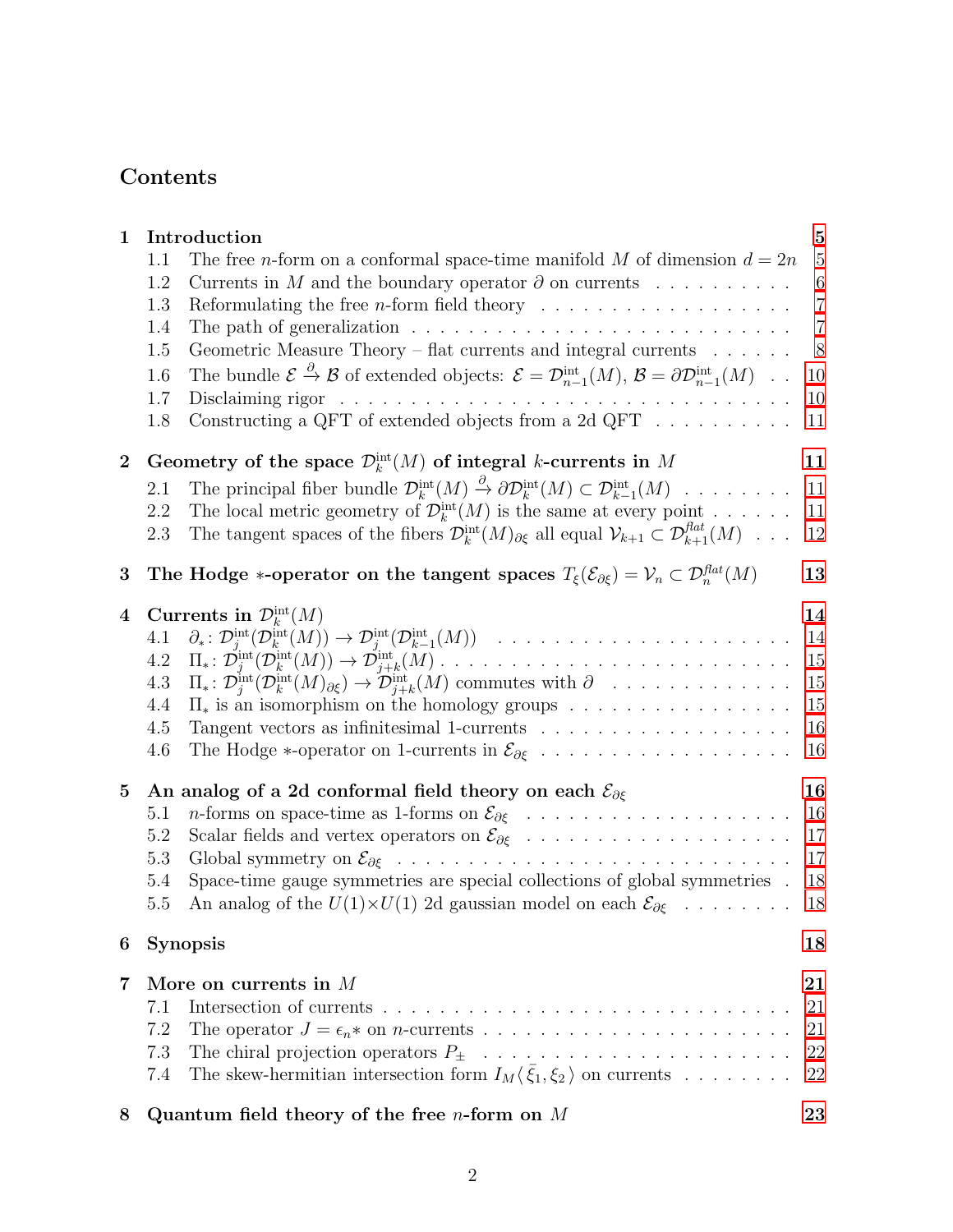# Contents

**1 Introduction** 5

1.1 The free $n$-form on a conformal space-time manifold $M$ of dimension $d = 2n$ 5

1.2 Currents in $M$ and the boundary operator $\partial$ on currents 6

1.3 Reformulating the free $n$-form field theory 7

1.4 The path of generalization 7

1.5 Geometric Measure Theory – flat currents and integral currents 8

1.6 The bundle $\mathcal{E} \xrightarrow{\partial} \mathcal{B}$ of extended objects: $\mathcal{E} = \mathcal{D}^{\text{int}}_{n-1}(M)$, $\mathcal{B} = \partial\mathcal{D}^{\text{int}}_{n-1}(M)$ 10

1.7 Disclaiming rigor 10

1.8 Constructing a QFT of extended objects from a 2d QFT 11

**2 Geometry of the space $\mathcal{D}^{\text{int}}_k(M)$ of integral $k$-currents in $M$** 11

2.1 The principal fiber bundle $\mathcal{D}^{\text{int}}_k(M) \xrightarrow{\partial} \partial\mathcal{D}^{\text{int}}_k(M) \subset \mathcal{D}^{\text{int}}_{k-1}(M)$ 11

2.2 The local metric geometry of $\mathcal{D}^{\text{int}}_k(M)$ is the same at every point 11

2.3 The tangent spaces of the fibers $\mathcal{D}^{\text{int}}_k(M)_{\partial\xi}$ all equal $\mathcal{V}_{k+1} \subset \mathcal{D}^{\textit{flat}}_{k+1}(M)$ 12

**3 The Hodge $*$-operator on the tangent spaces $T_\xi(\mathcal{E}_{\partial\xi}) = \mathcal{V}_n \subset \mathcal{D}^{\textit{flat}}_n(M)$** 13

**4 Currents in $\mathcal{D}^{\text{int}}_k(M)$** 14

4.1 $\partial_*\colon \mathcal{D}^{\text{int}}_j(\mathcal{D}^{\text{int}}_k(M)) \to \mathcal{D}^{\text{int}}_j(\mathcal{D}^{\text{int}}_{k-1}(M))$ 14

4.2 $\Pi_*\colon \mathcal{D}^{\text{int}}_j(\mathcal{D}^{\text{int}}_k(M)) \to \mathcal{D}^{\text{int}}_{j+k}(M)$ 15

4.3 $\Pi_*\colon \mathcal{D}^{\text{int}}_j(\mathcal{D}^{\text{int}}_k(M)_{\partial\xi}) \to \mathcal{D}^{\text{int}}_{j+k}(M)$ commutes with $\partial$ 15

4.4 $\Pi_*$ is an isomorphism on the homology groups 15

4.5 Tangent vectors as infinitesimal 1-currents 16

4.6 The Hodge $*$-operator on 1-currents in $\mathcal{E}_{\partial\xi}$ 16

**5 An analog of a 2d conformal field theory on each $\mathcal{E}_{\partial\xi}$** 16

5.1 $n$-forms on space-time as 1-forms on $\mathcal{E}_{\partial\xi}$ 16

5.2 Scalar fields and vertex operators on $\mathcal{E}_{\partial\xi}$ 17

5.3 Global symmetry on $\mathcal{E}_{\partial\xi}$ 17

5.4 Space-time gauge symmetries are special collections of global symmetries 18

5.5 An analog of the $U(1){\times}U(1)$ 2d gaussian model on each $\mathcal{E}_{\partial\xi}$ 18

**6 Synopsis** 18

**7 More on currents in $M$** 21

7.1 Intersection of currents 21

7.2 The operator $J = \epsilon_n *$ on $n$-currents 21

7.3 The chiral projection operators $P_\pm$ 22

7.4 The skew-hermitian intersection form $I_M\langle\,\bar{\xi}_1, \xi_2\,\rangle$ on currents 22

**8 Quantum field theory of the free $n$-form on $M$** 23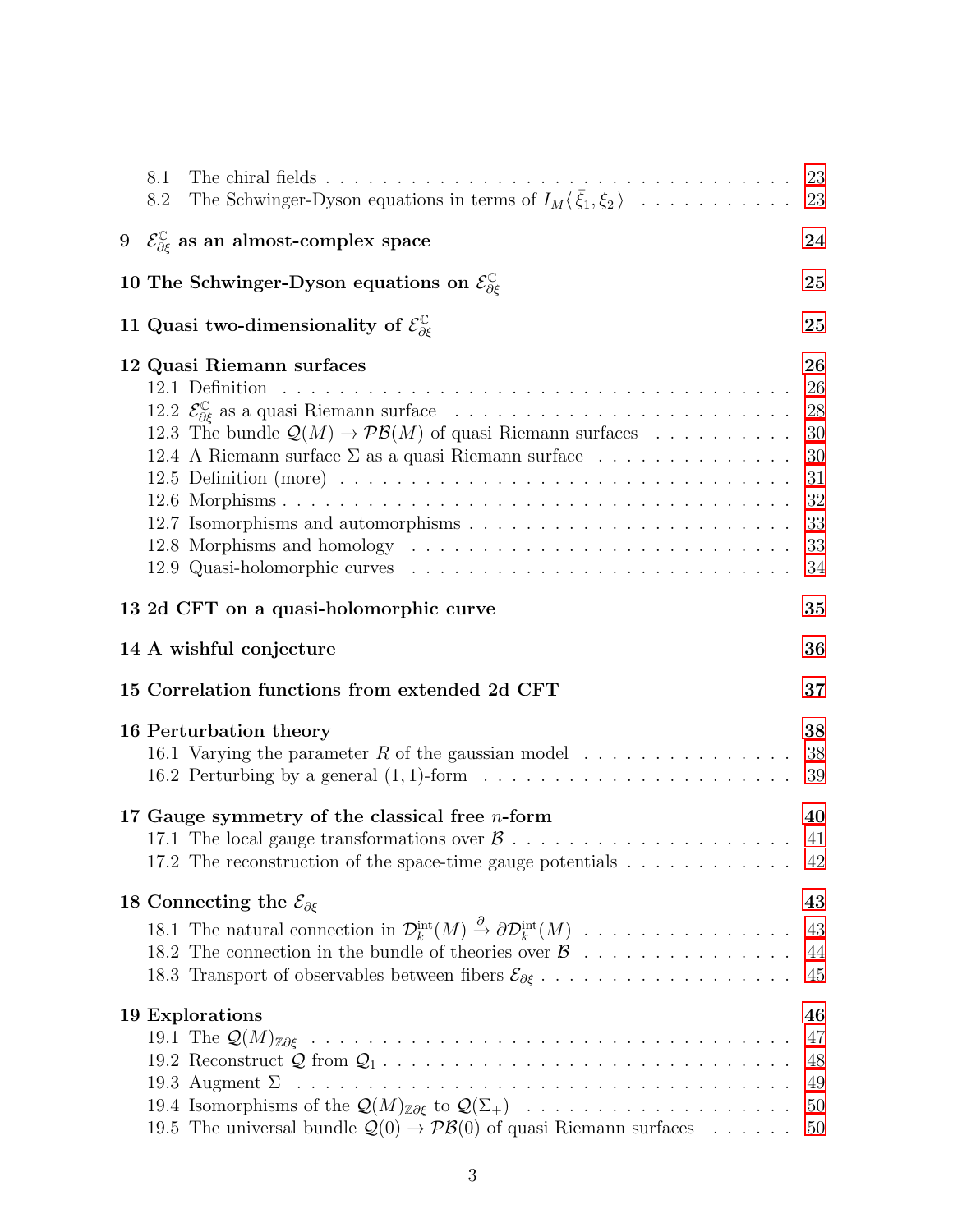- 8.1 The chiral fields . . . . . . . . . . 23
- 8.2 The Schwinger-Dyson equations in terms of $I_M\langle \bar{\xi}_1, \xi_2 \rangle$ . . . . . . . . . . 23

**9 $\mathcal{E}^{\mathbb{C}}_{\partial\xi}$ as an almost-complex space** **24**

**10 The Schwinger-Dyson equations on $\mathcal{E}^{\mathbb{C}}_{\partial\xi}$** **25**

**11 Quasi two-dimensionality of $\mathcal{E}^{\mathbb{C}}_{\partial\xi}$** **25**

**12 Quasi Riemann surfaces** **26**

- 12.1 Definition . . . . . . . . . . 26
- 12.2 $\mathcal{E}^{\mathbb{C}}_{\partial\xi}$ as a quasi Riemann surface . . . . . . . . . . 28
- 12.3 The bundle $\mathcal{Q}(M) \to \mathcal{PB}(M)$ of quasi Riemann surfaces . . . . . . . . . . 30
- 12.4 A Riemann surface $\Sigma$ as a quasi Riemann surface . . . . . . . . . . 30
- 12.5 Definition (more) . . . . . . . . . . 31
- 12.6 Morphisms . . . . . . . . . . 32
- 12.7 Isomorphisms and automorphisms . . . . . . . . . . 33
- 12.8 Morphisms and homology . . . . . . . . . . 33
- 12.9 Quasi-holomorphic curves . . . . . . . . . . 34

**13 2d CFT on a quasi-holomorphic curve** **35**

**14 A wishful conjecture** **36**

**15 Correlation functions from extended 2d CFT** **37**

**16 Perturbation theory** **38**

- 16.1 Varying the parameter $R$ of the gaussian model . . . . . . . . . . 38
- 16.2 Perturbing by a general $(1,1)$-form . . . . . . . . . . 39

**17 Gauge symmetry of the classical free $n$-form** **40**

- 17.1 The local gauge transformations over $\mathcal{B}$ . . . . . . . . . . 41
- 17.2 The reconstruction of the space-time gauge potentials . . . . . . . . . . 42

**18 Connecting the $\mathcal{E}_{\partial\xi}$** **43**

- 18.1 The natural connection in $\mathcal{D}^{\mathrm{int}}_k(M) \xrightarrow{\partial} \partial\mathcal{D}^{\mathrm{int}}_k(M)$ . . . . . . . . . . 43
- 18.2 The connection in the bundle of theories over $\mathcal{B}$ . . . . . . . . . . 44
- 18.3 Transport of observables between fibers $\mathcal{E}_{\partial\xi}$ . . . . . . . . . . 45

**19 Explorations** **46**

- 19.1 The $\mathcal{Q}(M)_{\mathbb{Z}\partial\xi}$ . . . . . . . . . . 47
- 19.2 Reconstruct $\mathcal{Q}$ from $\mathcal{Q}_1$ . . . . . . . . . . 48
- 19.3 Augment $\Sigma$ . . . . . . . . . . 49
- 19.4 Isomorphisms of the $\mathcal{Q}(M)_{\mathbb{Z}\partial\xi}$ to $\mathcal{Q}(\Sigma_+)$ . . . . . . . . . . 50
- 19.5 The universal bundle $\mathcal{Q}(0) \to \mathcal{PB}(0)$ of quasi Riemann surfaces . . . . . . 50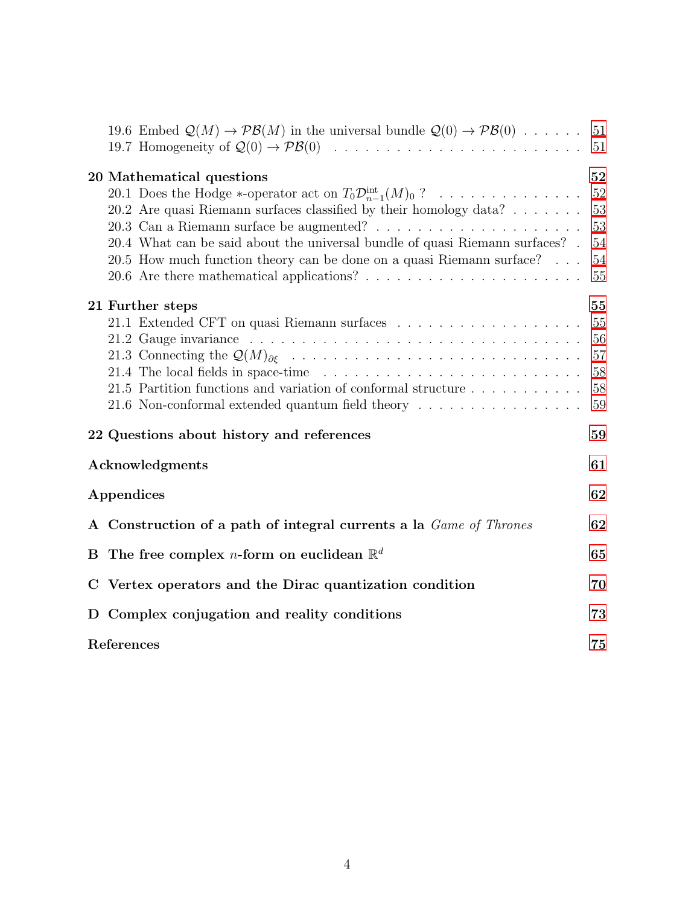19.6 Embed $\mathcal{Q}(M) \to \mathcal{PB}(M)$ in the universal bundle $\mathcal{Q}(0) \to \mathcal{PB}(0)$ . . . . . . 51
19.7 Homogeneity of $\mathcal{Q}(0) \to \mathcal{PB}(0)$ . . . . . . . . . . . . . . . . . . . . . . . . . . 51

**20 Mathematical questions** **52**
20.1 Does the Hodge $*$-operator act on $T_0\mathcal{D}^{\text{int}}_{n-1}(M)_0$ ? . . . . . . . . . . . . . . 52
20.2 Are quasi Riemann surfaces classified by their homology data? . . . . . . . . 53
20.3 Can a Riemann surface be augmented? . . . . . . . . . . . . . . . . . . . . . 53
20.4 What can be said about the universal bundle of quasi Riemann surfaces? . 54
20.5 How much function theory can be done on a quasi Riemann surface? . . . 54
20.6 Are there mathematical applications? . . . . . . . . . . . . . . . . . . . . . 55

**21 Further steps** **55**
21.1 Extended CFT on quasi Riemann surfaces . . . . . . . . . . . . . . . . . . . 55
21.2 Gauge invariance . . . . . . . . . . . . . . . . . . . . . . . . . . . . . . . . . 56
21.3 Connecting the $\mathcal{Q}(M)_{\partial\xi}$ . . . . . . . . . . . . . . . . . . . . . . . . . . . . . 57
21.4 The local fields in space-time . . . . . . . . . . . . . . . . . . . . . . . . . . 58
21.5 Partition functions and variation of conformal structure . . . . . . . . . . . 58
21.6 Non-conformal extended quantum field theory . . . . . . . . . . . . . . . . . 59

**22 Questions about history and references** **59**

**Acknowledgments** **61**

**Appendices** **62**

**A Construction of a path of integral currents a la *Game of Thrones*** **62**

**B The free complex $n$-form on euclidean $\mathbb{R}^d$** **65**

**C Vertex operators and the Dirac quantization condition** **70**

**D Complex conjugation and reality conditions** **73**

**References** **75**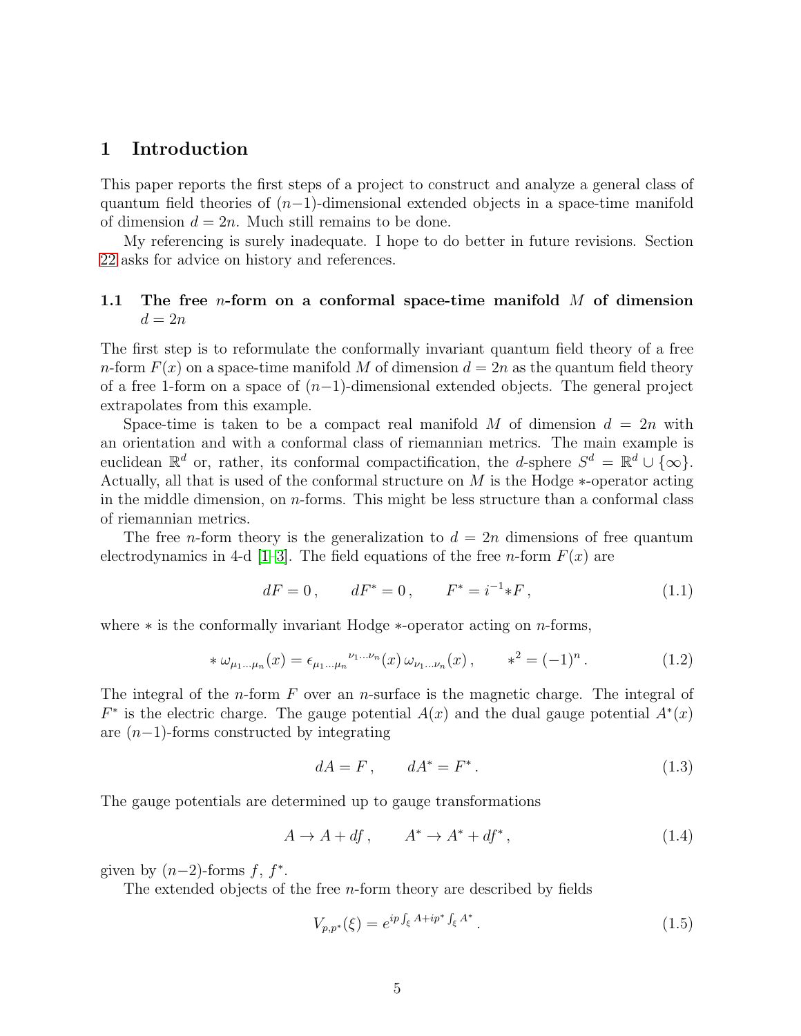# 1 Introduction

This paper reports the first steps of a project to construct and analyze a general class of quantum field theories of $(n-1)$-dimensional extended objects in a space-time manifold of dimension $d = 2n$. Much still remains to be done.

My referencing is surely inadequate. I hope to do better in future revisions. Section 22 asks for advice on history and references.

## 1.1 The free $n$-form on a conformal space-time manifold $M$ of dimension $d = 2n$

The first step is to reformulate the conformally invariant quantum field theory of a free $n$-form $F(x)$ on a space-time manifold $M$ of dimension $d = 2n$ as the quantum field theory of a free 1-form on a space of $(n-1)$-dimensional extended objects. The general project extrapolates from this example.

Space-time is taken to be a compact real manifold $M$ of dimension $d = 2n$ with an orientation and with a conformal class of riemannian metrics. The main example is euclidean $\mathbb{R}^d$ or, rather, its conformal compactification, the $d$-sphere $S^d = \mathbb{R}^d \cup \{\infty\}$. Actually, all that is used of the conformal structure on $M$ is the Hodge $*$-operator acting in the middle dimension, on $n$-forms. This might be less structure than a conformal class of riemannian metrics.

The free $n$-form theory is the generalization to $d = 2n$ dimensions of free quantum electrodynamics in 4-d [1–3]. The field equations of the free $n$-form $F(x)$ are

$$dF = 0\,, \qquad dF^* = 0\,, \qquad F^* = i^{-1}{*F}\,, \tag{1.1}$$

where $*$ is the conformally invariant Hodge $*$-operator acting on $n$-forms,

$$*\,\omega_{\mu_1\ldots\mu_n}(x) = \epsilon_{\mu_1\ldots\mu_n}{}^{\nu_1\ldots\nu_n}(x)\,\omega_{\nu_1\ldots\nu_n}(x)\,, \qquad *^2 = (-1)^n\,. \tag{1.2}$$

The integral of the $n$-form $F$ over an $n$-surface is the magnetic charge. The integral of $F^*$ is the electric charge. The gauge potential $A(x)$ and the dual gauge potential $A^*(x)$ are $(n-1)$-forms constructed by integrating

$$dA = F\,, \qquad dA^* = F^*\,. \tag{1.3}$$

The gauge potentials are determined up to gauge transformations

$$A \to A + df\,, \qquad A^* \to A^* + df^*\,, \tag{1.4}$$

given by $(n-2)$-forms $f$, $f^*$.

The extended objects of the free $n$-form theory are described by fields

$$V_{p,p^*}(\xi) = e^{ip\int_\xi A + ip^*\int_\xi A^*}\,. \tag{1.5}$$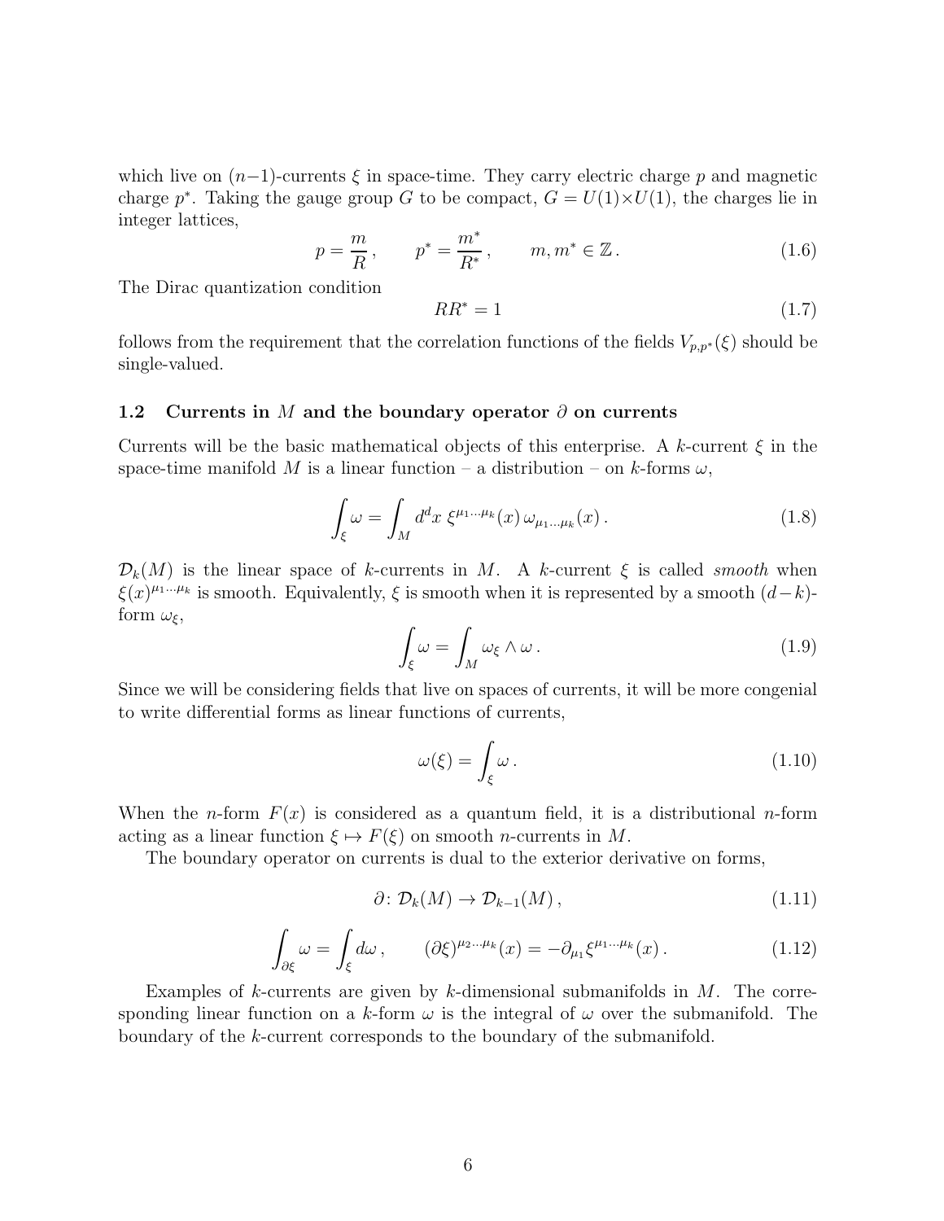which live on $(n-1)$-currents $\xi$ in space-time. They carry electric charge $p$ and magnetic charge $p^*$. Taking the gauge group $G$ to be compact, $G = U(1)\times U(1)$, the charges lie in integer lattices,

$$p = \frac{m}{R}\,, \qquad p^* = \frac{m^*}{R^*}\,, \qquad m, m^* \in \mathbb{Z}\,. \tag{1.6}$$

The Dirac quantization condition

$$RR^* = 1 \tag{1.7}$$

follows from the requirement that the correlation functions of the fields $V_{p,p^*}(\xi)$ should be single-valued.

### 1.2 Currents in $M$ and the boundary operator $\partial$ on currents

Currents will be the basic mathematical objects of this enterprise. A $k$-current $\xi$ in the space-time manifold $M$ is a linear function – a distribution – on $k$-forms $\omega$,

$$\int_\xi \omega = \int_M d^d x\; \xi^{\mu_1 \ldots \mu_k}(x)\, \omega_{\mu_1 \ldots \mu_k}(x)\,. \tag{1.8}$$

$\mathcal{D}_k(M)$ is the linear space of $k$-currents in $M$. A $k$-current $\xi$ is called *smooth* when $\xi(x)^{\mu_1 \ldots \mu_k}$ is smooth. Equivalently, $\xi$ is smooth when it is represented by a smooth $(d-k)$-form $\omega_\xi$,

$$\int_\xi \omega = \int_M \omega_\xi \wedge \omega\,. \tag{1.9}$$

Since we will be considering fields that live on spaces of currents, it will be more congenial to write differential forms as linear functions of currents,

$$\omega(\xi) = \int_\xi \omega\,. \tag{1.10}$$

When the $n$-form $F(x)$ is considered as a quantum field, it is a distributional $n$-form acting as a linear function $\xi \mapsto F(\xi)$ on smooth $n$-currents in $M$.

The boundary operator on currents is dual to the exterior derivative on forms,

$$\partial \colon \mathcal{D}_k(M) \to \mathcal{D}_{k-1}(M)\,, \tag{1.11}$$

$$\int_{\partial\xi} \omega = \int_\xi d\omega\,, \qquad (\partial\xi)^{\mu_2 \ldots \mu_k}(x) = -\partial_{\mu_1} \xi^{\mu_1 \ldots \mu_k}(x)\,. \tag{1.12}$$

Examples of $k$-currents are given by $k$-dimensional submanifolds in $M$. The corresponding linear function on a $k$-form $\omega$ is the integral of $\omega$ over the submanifold. The boundary of the $k$-current corresponds to the boundary of the submanifold.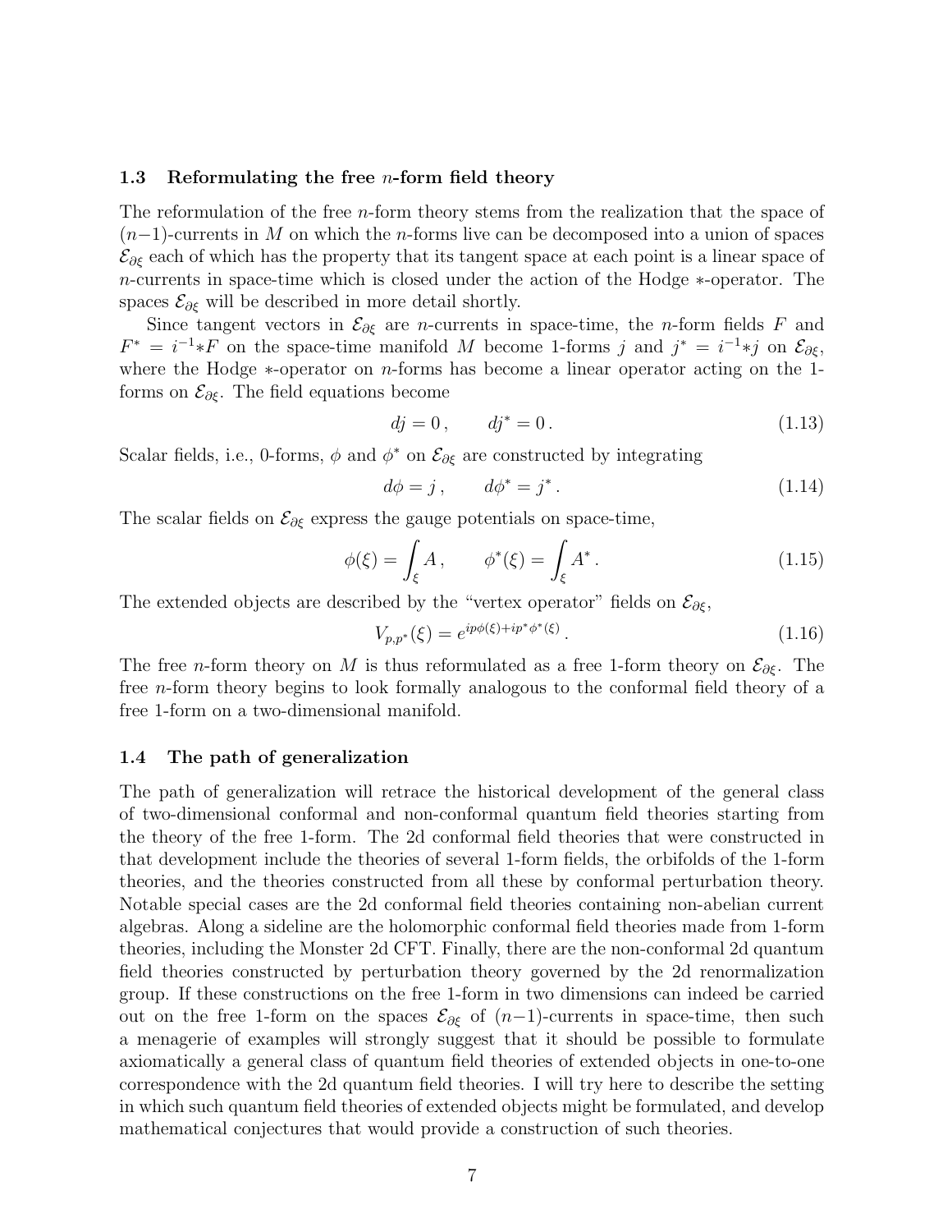### 1.3 Reformulating the free $n$-form field theory

The reformulation of the free $n$-form theory stems from the realization that the space of $(n-1)$-currents in $M$ on which the $n$-forms live can be decomposed into a union of spaces $\mathcal{E}_{\partial\xi}$ each of which has the property that its tangent space at each point is a linear space of $n$-currents in space-time which is closed under the action of the Hodge $*$-operator. The spaces $\mathcal{E}_{\partial\xi}$ will be described in more detail shortly.

Since tangent vectors in $\mathcal{E}_{\partial\xi}$ are $n$-currents in space-time, the $n$-form fields $F$ and $F^* = i^{-1}{*F}$ on the space-time manifold $M$ become 1-forms $j$ and $j^* = i^{-1}{*j}$ on $\mathcal{E}_{\partial\xi}$, where the Hodge $*$-operator on $n$-forms has become a linear operator acting on the 1-forms on $\mathcal{E}_{\partial\xi}$. The field equations become

$$dj = 0\,, \qquad dj^* = 0\,. \tag{1.13}$$

Scalar fields, i.e., 0-forms, $\phi$ and $\phi^*$ on $\mathcal{E}_{\partial\xi}$ are constructed by integrating

$$d\phi = j\,, \qquad d\phi^* = j^*\,. \tag{1.14}$$

The scalar fields on $\mathcal{E}_{\partial\xi}$ express the gauge potentials on space-time,

$$\phi(\xi) = \int_\xi A\,, \qquad \phi^*(\xi) = \int_\xi A^*\,. \tag{1.15}$$

The extended objects are described by the "vertex operator" fields on $\mathcal{E}_{\partial\xi}$,

$$V_{p,p^*}(\xi) = e^{ip\phi(\xi)+ip^*\phi^*(\xi)}\,. \tag{1.16}$$

The free $n$-form theory on $M$ is thus reformulated as a free 1-form theory on $\mathcal{E}_{\partial\xi}$. The free $n$-form theory begins to look formally analogous to the conformal field theory of a free 1-form on a two-dimensional manifold.

### 1.4 The path of generalization

The path of generalization will retrace the historical development of the general class of two-dimensional conformal and non-conformal quantum field theories starting from the theory of the free 1-form. The 2d conformal field theories that were constructed in that development include the theories of several 1-form fields, the orbifolds of the 1-form theories, and the theories constructed from all these by conformal perturbation theory. Notable special cases are the 2d conformal field theories containing non-abelian current algebras. Along a sideline are the holomorphic conformal field theories made from 1-form theories, including the Monster 2d CFT. Finally, there are the non-conformal 2d quantum field theories constructed by perturbation theory governed by the 2d renormalization group. If these constructions on the free 1-form in two dimensions can indeed be carried out on the free 1-form on the spaces $\mathcal{E}_{\partial\xi}$ of $(n-1)$-currents in space-time, then such a menagerie of examples will strongly suggest that it should be possible to formulate axiomatically a general class of quantum field theories of extended objects in one-to-one correspondence with the 2d quantum field theories. I will try here to describe the setting in which such quantum field theories of extended objects might be formulated, and develop mathematical conjectures that would provide a construction of such theories.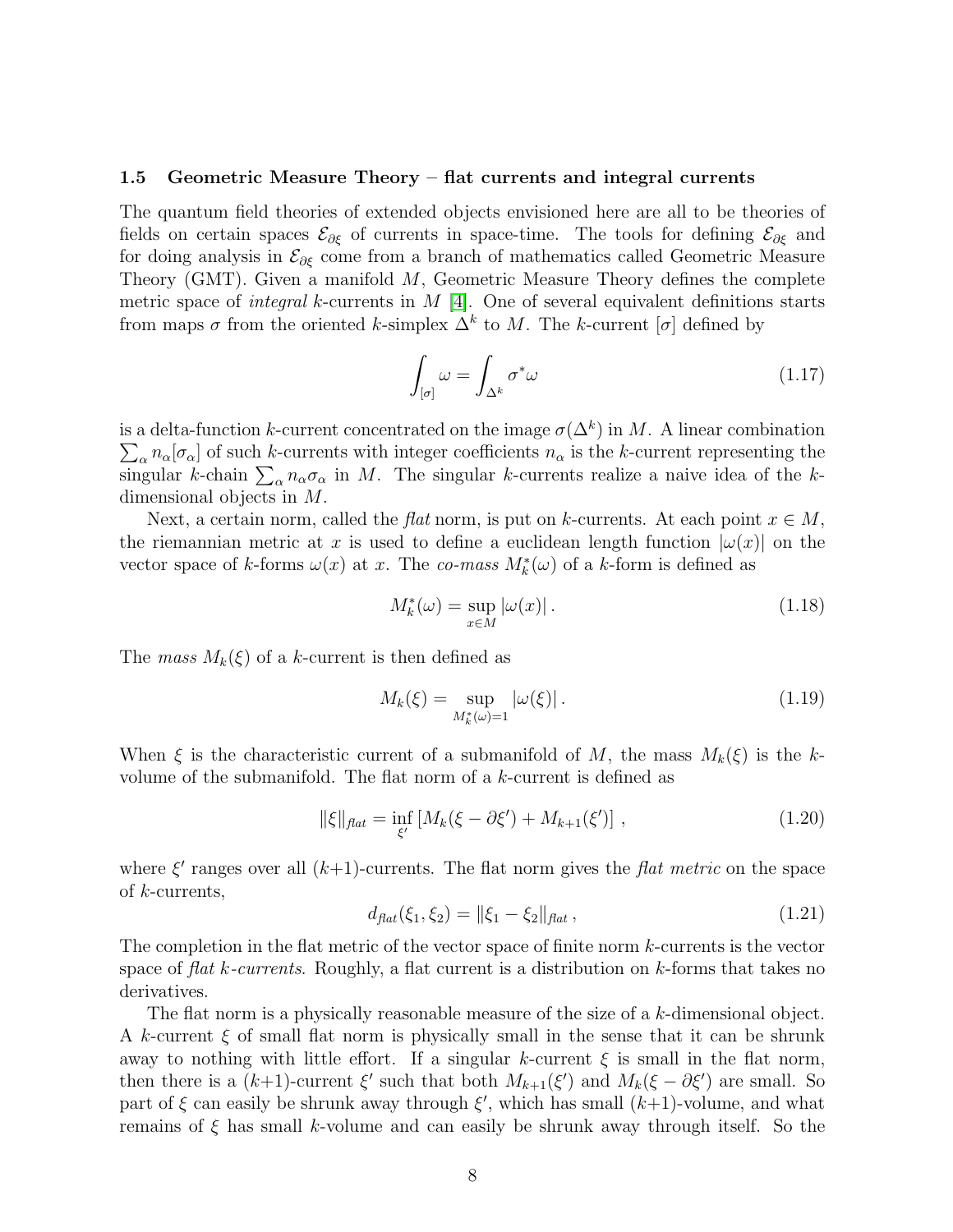### 1.5 Geometric Measure Theory – flat currents and integral currents

The quantum field theories of extended objects envisioned here are all to be theories of fields on certain spaces $\mathcal{E}_{\partial\xi}$ of currents in space-time. The tools for defining $\mathcal{E}_{\partial\xi}$ and for doing analysis in $\mathcal{E}_{\partial\xi}$ come from a branch of mathematics called Geometric Measure Theory (GMT). Given a manifold $M$, Geometric Measure Theory defines the complete metric space of *integral* $k$-currents in $M$ [4]. One of several equivalent definitions starts from maps $\sigma$ from the oriented $k$-simplex $\Delta^k$ to $M$. The $k$-current $[\sigma]$ defined by

$$\int_{[\sigma]} \omega = \int_{\Delta^k} \sigma^* \omega \tag{1.17}$$

is a delta-function $k$-current concentrated on the image $\sigma(\Delta^k)$ in $M$. A linear combination $\sum_\alpha n_\alpha [\sigma_\alpha]$ of such $k$-currents with integer coefficients $n_\alpha$ is the $k$-current representing the singular $k$-chain $\sum_\alpha n_\alpha \sigma_\alpha$ in $M$. The singular $k$-currents realize a naive idea of the $k$-dimensional objects in $M$.

Next, a certain norm, called the *flat* norm, is put on $k$-currents. At each point $x \in M$, the riemannian metric at $x$ is used to define a euclidean length function $|\omega(x)|$ on the vector space of $k$-forms $\omega(x)$ at $x$. The *co-mass* $M_k^*(\omega)$ of a $k$-form is defined as

$$M_k^*(\omega) = \sup_{x \in M} |\omega(x)| \,. \tag{1.18}$$

The *mass* $M_k(\xi)$ of a $k$-current is then defined as

$$M_k(\xi) = \sup_{M_k^*(\omega)=1} |\omega(\xi)| \,. \tag{1.19}$$

When $\xi$ is the characteristic current of a submanifold of $M$, the mass $M_k(\xi)$ is the $k$-volume of the submanifold. The flat norm of a $k$-current is defined as

$$\|\xi\|_{\mathit{flat}} = \inf_{\xi'} \left[ M_k(\xi - \partial\xi') + M_{k+1}(\xi') \right] \,, \tag{1.20}$$

where $\xi'$ ranges over all ($k$+1)-currents. The flat norm gives the *flat metric* on the space of $k$-currents,

$$d_{\mathit{flat}}(\xi_1, \xi_2) = \|\xi_1 - \xi_2\|_{\mathit{flat}} \,, \tag{1.21}$$

The completion in the flat metric of the vector space of finite norm $k$-currents is the vector space of *flat $k$-currents*. Roughly, a flat current is a distribution on $k$-forms that takes no derivatives.

The flat norm is a physically reasonable measure of the size of a $k$-dimensional object. A $k$-current $\xi$ of small flat norm is physically small in the sense that it can be shrunk away to nothing with little effort. If a singular $k$-current $\xi$ is small in the flat norm, then there is a ($k$+1)-current $\xi'$ such that both $M_{k+1}(\xi')$ and $M_k(\xi - \partial\xi')$ are small. So part of $\xi$ can easily be shrunk away through $\xi'$, which has small ($k$+1)-volume, and what remains of $\xi$ has small $k$-volume and can easily be shrunk away through itself. So the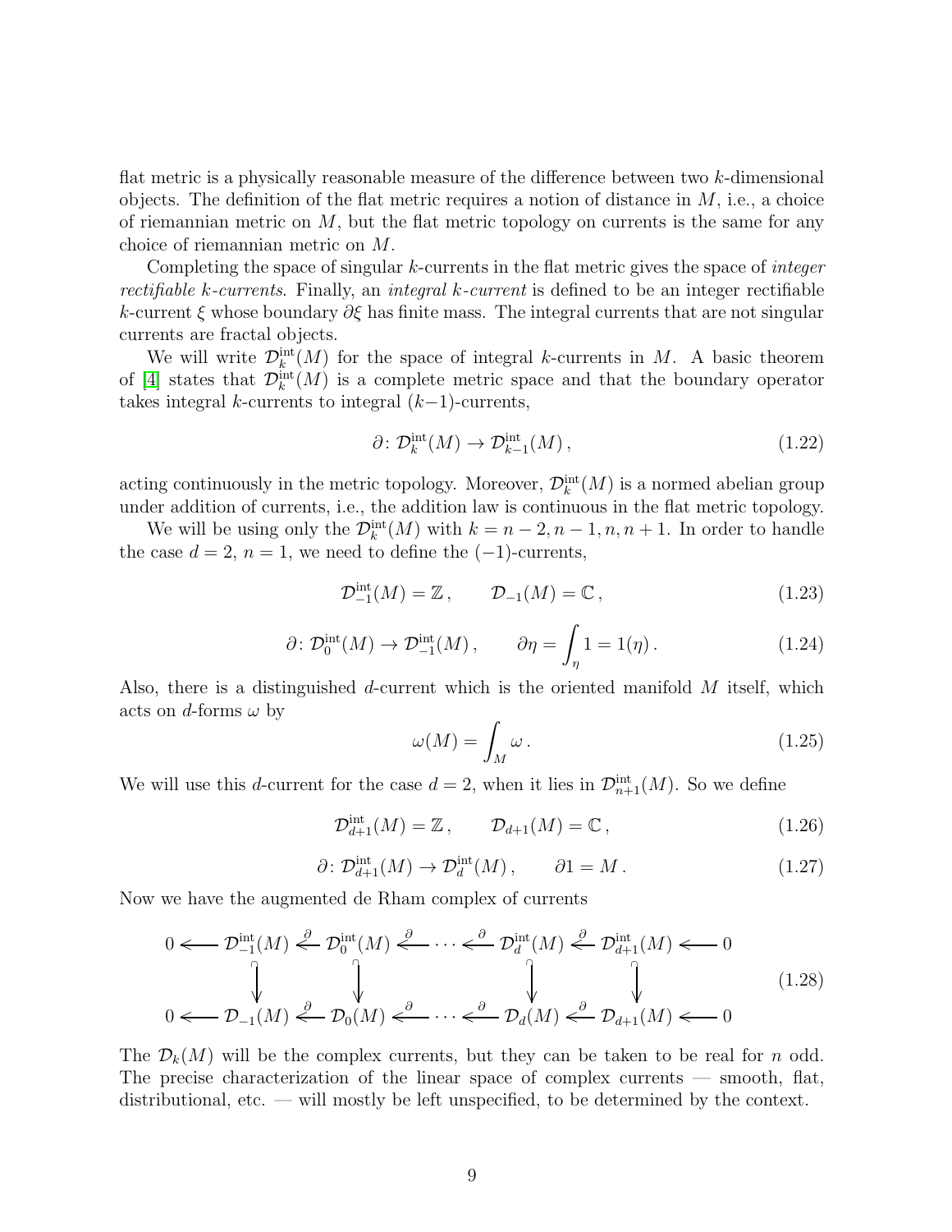flat metric is a physically reasonable measure of the difference between two $k$-dimensional objects. The definition of the flat metric requires a notion of distance in $M$, i.e., a choice of riemannian metric on $M$, but the flat metric topology on currents is the same for any choice of riemannian metric on $M$.

Completing the space of singular $k$-currents in the flat metric gives the space of *integer rectifiable k-currents*. Finally, an *integral k-current* is defined to be an integer rectifiable $k$-current $\xi$ whose boundary $\partial\xi$ has finite mass. The integral currents that are not singular currents are fractal objects.

We will write $\mathcal{D}^{\text{int}}_k(M)$ for the space of integral $k$-currents in $M$. A basic theorem of [4] states that $\mathcal{D}^{\text{int}}_k(M)$ is a complete metric space and that the boundary operator takes integral $k$-currents to integral $(k-1)$-currents,

$$\partial \colon \mathcal{D}^{\text{int}}_k(M) \to \mathcal{D}^{\text{int}}_{k-1}(M)\,, \tag{1.22}$$

acting continuously in the metric topology. Moreover, $\mathcal{D}^{\text{int}}_k(M)$ is a normed abelian group under addition of currents, i.e., the addition law is continuous in the flat metric topology.

We will be using only the $\mathcal{D}^{\text{int}}_k(M)$ with $k = n-2, n-1, n, n+1$. In order to handle the case $d=2$, $n=1$, we need to define the $(-1)$-currents,

$$\mathcal{D}^{\text{int}}_{-1}(M) = \mathbb{Z}\,, \qquad \mathcal{D}_{-1}(M) = \mathbb{C}\,, \tag{1.23}$$

$$\partial \colon \mathcal{D}^{\text{int}}_0(M) \to \mathcal{D}^{\text{int}}_{-1}(M)\,, \qquad \partial\eta = \int_\eta 1 = 1(\eta)\,. \tag{1.24}$$

Also, there is a distinguished $d$-current which is the oriented manifold $M$ itself, which acts on $d$-forms $\omega$ by

$$\omega(M) = \int_M \omega\,. \tag{1.25}$$

We will use this $d$-current for the case $d=2$, when it lies in $\mathcal{D}^{\text{int}}_{n+1}(M)$. So we define

$$\mathcal{D}^{\text{int}}_{d+1}(M) = \mathbb{Z}\,, \qquad \mathcal{D}_{d+1}(M) = \mathbb{C}\,, \tag{1.26}$$

$$\partial \colon \mathcal{D}^{\text{int}}_{d+1}(M) \to \mathcal{D}^{\text{int}}_{d}(M)\,, \qquad \partial 1 = M\,. \tag{1.27}$$

Now we have the augmented de Rham complex of currents

$$\begin{array}{ccccccccccc}
0 & \longleftarrow & \mathcal{D}^{\text{int}}_{-1}(M) & \overset{\partial}{\longleftarrow} & \mathcal{D}^{\text{int}}_{0}(M) & \overset{\partial}{\longleftarrow} & \cdots & \overset{\partial}{\longleftarrow} & \mathcal{D}^{\text{int}}_{d}(M) & \overset{\partial}{\longleftarrow} & \mathcal{D}^{\text{int}}_{d+1}(M) & \longleftarrow & 0 \\
 & & \downarrow & & \downarrow & & & & \downarrow & & \downarrow & & \\
0 & \longleftarrow & \mathcal{D}_{-1}(M) & \overset{\partial}{\longleftarrow} & \mathcal{D}_{0}(M) & \overset{\partial}{\longleftarrow} & \cdots & \overset{\partial}{\longleftarrow} & \mathcal{D}_{d}(M) & \overset{\partial}{\longleftarrow} & \mathcal{D}_{d+1}(M) & \longleftarrow & 0
\end{array} \tag{1.28}$$

The $\mathcal{D}_k(M)$ will be the complex currents, but they can be taken to be real for $n$ odd. The precise characterization of the linear space of complex currents — smooth, flat, distributional, etc. — will mostly be left unspecified, to be determined by the context.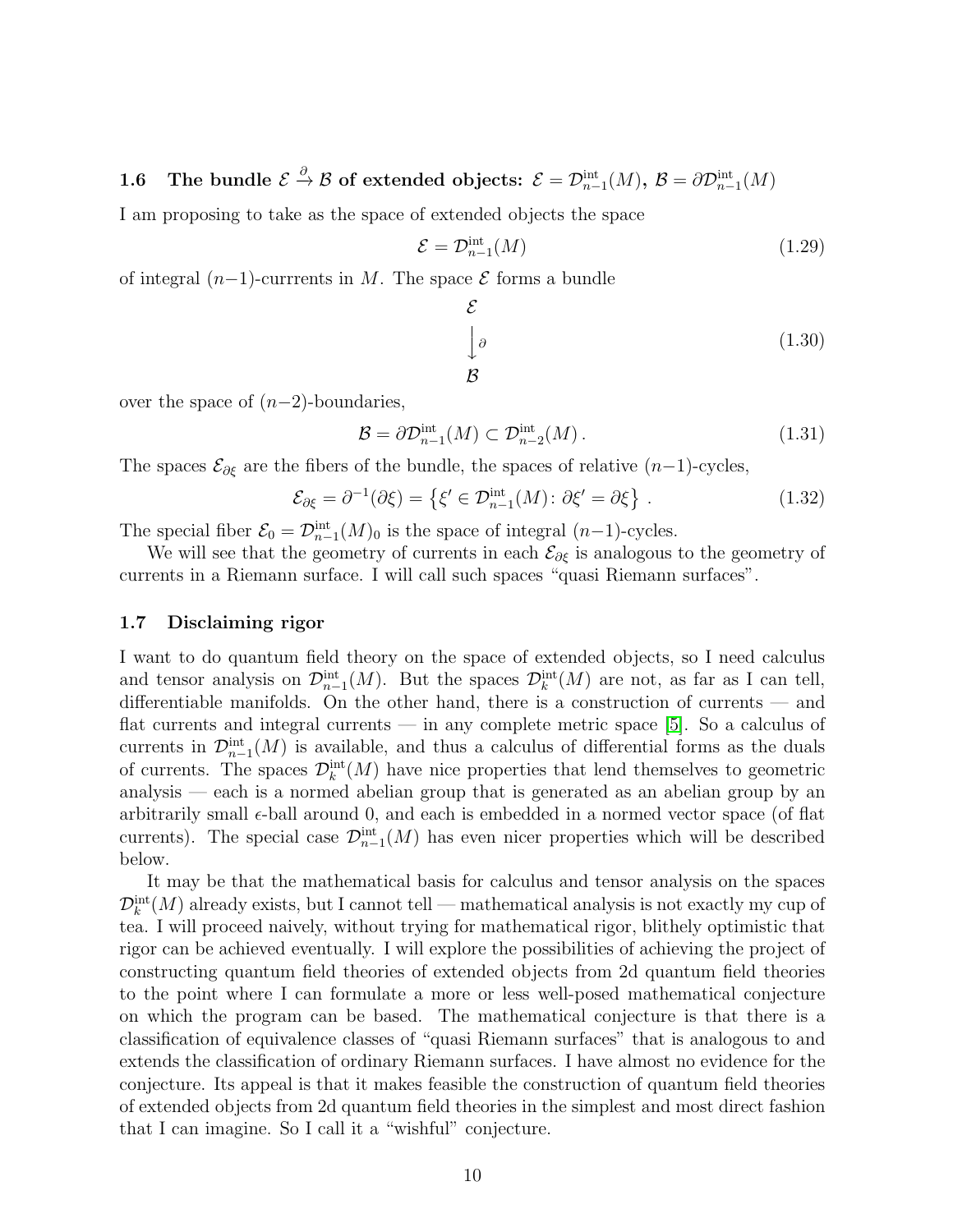### 1.6 The bundle $\mathcal{E} \xrightarrow{\partial} \mathcal{B}$ of extended objects: $\mathcal{E} = \mathcal{D}^{\text{int}}_{n-1}(M)$, $\mathcal{B} = \partial\mathcal{D}^{\text{int}}_{n-1}(M)$

I am proposing to take as the space of extended objects the space

$$\mathcal{E} = \mathcal{D}^{\text{int}}_{n-1}(M) \tag{1.29}$$

of integral $(n-1)$-currrents in $M$. The space $\mathcal{E}$ forms a bundle

$$\begin{array}{c} \mathcal{E} \\ \Big\downarrow \partial \\ \mathcal{B} \end{array} \tag{1.30}$$

over the space of $(n-2)$-boundaries,

$$\mathcal{B} = \partial\mathcal{D}^{\text{int}}_{n-1}(M) \subset \mathcal{D}^{\text{int}}_{n-2}(M)\,. \tag{1.31}$$

The spaces $\mathcal{E}_{\partial\xi}$ are the fibers of the bundle, the spaces of relative $(n-1)$-cycles,

$$\mathcal{E}_{\partial\xi} = \partial^{-1}(\partial\xi) = \left\{\xi' \in \mathcal{D}^{\text{int}}_{n-1}(M)\colon \partial\xi' = \partial\xi\right\}\,. \tag{1.32}$$

The special fiber $\mathcal{E}_0 = \mathcal{D}^{\text{int}}_{n-1}(M)_0$ is the space of integral $(n-1)$-cycles.

We will see that the geometry of currents in each $\mathcal{E}_{\partial\xi}$ is analogous to the geometry of currents in a Riemann surface. I will call such spaces "quasi Riemann surfaces".

### 1.7 Disclaiming rigor

I want to do quantum field theory on the space of extended objects, so I need calculus and tensor analysis on $\mathcal{D}^{\text{int}}_{n-1}(M)$. But the spaces $\mathcal{D}^{\text{int}}_{k}(M)$ are not, as far as I can tell, differentiable manifolds. On the other hand, there is a construction of currents — and flat currents and integral currents — in any complete metric space [5]. So a calculus of currents in $\mathcal{D}^{\text{int}}_{n-1}(M)$ is available, and thus a calculus of differential forms as the duals of currents. The spaces $\mathcal{D}^{\text{int}}_{k}(M)$ have nice properties that lend themselves to geometric analysis — each is a normed abelian group that is generated as an abelian group by an arbitrarily small $\epsilon$-ball around 0, and each is embedded in a normed vector space (of flat currents). The special case $\mathcal{D}^{\text{int}}_{n-1}(M)$ has even nicer properties which will be described below.

It may be that the mathematical basis for calculus and tensor analysis on the spaces $\mathcal{D}^{\text{int}}_{k}(M)$ already exists, but I cannot tell — mathematical analysis is not exactly my cup of tea. I will proceed naively, without trying for mathematical rigor, blithely optimistic that rigor can be achieved eventually. I will explore the possibilities of achieving the project of constructing quantum field theories of extended objects from 2d quantum field theories to the point where I can formulate a more or less well-posed mathematical conjecture on which the program can be based. The mathematical conjecture is that there is a classification of equivalence classes of "quasi Riemann surfaces" that is analogous to and extends the classification of ordinary Riemann surfaces. I have almost no evidence for the conjecture. Its appeal is that it makes feasible the construction of quantum field theories of extended objects from 2d quantum field theories in the simplest and most direct fashion that I can imagine. So I call it a "wishful" conjecture.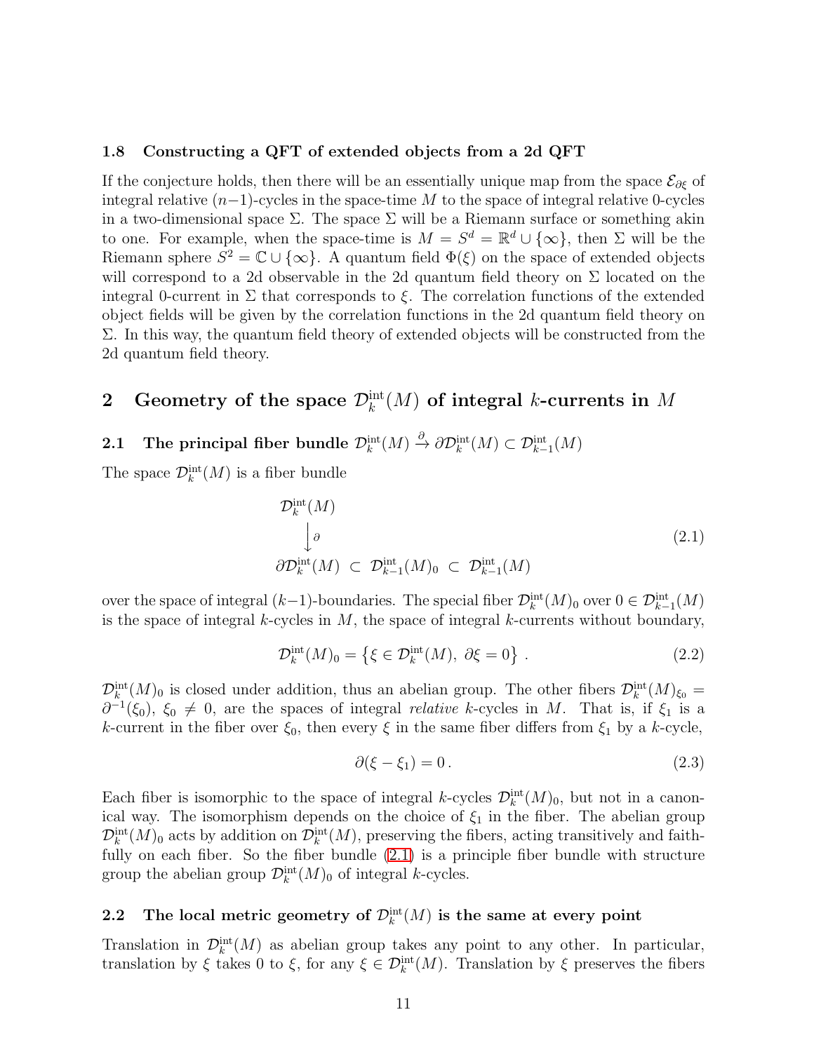### 1.8 Constructing a QFT of extended objects from a 2d QFT

If the conjecture holds, then there will be an essentially unique map from the space $\mathcal{E}_{\partial\xi}$ of integral relative $(n{-}1)$-cycles in the space-time $M$ to the space of integral relative 0-cycles in a two-dimensional space $\Sigma$. The space $\Sigma$ will be a Riemann surface or something akin to one. For example, when the space-time is $M = S^d = \mathbb{R}^d \cup \{\infty\}$, then $\Sigma$ will be the Riemann sphere $S^2 = \mathbb{C} \cup \{\infty\}$. A quantum field $\Phi(\xi)$ on the space of extended objects will correspond to a 2d observable in the 2d quantum field theory on $\Sigma$ located on the integral 0-current in $\Sigma$ that corresponds to $\xi$. The correlation functions of the extended object fields will be given by the correlation functions in the 2d quantum field theory on $\Sigma$. In this way, the quantum field theory of extended objects will be constructed from the 2d quantum field theory.

## 2 Geometry of the space $\mathcal{D}_k^{\mathrm{int}}(M)$ of integral $k$-currents in $M$

### 2.1 The principal fiber bundle $\mathcal{D}_k^{\mathrm{int}}(M) \xrightarrow{\partial} \partial\mathcal{D}_k^{\mathrm{int}}(M) \subset \mathcal{D}_{k-1}^{\mathrm{int}}(M)$

The space $\mathcal{D}_k^{\mathrm{int}}(M)$ is a fiber bundle

$$
\begin{array}{c}
\mathcal{D}_k^{\mathrm{int}}(M) \\
\big\downarrow \partial \\
\partial\mathcal{D}_k^{\mathrm{int}}(M) \;\subset\; \mathcal{D}_{k-1}^{\mathrm{int}}(M)_0 \;\subset\; \mathcal{D}_{k-1}^{\mathrm{int}}(M)
\end{array}
\tag{2.1}
$$

over the space of integral $(k{-}1)$-boundaries. The special fiber $\mathcal{D}_k^{\mathrm{int}}(M)_0$ over $0 \in \mathcal{D}_{k-1}^{\mathrm{int}}(M)$ is the space of integral $k$-cycles in $M$, the space of integral $k$-currents without boundary,

$$
\mathcal{D}_k^{\mathrm{int}}(M)_0 = \left\{ \xi \in \mathcal{D}_k^{\mathrm{int}}(M),\ \partial\xi = 0 \right\}. \tag{2.2}
$$

$\mathcal{D}_k^{\mathrm{int}}(M)_0$ is closed under addition, thus an abelian group. The other fibers $\mathcal{D}_k^{\mathrm{int}}(M)_{\xi_0} = \partial^{-1}(\xi_0)$, $\xi_0 \neq 0$, are the spaces of integral *relative* $k$-cycles in $M$. That is, if $\xi_1$ is a $k$-current in the fiber over $\xi_0$, then every $\xi$ in the same fiber differs from $\xi_1$ by a $k$-cycle,

$$
\partial(\xi - \xi_1) = 0\,. \tag{2.3}
$$

Each fiber is isomorphic to the space of integral $k$-cycles $\mathcal{D}_k^{\mathrm{int}}(M)_0$, but not in a canonical way. The isomorphism depends on the choice of $\xi_1$ in the fiber. The abelian group $\mathcal{D}_k^{\mathrm{int}}(M)_0$ acts by addition on $\mathcal{D}_k^{\mathrm{int}}(M)$, preserving the fibers, acting transitively and faithfully on each fiber. So the fiber bundle (2.1) is a principle fiber bundle with structure group the abelian group $\mathcal{D}_k^{\mathrm{int}}(M)_0$ of integral $k$-cycles.

### 2.2 The local metric geometry of $\mathcal{D}_k^{\mathrm{int}}(M)$ is the same at every point

Translation in $\mathcal{D}_k^{\mathrm{int}}(M)$ as abelian group takes any point to any other. In particular, translation by $\xi$ takes 0 to $\xi$, for any $\xi \in \mathcal{D}_k^{\mathrm{int}}(M)$. Translation by $\xi$ preserves the fibers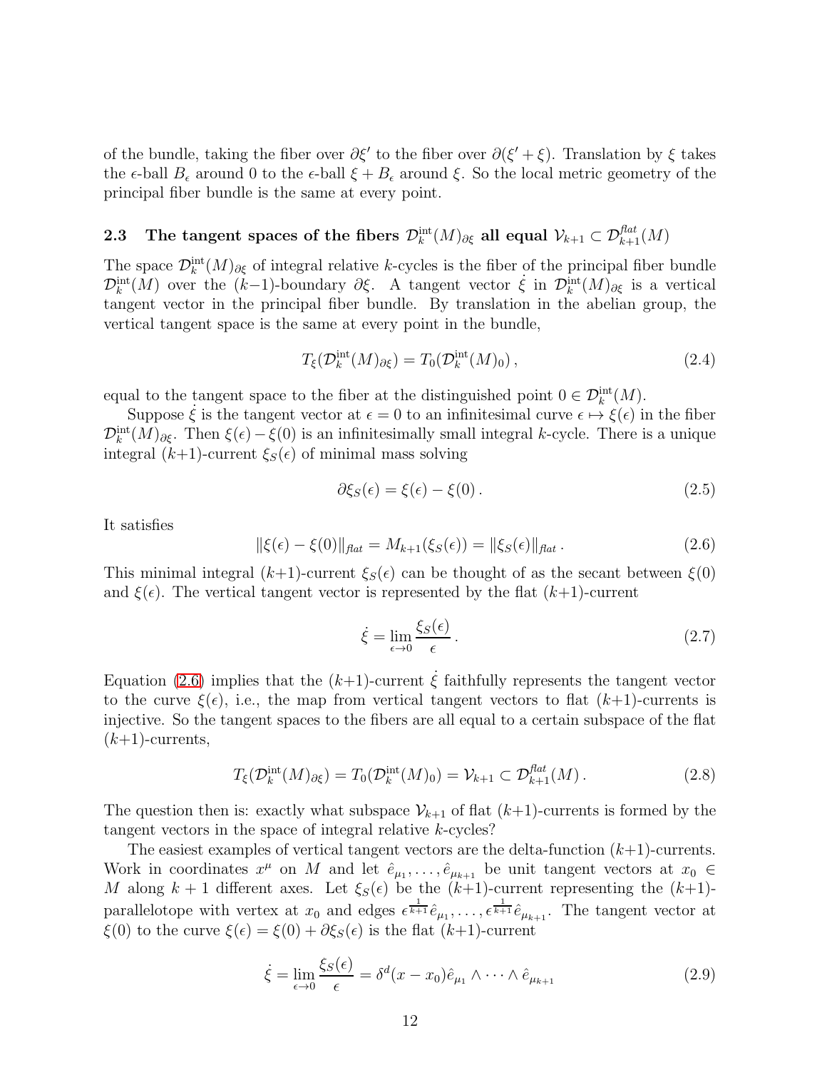of the bundle, taking the fiber over $\partial\xi'$ to the fiber over $\partial(\xi'+\xi)$. Translation by $\xi$ takes the $\epsilon$-ball $B_\epsilon$ around 0 to the $\epsilon$-ball $\xi + B_\epsilon$ around $\xi$. So the local metric geometry of the principal fiber bundle is the same at every point.

## 2.3 The tangent spaces of the fibers $\mathcal{D}_k^{\text{int}}(M)_{\partial\xi}$ all equal $\mathcal{V}_{k+1} \subset \mathcal{D}_{k+1}^{\text{flat}}(M)$

The space $\mathcal{D}_k^{\text{int}}(M)_{\partial\xi}$ of integral relative $k$-cycles is the fiber of the principal fiber bundle $\mathcal{D}_k^{\text{int}}(M)$ over the $(k-1)$-boundary $\partial\xi$. A tangent vector $\dot\xi$ in $\mathcal{D}_k^{\text{int}}(M)_{\partial\xi}$ is a vertical tangent vector in the principal fiber bundle. By translation in the abelian group, the vertical tangent space is the same at every point in the bundle,

$$T_\xi(\mathcal{D}_k^{\text{int}}(M)_{\partial\xi}) = T_0(\mathcal{D}_k^{\text{int}}(M)_0)\,, \tag{2.4}$$

equal to the tangent space to the fiber at the distinguished point $0 \in \mathcal{D}_k^{\text{int}}(M)$.

Suppose $\dot\xi$ is the tangent vector at $\epsilon = 0$ to an infinitesimal curve $\epsilon \mapsto \xi(\epsilon)$ in the fiber $\mathcal{D}_k^{\text{int}}(M)_{\partial\xi}$. Then $\xi(\epsilon) - \xi(0)$ is an infinitesimally small integral $k$-cycle. There is a unique integral $(k+1)$-current $\xi_S(\epsilon)$ of minimal mass solving

$$\partial\xi_S(\epsilon) = \xi(\epsilon) - \xi(0)\,. \tag{2.5}$$

It satisfies

$$\|\xi(\epsilon) - \xi(0)\|_{\text{flat}} = M_{k+1}(\xi_S(\epsilon)) = \|\xi_S(\epsilon)\|_{\text{flat}}\,. \tag{2.6}$$

This minimal integral $(k+1)$-current $\xi_S(\epsilon)$ can be thought of as the secant between $\xi(0)$ and $\xi(\epsilon)$. The vertical tangent vector is represented by the flat $(k+1)$-current

$$\dot\xi = \lim_{\epsilon\to 0} \frac{\xi_S(\epsilon)}{\epsilon}\,. \tag{2.7}$$

Equation (2.6) implies that the $(k+1)$-current $\dot\xi$ faithfully represents the tangent vector to the curve $\xi(\epsilon)$, i.e., the map from vertical tangent vectors to flat $(k+1)$-currents is injective. So the tangent spaces to the fibers are all equal to a certain subspace of the flat $(k+1)$-currents,

$$T_\xi(\mathcal{D}_k^{\text{int}}(M)_{\partial\xi}) = T_0(\mathcal{D}_k^{\text{int}}(M)_0) = \mathcal{V}_{k+1} \subset \mathcal{D}_{k+1}^{\text{flat}}(M)\,. \tag{2.8}$$

The question then is: exactly what subspace $\mathcal{V}_{k+1}$ of flat $(k+1)$-currents is formed by the tangent vectors in the space of integral relative $k$-cycles?

The easiest examples of vertical tangent vectors are the delta-function $(k+1)$-currents. Work in coordinates $x^\mu$ on $M$ and let $\hat e_{\mu_1}, \ldots, \hat e_{\mu_{k+1}}$ be unit tangent vectors at $x_0 \in M$ along $k+1$ different axes. Let $\xi_S(\epsilon)$ be the $(k+1)$-current representing the $(k+1)$-parallelotope with vertex at $x_0$ and edges $\epsilon^{\frac{1}{k+1}}\hat e_{\mu_1}, \ldots, \epsilon^{\frac{1}{k+1}}\hat e_{\mu_{k+1}}$. The tangent vector at $\xi(0)$ to the curve $\xi(\epsilon) = \xi(0) + \partial\xi_S(\epsilon)$ is the flat $(k+1)$-current

$$\dot\xi = \lim_{\epsilon\to 0} \frac{\xi_S(\epsilon)}{\epsilon} = \delta^d(x - x_0)\hat e_{\mu_1} \wedge \cdots \wedge \hat e_{\mu_{k+1}} \tag{2.9}$$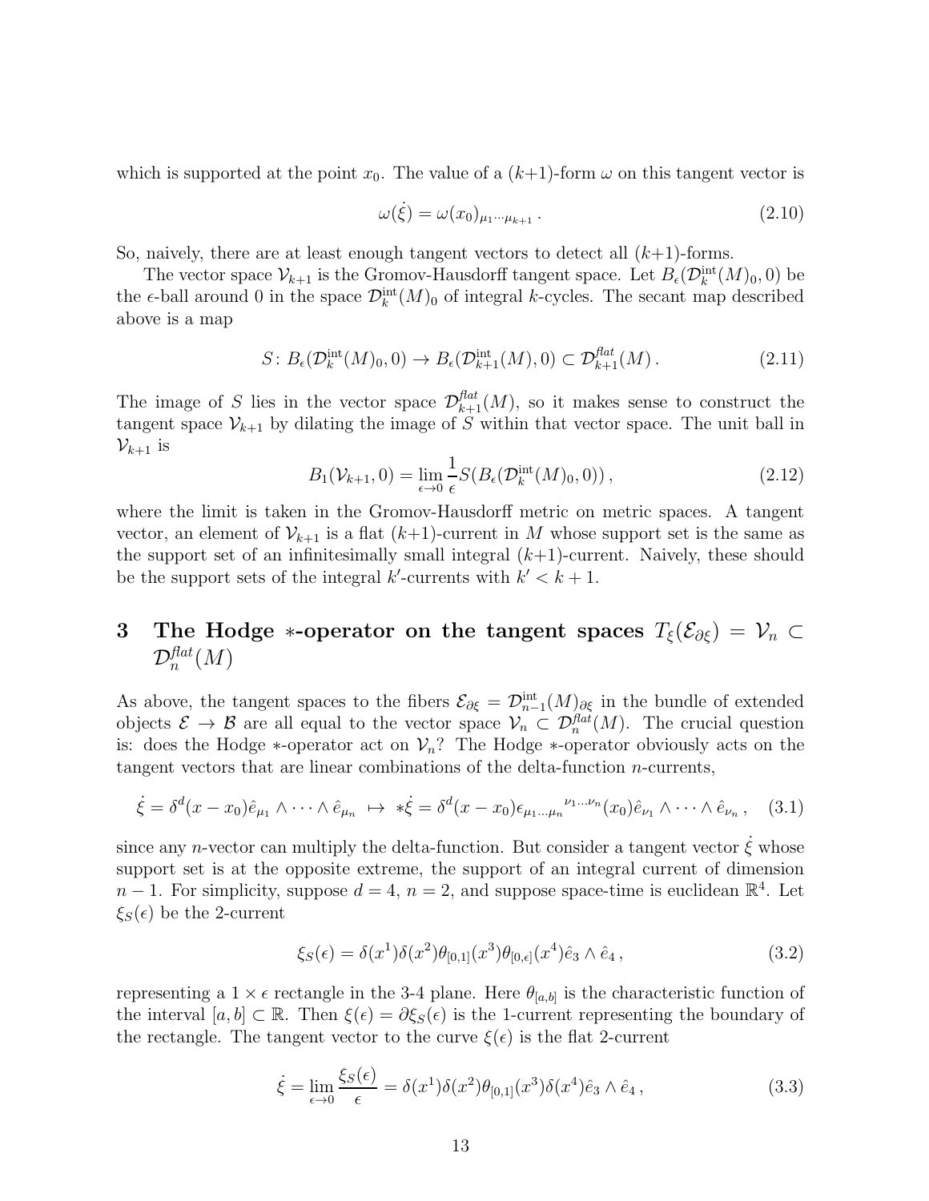which is supported at the point $x_0$. The value of a $(k+1)$-form $\omega$ on this tangent vector is

$$\omega(\dot{\xi}) = \omega(x_0)_{\mu_1 \cdots \mu_{k+1}} \,. \tag{2.10}$$

So, naively, there are at least enough tangent vectors to detect all $(k+1)$-forms.

The vector space $\mathcal{V}_{k+1}$ is the Gromov-Hausdorff tangent space. Let $B_\epsilon(\mathcal{D}^{\text{int}}_k(M)_0, 0)$ be the $\epsilon$-ball around 0 in the space $\mathcal{D}^{\text{int}}_k(M)_0$ of integral $k$-cycles. The secant map described above is a map

$$S \colon B_\epsilon(\mathcal{D}^{\text{int}}_k(M)_0, 0) \to B_\epsilon(\mathcal{D}^{\text{int}}_{k+1}(M), 0) \subset \mathcal{D}^{\mathit{flat}}_{k+1}(M) \,. \tag{2.11}$$

The image of $S$ lies in the vector space $\mathcal{D}^{\mathit{flat}}_{k+1}(M)$, so it makes sense to construct the tangent space $\mathcal{V}_{k+1}$ by dilating the image of $S$ within that vector space. The unit ball in $\mathcal{V}_{k+1}$ is

$$B_1(\mathcal{V}_{k+1}, 0) = \lim_{\epsilon \to 0} \frac{1}{\epsilon} S(B_\epsilon(\mathcal{D}^{\text{int}}_k(M)_0, 0)) \,, \tag{2.12}$$

where the limit is taken in the Gromov-Hausdorff metric on metric spaces. A tangent vector, an element of $\mathcal{V}_{k+1}$ is a flat $(k+1)$-current in $M$ whose support set is the same as the support set of an infinitesimally small integral $(k+1)$-current. Naively, these should be the support sets of the integral $k'$-currents with $k' < k+1$.

# 3 The Hodge $*$-operator on the tangent spaces $T_\xi(\mathcal{E}_{\partial\xi}) = \mathcal{V}_n \subset \mathcal{D}^{\mathit{flat}}_n(M)$

As above, the tangent spaces to the fibers $\mathcal{E}_{\partial\xi} = \mathcal{D}^{\text{int}}_{n-1}(M)_{\partial\xi}$ in the bundle of extended objects $\mathcal{E} \to \mathcal{B}$ are all equal to the vector space $\mathcal{V}_n \subset \mathcal{D}^{\mathit{flat}}_n(M)$. The crucial question is: does the Hodge $*$-operator act on $\mathcal{V}_n$? The Hodge $*$-operator obviously acts on the tangent vectors that are linear combinations of the delta-function $n$-currents,

$$\dot{\xi} = \delta^d(x - x_0)\hat{e}_{\mu_1} \wedge \cdots \wedge \hat{e}_{\mu_n} \;\mapsto\; *\dot{\xi} = \delta^d(x - x_0)\epsilon_{\mu_1 \ldots \mu_n}{}^{\nu_1 \ldots \nu_n}(x_0)\hat{e}_{\nu_1} \wedge \cdots \wedge \hat{e}_{\nu_n} \,, \tag{3.1}$$

since any $n$-vector can multiply the delta-function. But consider a tangent vector $\dot{\xi}$ whose support set is at the opposite extreme, the support of an integral current of dimension $n-1$. For simplicity, suppose $d = 4$, $n = 2$, and suppose space-time is euclidean $\mathbb{R}^4$. Let $\xi_S(\epsilon)$ be the 2-current

$$\xi_S(\epsilon) = \delta(x^1)\delta(x^2)\theta_{[0,1]}(x^3)\theta_{[0,\epsilon]}(x^4)\hat{e}_3 \wedge \hat{e}_4 \,, \tag{3.2}$$

representing a $1 \times \epsilon$ rectangle in the 3-4 plane. Here $\theta_{[a,b]}$ is the characteristic function of the interval $[a, b] \subset \mathbb{R}$. Then $\xi(\epsilon) = \partial\xi_S(\epsilon)$ is the 1-current representing the boundary of the rectangle. The tangent vector to the curve $\xi(\epsilon)$ is the flat 2-current

$$\dot{\xi} = \lim_{\epsilon \to 0} \frac{\xi_S(\epsilon)}{\epsilon} = \delta(x^1)\delta(x^2)\theta_{[0,1]}(x^3)\delta(x^4)\hat{e}_3 \wedge \hat{e}_4 \,, \tag{3.3}$$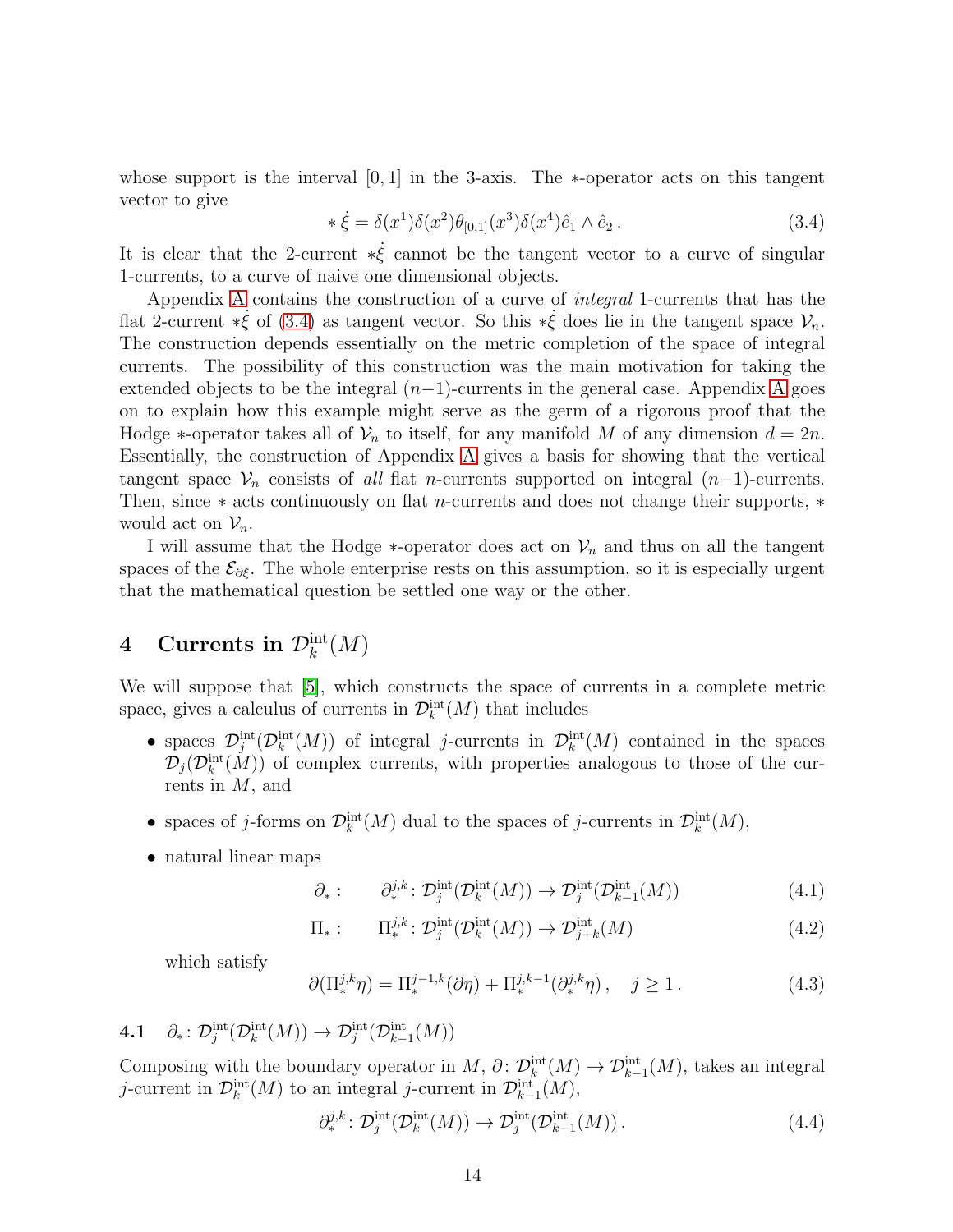whose support is the interval $[0,1]$ in the 3-axis. The $*$-operator acts on this tangent vector to give

$$* \dot{\xi} = \delta(x^1)\delta(x^2)\theta_{[0,1]}(x^3)\delta(x^4)\hat{e}_1 \wedge \hat{e}_2 \,. \tag{3.4}$$

It is clear that the 2-current $*\dot{\xi}$ cannot be the tangent vector to a curve of singular 1-currents, to a curve of naive one dimensional objects.

Appendix A contains the construction of a curve of *integral* 1-currents that has the flat 2-current $*\dot{\xi}$ of (3.4) as tangent vector. So this $*\dot{\xi}$ does lie in the tangent space $\mathcal{V}_n$. The construction depends essentially on the metric completion of the space of integral currents. The possibility of this construction was the main motivation for taking the extended objects to be the integral $(n-1)$-currents in the general case. Appendix A goes on to explain how this example might serve as the germ of a rigorous proof that the Hodge $*$-operator takes all of $\mathcal{V}_n$ to itself, for any manifold $M$ of any dimension $d = 2n$. Essentially, the construction of Appendix A gives a basis for showing that the vertical tangent space $\mathcal{V}_n$ consists of *all* flat $n$-currents supported on integral $(n-1)$-currents. Then, since $*$ acts continuously on flat $n$-currents and does not change their supports, $*$ would act on $\mathcal{V}_n$.

I will assume that the Hodge $*$-operator does act on $\mathcal{V}_n$ and thus on all the tangent spaces of the $\mathcal{E}_{\partial\xi}$. The whole enterprise rests on this assumption, so it is especially urgent that the mathematical question be settled one way or the other.

# 4 Currents in $\mathcal{D}_k^{\mathrm{int}}(M)$

We will suppose that [5], which constructs the space of currents in a complete metric space, gives a calculus of currents in $\mathcal{D}_k^{\mathrm{int}}(M)$ that includes

- spaces $\mathcal{D}_j^{\mathrm{int}}(\mathcal{D}_k^{\mathrm{int}}(M))$ of integral $j$-currents in $\mathcal{D}_k^{\mathrm{int}}(M)$ contained in the spaces $\mathcal{D}_j(\mathcal{D}_k^{\mathrm{int}}(M))$ of complex currents, with properties analogous to those of the currents in $M$, and
- spaces of $j$-forms on $\mathcal{D}_k^{\mathrm{int}}(M)$ dual to the spaces of $j$-currents in $\mathcal{D}_k^{\mathrm{int}}(M)$,
- natural linear maps

$$\partial_* : \qquad \partial_*^{j,k} \colon \mathcal{D}_j^{\mathrm{int}}(\mathcal{D}_k^{\mathrm{int}}(M)) \to \mathcal{D}_j^{\mathrm{int}}(\mathcal{D}_{k-1}^{\mathrm{int}}(M)) \tag{4.1}$$

$$\Pi_* : \qquad \Pi_*^{j,k} \colon \mathcal{D}_j^{\mathrm{int}}(\mathcal{D}_k^{\mathrm{int}}(M)) \to \mathcal{D}_{j+k}^{\mathrm{int}}(M) \tag{4.2}$$

which satisfy

$$\partial(\Pi_*^{j,k}\eta) = \Pi_*^{j-1,k}(\partial\eta) + \Pi_*^{j,k-1}(\partial_*^{j,k}\eta)\,, \quad j \geq 1\,. \tag{4.3}$$

### 4.1 $\partial_* \colon \mathcal{D}_j^{\mathrm{int}}(\mathcal{D}_k^{\mathrm{int}}(M)) \to \mathcal{D}_j^{\mathrm{int}}(\mathcal{D}_{k-1}^{\mathrm{int}}(M))$

Composing with the boundary operator in $M$, $\partial \colon \mathcal{D}_k^{\mathrm{int}}(M) \to \mathcal{D}_{k-1}^{\mathrm{int}}(M)$, takes an integral $j$-current in $\mathcal{D}_k^{\mathrm{int}}(M)$ to an integral $j$-current in $\mathcal{D}_{k-1}^{\mathrm{int}}(M)$,

$$\partial_*^{j,k} \colon \mathcal{D}_j^{\mathrm{int}}(\mathcal{D}_k^{\mathrm{int}}(M)) \to \mathcal{D}_j^{\mathrm{int}}(\mathcal{D}_{k-1}^{\mathrm{int}}(M))\,. \tag{4.4}$$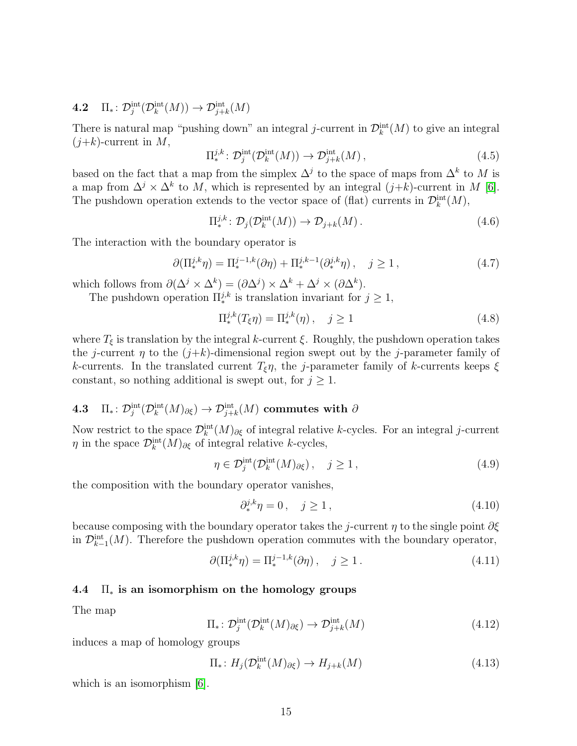### 4.2 $\Pi_*\colon \mathcal{D}_j^{\mathrm{int}}(\mathcal{D}_k^{\mathrm{int}}(M)) \to \mathcal{D}_{j+k}^{\mathrm{int}}(M)$

There is natural map "pushing down" an integral $j$-current in $\mathcal{D}_k^{\mathrm{int}}(M)$ to give an integral $(j{+}k)$-current in $M$,

$$\Pi_*^{j,k}\colon \mathcal{D}_j^{\mathrm{int}}(\mathcal{D}_k^{\mathrm{int}}(M)) \to \mathcal{D}_{j+k}^{\mathrm{int}}(M)\,, \tag{4.5}$$

based on the fact that a map from the simplex $\Delta^j$ to the space of maps from $\Delta^k$ to $M$ is a map from $\Delta^j \times \Delta^k$ to $M$, which is represented by an integral $(j{+}k)$-current in $M$ [6]. The pushdown operation extends to the vector space of (flat) currents in $\mathcal{D}_k^{\mathrm{int}}(M)$,

$$\Pi_*^{j,k}\colon \mathcal{D}_j(\mathcal{D}_k^{\mathrm{int}}(M)) \to \mathcal{D}_{j+k}(M)\,. \tag{4.6}$$

The interaction with the boundary operator is

$$\partial(\Pi_*^{j,k}\eta) = \Pi_*^{j-1,k}(\partial\eta) + \Pi_*^{j,k-1}(\partial_*^{j,k}\eta)\,, \quad j \geq 1\,, \tag{4.7}$$

which follows from $\partial(\Delta^j \times \Delta^k) = (\partial\Delta^j) \times \Delta^k + \Delta^j \times (\partial\Delta^k)$.

The pushdown operation $\Pi_*^{j,k}$ is translation invariant for $j \geq 1$,

$$\Pi_*^{j,k}(T_\xi\eta) = \Pi_*^{j,k}(\eta)\,, \quad j \geq 1 \tag{4.8}$$

where $T_\xi$ is translation by the integral $k$-current $\xi$. Roughly, the pushdown operation takes the $j$-current $\eta$ to the $(j{+}k)$-dimensional region swept out by the $j$-parameter family of $k$-currents. In the translated current $T_\xi\eta$, the $j$-parameter family of $k$-currents keeps $\xi$ constant, so nothing additional is swept out, for $j \geq 1$.

### 4.3 $\Pi_*\colon \mathcal{D}_j^{\mathrm{int}}(\mathcal{D}_k^{\mathrm{int}}(M)_{\partial\xi}) \to \mathcal{D}_{j+k}^{\mathrm{int}}(M)$ commutes with $\partial$

Now restrict to the space $\mathcal{D}_k^{\mathrm{int}}(M)_{\partial\xi}$ of integral relative $k$-cycles. For an integral $j$-current $\eta$ in the space $\mathcal{D}_k^{\mathrm{int}}(M)_{\partial\xi}$ of integral relative $k$-cycles,

$$\eta \in \mathcal{D}_j^{\mathrm{int}}(\mathcal{D}_k^{\mathrm{int}}(M)_{\partial\xi})\,, \quad j \geq 1\,, \tag{4.9}$$

the composition with the boundary operator vanishes,

$$\partial_*^{j,k}\eta = 0\,, \quad j \geq 1\,, \tag{4.10}$$

because composing with the boundary operator takes the $j$-current $\eta$ to the single point $\partial\xi$ in $\mathcal{D}_{k-1}^{\mathrm{int}}(M)$. Therefore the pushdown operation commutes with the boundary operator,

$$\partial(\Pi_*^{j,k}\eta) = \Pi_*^{j-1,k}(\partial\eta)\,, \quad j \geq 1\,. \tag{4.11}$$

### 4.4 $\Pi_*$ is an isomorphism on the homology groups

The map

$$\Pi_*\colon \mathcal{D}_j^{\mathrm{int}}(\mathcal{D}_k^{\mathrm{int}}(M)_{\partial\xi}) \to \mathcal{D}_{j+k}^{\mathrm{int}}(M) \tag{4.12}$$

induces a map of homology groups

$$\Pi_*\colon H_j(\mathcal{D}_k^{\mathrm{int}}(M)_{\partial\xi}) \to H_{j+k}(M) \tag{4.13}$$

which is an isomorphism [6].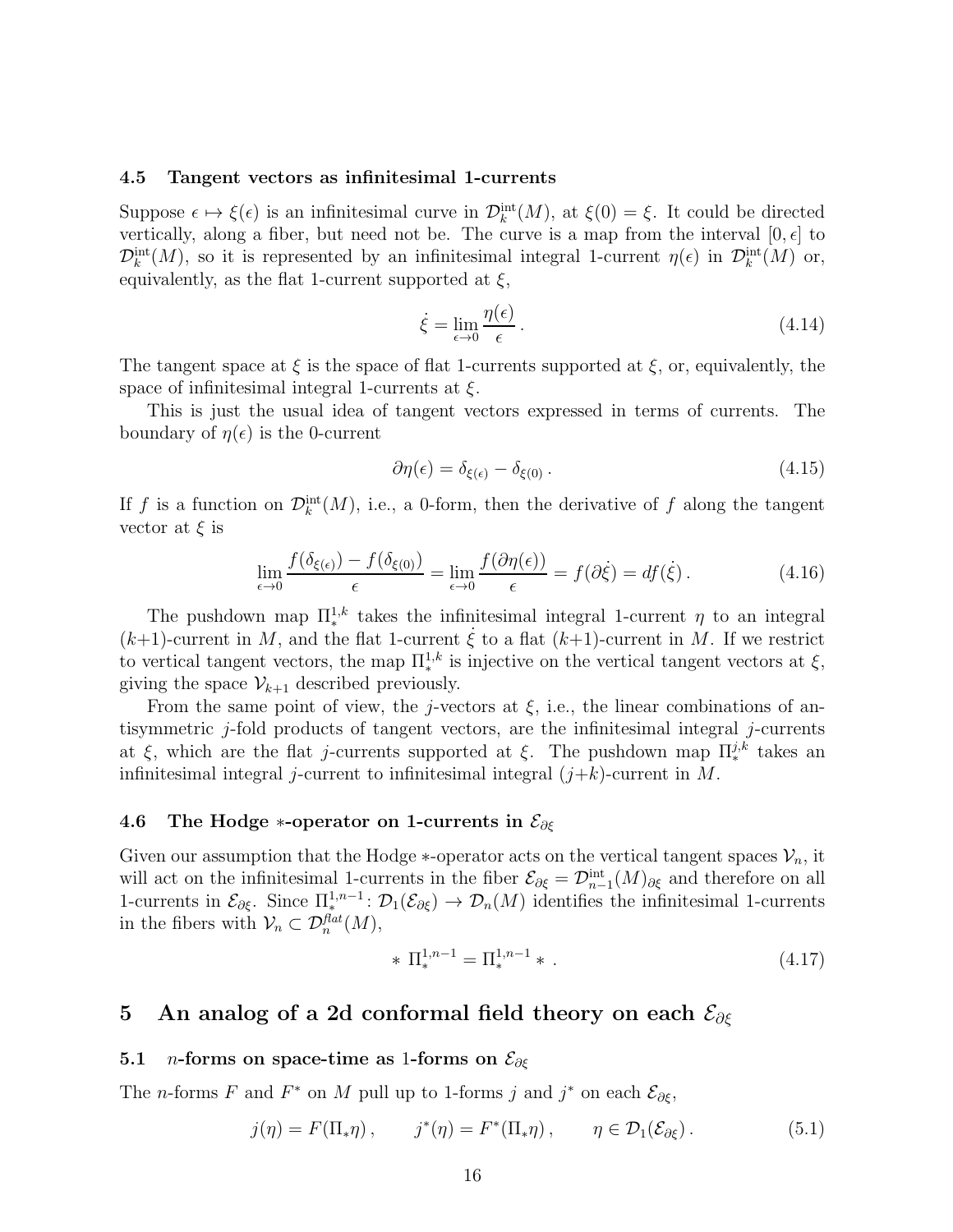### 4.5 Tangent vectors as infinitesimal 1-currents

Suppose $\epsilon \mapsto \xi(\epsilon)$ is an infinitesimal curve in $\mathcal{D}^{\text{int}}_k(M)$, at $\xi(0) = \xi$. It could be directed vertically, along a fiber, but need not be. The curve is a map from the interval $[0, \epsilon]$ to $\mathcal{D}^{\text{int}}_k(M)$, so it is represented by an infinitesimal integral 1-current $\eta(\epsilon)$ in $\mathcal{D}^{\text{int}}_k(M)$ or, equivalently, as the flat 1-current supported at $\xi$,

$$\dot{\xi} = \lim_{\epsilon \to 0} \frac{\eta(\epsilon)}{\epsilon} \,. \tag{4.14}$$

The tangent space at $\xi$ is the space of flat 1-currents supported at $\xi$, or, equivalently, the space of infinitesimal integral 1-currents at $\xi$.

This is just the usual idea of tangent vectors expressed in terms of currents. The boundary of $\eta(\epsilon)$ is the 0-current

$$\partial \eta(\epsilon) = \delta_{\xi(\epsilon)} - \delta_{\xi(0)} \,. \tag{4.15}$$

If $f$ is a function on $\mathcal{D}^{\text{int}}_k(M)$, i.e., a 0-form, then the derivative of $f$ along the tangent vector at $\xi$ is

$$\lim_{\epsilon \to 0} \frac{f(\delta_{\xi(\epsilon)}) - f(\delta_{\xi(0)})}{\epsilon} = \lim_{\epsilon \to 0} \frac{f(\partial \eta(\epsilon))}{\epsilon} = f(\partial \dot{\xi}) = df(\dot{\xi}) \,. \tag{4.16}$$

The pushdown map $\Pi^{1,k}_*$ takes the infinitesimal integral 1-current $\eta$ to an integral $(k{+}1)$-current in $M$, and the flat 1-current $\dot{\xi}$ to a flat $(k{+}1)$-current in $M$. If we restrict to vertical tangent vectors, the map $\Pi^{1,k}_*$ is injective on the vertical tangent vectors at $\xi$, giving the space $\mathcal{V}_{k+1}$ described previously.

From the same point of view, the $j$-vectors at $\xi$, i.e., the linear combinations of antisymmetric $j$-fold products of tangent vectors, are the infinitesimal integral $j$-currents at $\xi$, which are the flat $j$-currents supported at $\xi$. The pushdown map $\Pi^{j,k}_*$ takes an infinitesimal integral $j$-current to infinitesimal integral $(j{+}k)$-current in $M$.

### 4.6 The Hodge $*$-operator on 1-currents in $\mathcal{E}_{\partial\xi}$

Given our assumption that the Hodge $*$-operator acts on the vertical tangent spaces $\mathcal{V}_n$, it will act on the infinitesimal 1-currents in the fiber $\mathcal{E}_{\partial\xi} = \mathcal{D}^{\text{int}}_{n-1}(M)_{\partial\xi}$ and therefore on all 1-currents in $\mathcal{E}_{\partial\xi}$. Since $\Pi^{1,n-1}_* \colon \mathcal{D}_1(\mathcal{E}_{\partial\xi}) \to \mathcal{D}_n(M)$ identifies the infinitesimal 1-currents in the fibers with $\mathcal{V}_n \subset \mathcal{D}^{\mathit{flat}}_n(M)$,

$$* \; \Pi^{1,n-1}_* = \Pi^{1,n-1}_* \; * \,. \tag{4.17}$$

## 5 An analog of a 2d conformal field theory on each $\mathcal{E}_{\partial\xi}$

### 5.1 $n$-forms on space-time as 1-forms on $\mathcal{E}_{\partial\xi}$

The $n$-forms $F$ and $F^*$ on $M$ pull up to 1-forms $j$ and $j^*$ on each $\mathcal{E}_{\partial\xi}$,

$$j(\eta) = F(\Pi_* \eta) \,, \qquad j^*(\eta) = F^*(\Pi_* \eta) \,, \qquad \eta \in \mathcal{D}_1(\mathcal{E}_{\partial\xi}) \,. \tag{5.1}$$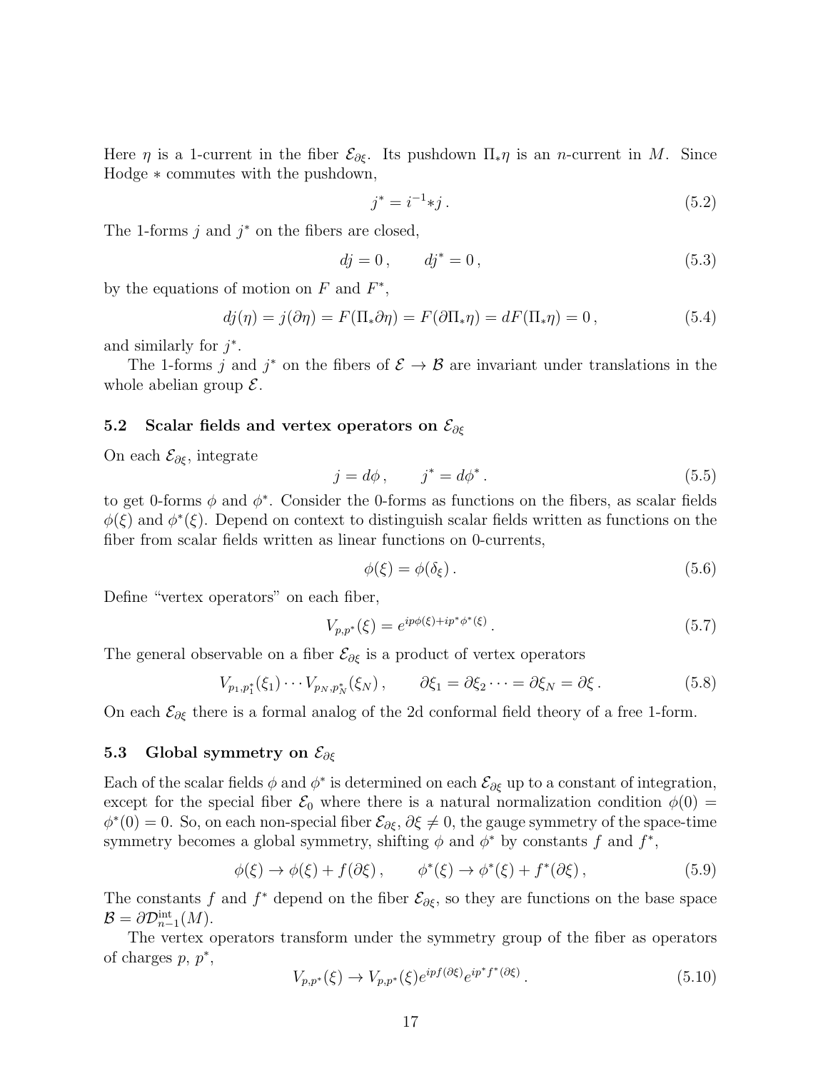Here $\eta$ is a 1-current in the fiber $\mathcal{E}_{\partial\xi}$. Its pushdown $\Pi_*\eta$ is an $n$-current in $M$. Since Hodge $*$ commutes with the pushdown,

$$j^* = i^{-1} {*j} \,. \tag{5.2}$$

The 1-forms $j$ and $j^*$ on the fibers are closed,

$$dj = 0\,, \qquad dj^* = 0\,, \tag{5.3}$$

by the equations of motion on $F$ and $F^*$,

$$dj(\eta) = j(\partial\eta) = F(\Pi_*\partial\eta) = F(\partial\Pi_*\eta) = dF(\Pi_*\eta) = 0\,, \tag{5.4}$$

and similarly for $j^*$.

The 1-forms $j$ and $j^*$ on the fibers of $\mathcal{E} \to \mathcal{B}$ are invariant under translations in the whole abelian group $\mathcal{E}$.

### 5.2 Scalar fields and vertex operators on $\mathcal{E}_{\partial\xi}$

On each $\mathcal{E}_{\partial\xi}$, integrate

$$j = d\phi\,, \qquad j^* = d\phi^*\,. \tag{5.5}$$

to get 0-forms $\phi$ and $\phi^*$. Consider the 0-forms as functions on the fibers, as scalar fields $\phi(\xi)$ and $\phi^*(\xi)$. Depend on context to distinguish scalar fields written as functions on the fiber from scalar fields written as linear functions on 0-currents,

$$\phi(\xi) = \phi(\delta_\xi)\,. \tag{5.6}$$

Define "vertex operators" on each fiber,

$$V_{p,p^*}(\xi) = e^{ip\phi(\xi) + ip^*\phi^*(\xi)}\,. \tag{5.7}$$

The general observable on a fiber $\mathcal{E}_{\partial\xi}$ is a product of vertex operators

$$V_{p_1,p_1^*}(\xi_1)\cdots V_{p_N,p_N^*}(\xi_N)\,, \qquad \partial\xi_1 = \partial\xi_2 \cdots = \partial\xi_N = \partial\xi\,. \tag{5.8}$$

On each $\mathcal{E}_{\partial\xi}$ there is a formal analog of the 2d conformal field theory of a free 1-form.

### 5.3 Global symmetry on $\mathcal{E}_{\partial\xi}$

Each of the scalar fields $\phi$ and $\phi^*$ is determined on each $\mathcal{E}_{\partial\xi}$ up to a constant of integration, except for the special fiber $\mathcal{E}_0$ where there is a natural normalization condition $\phi(0) = \phi^*(0) = 0$. So, on each non-special fiber $\mathcal{E}_{\partial\xi}$, $\partial\xi \neq 0$, the gauge symmetry of the space-time symmetry becomes a global symmetry, shifting $\phi$ and $\phi^*$ by constants $f$ and $f^*$,

$$\phi(\xi) \to \phi(\xi) + f(\partial\xi)\,, \qquad \phi^*(\xi) \to \phi^*(\xi) + f^*(\partial\xi)\,, \tag{5.9}$$

The constants $f$ and $f^*$ depend on the fiber $\mathcal{E}_{\partial\xi}$, so they are functions on the base space $\mathcal{B} = \partial\mathcal{D}^{\mathrm{int}}_{n-1}(M)$.

The vertex operators transform under the symmetry group of the fiber as operators of charges $p$, $p^*$,

$$V_{p,p^*}(\xi) \to V_{p,p^*}(\xi) e^{ipf(\partial\xi)} e^{ip^*f^*(\partial\xi)}\,. \tag{5.10}$$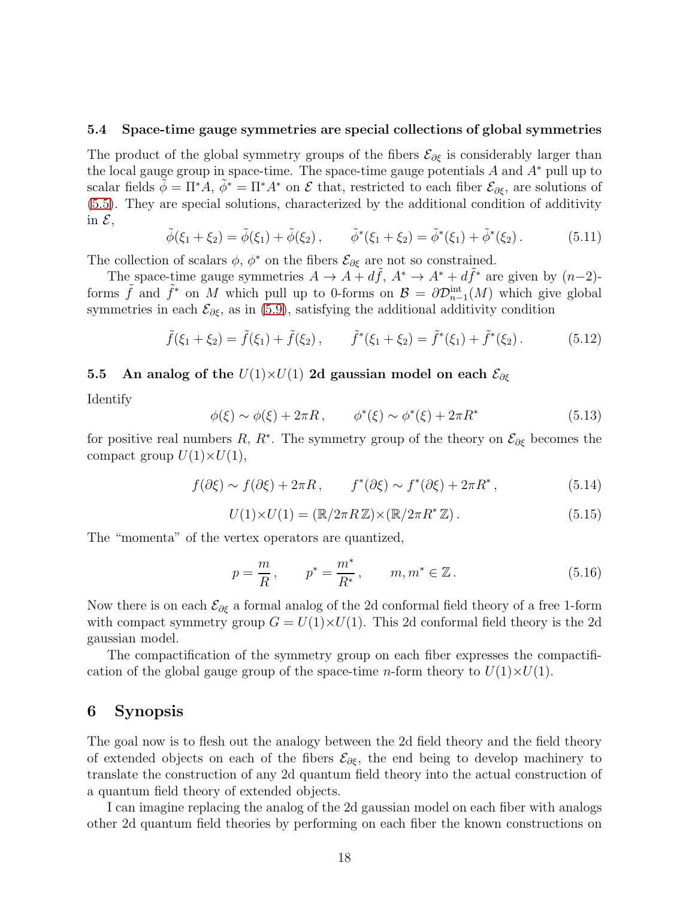### 5.4 Space-time gauge symmetries are special collections of global symmetries

The product of the global symmetry groups of the fibers $\mathcal{E}_{\partial\xi}$ is considerably larger than the local gauge group in space-time. The space-time gauge potentials $A$ and $A^*$ pull up to scalar fields $\tilde{\phi} = \Pi^* A$, $\tilde{\phi}^* = \Pi^* A^*$ on $\mathcal{E}$ that, restricted to each fiber $\mathcal{E}_{\partial\xi}$, are solutions of (5.5). They are special solutions, characterized by the additional condition of additivity in $\mathcal{E}$,

$$\tilde{\phi}(\xi_1 + \xi_2) = \tilde{\phi}(\xi_1) + \tilde{\phi}(\xi_2)\,, \qquad \tilde{\phi}^*(\xi_1 + \xi_2) = \tilde{\phi}^*(\xi_1) + \tilde{\phi}^*(\xi_2)\,. \tag{5.11}$$

The collection of scalars $\phi$, $\phi^*$ on the fibers $\mathcal{E}_{\partial\xi}$ are not so constrained.

The space-time gauge symmetries $A \to A + d\tilde{f}$, $A^* \to A^* + d\tilde{f}^*$ are given by $(n-2)$-forms $\tilde{f}$ and $\tilde{f}^*$ on $M$ which pull up to 0-forms on $\mathcal{B} = \partial\mathcal{D}^{\mathrm{int}}_{n-1}(M)$ which give global symmetries in each $\mathcal{E}_{\partial\xi}$, as in (5.9), satisfying the additional additivity condition

$$\tilde{f}(\xi_1 + \xi_2) = \tilde{f}(\xi_1) + \tilde{f}(\xi_2)\,, \qquad \tilde{f}^*(\xi_1 + \xi_2) = \tilde{f}^*(\xi_1) + \tilde{f}^*(\xi_2)\,. \tag{5.12}$$

### 5.5 An analog of the $U(1)\times U(1)$ 2d gaussian model on each $\mathcal{E}_{\partial\xi}$

Identify

$$\phi(\xi) \sim \phi(\xi) + 2\pi R\,, \qquad \phi^*(\xi) \sim \phi^*(\xi) + 2\pi R^* \tag{5.13}$$

for positive real numbers $R$, $R^*$. The symmetry group of the theory on $\mathcal{E}_{\partial\xi}$ becomes the compact group $U(1)\times U(1)$,

$$f(\partial\xi) \sim f(\partial\xi) + 2\pi R\,, \qquad f^*(\partial\xi) \sim f^*(\partial\xi) + 2\pi R^*\,, \tag{5.14}$$

$$U(1)\times U(1) = (\mathbb{R}/2\pi R\,\mathbb{Z})\times(\mathbb{R}/2\pi R^*\,\mathbb{Z})\,. \tag{5.15}$$

The "momenta" of the vertex operators are quantized,

$$p = \frac{m}{R}\,, \qquad p^* = \frac{m^*}{R^*}\,, \qquad m, m^* \in \mathbb{Z}\,. \tag{5.16}$$

Now there is on each $\mathcal{E}_{\partial\xi}$ a formal analog of the 2d conformal field theory of a free 1-form with compact symmetry group $G = U(1)\times U(1)$. This 2d conformal field theory is the 2d gaussian model.

The compactification of the symmetry group on each fiber expresses the compactification of the global gauge group of the space-time $n$-form theory to $U(1)\times U(1)$.

## 6 Synopsis

The goal now is to flesh out the analogy between the 2d field theory and the field theory of extended objects on each of the fibers $\mathcal{E}_{\partial\xi}$, the end being to develop machinery to translate the construction of any 2d quantum field theory into the actual construction of a quantum field theory of extended objects.

I can imagine replacing the analog of the 2d gaussian model on each fiber with analogs other 2d quantum field theories by performing on each fiber the known constructions on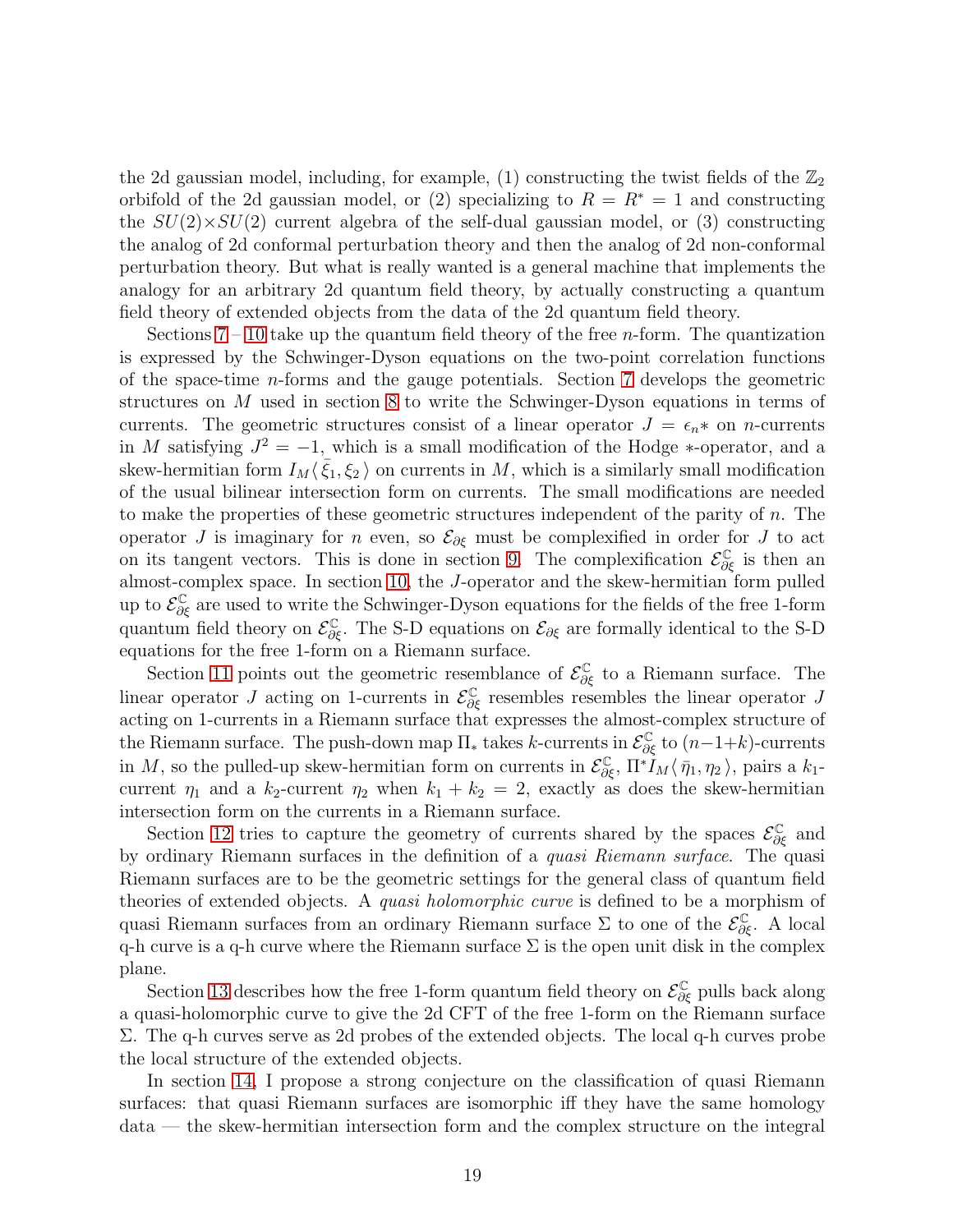the 2d gaussian model, including, for example, (1) constructing the twist fields of the $\mathbb{Z}_2$ orbifold of the 2d gaussian model, or (2) specializing to $R = R^* = 1$ and constructing the $SU(2)\times SU(2)$ current algebra of the self-dual gaussian model, or (3) constructing the analog of 2d conformal perturbation theory and then the analog of 2d non-conformal perturbation theory. But what is really wanted is a general machine that implements the analogy for an arbitrary 2d quantum field theory, by actually constructing a quantum field theory of extended objects from the data of the 2d quantum field theory.

Sections 7 – 10 take up the quantum field theory of the free $n$-form. The quantization is expressed by the Schwinger-Dyson equations on the two-point correlation functions of the space-time $n$-forms and the gauge potentials. Section 7 develops the geometric structures on $M$ used in section 8 to write the Schwinger-Dyson equations in terms of currents. The geometric structures consist of a linear operator $J = \epsilon_n *$ on $n$-currents in $M$ satisfying $J^2 = -1$, which is a small modification of the Hodge $*$-operator, and a skew-hermitian form $I_M\langle \bar{\xi}_1, \xi_2 \rangle$ on currents in $M$, which is a similarly small modification of the usual bilinear intersection form on currents. The small modifications are needed to make the properties of these geometric structures independent of the parity of $n$. The operator $J$ is imaginary for $n$ even, so $\mathcal{E}_{\partial\xi}$ must be complexified in order for $J$ to act on its tangent vectors. This is done in section 9. The complexification $\mathcal{E}^{\mathbb{C}}_{\partial\xi}$ is then an almost-complex space. In section 10, the $J$-operator and the skew-hermitian form pulled up to $\mathcal{E}^{\mathbb{C}}_{\partial\xi}$ are used to write the Schwinger-Dyson equations for the fields of the free 1-form quantum field theory on $\mathcal{E}^{\mathbb{C}}_{\partial\xi}$. The S-D equations on $\mathcal{E}_{\partial\xi}$ are formally identical to the S-D equations for the free 1-form on a Riemann surface.

Section 11 points out the geometric resemblance of $\mathcal{E}^{\mathbb{C}}_{\partial\xi}$ to a Riemann surface. The linear operator $J$ acting on 1-currents in $\mathcal{E}^{\mathbb{C}}_{\partial\xi}$ resembles resembles the linear operator $J$ acting on 1-currents in a Riemann surface that expresses the almost-complex structure of the Riemann surface. The push-down map $\Pi_*$ takes $k$-currents in $\mathcal{E}^{\mathbb{C}}_{\partial\xi}$ to $(n{-}1{+}k)$-currents in $M$, so the pulled-up skew-hermitian form on currents in $\mathcal{E}^{\mathbb{C}}_{\partial\xi}$, $\Pi^* I_M\langle \bar{\eta}_1, \eta_2 \rangle$, pairs a $k_1$-current $\eta_1$ and a $k_2$-current $\eta_2$ when $k_1 + k_2 = 2$, exactly as does the skew-hermitian intersection form on the currents in a Riemann surface.

Section 12 tries to capture the geometry of currents shared by the spaces $\mathcal{E}^{\mathbb{C}}_{\partial\xi}$ and by ordinary Riemann surfaces in the definition of a *quasi Riemann surface*. The quasi Riemann surfaces are to be the geometric settings for the general class of quantum field theories of extended objects. A *quasi holomorphic curve* is defined to be a morphism of quasi Riemann surfaces from an ordinary Riemann surface $\Sigma$ to one of the $\mathcal{E}^{\mathbb{C}}_{\partial\xi}$. A local q-h curve is a q-h curve where the Riemann surface $\Sigma$ is the open unit disk in the complex plane.

Section 13 describes how the free 1-form quantum field theory on $\mathcal{E}^{\mathbb{C}}_{\partial\xi}$ pulls back along a quasi-holomorphic curve to give the 2d CFT of the free 1-form on the Riemann surface $\Sigma$. The q-h curves serve as 2d probes of the extended objects. The local q-h curves probe the local structure of the extended objects.

In section 14, I propose a strong conjecture on the classification of quasi Riemann surfaces: that quasi Riemann surfaces are isomorphic iff they have the same homology data — the skew-hermitian intersection form and the complex structure on the integral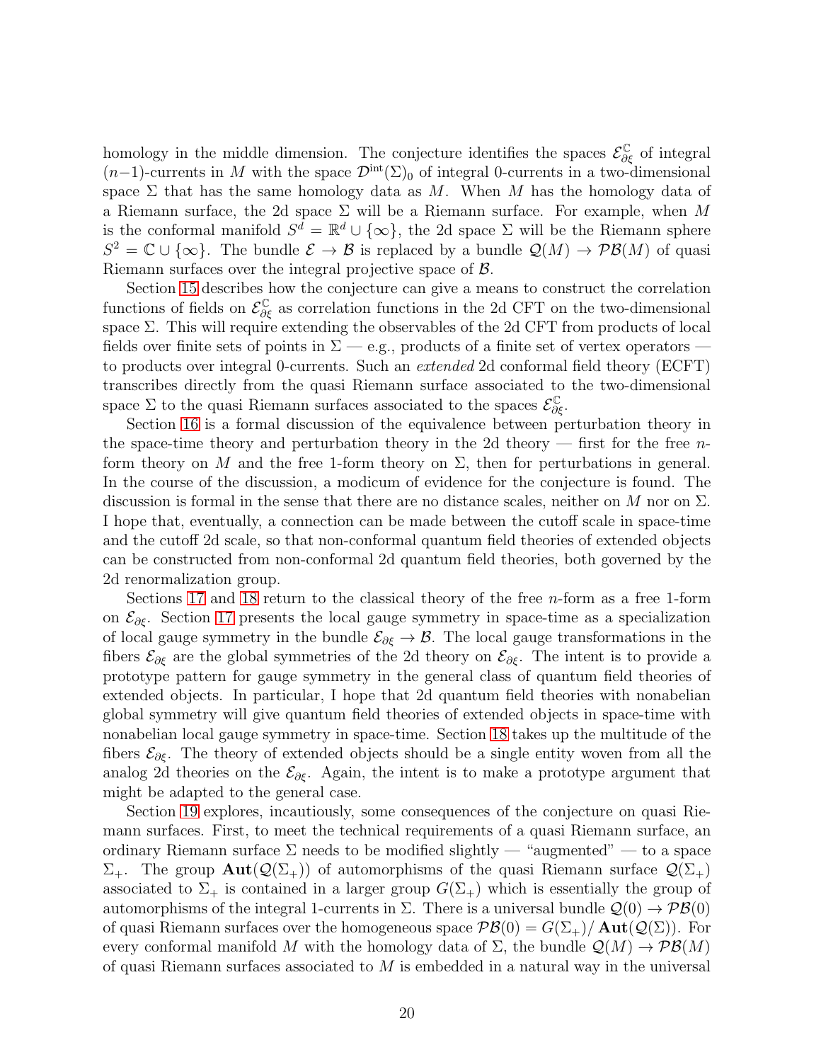homology in the middle dimension. The conjecture identifies the spaces $\mathcal{E}^{\mathbb{C}}_{\partial\xi}$ of integral $(n{-}1)$-currents in $M$ with the space $\mathcal{D}^{\mathrm{int}}(\Sigma)_0$ of integral 0-currents in a two-dimensional space $\Sigma$ that has the same homology data as $M$. When $M$ has the homology data of a Riemann surface, the 2d space $\Sigma$ will be a Riemann surface. For example, when $M$ is the conformal manifold $S^d = \mathbb{R}^d \cup \{\infty\}$, the 2d space $\Sigma$ will be the Riemann sphere $S^2 = \mathbb{C} \cup \{\infty\}$. The bundle $\mathcal{E} \to \mathcal{B}$ is replaced by a bundle $\mathcal{Q}(M) \to \mathcal{PB}(M)$ of quasi Riemann surfaces over the integral projective space of $\mathcal{B}$.

Section 15 describes how the conjecture can give a means to construct the correlation functions of fields on $\mathcal{E}^{\mathbb{C}}_{\partial\xi}$ as correlation functions in the 2d CFT on the two-dimensional space $\Sigma$. This will require extending the observables of the 2d CFT from products of local fields over finite sets of points in $\Sigma$ — e.g., products of a finite set of vertex operators — to products over integral 0-currents. Such an *extended* 2d conformal field theory (ECFT) transcribes directly from the quasi Riemann surface associated to the two-dimensional space $\Sigma$ to the quasi Riemann surfaces associated to the spaces $\mathcal{E}^{\mathbb{C}}_{\partial\xi}$.

Section 16 is a formal discussion of the equivalence between perturbation theory in the space-time theory and perturbation theory in the 2d theory — first for the free $n$-form theory on $M$ and the free 1-form theory on $\Sigma$, then for perturbations in general. In the course of the discussion, a modicum of evidence for the conjecture is found. The discussion is formal in the sense that there are no distance scales, neither on $M$ nor on $\Sigma$. I hope that, eventually, a connection can be made between the cutoff scale in space-time and the cutoff 2d scale, so that non-conformal quantum field theories of extended objects can be constructed from non-conformal 2d quantum field theories, both governed by the 2d renormalization group.

Sections 17 and 18 return to the classical theory of the free $n$-form as a free 1-form on $\mathcal{E}_{\partial\xi}$. Section 17 presents the local gauge symmetry in space-time as a specialization of local gauge symmetry in the bundle $\mathcal{E}_{\partial\xi} \to \mathcal{B}$. The local gauge transformations in the fibers $\mathcal{E}_{\partial\xi}$ are the global symmetries of the 2d theory on $\mathcal{E}_{\partial\xi}$. The intent is to provide a prototype pattern for gauge symmetry in the general class of quantum field theories of extended objects. In particular, I hope that 2d quantum field theories with nonabelian global symmetry will give quantum field theories of extended objects in space-time with nonabelian local gauge symmetry in space-time. Section 18 takes up the multitude of the fibers $\mathcal{E}_{\partial\xi}$. The theory of extended objects should be a single entity woven from all the analog 2d theories on the $\mathcal{E}_{\partial\xi}$. Again, the intent is to make a prototype argument that might be adapted to the general case.

Section 19 explores, incautiously, some consequences of the conjecture on quasi Riemann surfaces. First, to meet the technical requirements of a quasi Riemann surface, an ordinary Riemann surface $\Sigma$ needs to be modified slightly — "augmented" — to a space $\Sigma_+$. The group $\mathbf{Aut}(\mathcal{Q}(\Sigma_+))$ of automorphisms of the quasi Riemann surface $\mathcal{Q}(\Sigma_+)$ associated to $\Sigma_+$ is contained in a larger group $G(\Sigma_+)$ which is essentially the group of automorphisms of the integral 1-currents in $\Sigma$. There is a universal bundle $\mathcal{Q}(0) \to \mathcal{PB}(0)$ of quasi Riemann surfaces over the homogeneous space $\mathcal{PB}(0) = G(\Sigma_+)/\,\mathbf{Aut}(\mathcal{Q}(\Sigma))$. For every conformal manifold $M$ with the homology data of $\Sigma$, the bundle $\mathcal{Q}(M) \to \mathcal{PB}(M)$ of quasi Riemann surfaces associated to $M$ is embedded in a natural way in the universal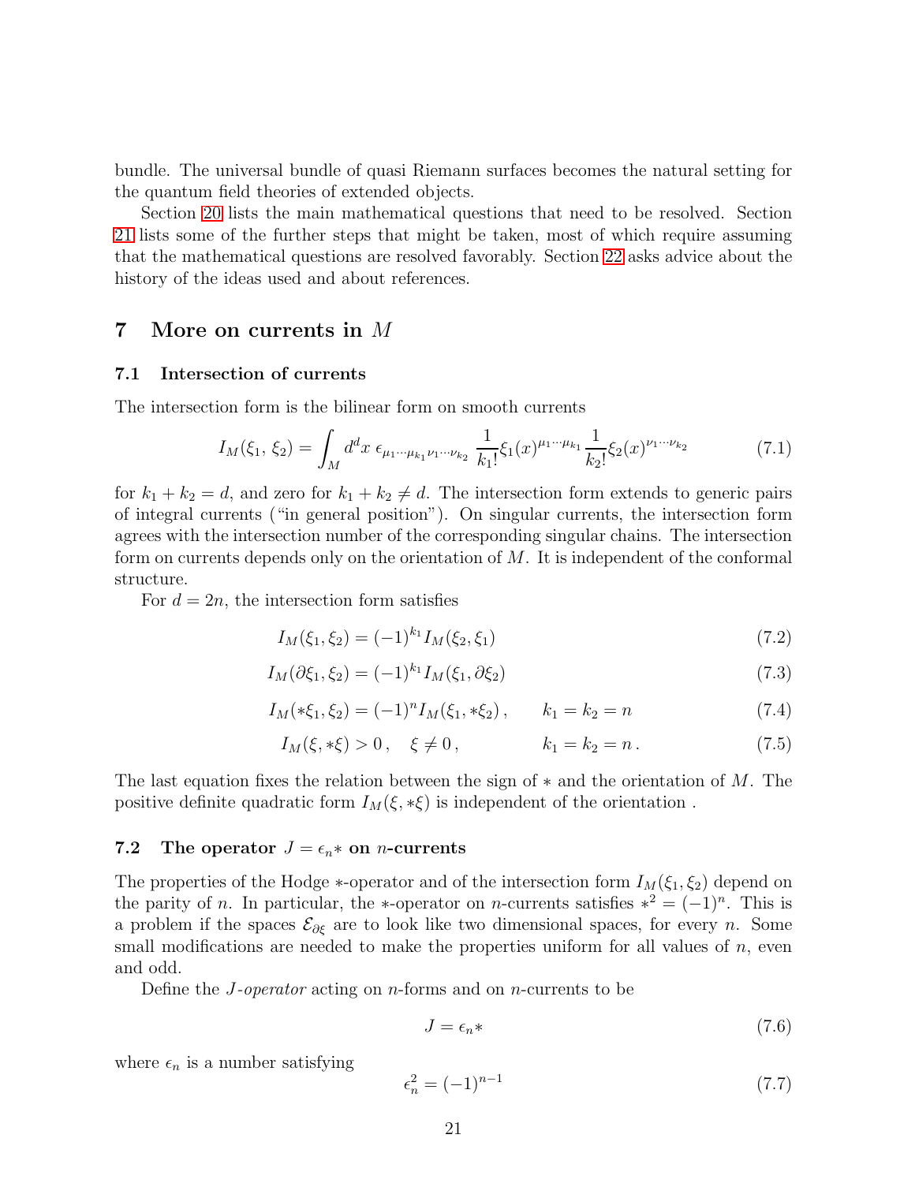bundle. The universal bundle of quasi Riemann surfaces becomes the natural setting for the quantum field theories of extended objects.

Section 20 lists the main mathematical questions that need to be resolved. Section 21 lists some of the further steps that might be taken, most of which require assuming that the mathematical questions are resolved favorably. Section 22 asks advice about the history of the ideas used and about references.

## 7 More on currents in $M$

### 7.1 Intersection of currents

The intersection form is the bilinear form on smooth currents

$$I_M(\xi_1,\, \xi_2) = \int_M d^dx \; \epsilon_{\mu_1\cdots\mu_{k_1}\nu_1\cdots\nu_{k_2}} \, \frac{1}{k_1!}\xi_1(x)^{\mu_1\cdots\mu_{k_1}} \frac{1}{k_2!}\xi_2(x)^{\nu_1\cdots\nu_{k_2}} \tag{7.1}$$

for $k_1+k_2=d$, and zero for $k_1+k_2 \neq d$. The intersection form extends to generic pairs of integral currents ("in general position"). On singular currents, the intersection form agrees with the intersection number of the corresponding singular chains. The intersection form on currents depends only on the orientation of $M$. It is independent of the conformal structure.

For $d=2n$, the intersection form satisfies

$$I_M(\xi_1,\xi_2) = (-1)^{k_1} I_M(\xi_2,\xi_1) \tag{7.2}$$

$$I_M(\partial\xi_1,\xi_2) = (-1)^{k_1} I_M(\xi_1,\partial\xi_2) \tag{7.3}$$

$$I_M(*\xi_1,\xi_2) = (-1)^{n} I_M(\xi_1,*\xi_2)\,, \qquad k_1=k_2=n \tag{7.4}$$

$$I_M(\xi,*\xi) > 0\,, \quad \xi \neq 0\,, \qquad k_1=k_2=n\,. \tag{7.5}$$

The last equation fixes the relation between the sign of $*$ and the orientation of $M$. The positive definite quadratic form $I_M(\xi,*\xi)$ is independent of the orientation .

### 7.2 The operator $J=\epsilon_n *$ on $n$-currents

The properties of the Hodge $*$-operator and of the intersection form $I_M(\xi_1,\xi_2)$ depend on the parity of $n$. In particular, the $*$-operator on $n$-currents satisfies $*^2=(-1)^n$. This is a problem if the spaces $\mathcal{E}_{\partial\xi}$ are to look like two dimensional spaces, for every $n$. Some small modifications are needed to make the properties uniform for all values of $n$, even and odd.

Define the *J-operator* acting on $n$-forms and on $n$-currents to be

$$J = \epsilon_n * \tag{7.6}$$

where $\epsilon_n$ is a number satisfying

$$\epsilon_n^2 = (-1)^{n-1} \tag{7.7}$$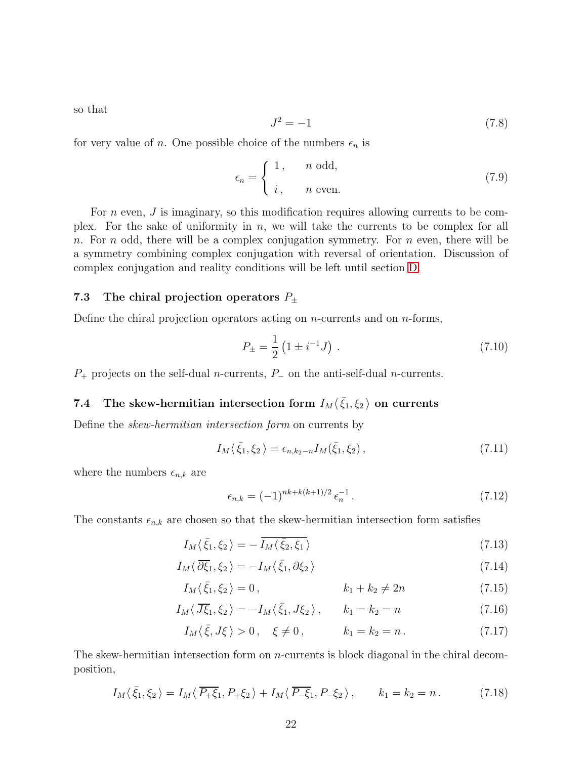so that

$$J^2 = -1 \tag{7.8}$$

for very value of $n$. One possible choice of the numbers $\epsilon_n$ is

$$\epsilon_n = \begin{cases} 1\,, & n \text{ odd,} \\ i\,, & n \text{ even.} \end{cases} \tag{7.9}$$

For $n$ even, $J$ is imaginary, so this modification requires allowing currents to be complex. For the sake of uniformity in $n$, we will take the currents to be complex for all $n$. For $n$ odd, there will be a complex conjugation symmetry. For $n$ even, there will be a symmetry combining complex conjugation with reversal of orientation. Discussion of complex conjugation and reality conditions will be left until section D.

### 7.3 The chiral projection operators $P_\pm$

Define the chiral projection operators acting on $n$-currents and on $n$-forms,

$$P_\pm = \frac{1}{2}\left(1 \pm i^{-1} J\right)\,. \tag{7.10}$$

$P_+$ projects on the self-dual $n$-currents, $P_-$ on the anti-self-dual $n$-currents.

### 7.4 The skew-hermitian intersection form $I_M\langle\, \bar{\xi}_1, \xi_2 \,\rangle$ on currents

Define the *skew-hermitian intersection form* on currents by

$$I_M\langle\, \bar{\xi}_1, \xi_2 \,\rangle = \epsilon_{n,k_2-n} I_M(\bar{\xi}_1, \xi_2)\,, \tag{7.11}$$

where the numbers $\epsilon_{n,k}$ are

$$\epsilon_{n,k} = (-1)^{nk+k(k+1)/2}\, \epsilon_n^{-1}\,. \tag{7.12}$$

The constants $\epsilon_{n,k}$ are chosen so that the skew-hermitian intersection form satisfies

$$I_M\langle\, \bar{\xi}_1, \xi_2 \,\rangle = -\overline{I_M\langle\, \bar{\xi}_2, \xi_1 \,\rangle} \tag{7.13}$$

$$I_M\langle\, \overline{\partial \xi}_1, \xi_2 \,\rangle = -I_M\langle\, \bar{\xi}_1, \partial \xi_2 \,\rangle \tag{7.14}$$

$$I_M\langle\, \bar{\xi}_1, \xi_2 \,\rangle = 0\,, \qquad k_1 + k_2 \neq 2n \tag{7.15}$$

$$I_M\langle\, \overline{J\xi}_1, \xi_2 \,\rangle = -I_M\langle\, \bar{\xi}_1, J\xi_2 \,\rangle\,, \qquad k_1 = k_2 = n \tag{7.16}$$

$$I_M\langle\, \bar{\xi}, J\xi \,\rangle > 0\,, \quad \xi \neq 0\,, \qquad k_1 = k_2 = n\,. \tag{7.17}$$

The skew-hermitian intersection form on $n$-currents is block diagonal in the chiral decomposition,

$$I_M\langle\, \bar{\xi}_1, \xi_2 \,\rangle = I_M\langle\, \overline{P_+\xi}_1, P_+\xi_2 \,\rangle + I_M\langle\, \overline{P_-\xi}_1, P_-\xi_2 \,\rangle\,, \qquad k_1 = k_2 = n\,. \tag{7.18}$$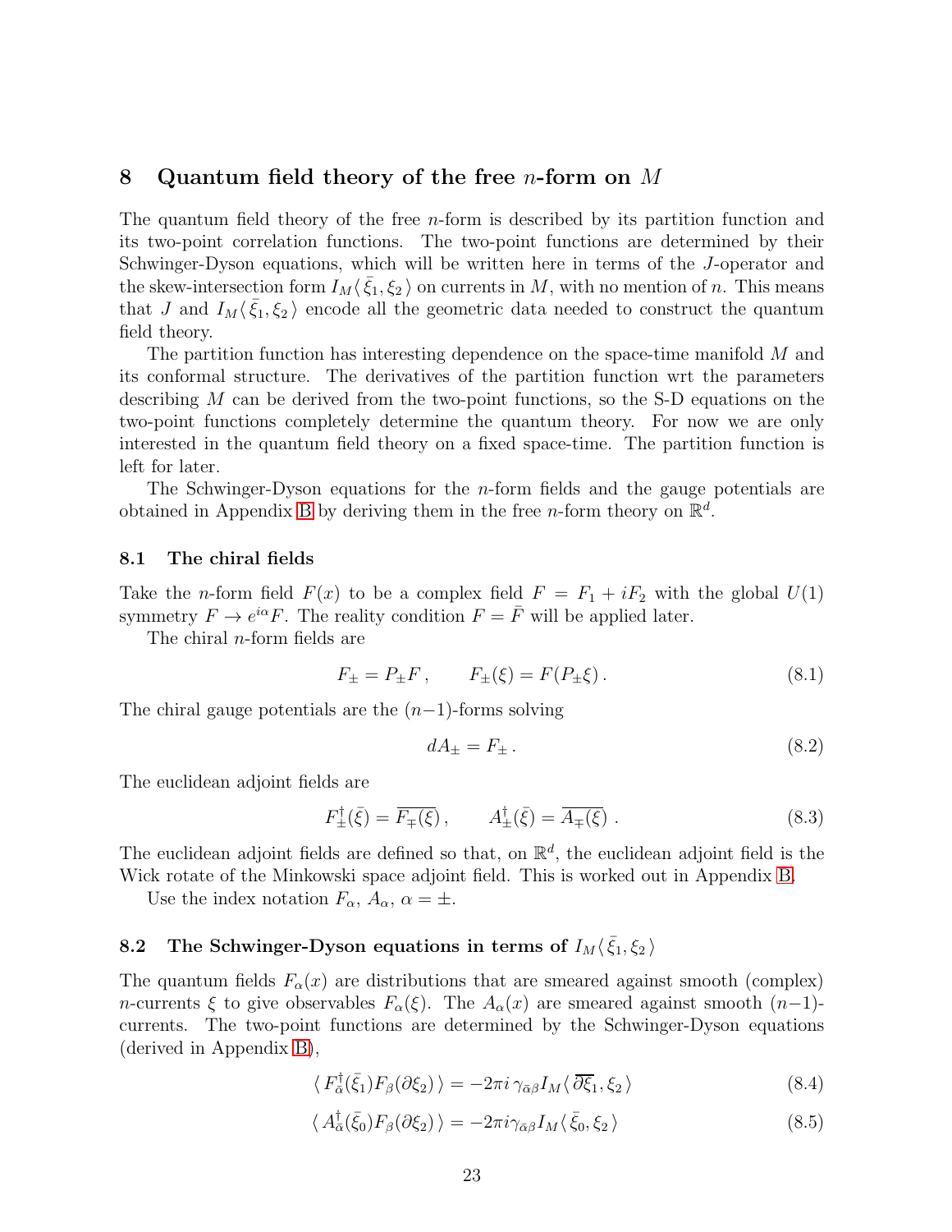# 8 Quantum field theory of the free $n$-form on $M$

The quantum field theory of the free $n$-form is described by its partition function and its two-point correlation functions. The two-point functions are determined by their Schwinger-Dyson equations, which will be written here in terms of the $J$-operator and the skew-intersection form $I_M\langle\,\bar{\xi}_1,\xi_2\,\rangle$ on currents in $M$, with no mention of $n$. This means that $J$ and $I_M\langle\,\bar{\xi}_1,\xi_2\,\rangle$ encode all the geometric data needed to construct the quantum field theory.

The partition function has interesting dependence on the space-time manifold $M$ and its conformal structure. The derivatives of the partition function wrt the parameters describing $M$ can be derived from the two-point functions, so the S-D equations on the two-point functions completely determine the quantum theory. For now we are only interested in the quantum field theory on a fixed space-time. The partition function is left for later.

The Schwinger-Dyson equations for the $n$-form fields and the gauge potentials are obtained in Appendix B by deriving them in the free $n$-form theory on $\mathbb{R}^d$.

## 8.1 The chiral fields

Take the $n$-form field $F(x)$ to be a complex field $F = F_1 + iF_2$ with the global $U(1)$ symmetry $F \rightarrow e^{i\alpha}F$. The reality condition $F = \bar{F}$ will be applied later.

The chiral $n$-form fields are

$$F_{\pm} = P_{\pm}F\,, \qquad F_{\pm}(\xi) = F(P_{\pm}\xi)\,. \tag{8.1}$$

The chiral gauge potentials are the $(n{-}1)$-forms solving

$$dA_{\pm} = F_{\pm}\,. \tag{8.2}$$

The euclidean adjoint fields are

$$F^{\dagger}_{\pm}(\bar{\xi}) = \overline{F_{\mp}(\xi)}\,, \qquad A^{\dagger}_{\pm}(\bar{\xi}) = \overline{A_{\mp}(\xi)}\;. \tag{8.3}$$

The euclidean adjoint fields are defined so that, on $\mathbb{R}^d$, the euclidean adjoint field is the Wick rotate of the Minkowski space adjoint field. This is worked out in Appendix B.

Use the index notation $F_\alpha$, $A_\alpha$, $\alpha = \pm$.

## 8.2 The Schwinger-Dyson equations in terms of $I_M\langle\,\bar{\xi}_1,\xi_2\,\rangle$

The quantum fields $F_\alpha(x)$ are distributions that are smeared against smooth (complex) $n$-currents $\xi$ to give observables $F_\alpha(\xi)$. The $A_\alpha(x)$ are smeared against smooth $(n{-}1)$-currents. The two-point functions are determined by the Schwinger-Dyson equations (derived in Appendix B),

$$\langle\, F^{\dagger}_{\bar{\alpha}}(\bar{\xi}_1) F_{\beta}(\partial\xi_2)\,\rangle = -2\pi i\, \gamma_{\bar{\alpha}\beta} I_M\langle\, \overline{\partial\xi_1}, \xi_2\,\rangle \tag{8.4}$$

$$\langle\, A^{\dagger}_{\bar{\alpha}}(\bar{\xi}_0) F_{\beta}(\partial\xi_2)\,\rangle = -2\pi i \gamma_{\bar{\alpha}\beta} I_M\langle\, \bar{\xi}_0, \xi_2\,\rangle \tag{8.5}$$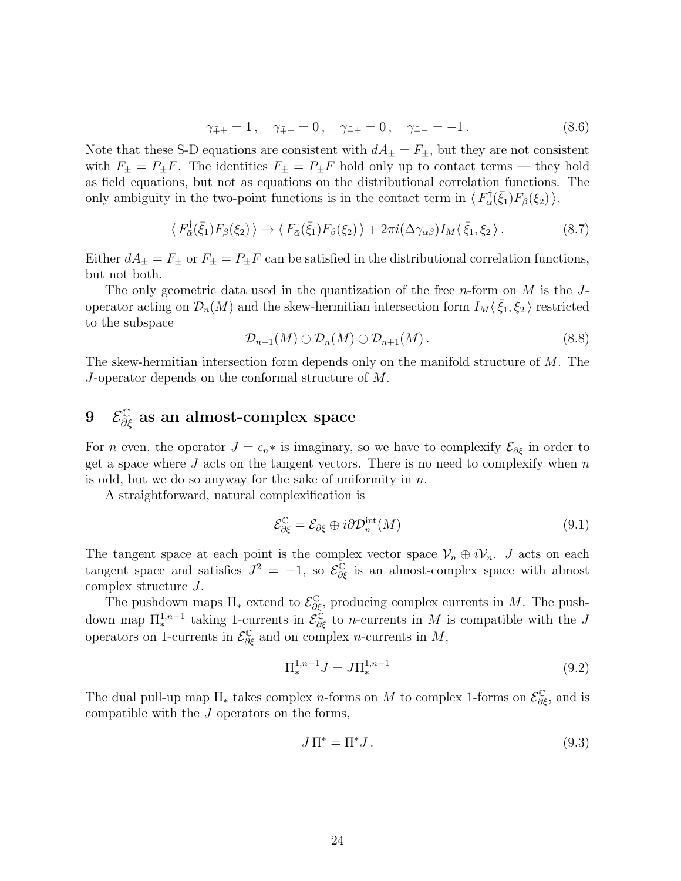$$\gamma_{\bar{+}+} = 1\,, \quad \gamma_{\bar{+}-} = 0\,, \quad \gamma_{\bar{-}+} = 0\,, \quad \gamma_{\bar{-}-} = -1\,. \tag{8.6}$$

Note that these S-D equations are consistent with $dA_\pm = F_\pm$, but they are not consistent with $F_\pm = P_\pm F$. The identities $F_\pm = P_\pm F$ hold only up to contact terms — they hold as field equations, but not as equations on the distributional correlation functions. The only ambiguity in the two-point functions is in the contact term in $\langle\, F^\dagger_{\bar{\alpha}}(\bar{\xi}_1) F_\beta(\xi_2)\,\rangle$,

$$\langle\, F^\dagger_{\bar{\alpha}}(\bar{\xi}_1) F_\beta(\xi_2)\,\rangle \to \langle\, F^\dagger_{\bar{\alpha}}(\bar{\xi}_1) F_\beta(\xi_2)\,\rangle + 2\pi i(\Delta\gamma_{\bar{\alpha}\beta}) I_M \langle\, \bar{\xi}_1, \xi_2\,\rangle\,. \tag{8.7}$$

Either $dA_\pm = F_\pm$ or $F_\pm = P_\pm F$ can be satisfied in the distributional correlation functions, but not both.

The only geometric data used in the quantization of the free $n$-form on $M$ is the $J$-operator acting on $\mathcal{D}_n(M)$ and the skew-hermitian intersection form $I_M\langle\, \bar{\xi}_1, \xi_2\,\rangle$ restricted to the subspace

$$\mathcal{D}_{n-1}(M) \oplus \mathcal{D}_n(M) \oplus \mathcal{D}_{n+1}(M)\,. \tag{8.8}$$

The skew-hermitian intersection form depends only on the manifold structure of $M$. The $J$-operator depends on the conformal structure of $M$.

# 9 $\mathcal{E}^{\mathbb{C}}_{\partial\xi}$ as an almost-complex space

For $n$ even, the operator $J = \epsilon_n *$ is imaginary, so we have to complexify $\mathcal{E}_{\partial\xi}$ in order to get a space where $J$ acts on the tangent vectors. There is no need to complexify when $n$ is odd, but we do so anyway for the sake of uniformity in $n$.

A straightforward, natural complexification is

$$\mathcal{E}^{\mathbb{C}}_{\partial\xi} = \mathcal{E}_{\partial\xi} \oplus i\partial\mathcal{D}^{\mathrm{int}}_n(M) \tag{9.1}$$

The tangent space at each point is the complex vector space $\mathcal{V}_n \oplus i\mathcal{V}_n$. $J$ acts on each tangent space and satisfies $J^2 = -1$, so $\mathcal{E}^{\mathbb{C}}_{\partial\xi}$ is an almost-complex space with almost complex structure $J$.

The pushdown maps $\Pi_*$ extend to $\mathcal{E}^{\mathbb{C}}_{\partial\xi}$, producing complex currents in $M$. The pushdown map $\Pi^{1,n-1}_*$ taking 1-currents in $\mathcal{E}^{\mathbb{C}}_{\partial\xi}$ to $n$-currents in $M$ is compatible with the $J$ operators on 1-currents in $\mathcal{E}^{\mathbb{C}}_{\partial\xi}$ and on complex $n$-currents in $M$,

$$\Pi^{1,n-1}_* J = J \Pi^{1,n-1}_* \tag{9.2}$$

The dual pull-up map $\Pi_*$ takes complex $n$-forms on $M$ to complex 1-forms on $\mathcal{E}^{\mathbb{C}}_{\partial\xi}$, and is compatible with the $J$ operators on the forms,

$$J\,\Pi^* = \Pi^* J\,. \tag{9.3}$$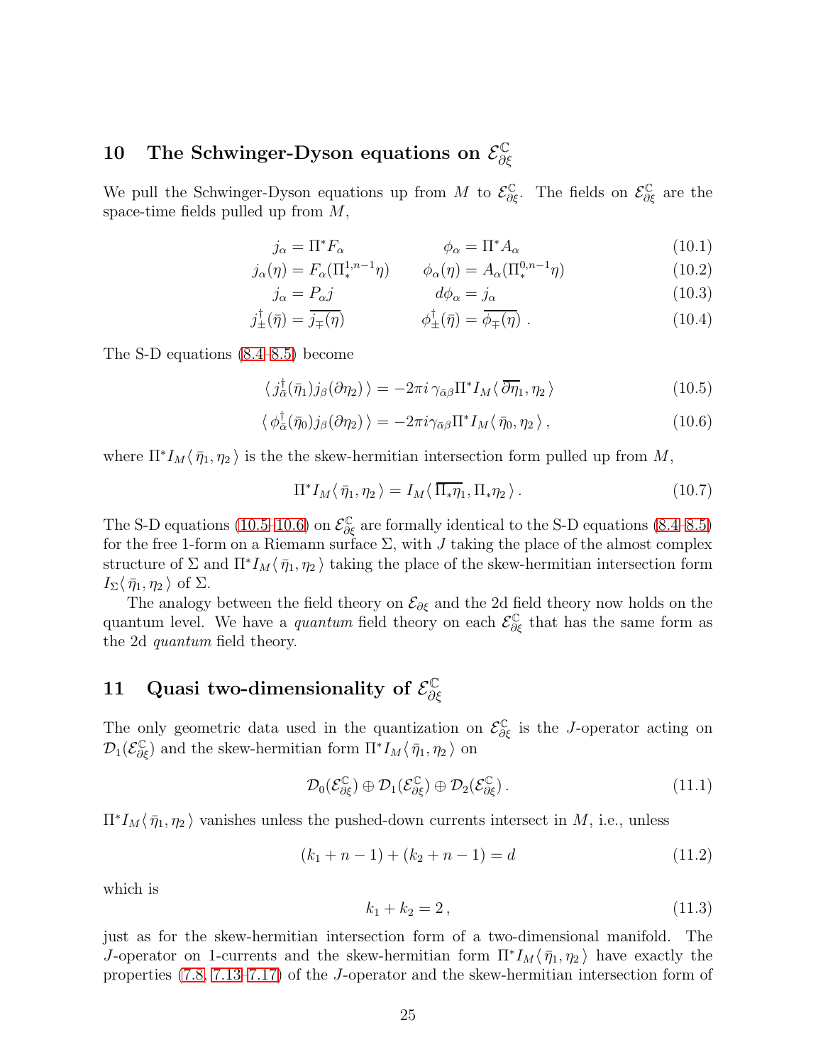## 10 The Schwinger-Dyson equations on $\mathcal{E}^{\mathbb{C}}_{\partial\xi}$

We pull the Schwinger-Dyson equations up from $M$ to $\mathcal{E}^{\mathbb{C}}_{\partial\xi}$. The fields on $\mathcal{E}^{\mathbb{C}}_{\partial\xi}$ are the space-time fields pulled up from $M$,

$$j_\alpha = \Pi^* F_\alpha \qquad \phi_\alpha = \Pi^* A_\alpha \tag{10.1}$$

$$j_\alpha(\eta) = F_\alpha(\Pi^{1,n-1}_* \eta) \qquad \phi_\alpha(\eta) = A_\alpha(\Pi^{0,n-1}_* \eta) \tag{10.2}$$

$$j_\alpha = P_\alpha j \qquad d\phi_\alpha = j_\alpha \tag{10.3}$$

$$j^\dagger_\pm(\bar\eta) = \overline{j_\mp(\eta)} \qquad \phi^\dagger_\pm(\bar\eta) = \overline{\phi_\mp(\eta)}\;. \tag{10.4}$$

The S-D equations (8.4–8.5) become

$$\langle\, j^\dagger_{\bar\alpha}(\bar\eta_1) j_\beta(\partial\eta_2)\,\rangle = -2\pi i\, \gamma_{\bar\alpha\beta} \Pi^* I_M\langle\, \overline{\partial\eta_1}, \eta_2\,\rangle \tag{10.5}$$

$$\langle\, \phi^\dagger_{\bar\alpha}(\bar\eta_0) j_\beta(\partial\eta_2)\,\rangle = -2\pi i \gamma_{\bar\alpha\beta} \Pi^* I_M\langle\, \bar\eta_0, \eta_2\,\rangle\,, \tag{10.6}$$

where $\Pi^* I_M\langle\, \bar\eta_1, \eta_2\,\rangle$ is the the skew-hermitian intersection form pulled up from $M$,

$$\Pi^* I_M\langle\, \bar\eta_1, \eta_2\,\rangle = I_M\langle\, \overline{\Pi_* \eta_1}, \Pi_* \eta_2\,\rangle\,. \tag{10.7}$$

The S-D equations (10.5–10.6) on $\mathcal{E}^{\mathbb{C}}_{\partial\xi}$ are formally identical to the S-D equations (8.4–8.5) for the free 1-form on a Riemann surface $\Sigma$, with $J$ taking the place of the almost complex structure of $\Sigma$ and $\Pi^* I_M\langle\, \bar\eta_1, \eta_2\,\rangle$ taking the place of the skew-hermitian intersection form $I_\Sigma\langle\, \bar\eta_1, \eta_2\,\rangle$ of $\Sigma$.

The analogy between the field theory on $\mathcal{E}_{\partial\xi}$ and the 2d field theory now holds on the quantum level. We have a *quantum* field theory on each $\mathcal{E}^{\mathbb{C}}_{\partial\xi}$ that has the same form as the 2d *quantum* field theory.

## 11 Quasi two-dimensionality of $\mathcal{E}^{\mathbb{C}}_{\partial\xi}$

The only geometric data used in the quantization on $\mathcal{E}^{\mathbb{C}}_{\partial\xi}$ is the $J$-operator acting on $\mathcal{D}_1(\mathcal{E}^{\mathbb{C}}_{\partial\xi})$ and the skew-hermitian form $\Pi^* I_M\langle\, \bar\eta_1, \eta_2\,\rangle$ on

$$\mathcal{D}_0(\mathcal{E}^{\mathbb{C}}_{\partial\xi}) \oplus \mathcal{D}_1(\mathcal{E}^{\mathbb{C}}_{\partial\xi}) \oplus \mathcal{D}_2(\mathcal{E}^{\mathbb{C}}_{\partial\xi})\,. \tag{11.1}$$

$\Pi^* I_M\langle\, \bar\eta_1, \eta_2\,\rangle$ vanishes unless the pushed-down currents intersect in $M$, i.e., unless

$$(k_1 + n - 1) + (k_2 + n - 1) = d \tag{11.2}$$

which is

$$k_1 + k_2 = 2\,, \tag{11.3}$$

just as for the skew-hermitian intersection form of a two-dimensional manifold. The $J$-operator on 1-currents and the skew-hermitian form $\Pi^* I_M\langle\, \bar\eta_1, \eta_2\,\rangle$ have exactly the properties (7.8, 7.13–7.17) of the $J$-operator and the skew-hermitian intersection form of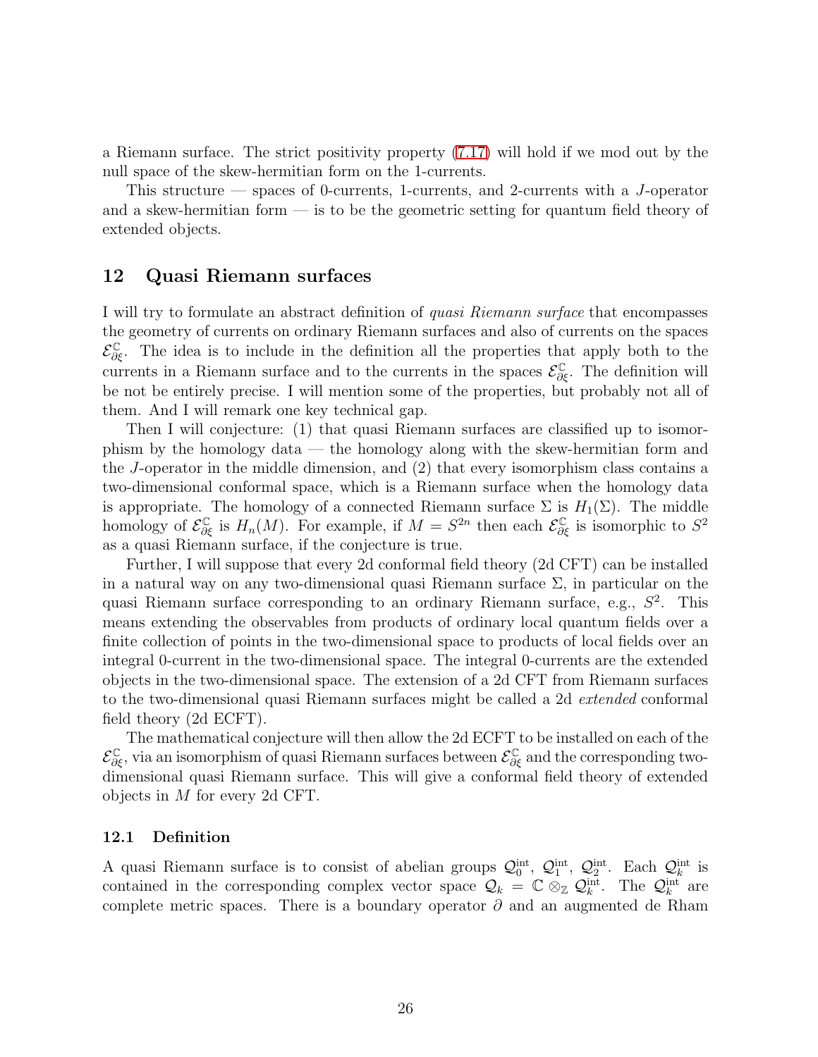a Riemann surface. The strict positivity property (7.17) will hold if we mod out by the null space of the skew-hermitian form on the 1-currents.

This structure — spaces of 0-currents, 1-currents, and 2-currents with a $J$-operator and a skew-hermitian form — is to be the geometric setting for quantum field theory of extended objects.

## 12 Quasi Riemann surfaces

I will try to formulate an abstract definition of *quasi Riemann surface* that encompasses the geometry of currents on ordinary Riemann surfaces and also of currents on the spaces $\mathcal{E}^{\mathbb{C}}_{\partial\xi}$. The idea is to include in the definition all the properties that apply both to the currents in a Riemann surface and to the currents in the spaces $\mathcal{E}^{\mathbb{C}}_{\partial\xi}$. The definition will be not be entirely precise. I will mention some of the properties, but probably not all of them. And I will remark one key technical gap.

Then I will conjecture: (1) that quasi Riemann surfaces are classified up to isomorphism by the homology data — the homology along with the skew-hermitian form and the $J$-operator in the middle dimension, and (2) that every isomorphism class contains a two-dimensional conformal space, which is a Riemann surface when the homology data is appropriate. The homology of a connected Riemann surface $\Sigma$ is $H_1(\Sigma)$. The middle homology of $\mathcal{E}^{\mathbb{C}}_{\partial\xi}$ is $H_n(M)$. For example, if $M = S^{2n}$ then each $\mathcal{E}^{\mathbb{C}}_{\partial\xi}$ is isomorphic to $S^2$ as a quasi Riemann surface, if the conjecture is true.

Further, I will suppose that every 2d conformal field theory (2d CFT) can be installed in a natural way on any two-dimensional quasi Riemann surface $\Sigma$, in particular on the quasi Riemann surface corresponding to an ordinary Riemann surface, e.g., $S^2$. This means extending the observables from products of ordinary local quantum fields over a finite collection of points in the two-dimensional space to products of local fields over an integral 0-current in the two-dimensional space. The integral 0-currents are the extended objects in the two-dimensional space. The extension of a 2d CFT from Riemann surfaces to the two-dimensional quasi Riemann surfaces might be called a 2d *extended* conformal field theory (2d ECFT).

The mathematical conjecture will then allow the 2d ECFT to be installed on each of the $\mathcal{E}^{\mathbb{C}}_{\partial\xi}$, via an isomorphism of quasi Riemann surfaces between $\mathcal{E}^{\mathbb{C}}_{\partial\xi}$ and the corresponding two-dimensional quasi Riemann surface. This will give a conformal field theory of extended objects in $M$ for every 2d CFT.

### 12.1 Definition

A quasi Riemann surface is to consist of abelian groups $\mathcal{Q}^{\mathrm{int}}_0$, $\mathcal{Q}^{\mathrm{int}}_1$, $\mathcal{Q}^{\mathrm{int}}_2$. Each $\mathcal{Q}^{\mathrm{int}}_k$ is contained in the corresponding complex vector space $\mathcal{Q}_k = \mathbb{C} \otimes_{\mathbb{Z}} \mathcal{Q}^{\mathrm{int}}_k$. The $\mathcal{Q}^{\mathrm{int}}_k$ are complete metric spaces. There is a boundary operator $\partial$ and an augmented de Rham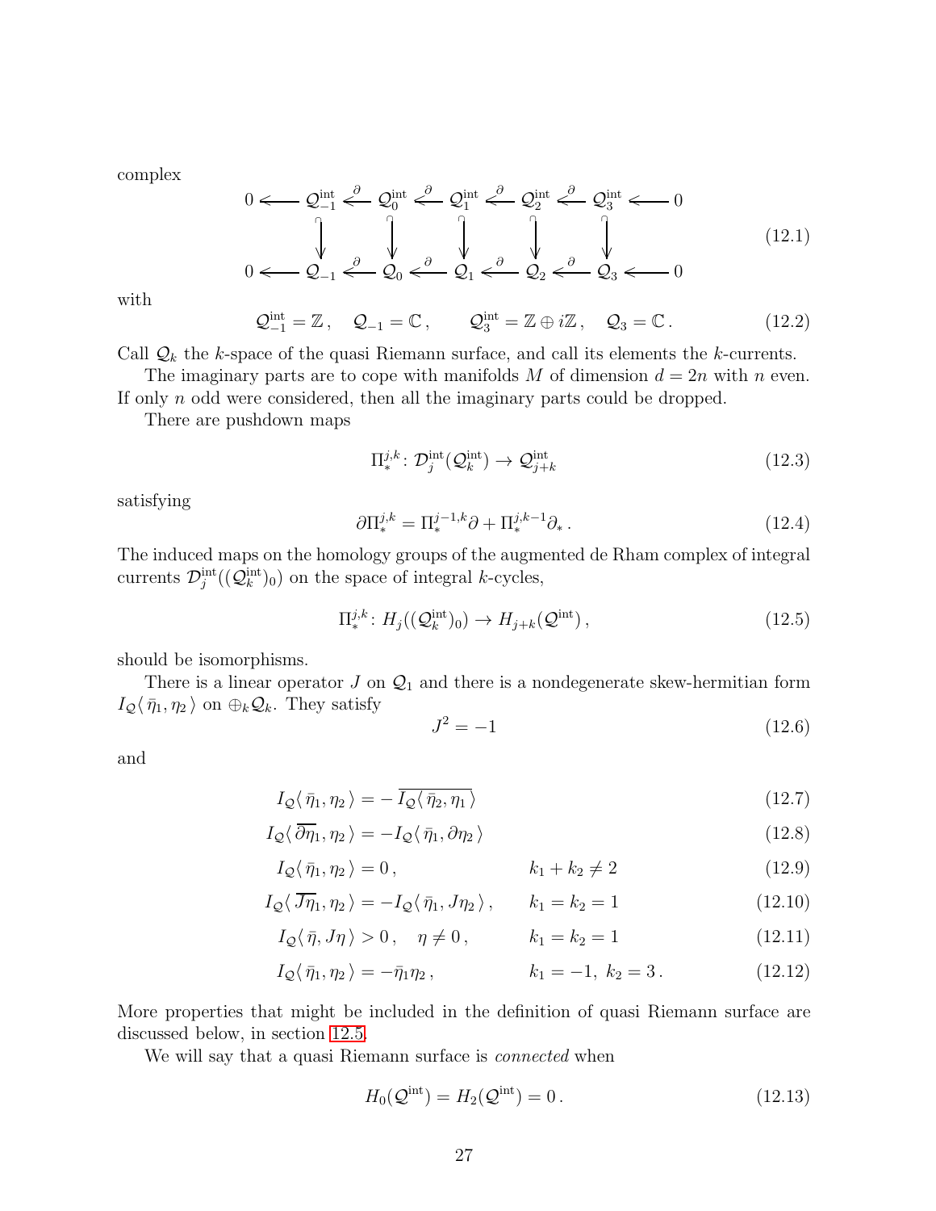complex

$$
\begin{array}{ccccccccccccc}
0 & \longleftarrow & \mathcal{Q}^{\text{int}}_{-1} & \xleftarrow{\partial} & \mathcal{Q}^{\text{int}}_{0} & \xleftarrow{\partial} & \mathcal{Q}^{\text{int}}_{1} & \xleftarrow{\partial} & \mathcal{Q}^{\text{int}}_{2} & \xleftarrow{\partial} & \mathcal{Q}^{\text{int}}_{3} & \longleftarrow & 0 \\
 & & \big\downarrow & & \big\downarrow & & \big\downarrow & & \big\downarrow & & \big\downarrow & & \\
0 & \longleftarrow & \mathcal{Q}_{-1} & \xleftarrow{\partial} & \mathcal{Q}_{0} & \xleftarrow{\partial} & \mathcal{Q}_{1} & \xleftarrow{\partial} & \mathcal{Q}_{2} & \xleftarrow{\partial} & \mathcal{Q}_{3} & \longleftarrow & 0
\end{array}
\tag{12.1}
$$

with

$$
\mathcal{Q}^{\text{int}}_{-1} = \mathbb{Z}\,, \quad \mathcal{Q}_{-1} = \mathbb{C}\,, \qquad \mathcal{Q}^{\text{int}}_{3} = \mathbb{Z} \oplus i\mathbb{Z}\,, \quad \mathcal{Q}_{3} = \mathbb{C}\,. \tag{12.2}
$$

Call $\mathcal{Q}_k$ the $k$-space of the quasi Riemann surface, and call its elements the $k$-currents.

The imaginary parts are to cope with manifolds $M$ of dimension $d = 2n$ with $n$ even. If only $n$ odd were considered, then all the imaginary parts could be dropped.

There are pushdown maps

$$
\Pi^{j,k}_{*} \colon \mathcal{D}^{\text{int}}_{j}(\mathcal{Q}^{\text{int}}_{k}) \to \mathcal{Q}^{\text{int}}_{j+k} \tag{12.3}
$$

satisfying

$$
\partial \Pi^{j,k}_{*} = \Pi^{j-1,k}_{*} \partial + \Pi^{j,k-1}_{*} \partial_{*}\,. \tag{12.4}
$$

The induced maps on the homology groups of the augmented de Rham complex of integral currents $\mathcal{D}^{\text{int}}_{j}((\mathcal{Q}^{\text{int}}_{k})_0)$ on the space of integral $k$-cycles,

$$
\Pi^{j,k}_{*} \colon H_j((\mathcal{Q}^{\text{int}}_{k})_0) \to H_{j+k}(\mathcal{Q}^{\text{int}})\,, \tag{12.5}
$$

should be isomorphisms.

There is a linear operator $J$ on $\mathcal{Q}_1$ and there is a nondegenerate skew-hermitian form $I_{\mathcal{Q}}\langle\, \bar\eta_1, \eta_2 \,\rangle$ on $\oplus_k \mathcal{Q}_k$. They satisfy

$$
J^2 = -1 \tag{12.6}
$$

and

$$
I_{\mathcal{Q}}\langle\, \bar\eta_1, \eta_2 \,\rangle = -\,\overline{I_{\mathcal{Q}}\langle\, \bar\eta_2, \eta_1 \,\rangle} \tag{12.7}
$$

$$
I_{\mathcal{Q}}\langle\, \overline{\partial\eta_1}, \eta_2 \,\rangle = -I_{\mathcal{Q}}\langle\, \bar\eta_1, \partial\eta_2 \,\rangle \tag{12.8}
$$

$$
I_{\mathcal{Q}}\langle\, \bar\eta_1, \eta_2 \,\rangle = 0\,, \qquad\qquad k_1 + k_2 \neq 2 \tag{12.9}
$$

$$
I_{\mathcal{Q}}\langle\, \overline{J\eta_1}, \eta_2 \,\rangle = -I_{\mathcal{Q}}\langle\, \bar\eta_1, J\eta_2 \,\rangle\,, \qquad k_1 = k_2 = 1 \tag{12.10}
$$

$$
I_{\mathcal{Q}}\langle\, \bar\eta, J\eta \,\rangle > 0\,, \quad \eta \neq 0\,, \qquad k_1 = k_2 = 1 \tag{12.11}
$$

$$
I_{\mathcal{Q}}\langle\, \bar\eta_1, \eta_2 \,\rangle = -\bar\eta_1 \eta_2\,, \qquad k_1 = -1,\ k_2 = 3\,. \tag{12.12}
$$

More properties that might be included in the definition of quasi Riemann surface are discussed below, in section 12.5.

We will say that a quasi Riemann surface is *connected* when

$$
H_0(\mathcal{Q}^{\text{int}}) = H_2(\mathcal{Q}^{\text{int}}) = 0\,. \tag{12.13}
$$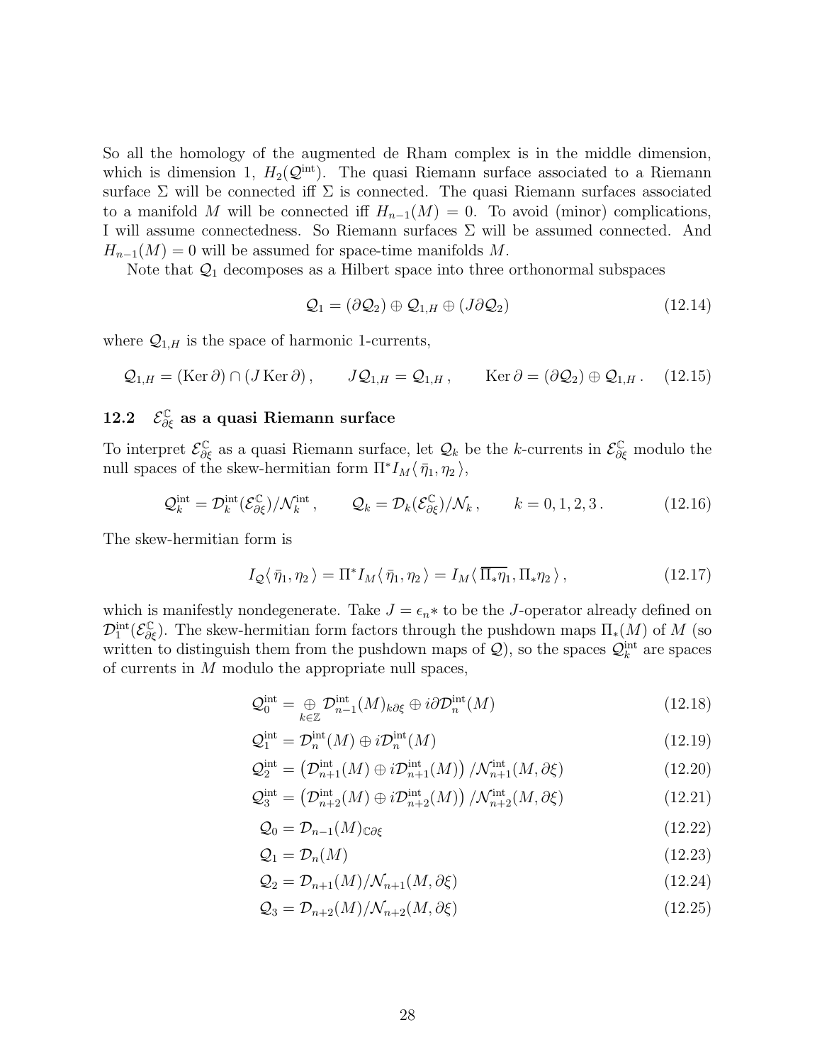So all the homology of the augmented de Rham complex is in the middle dimension, which is dimension 1, $H_2(\mathcal{Q}^{\text{int}})$. The quasi Riemann surface associated to a Riemann surface $\Sigma$ will be connected iff $\Sigma$ is connected. The quasi Riemann surfaces associated to a manifold $M$ will be connected iff $H_{n-1}(M) = 0$. To avoid (minor) complications, I will assume connectedness. So Riemann surfaces $\Sigma$ will be assumed connected. And $H_{n-1}(M) = 0$ will be assumed for space-time manifolds $M$.

Note that $\mathcal{Q}_1$ decomposes as a Hilbert space into three orthonormal subspaces

$$\mathcal{Q}_1 = (\partial\mathcal{Q}_2) \oplus \mathcal{Q}_{1,H} \oplus (J\partial\mathcal{Q}_2) \tag{12.14}$$

where $\mathcal{Q}_{1,H}$ is the space of harmonic 1-currents,

$$\mathcal{Q}_{1,H} = (\operatorname{Ker}\partial) \cap (J\operatorname{Ker}\partial)\,, \qquad J\mathcal{Q}_{1,H} = \mathcal{Q}_{1,H}\,, \qquad \operatorname{Ker}\partial = (\partial\mathcal{Q}_2) \oplus \mathcal{Q}_{1,H}\,. \tag{12.15}$$

### 12.2 $\mathcal{E}^{\mathbb{C}}_{\partial\xi}$ as a quasi Riemann surface

To interpret $\mathcal{E}^{\mathbb{C}}_{\partial\xi}$ as a quasi Riemann surface, let $\mathcal{Q}_k$ be the $k$-currents in $\mathcal{E}^{\mathbb{C}}_{\partial\xi}$ modulo the null spaces of the skew-hermitian form $\Pi^* I_M\langle\,\bar{\eta}_1, \eta_2\,\rangle$,

$$\mathcal{Q}^{\text{int}}_k = \mathcal{D}^{\text{int}}_k(\mathcal{E}^{\mathbb{C}}_{\partial\xi})/\mathcal{N}^{\text{int}}_k\,, \qquad \mathcal{Q}_k = \mathcal{D}_k(\mathcal{E}^{\mathbb{C}}_{\partial\xi})/\mathcal{N}_k\,, \qquad k = 0,1,2,3\,. \tag{12.16}$$

The skew-hermitian form is

$$I_{\mathcal{Q}}\langle\,\bar{\eta}_1, \eta_2\,\rangle = \Pi^* I_M\langle\,\bar{\eta}_1, \eta_2\,\rangle = I_M\langle\,\overline{\Pi_*\eta_1}, \Pi_*\eta_2\,\rangle\,, \tag{12.17}$$

which is manifestly nondegenerate. Take $J = \epsilon_n *$ to be the $J$-operator already defined on $\mathcal{D}^{\text{int}}_1(\mathcal{E}^{\mathbb{C}}_{\partial\xi})$. The skew-hermitian form factors through the pushdown maps $\Pi_*(M)$ of $M$ (so written to distinguish them from the pushdown maps of $\mathcal{Q}$), so the spaces $\mathcal{Q}^{\text{int}}_k$ are spaces of currents in $M$ modulo the appropriate null spaces,

$$\mathcal{Q}^{\text{int}}_0 = \underset{k\in\mathbb{Z}}{\oplus}\,\mathcal{D}^{\text{int}}_{n-1}(M)_{k\partial\xi} \oplus i\partial\mathcal{D}^{\text{int}}_n(M) \tag{12.18}$$

$$\mathcal{Q}^{\text{int}}_1 = \mathcal{D}^{\text{int}}_n(M) \oplus i\mathcal{D}^{\text{int}}_n(M) \tag{12.19}$$

$$\mathcal{Q}^{\text{int}}_2 = \left(\mathcal{D}^{\text{int}}_{n+1}(M) \oplus i\mathcal{D}^{\text{int}}_{n+1}(M)\right)/\mathcal{N}^{\text{int}}_{n+1}(M,\partial\xi) \tag{12.20}$$

$$\mathcal{Q}^{\text{int}}_3 = \left(\mathcal{D}^{\text{int}}_{n+2}(M) \oplus i\mathcal{D}^{\text{int}}_{n+2}(M)\right)/\mathcal{N}^{\text{int}}_{n+2}(M,\partial\xi) \tag{12.21}$$

$$\mathcal{Q}_0 = \mathcal{D}_{n-1}(M)_{\mathbb{C}\partial\xi} \tag{12.22}$$

$$\mathcal{Q}_1 = \mathcal{D}_n(M) \tag{12.23}$$

$$\mathcal{Q}_2 = \mathcal{D}_{n+1}(M)/\mathcal{N}_{n+1}(M,\partial\xi) \tag{12.24}$$

$$\mathcal{Q}_3 = \mathcal{D}_{n+2}(M)/\mathcal{N}_{n+2}(M,\partial\xi) \tag{12.25}$$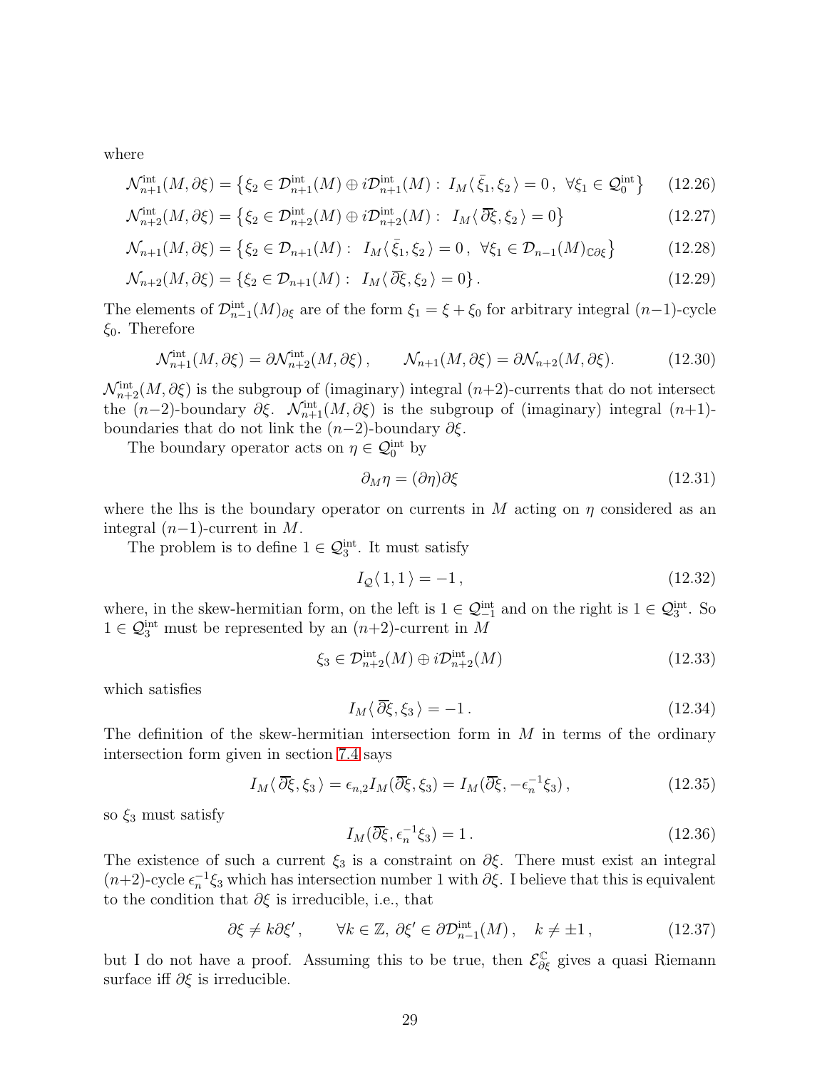where

$$\mathcal{N}^{\text{int}}_{n+1}(M,\partial\xi) = \left\{\xi_2 \in \mathcal{D}^{\text{int}}_{n+1}(M) \oplus i\mathcal{D}^{\text{int}}_{n+1}(M) :\; I_M\langle\, \bar{\xi}_1, \xi_2\,\rangle = 0\,,\;\; \forall \xi_1 \in \mathcal{Q}^{\text{int}}_0\right\} \tag{12.26}$$

$$\mathcal{N}^{\text{int}}_{n+2}(M,\partial\xi) = \left\{\xi_2 \in \mathcal{D}^{\text{int}}_{n+2}(M) \oplus i\mathcal{D}^{\text{int}}_{n+2}(M) :\;\; I_M\langle\, \overline{\partial}\xi, \xi_2\,\rangle = 0\right\} \tag{12.27}$$

$$\mathcal{N}_{n+1}(M,\partial\xi) = \left\{\xi_2 \in \mathcal{D}_{n+1}(M) :\;\; I_M\langle\, \bar{\xi}_1, \xi_2\,\rangle = 0\,,\;\; \forall \xi_1 \in \mathcal{D}_{n-1}(M)_{\mathbb{C}\partial\xi}\right\} \tag{12.28}$$

$$\mathcal{N}_{n+2}(M,\partial\xi) = \left\{\xi_2 \in \mathcal{D}_{n+1}(M) :\;\; I_M\langle\, \overline{\partial}\xi, \xi_2\,\rangle = 0\right\}. \tag{12.29}$$

The elements of $\mathcal{D}^{\text{int}}_{n-1}(M)_{\partial\xi}$ are of the form $\xi_1 = \xi + \xi_0$ for arbitrary integral $(n-1)$-cycle $\xi_0$. Therefore

$$\mathcal{N}^{\text{int}}_{n+1}(M,\partial\xi) = \partial\mathcal{N}^{\text{int}}_{n+2}(M,\partial\xi)\,, \qquad \mathcal{N}_{n+1}(M,\partial\xi) = \partial\mathcal{N}_{n+2}(M,\partial\xi). \tag{12.30}$$

$\mathcal{N}^{\text{int}}_{n+2}(M,\partial\xi)$ is the subgroup of (imaginary) integral $(n+2)$-currents that do not intersect the $(n-2)$-boundary $\partial\xi$. $\mathcal{N}^{\text{int}}_{n+1}(M,\partial\xi)$ is the subgroup of (imaginary) integral $(n+1)$-boundaries that do not link the $(n-2)$-boundary $\partial\xi$.

The boundary operator acts on $\eta \in \mathcal{Q}^{\text{int}}_0$ by

$$\partial_M\eta = (\partial\eta)\partial\xi \tag{12.31}$$

where the lhs is the boundary operator on currents in $M$ acting on $\eta$ considered as an integral $(n-1)$-current in $M$.

The problem is to define $1 \in \mathcal{Q}^{\text{int}}_3$. It must satisfy

$$I_{\mathcal{Q}}\langle\, 1, 1\,\rangle = -1\,, \tag{12.32}$$

where, in the skew-hermitian form, on the left is $1 \in \mathcal{Q}^{\text{int}}_{-1}$ and on the right is $1 \in \mathcal{Q}^{\text{int}}_3$. So $1 \in \mathcal{Q}^{\text{int}}_3$ must be represented by an $(n+2)$-current in $M$

$$\xi_3 \in \mathcal{D}^{\text{int}}_{n+2}(M) \oplus i\mathcal{D}^{\text{int}}_{n+2}(M) \tag{12.33}$$

which satisfies

$$I_M\langle\, \overline{\partial}\xi, \xi_3\,\rangle = -1\,. \tag{12.34}$$

The definition of the skew-hermitian intersection form in $M$ in terms of the ordinary intersection form given in section 7.4 says

$$I_M\langle\, \overline{\partial}\xi, \xi_3\,\rangle = \epsilon_{n,2} I_M(\overline{\partial}\xi, \xi_3) = I_M(\overline{\partial}\xi, -\epsilon_n^{-1}\xi_3)\,, \tag{12.35}$$

so $\xi_3$ must satisfy

$$I_M(\overline{\partial}\xi, \epsilon_n^{-1}\xi_3) = 1\,. \tag{12.36}$$

The existence of such a current $\xi_3$ is a constraint on $\partial\xi$. There must exist an integral $(n+2)$-cycle $\epsilon_n^{-1}\xi_3$ which has intersection number 1 with $\partial\xi$. I believe that this is equivalent to the condition that $\partial\xi$ is irreducible, i.e., that

$$\partial\xi \neq k\partial\xi'\,, \qquad \forall k \in \mathbb{Z},\; \partial\xi' \in \partial\mathcal{D}^{\text{int}}_{n-1}(M)\,, \quad k \neq \pm 1\,, \tag{12.37}$$

but I do not have a proof. Assuming this to be true, then $\mathcal{E}^{\mathbb{C}}_{\partial\xi}$ gives a quasi Riemann surface iff $\partial\xi$ is irreducible.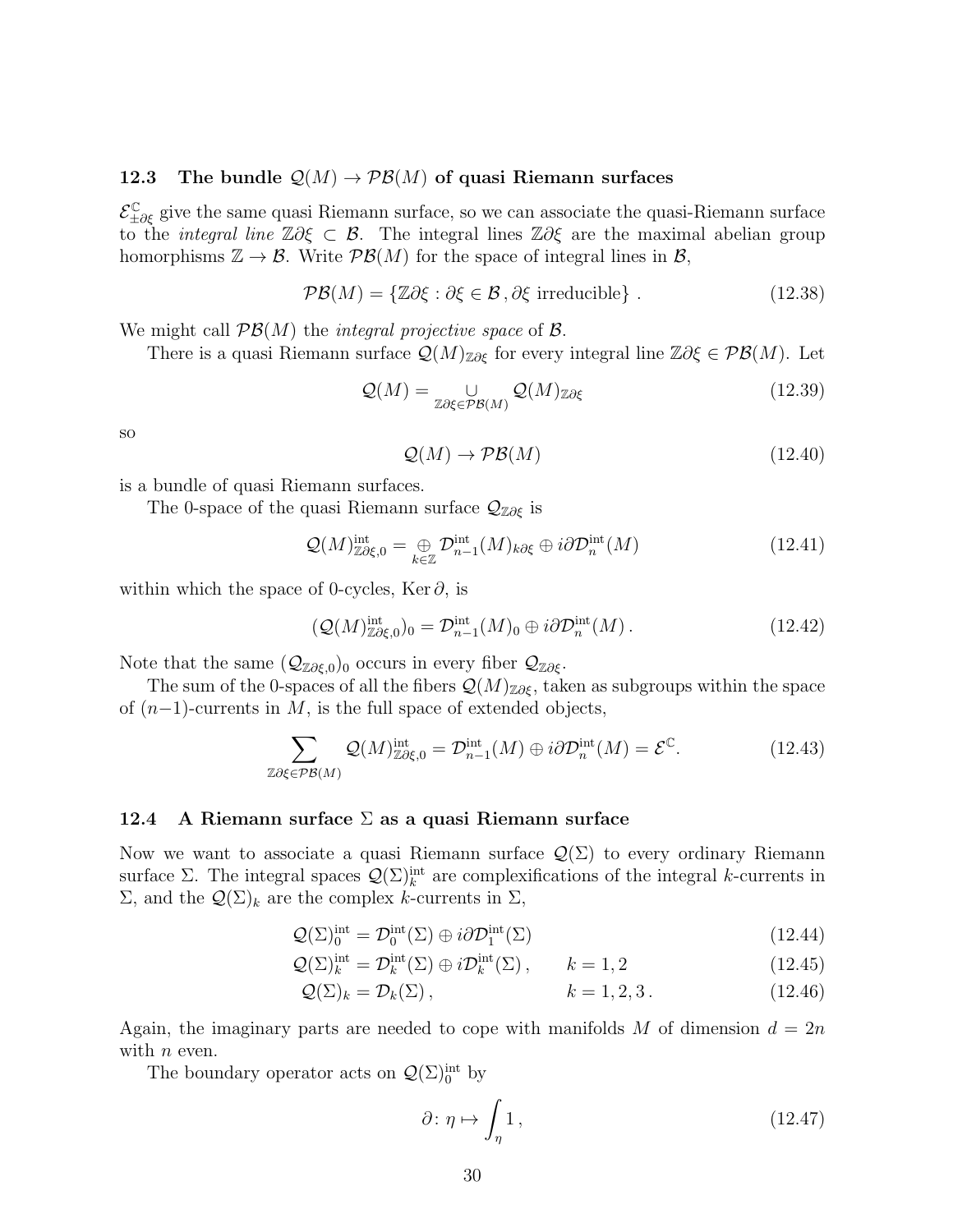### 12.3 The bundle $\mathcal{Q}(M) \to \mathcal{PB}(M)$ of quasi Riemann surfaces

$\mathcal{E}^{\mathbb{C}}_{\pm\partial\xi}$ give the same quasi Riemann surface, so we can associate the quasi-Riemann surface to the *integral line* $\mathbb{Z}\partial\xi \subset \mathcal{B}$. The integral lines $\mathbb{Z}\partial\xi$ are the maximal abelian group homorphisms $\mathbb{Z} \to \mathcal{B}$. Write $\mathcal{PB}(M)$ for the space of integral lines in $\mathcal{B}$,

$$\mathcal{PB}(M) = \{\mathbb{Z}\partial\xi : \partial\xi \in \mathcal{B}\,, \partial\xi \text{ irreducible}\}\,. \tag{12.38}$$

We might call $\mathcal{PB}(M)$ the *integral projective space* of $\mathcal{B}$.

There is a quasi Riemann surface $\mathcal{Q}(M)_{\mathbb{Z}\partial\xi}$ for every integral line $\mathbb{Z}\partial\xi \in \mathcal{PB}(M)$. Let

$$\mathcal{Q}(M) = \underset{\mathbb{Z}\partial\xi \in \mathcal{PB}(M)}{\cup} \mathcal{Q}(M)_{\mathbb{Z}\partial\xi} \tag{12.39}$$

so

$$\mathcal{Q}(M) \to \mathcal{PB}(M) \tag{12.40}$$

is a bundle of quasi Riemann surfaces.

The 0-space of the quasi Riemann surface $\mathcal{Q}_{\mathbb{Z}\partial\xi}$ is

$$\mathcal{Q}(M)^{\text{int}}_{\mathbb{Z}\partial\xi,0} = \underset{k\in\mathbb{Z}}{\oplus}\, \mathcal{D}^{\text{int}}_{n-1}(M)_{k\partial\xi} \oplus i\partial\mathcal{D}^{\text{int}}_{n}(M) \tag{12.41}$$

within which the space of 0-cycles, $\operatorname{Ker}\partial$, is

$$(\mathcal{Q}(M)^{\text{int}}_{\mathbb{Z}\partial\xi,0})_0 = \mathcal{D}^{\text{int}}_{n-1}(M)_0 \oplus i\partial\mathcal{D}^{\text{int}}_{n}(M)\,. \tag{12.42}$$

Note that the same $(\mathcal{Q}_{\mathbb{Z}\partial\xi,0})_0$ occurs in every fiber $\mathcal{Q}_{\mathbb{Z}\partial\xi}$.

The sum of the 0-spaces of all the fibers $\mathcal{Q}(M)_{\mathbb{Z}\partial\xi}$, taken as subgroups within the space of $(n-1)$-currents in $M$, is the full space of extended objects,

$$\sum_{\mathbb{Z}\partial\xi\in\mathcal{PB}(M)} \mathcal{Q}(M)^{\text{int}}_{\mathbb{Z}\partial\xi,0} = \mathcal{D}^{\text{int}}_{n-1}(M) \oplus i\partial\mathcal{D}^{\text{int}}_{n}(M) = \mathcal{E}^{\mathbb{C}}. \tag{12.43}$$

### 12.4 A Riemann surface $\Sigma$ as a quasi Riemann surface

Now we want to associate a quasi Riemann surface $\mathcal{Q}(\Sigma)$ to every ordinary Riemann surface $\Sigma$. The integral spaces $\mathcal{Q}(\Sigma)^{\text{int}}_k$ are complexifications of the integral $k$-currents in $\Sigma$, and the $\mathcal{Q}(\Sigma)_k$ are the complex $k$-currents in $\Sigma$,

$$\mathcal{Q}(\Sigma)^{\text{int}}_0 = \mathcal{D}^{\text{int}}_0(\Sigma) \oplus i\partial\mathcal{D}^{\text{int}}_1(\Sigma) \tag{12.44}$$

$$\mathcal{Q}(\Sigma)^{\text{int}}_k = \mathcal{D}^{\text{int}}_k(\Sigma) \oplus i\mathcal{D}^{\text{int}}_k(\Sigma)\,, \qquad k = 1, 2 \tag{12.45}$$

$$\mathcal{Q}(\Sigma)_k = \mathcal{D}_k(\Sigma)\,, \qquad k = 1, 2, 3\,. \tag{12.46}$$

Again, the imaginary parts are needed to cope with manifolds $M$ of dimension $d = 2n$ with $n$ even.

The boundary operator acts on $\mathcal{Q}(\Sigma)^{\text{int}}_0$ by

$$\partial\colon \eta \mapsto \int_\eta 1\,, \tag{12.47}$$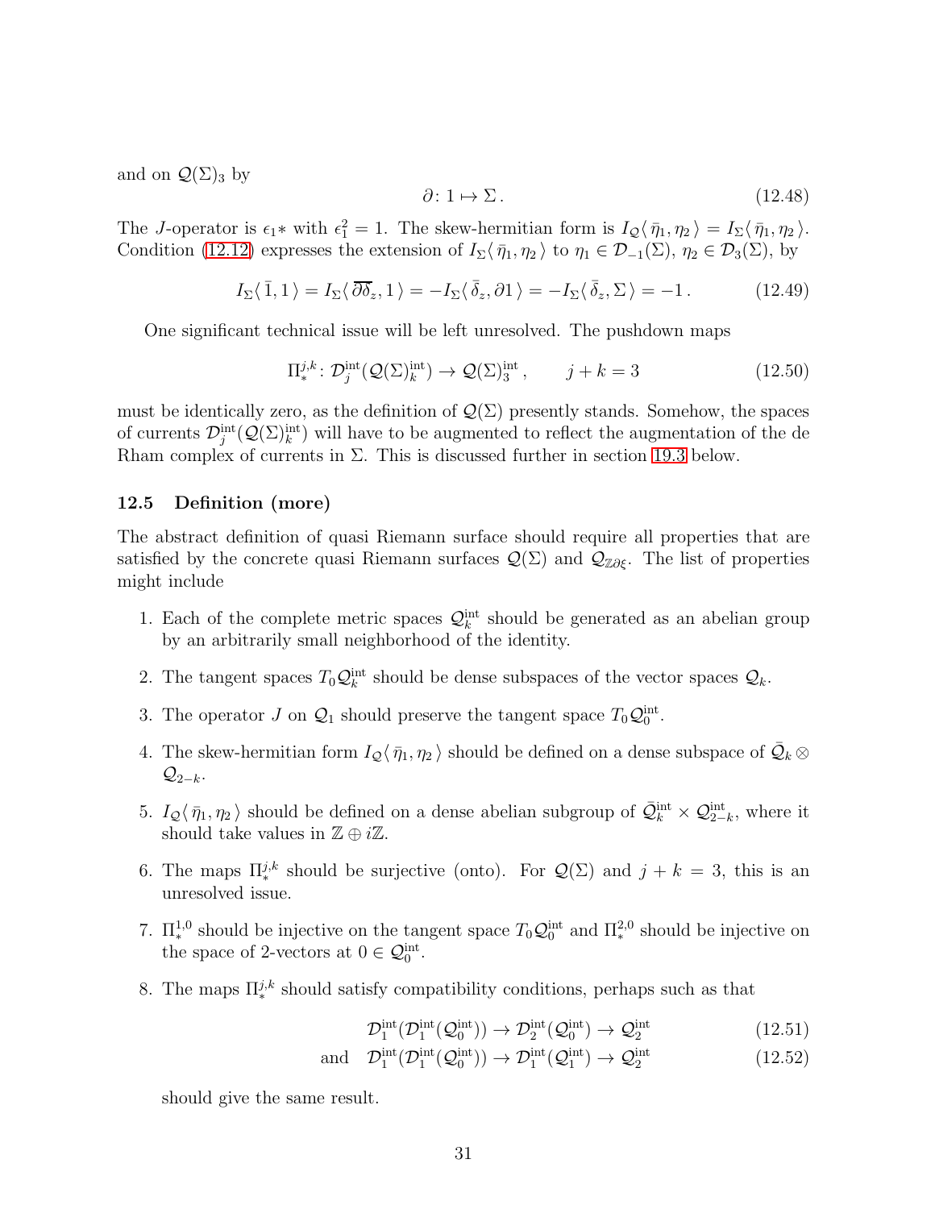and on $\mathcal{Q}(\Sigma)_3$ by

$$\partial\colon 1 \mapsto \Sigma\,. \tag{12.48}$$

The $J$-operator is $\epsilon_1 *$ with $\epsilon_1^2 = 1$. The skew-hermitian form is $I_{\mathcal{Q}}\langle\, \bar\eta_1, \eta_2 \,\rangle = I_\Sigma\langle\, \bar\eta_1, \eta_2 \,\rangle$. Condition (12.12) expresses the extension of $I_\Sigma\langle\, \bar\eta_1, \eta_2 \,\rangle$ to $\eta_1 \in \mathcal{D}_{-1}(\Sigma)$, $\eta_2 \in \mathcal{D}_3(\Sigma)$, by

$$I_\Sigma\langle\, \bar 1, 1 \,\rangle = I_\Sigma\langle\, \overline{\partial\delta_z}, 1 \,\rangle = -I_\Sigma\langle\, \bar\delta_z, \partial 1 \,\rangle = -I_\Sigma\langle\, \bar\delta_z, \Sigma \,\rangle = -1\,. \tag{12.49}$$

One significant technical issue will be left unresolved. The pushdown maps

$$\Pi_*^{j,k}\colon \mathcal{D}_j^{\text{int}}(\mathcal{Q}(\Sigma)_k^{\text{int}}) \to \mathcal{Q}(\Sigma)_3^{\text{int}}\,, \qquad j+k=3 \tag{12.50}$$

must be identically zero, as the definition of $\mathcal{Q}(\Sigma)$ presently stands. Somehow, the spaces of currents $\mathcal{D}_j^{\text{int}}(\mathcal{Q}(\Sigma)_k^{\text{int}})$ will have to be augmented to reflect the augmentation of the de Rham complex of currents in $\Sigma$. This is discussed further in section 19.3 below.

### 12.5 Definition (more)

The abstract definition of quasi Riemann surface should require all properties that are satisfied by the concrete quasi Riemann surfaces $\mathcal{Q}(\Sigma)$ and $\mathcal{Q}_{\mathbb{Z}\partial\xi}$. The list of properties might include

1. Each of the complete metric spaces $\mathcal{Q}_k^{\text{int}}$ should be generated as an abelian group by an arbitrarily small neighborhood of the identity.
2. The tangent spaces $T_0\mathcal{Q}_k^{\text{int}}$ should be dense subspaces of the vector spaces $\mathcal{Q}_k$.
3. The operator $J$ on $\mathcal{Q}_1$ should preserve the tangent space $T_0\mathcal{Q}_0^{\text{int}}$.
4. The skew-hermitian form $I_{\mathcal{Q}}\langle\, \bar\eta_1, \eta_2 \,\rangle$ should be defined on a dense subspace of $\bar{\mathcal{Q}}_k \otimes \mathcal{Q}_{2-k}$.
5. $I_{\mathcal{Q}}\langle\, \bar\eta_1, \eta_2 \,\rangle$ should be defined on a dense abelian subgroup of $\bar{\mathcal{Q}}_k^{\text{int}} \times \mathcal{Q}_{2-k}^{\text{int}}$, where it should take values in $\mathbb{Z} \oplus i\mathbb{Z}$.
6. The maps $\Pi_*^{j,k}$ should be surjective (onto). For $\mathcal{Q}(\Sigma)$ and $j+k=3$, this is an unresolved issue.
7. $\Pi_*^{1,0}$ should be injective on the tangent space $T_0\mathcal{Q}_0^{\text{int}}$ and $\Pi_*^{2,0}$ should be injective on the space of 2-vectors at $0 \in \mathcal{Q}_0^{\text{int}}$.
8. The maps $\Pi_*^{j,k}$ should satisfy compatibility conditions, perhaps such as that

$$\mathcal{D}_1^{\text{int}}(\mathcal{D}_1^{\text{int}}(\mathcal{Q}_0^{\text{int}})) \to \mathcal{D}_2^{\text{int}}(\mathcal{Q}_0^{\text{int}}) \to \mathcal{Q}_2^{\text{int}} \tag{12.51}$$

$$\text{and} \quad \mathcal{D}_1^{\text{int}}(\mathcal{D}_1^{\text{int}}(\mathcal{Q}_0^{\text{int}})) \to \mathcal{D}_1^{\text{int}}(\mathcal{Q}_1^{\text{int}}) \to \mathcal{Q}_2^{\text{int}} \tag{12.52}$$

should give the same result.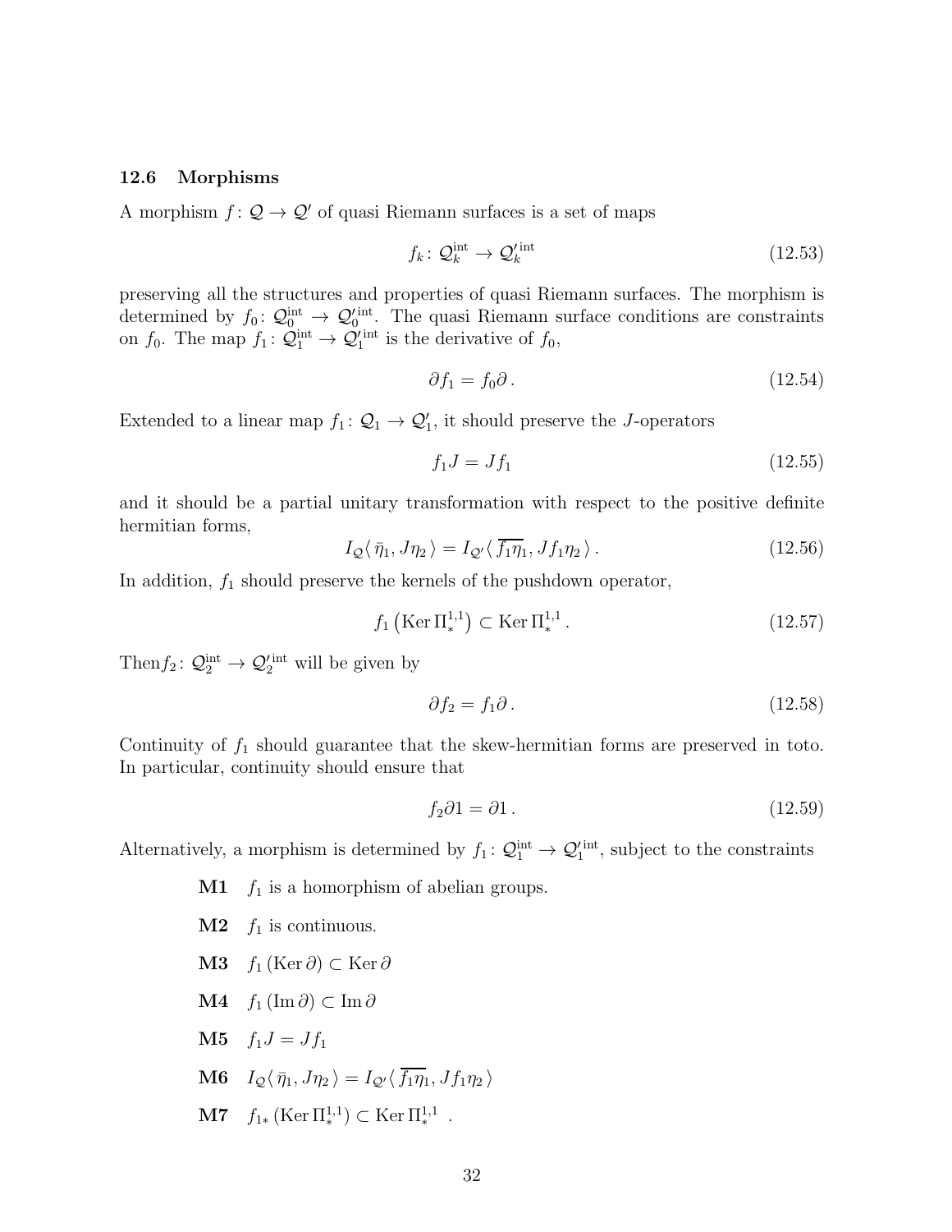### 12.6 Morphisms

A morphism $f\colon \mathcal{Q} \to \mathcal{Q}'$ of quasi Riemann surfaces is a set of maps

$$f_k\colon \mathcal{Q}_k^{\mathrm{int}} \to \mathcal{Q}_k'^{\mathrm{int}} \tag{12.53}$$

preserving all the structures and properties of quasi Riemann surfaces. The morphism is determined by $f_0\colon \mathcal{Q}_0^{\mathrm{int}} \to \mathcal{Q}_0'^{\mathrm{int}}$. The quasi Riemann surface conditions are constraints on $f_0$. The map $f_1\colon \mathcal{Q}_1^{\mathrm{int}} \to \mathcal{Q}_1'^{\mathrm{int}}$ is the derivative of $f_0$,

$$\partial f_1 = f_0 \partial \,. \tag{12.54}$$

Extended to a linear map $f_1\colon \mathcal{Q}_1 \to \mathcal{Q}_1'$, it should preserve the $J$-operators

$$f_1 J = J f_1 \tag{12.55}$$

and it should be a partial unitary transformation with respect to the positive definite hermitian forms,

$$I_{\mathcal{Q}}\langle\, \bar{\eta}_1, J\eta_2 \,\rangle = I_{\mathcal{Q}'}\langle\, \overline{f_1\eta_1}, J f_1 \eta_2 \,\rangle \,. \tag{12.56}$$

In addition, $f_1$ should preserve the kernels of the pushdown operator,

$$f_1\left(\operatorname{Ker} \Pi_*^{1,1}\right) \subset \operatorname{Ker} \Pi_*^{1,1} \,. \tag{12.57}$$

Then$f_2\colon \mathcal{Q}_2^{\mathrm{int}} \to \mathcal{Q}_2'^{\mathrm{int}}$ will be given by

$$\partial f_2 = f_1 \partial \,. \tag{12.58}$$

Continuity of $f_1$ should guarantee that the skew-hermitian forms are preserved in toto. In particular, continuity should ensure that

$$f_2 \partial 1 = \partial 1 \,. \tag{12.59}$$

Alternatively, a morphism is determined by $f_1\colon \mathcal{Q}_1^{\mathrm{int}} \to \mathcal{Q}_1'^{\mathrm{int}}$, subject to the constraints

- **M1** $f_1$ is a homorphism of abelian groups.
- **M2** $f_1$ is continuous.
- **M3** $f_1\left(\operatorname{Ker} \partial\right) \subset \operatorname{Ker} \partial$
- **M4** $f_1\left(\operatorname{Im} \partial\right) \subset \operatorname{Im} \partial$
- **M5** $f_1 J = J f_1$
- **M6** $I_{\mathcal{Q}}\langle\, \bar{\eta}_1, J\eta_2 \,\rangle = I_{\mathcal{Q}'}\langle\, \overline{f_1\eta_1}, J f_1 \eta_2 \,\rangle$
- **M7** $f_{1*}\left(\operatorname{Ker} \Pi_*^{1,1}\right) \subset \operatorname{Ker} \Pi_*^{1,1}$ .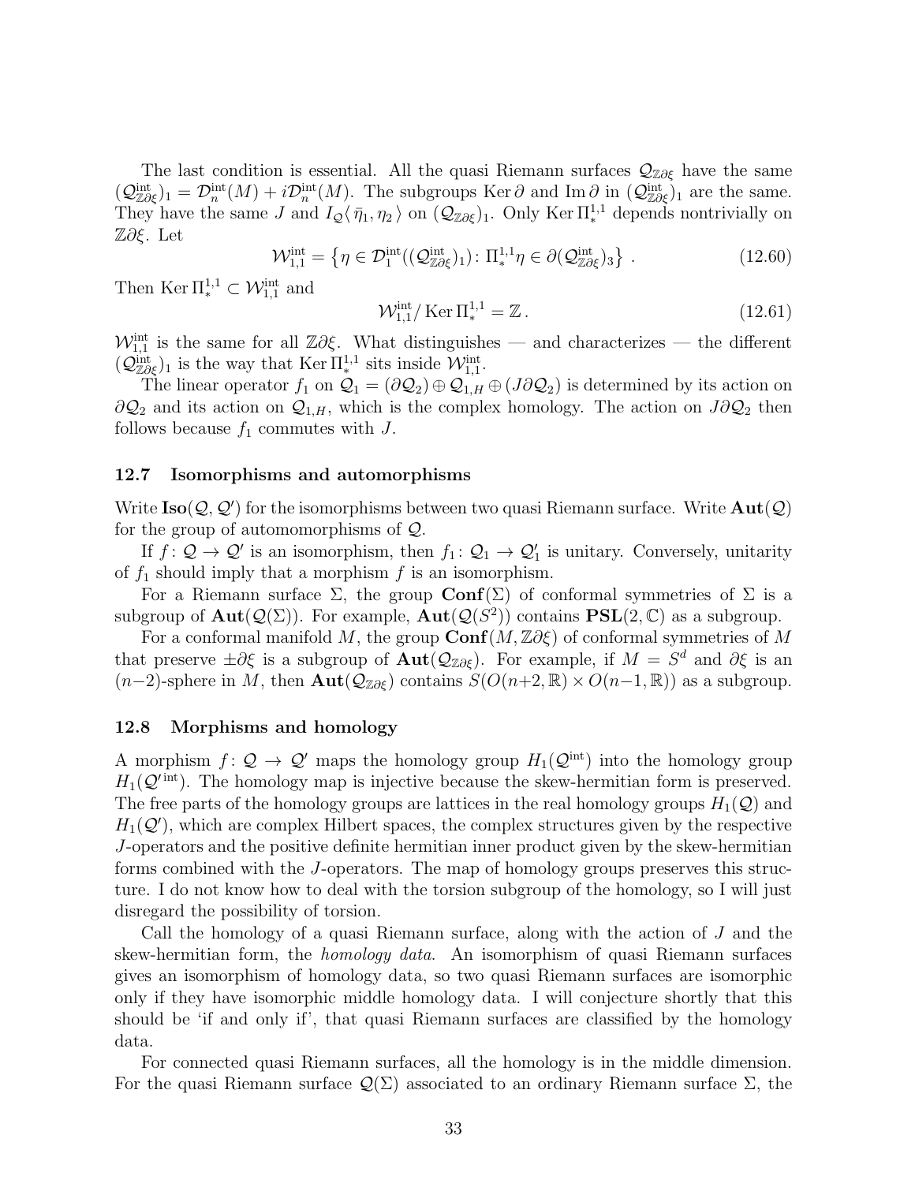The last condition is essential. All the quasi Riemann surfaces $\mathcal{Q}_{\mathbb{Z}\partial\xi}$ have the same $(\mathcal{Q}^{\text{int}}_{\mathbb{Z}\partial\xi})_1 = \mathcal{D}^{\text{int}}_n(M) + i\mathcal{D}^{\text{int}}_n(M)$. The subgroups $\operatorname{Ker}\partial$ and $\operatorname{Im}\partial$ in $(\mathcal{Q}^{\text{int}}_{\mathbb{Z}\partial\xi})_1$ are the same. They have the same $J$ and $I_{\mathcal{Q}}\langle \bar\eta_1, \eta_2 \rangle$ on $(\mathcal{Q}_{\mathbb{Z}\partial\xi})_1$. Only $\operatorname{Ker}\Pi^{1,1}_*$ depends nontrivially on $\mathbb{Z}\partial\xi$. Let

$$\mathcal{W}^{\text{int}}_{1,1} = \left\{ \eta \in \mathcal{D}^{\text{int}}_1((\mathcal{Q}^{\text{int}}_{\mathbb{Z}\partial\xi})_1) \colon \Pi^{1,1}_* \eta \in \partial(\mathcal{Q}^{\text{int}}_{\mathbb{Z}\partial\xi})_3 \right\} . \tag{12.60}$$

Then $\operatorname{Ker}\Pi^{1,1}_* \subset \mathcal{W}^{\text{int}}_{1,1}$ and

$$\mathcal{W}^{\text{int}}_{1,1} / \operatorname{Ker}\Pi^{1,1}_* = \mathbb{Z} \,. \tag{12.61}$$

$\mathcal{W}^{\text{int}}_{1,1}$ is the same for all $\mathbb{Z}\partial\xi$. What distinguishes — and characterizes — the different $(\mathcal{Q}^{\text{int}}_{\mathbb{Z}\partial\xi})_1$ is the way that $\operatorname{Ker}\Pi^{1,1}_*$ sits inside $\mathcal{W}^{\text{int}}_{1,1}$.

The linear operator $f_1$ on $\mathcal{Q}_1 = (\partial\mathcal{Q}_2) \oplus \mathcal{Q}_{1,H} \oplus (J\partial\mathcal{Q}_2)$ is determined by its action on $\partial\mathcal{Q}_2$ and its action on $\mathcal{Q}_{1,H}$, which is the complex homology. The action on $J\partial\mathcal{Q}_2$ then follows because $f_1$ commutes with $J$.

### 12.7 Isomorphisms and automorphisms

Write $\mathbf{Iso}(\mathcal{Q}, \mathcal{Q}')$ for the isomorphisms between two quasi Riemann surface. Write $\mathbf{Aut}(\mathcal{Q})$ for the group of automomorphisms of $\mathcal{Q}$.

If $f \colon \mathcal{Q} \to \mathcal{Q}'$ is an isomorphism, then $f_1 \colon \mathcal{Q}_1 \to \mathcal{Q}'_1$ is unitary. Conversely, unitarity of $f_1$ should imply that a morphism $f$ is an isomorphism.

For a Riemann surface $\Sigma$, the group $\mathbf{Conf}(\Sigma)$ of conformal symmetries of $\Sigma$ is a subgroup of $\mathbf{Aut}(\mathcal{Q}(\Sigma))$. For example, $\mathbf{Aut}(\mathcal{Q}(S^2))$ contains $\mathbf{PSL}(2,\mathbb{C})$ as a subgroup.

For a conformal manifold $M$, the group $\mathbf{Conf}(M, \mathbb{Z}\partial\xi)$ of conformal symmetries of $M$ that preserve $\pm\partial\xi$ is a subgroup of $\mathbf{Aut}(\mathcal{Q}_{\mathbb{Z}\partial\xi})$. For example, if $M = S^d$ and $\partial\xi$ is an $(n-2)$-sphere in $M$, then $\mathbf{Aut}(\mathcal{Q}_{\mathbb{Z}\partial\xi})$ contains $S(O(n+2,\mathbb{R}) \times O(n-1,\mathbb{R}))$ as a subgroup.

### 12.8 Morphisms and homology

A morphism $f \colon \mathcal{Q} \to \mathcal{Q}'$ maps the homology group $H_1(\mathcal{Q}^{\text{int}})$ into the homology group $H_1(\mathcal{Q}'^{\,\text{int}})$. The homology map is injective because the skew-hermitian form is preserved. The free parts of the homology groups are lattices in the real homology groups $H_1(\mathcal{Q})$ and $H_1(\mathcal{Q}')$, which are complex Hilbert spaces, the complex structures given by the respective $J$-operators and the positive definite hermitian inner product given by the skew-hermitian forms combined with the $J$-operators. The map of homology groups preserves this structure. I do not know how to deal with the torsion subgroup of the homology, so I will just disregard the possibility of torsion.

Call the homology of a quasi Riemann surface, along with the action of $J$ and the skew-hermitian form, the *homology data*. An isomorphism of quasi Riemann surfaces gives an isomorphism of homology data, so two quasi Riemann surfaces are isomorphic only if they have isomorphic middle homology data. I will conjecture shortly that this should be 'if and only if', that quasi Riemann surfaces are classified by the homology data.

For connected quasi Riemann surfaces, all the homology is in the middle dimension. For the quasi Riemann surface $\mathcal{Q}(\Sigma)$ associated to an ordinary Riemann surface $\Sigma$, the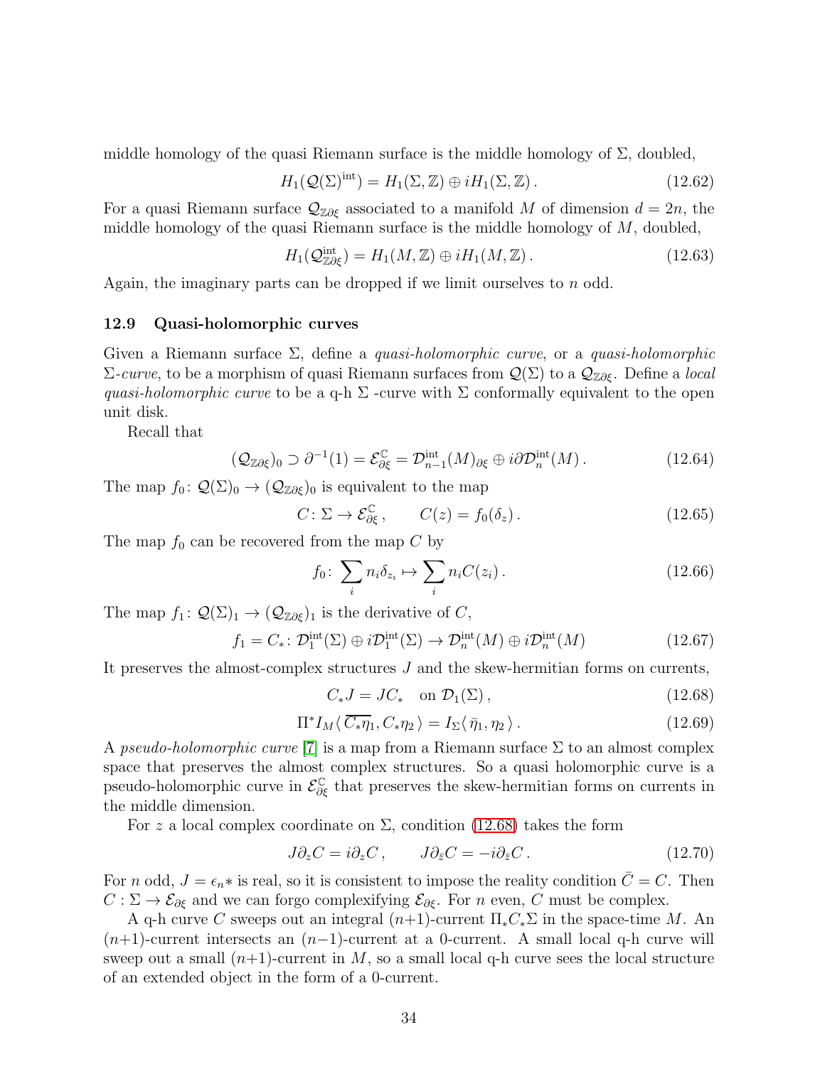middle homology of the quasi Riemann surface is the middle homology of $\Sigma$, doubled,

$$H_1(\mathcal{Q}(\Sigma)^{\text{int}}) = H_1(\Sigma, \mathbb{Z}) \oplus iH_1(\Sigma, \mathbb{Z})\,. \tag{12.62}$$

For a quasi Riemann surface $\mathcal{Q}_{\mathbb{Z}\partial\xi}$ associated to a manifold $M$ of dimension $d = 2n$, the middle homology of the quasi Riemann surface is the middle homology of $M$, doubled,

$$H_1(\mathcal{Q}^{\text{int}}_{\mathbb{Z}\partial\xi}) = H_1(M, \mathbb{Z}) \oplus iH_1(M, \mathbb{Z})\,. \tag{12.63}$$

Again, the imaginary parts can be dropped if we limit ourselves to $n$ odd.

### 12.9 Quasi-holomorphic curves

Given a Riemann surface $\Sigma$, define a *quasi-holomorphic curve*, or a *quasi-holomorphic $\Sigma$-curve*, to be a morphism of quasi Riemann surfaces from $\mathcal{Q}(\Sigma)$ to a $\mathcal{Q}_{\mathbb{Z}\partial\xi}$. Define a *local quasi-holomorphic curve* to be a q-h $\Sigma$ -curve with $\Sigma$ conformally equivalent to the open unit disk.

Recall that

$$(\mathcal{Q}_{\mathbb{Z}\partial\xi})_0 \supset \partial^{-1}(1) = \mathcal{E}^{\mathbb{C}}_{\partial\xi} = \mathcal{D}^{\text{int}}_{n-1}(M)_{\partial\xi} \oplus i\partial\mathcal{D}^{\text{int}}_{n}(M)\,. \tag{12.64}$$

The map $f_0\colon \mathcal{Q}(\Sigma)_0 \to (\mathcal{Q}_{\mathbb{Z}\partial\xi})_0$ is equivalent to the map

$$C\colon \Sigma \to \mathcal{E}^{\mathbb{C}}_{\partial\xi}\,, \qquad C(z) = f_0(\delta_z)\,. \tag{12.65}$$

The map $f_0$ can be recovered from the map $C$ by

$$f_0\colon \sum_i n_i \delta_{z_i} \mapsto \sum_i n_i C(z_i)\,. \tag{12.66}$$

The map $f_1\colon \mathcal{Q}(\Sigma)_1 \to (\mathcal{Q}_{\mathbb{Z}\partial\xi})_1$ is the derivative of $C$,

$$f_1 = C_*\colon \mathcal{D}^{\text{int}}_1(\Sigma) \oplus i\mathcal{D}^{\text{int}}_1(\Sigma) \to \mathcal{D}^{\text{int}}_n(M) \oplus i\mathcal{D}^{\text{int}}_n(M) \tag{12.67}$$

It preserves the almost-complex structures $J$ and the skew-hermitian forms on currents,

$$C_* J = J C_* \quad \text{on } \mathcal{D}_1(\Sigma)\,, \tag{12.68}$$

$$\Pi^* I_M \langle\, \overline{C_*\eta_1}, C_*\eta_2 \,\rangle = I_\Sigma \langle\, \bar\eta_1, \eta_2 \,\rangle\,. \tag{12.69}$$

A *pseudo-holomorphic curve* [7] is a map from a Riemann surface $\Sigma$ to an almost complex space that preserves the almost complex structures. So a quasi holomorphic curve is a pseudo-holomorphic curve in $\mathcal{E}^{\mathbb{C}}_{\partial\xi}$ that preserves the skew-hermitian forms on currents in the middle dimension.

For $z$ a local complex coordinate on $\Sigma$, condition (12.68) takes the form

$$J\partial_z C = i\partial_z C\,, \qquad J\partial_{\bar z} C = -i\partial_{\bar z} C\,. \tag{12.70}$$

For $n$ odd, $J = \epsilon_n *$ is real, so it is consistent to impose the reality condition $\bar C = C$. Then $C : \Sigma \to \mathcal{E}_{\partial\xi}$ and we can forgo complexifying $\mathcal{E}_{\partial\xi}$. For $n$ even, $C$ must be complex.

A q-h curve $C$ sweeps out an integral $(n{+}1)$-current $\Pi_* C_* \Sigma$ in the space-time $M$. An $(n{+}1)$-current intersects an $(n{-}1)$-current at a 0-current. A small local q-h curve will sweep out a small $(n{+}1)$-current in $M$, so a small local q-h curve sees the local structure of an extended object in the form of a 0-current.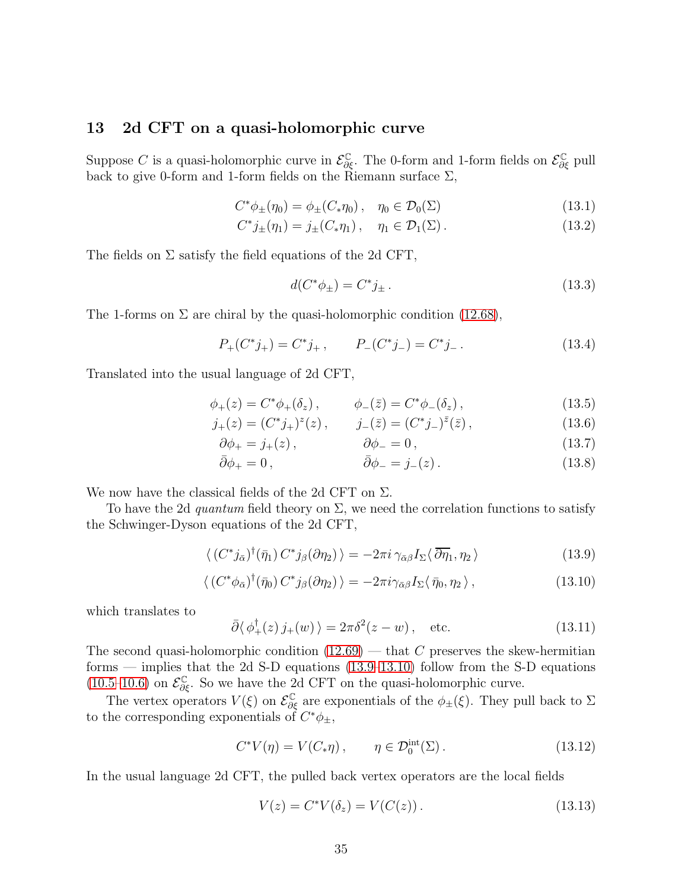## 13 2d CFT on a quasi-holomorphic curve

Suppose $C$ is a quasi-holomorphic curve in $\mathcal{E}^{\mathbb{C}}_{\partial\xi}$. The 0-form and 1-form fields on $\mathcal{E}^{\mathbb{C}}_{\partial\xi}$ pull back to give 0-form and 1-form fields on the Riemann surface $\Sigma$,

$$C^*\phi_\pm(\eta_0) = \phi_\pm(C_*\eta_0)\,, \quad \eta_0 \in \mathcal{D}_0(\Sigma) \tag{13.1}$$

$$C^*j_\pm(\eta_1) = j_\pm(C_*\eta_1)\,, \quad \eta_1 \in \mathcal{D}_1(\Sigma)\,. \tag{13.2}$$

The fields on $\Sigma$ satisfy the field equations of the 2d CFT,

$$d(C^*\phi_\pm) = C^*j_\pm\,. \tag{13.3}$$

The 1-forms on $\Sigma$ are chiral by the quasi-holomorphic condition (12.68),

$$P_+(C^*j_+) = C^*j_+\,, \qquad P_-(C^*j_-) = C^*j_-\,. \tag{13.4}$$

Translated into the usual language of 2d CFT,

$$\phi_+(z) = C^*\phi_+(\delta_z)\,, \qquad \phi_-(\bar z) = C^*\phi_-(\delta_z)\,, \tag{13.5}$$

$$j_+(z) = (C^*j_+)^z(z)\,, \qquad j_-(\bar z) = (C^*j_-)^{\bar z}(\bar z)\,, \tag{13.6}$$

$$\partial\phi_+ = j_+(z)\,, \qquad \partial\phi_- = 0\,, \tag{13.7}$$

$$\bar\partial\phi_+ = 0\,, \qquad \bar\partial\phi_- = j_-(z)\,. \tag{13.8}$$

We now have the classical fields of the 2d CFT on $\Sigma$.

To have the 2d *quantum* field theory on $\Sigma$, we need the correlation functions to satisfy the Schwinger-Dyson equations of the 2d CFT,

$$\langle\, (C^*j_{\bar\alpha})^\dagger(\bar\eta_1)\, C^*j_\beta(\partial\eta_2)\,\rangle = -2\pi i\, \gamma_{\bar\alpha\beta} I_\Sigma\langle\, \overline{\partial\eta_1}, \eta_2\,\rangle \tag{13.9}$$

$$\langle\, (C^*\phi_{\bar\alpha})^\dagger(\bar\eta_0)\, C^*j_\beta(\partial\eta_2)\,\rangle = -2\pi i \gamma_{\bar\alpha\beta} I_\Sigma\langle\, \bar\eta_0, \eta_2\,\rangle\,, \tag{13.10}$$

which translates to

$$\bar\partial\langle\, \phi_+^\dagger(z)\, j_+(w)\,\rangle = 2\pi\delta^2(z-w)\,, \quad \text{etc.} \tag{13.11}$$

The second quasi-holomorphic condition (12.69) — that $C$ preserves the skew-hermitian forms — implies that the 2d S-D equations (13.9–13.10) follow from the S-D equations (10.5–10.6) on $\mathcal{E}^{\mathbb{C}}_{\partial\xi}$. So we have the 2d CFT on the quasi-holomorphic curve.

The vertex operators $V(\xi)$ on $\mathcal{E}^{\mathbb{C}}_{\partial\xi}$ are exponentials of the $\phi_\pm(\xi)$. They pull back to $\Sigma$ to the corresponding exponentials of $C^*\phi_\pm$,

$$C^*V(\eta) = V(C_*\eta)\,, \qquad \eta \in \mathcal{D}_0^{\mathrm{int}}(\Sigma)\,. \tag{13.12}$$

In the usual language 2d CFT, the pulled back vertex operators are the local fields

$$V(z) = C^*V(\delta_z) = V(C(z))\,. \tag{13.13}$$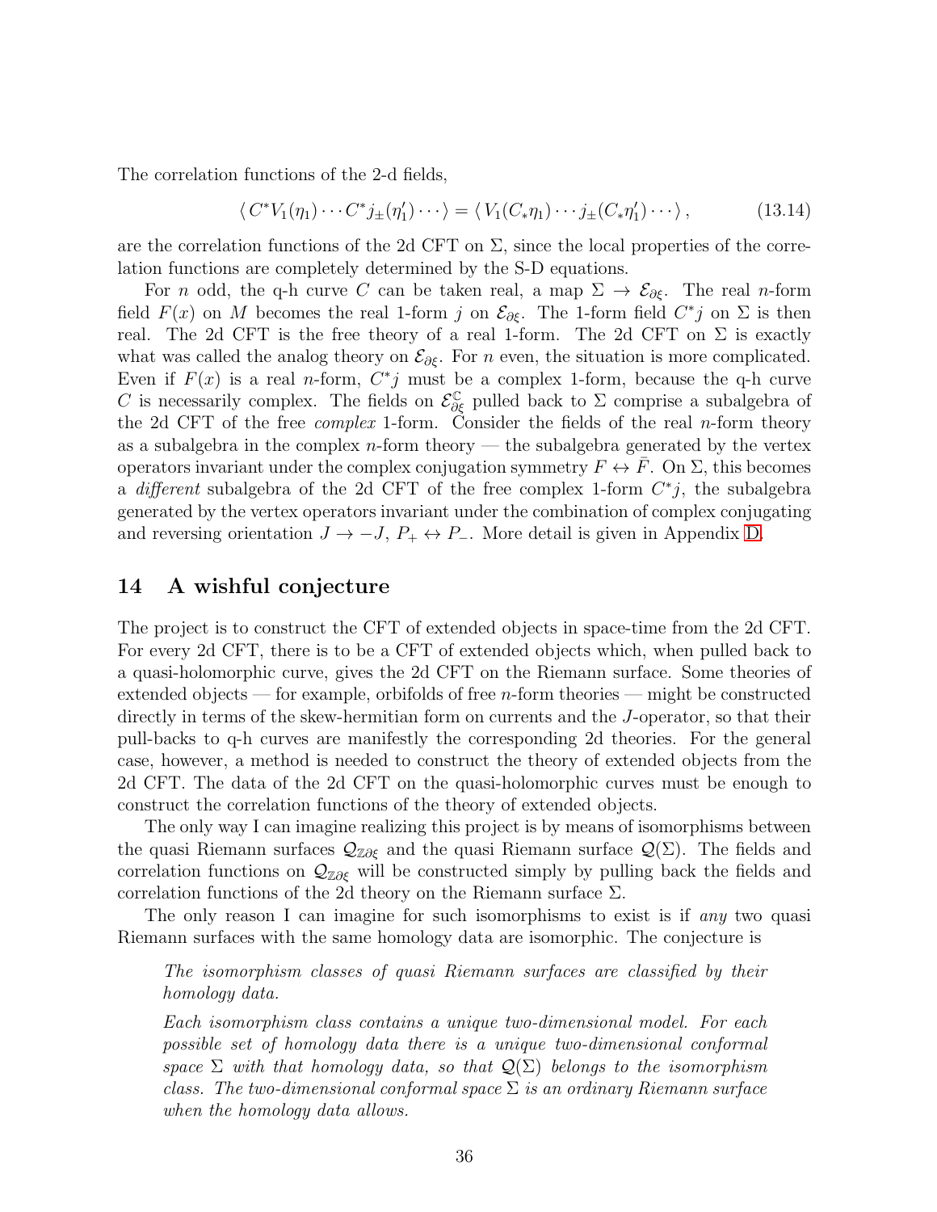The correlation functions of the 2-d fields,

$$\langle C^* V_1(\eta_1) \cdots C^* j_\pm(\eta_1') \cdots \rangle = \langle V_1(C_* \eta_1) \cdots j_\pm(C_* \eta_1') \cdots \rangle \,, \tag{13.14}$$

are the correlation functions of the 2d CFT on $\Sigma$, since the local properties of the correlation functions are completely determined by the S-D equations.

For $n$ odd, the q-h curve $C$ can be taken real, a map $\Sigma \to \mathcal{E}_{\partial\xi}$. The real $n$-form field $F(x)$ on $M$ becomes the real 1-form $j$ on $\mathcal{E}_{\partial\xi}$. The 1-form field $C^* j$ on $\Sigma$ is then real. The 2d CFT is the free theory of a real 1-form. The 2d CFT on $\Sigma$ is exactly what was called the analog theory on $\mathcal{E}_{\partial\xi}$. For $n$ even, the situation is more complicated. Even if $F(x)$ is a real $n$-form, $C^* j$ must be a complex 1-form, because the q-h curve $C$ is necessarily complex. The fields on $\mathcal{E}^{\mathbb{C}}_{\partial\xi}$ pulled back to $\Sigma$ comprise a subalgebra of the 2d CFT of the free *complex* 1-form. Consider the fields of the real $n$-form theory as a subalgebra in the complex $n$-form theory — the subalgebra generated by the vertex operators invariant under the complex conjugation symmetry $F \leftrightarrow \bar{F}$. On $\Sigma$, this becomes a *different* subalgebra of the 2d CFT of the free complex 1-form $C^* j$, the subalgebra generated by the vertex operators invariant under the combination of complex conjugating and reversing orientation $J \to -J$, $P_+ \leftrightarrow P_-$. More detail is given in Appendix D.

## 14 A wishful conjecture

The project is to construct the CFT of extended objects in space-time from the 2d CFT. For every 2d CFT, there is to be a CFT of extended objects which, when pulled back to a quasi-holomorphic curve, gives the 2d CFT on the Riemann surface. Some theories of extended objects — for example, orbifolds of free $n$-form theories — might be constructed directly in terms of the skew-hermitian form on currents and the $J$-operator, so that their pull-backs to q-h curves are manifestly the corresponding 2d theories. For the general case, however, a method is needed to construct the theory of extended objects from the 2d CFT. The data of the 2d CFT on the quasi-holomorphic curves must be enough to construct the correlation functions of the theory of extended objects.

The only way I can imagine realizing this project is by means of isomorphisms between the quasi Riemann surfaces $\mathcal{Q}_{\mathbb{Z}\partial\xi}$ and the quasi Riemann surface $\mathcal{Q}(\Sigma)$. The fields and correlation functions on $\mathcal{Q}_{\mathbb{Z}\partial\xi}$ will be constructed simply by pulling back the fields and correlation functions of the 2d theory on the Riemann surface $\Sigma$.

The only reason I can imagine for such isomorphisms to exist is if *any* two quasi Riemann surfaces with the same homology data are isomorphic. The conjecture is

> *The isomorphism classes of quasi Riemann surfaces are classified by their homology data.*
>
> *Each isomorphism class contains a unique two-dimensional model. For each possible set of homology data there is a unique two-dimensional conformal space $\Sigma$ with that homology data, so that $\mathcal{Q}(\Sigma)$ belongs to the isomorphism class. The two-dimensional conformal space $\Sigma$ is an ordinary Riemann surface when the homology data allows.*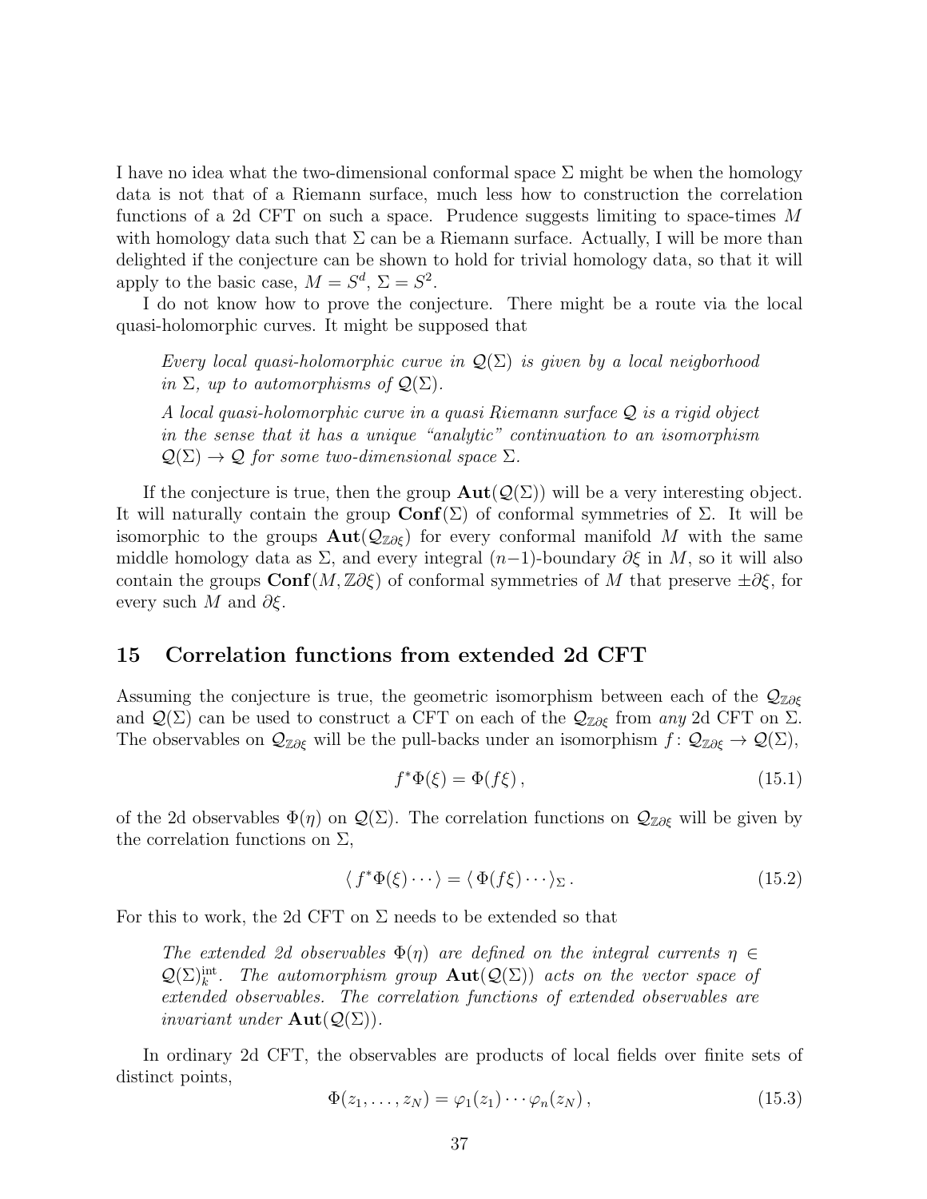I have no idea what the two-dimensional conformal space $\Sigma$ might be when the homology data is not that of a Riemann surface, much less how to construction the correlation functions of a 2d CFT on such a space. Prudence suggests limiting to space-times $M$ with homology data such that $\Sigma$ can be a Riemann surface. Actually, I will be more than delighted if the conjecture can be shown to hold for trivial homology data, so that it will apply to the basic case, $M = S^d$, $\Sigma = S^2$.

I do not know how to prove the conjecture. There might be a route via the local quasi-holomorphic curves. It might be supposed that

> *Every local quasi-holomorphic curve in $\mathcal{Q}(\Sigma)$ is given by a local neigborhood in $\Sigma$, up to automorphisms of $\mathcal{Q}(\Sigma)$.*
>
> *A local quasi-holomorphic curve in a quasi Riemann surface $\mathcal{Q}$ is a rigid object in the sense that it has a unique "analytic" continuation to an isomorphism $\mathcal{Q}(\Sigma) \to \mathcal{Q}$ for some two-dimensional space $\Sigma$.*

If the conjecture is true, then the group $\mathbf{Aut}(\mathcal{Q}(\Sigma))$ will be a very interesting object. It will naturally contain the group $\mathbf{Conf}(\Sigma)$ of conformal symmetries of $\Sigma$. It will be isomorphic to the groups $\mathbf{Aut}(\mathcal{Q}_{\mathbb{Z}\partial\xi})$ for every conformal manifold $M$ with the same middle homology data as $\Sigma$, and every integral $(n-1)$-boundary $\partial\xi$ in $M$, so it will also contain the groups $\mathbf{Conf}(M, \mathbb{Z}\partial\xi)$ of conformal symmetries of $M$ that preserve $\pm\partial\xi$, for every such $M$ and $\partial\xi$.

## 15 Correlation functions from extended 2d CFT

Assuming the conjecture is true, the geometric isomorphism between each of the $\mathcal{Q}_{\mathbb{Z}\partial\xi}$ and $\mathcal{Q}(\Sigma)$ can be used to construct a CFT on each of the $\mathcal{Q}_{\mathbb{Z}\partial\xi}$ from *any* 2d CFT on $\Sigma$. The observables on $\mathcal{Q}_{\mathbb{Z}\partial\xi}$ will be the pull-backs under an isomorphism $f\colon \mathcal{Q}_{\mathbb{Z}\partial\xi} \to \mathcal{Q}(\Sigma)$,

$$f^*\Phi(\xi) = \Phi(f\xi)\,, \tag{15.1}$$

of the 2d observables $\Phi(\eta)$ on $\mathcal{Q}(\Sigma)$. The correlation functions on $\mathcal{Q}_{\mathbb{Z}\partial\xi}$ will be given by the correlation functions on $\Sigma$,

$$\langle\, f^*\Phi(\xi)\cdots\rangle = \langle\, \Phi(f\xi)\cdots\rangle_{\Sigma}\,. \tag{15.2}$$

For this to work, the 2d CFT on $\Sigma$ needs to be extended so that

> *The extended 2d observables $\Phi(\eta)$ are defined on the integral currents $\eta \in \mathcal{Q}(\Sigma)^{\mathrm{int}}_k$. The automorphism group $\mathbf{Aut}(\mathcal{Q}(\Sigma))$ acts on the vector space of extended observables. The correlation functions of extended observables are invariant under $\mathbf{Aut}(\mathcal{Q}(\Sigma))$.*

In ordinary 2d CFT, the observables are products of local fields over finite sets of distinct points,

$$\Phi(z_1, \ldots, z_N) = \varphi_1(z_1)\cdots\varphi_n(z_N)\,, \tag{15.3}$$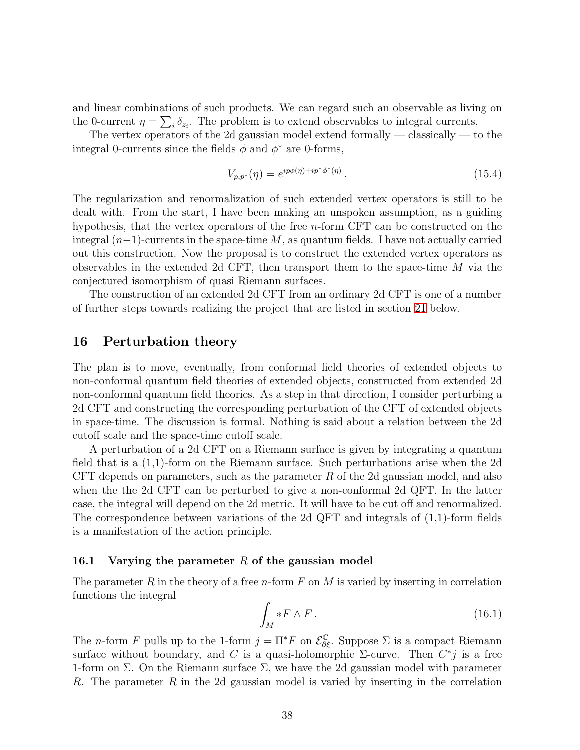and linear combinations of such products. We can regard such an observable as living on the 0-current $\eta = \sum_i \delta_{z_i}$. The problem is to extend observables to integral currents.

The vertex operators of the 2d gaussian model extend formally — classically — to the integral 0-currents since the fields $\phi$ and $\phi^*$ are 0-forms,

$$V_{p,p^*}(\eta) = e^{ip\phi(\eta)+ip^*\phi^*(\eta)}\,. \tag{15.4}$$

The regularization and renormalization of such extended vertex operators is still to be dealt with. From the start, I have been making an unspoken assumption, as a guiding hypothesis, that the vertex operators of the free $n$-form CFT can be constructed on the integral $(n-1)$-currents in the space-time $M$, as quantum fields. I have not actually carried out this construction. Now the proposal is to construct the extended vertex operators as observables in the extended 2d CFT, then transport them to the space-time $M$ via the conjectured isomorphism of quasi Riemann surfaces.

The construction of an extended 2d CFT from an ordinary 2d CFT is one of a number of further steps towards realizing the project that are listed in section 21 below.

## 16 Perturbation theory

The plan is to move, eventually, from conformal field theories of extended objects to non-conformal quantum field theories of extended objects, constructed from extended 2d non-conformal quantum field theories. As a step in that direction, I consider perturbing a 2d CFT and constructing the corresponding perturbation of the CFT of extended objects in space-time. The discussion is formal. Nothing is said about a relation between the 2d cutoff scale and the space-time cutoff scale.

A perturbation of a 2d CFT on a Riemann surface is given by integrating a quantum field that is a (1,1)-form on the Riemann surface. Such perturbations arise when the 2d CFT depends on parameters, such as the parameter $R$ of the 2d gaussian model, and also when the the 2d CFT can be perturbed to give a non-conformal 2d QFT. In the latter case, the integral will depend on the 2d metric. It will have to be cut off and renormalized. The correspondence between variations of the 2d QFT and integrals of (1,1)-form fields is a manifestation of the action principle.

### 16.1 Varying the parameter $R$ of the gaussian model

The parameter $R$ in the theory of a free $n$-form $F$ on $M$ is varied by inserting in correlation functions the integral

$$\int_M *F \wedge F\,. \tag{16.1}$$

The $n$-form $F$ pulls up to the 1-form $j = \Pi^* F$ on $\mathcal{E}^{\mathbb{C}}_{\partial\xi}$. Suppose $\Sigma$ is a compact Riemann surface without boundary, and $C$ is a quasi-holomorphic $\Sigma$-curve. Then $C^*j$ is a free 1-form on $\Sigma$. On the Riemann surface $\Sigma$, we have the 2d gaussian model with parameter $R$. The parameter $R$ in the 2d gaussian model is varied by inserting in the correlation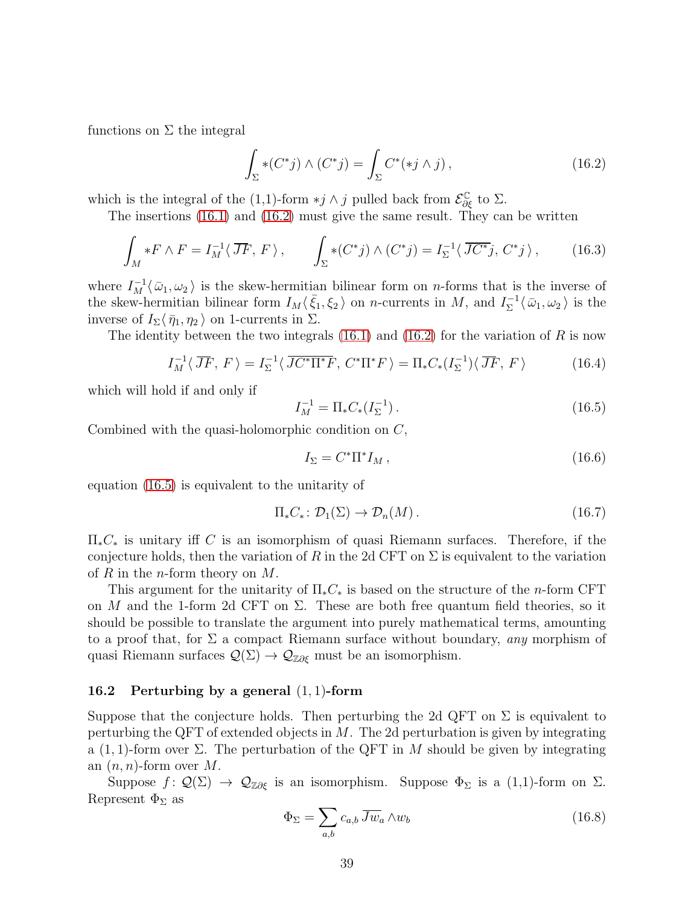functions on $\Sigma$ the integral

$$\int_\Sigma *(C^*j)\wedge(C^*j) = \int_\Sigma C^*(*j\wedge j)\,, \tag{16.2}$$

which is the integral of the (1,1)-form $*j\wedge j$ pulled back from $\mathcal{E}^{\mathbb{C}}_{\partial\xi}$ to $\Sigma$.

The insertions (16.1) and (16.2) must give the same result. They can be written

$$\int_M *F\wedge F = I_M^{-1}\langle\, \overline{JF},\, F\,\rangle\,, \qquad \int_\Sigma *(C^*j)\wedge(C^*j) = I_\Sigma^{-1}\langle\, \overline{JC^*}j,\, C^*j\,\rangle\,, \tag{16.3}$$

where $I_M^{-1}\langle\, \bar\omega_1, \omega_2\,\rangle$ is the skew-hermitian bilinear form on $n$-forms that is the inverse of the skew-hermitian bilinear form $I_M\langle\, \bar\xi_1, \xi_2\,\rangle$ on $n$-currents in $M$, and $I_\Sigma^{-1}\langle\, \bar\omega_1, \omega_2\,\rangle$ is the inverse of $I_\Sigma\langle\, \bar\eta_1, \eta_2\,\rangle$ on 1-currents in $\Sigma$.

The identity between the two integrals (16.1) and (16.2) for the variation of $R$ is now

$$I_M^{-1}\langle\, \overline{JF},\, F\,\rangle = I_\Sigma^{-1}\langle\, \overline{JC^*\Pi^*F},\, C^*\Pi^*F\,\rangle = \Pi_*C_*(I_\Sigma^{-1})\langle\, \overline{JF},\, F\,\rangle \tag{16.4}$$

which will hold if and only if

$$I_M^{-1} = \Pi_*C_*(I_\Sigma^{-1})\,. \tag{16.5}$$

Combined with the quasi-holomorphic condition on $C$,

$$I_\Sigma = C^*\Pi^*I_M\,, \tag{16.6}$$

equation (16.5) is equivalent to the unitarity of

$$\Pi_*C_*\colon \mathcal{D}_1(\Sigma)\to\mathcal{D}_n(M)\,. \tag{16.7}$$

$\Pi_*C_*$ is unitary iff $C$ is an isomorphism of quasi Riemann surfaces. Therefore, if the conjecture holds, then the variation of $R$ in the 2d CFT on $\Sigma$ is equivalent to the variation of $R$ in the $n$-form theory on $M$.

This argument for the unitarity of $\Pi_*C_*$ is based on the structure of the $n$-form CFT on $M$ and the 1-form 2d CFT on $\Sigma$. These are both free quantum field theories, so it should be possible to translate the argument into purely mathematical terms, amounting to a proof that, for $\Sigma$ a compact Riemann surface without boundary, *any* morphism of quasi Riemann surfaces $\mathcal{Q}(\Sigma)\to\mathcal{Q}_{\mathbb{Z}\partial\xi}$ must be an isomorphism.

### 16.2 Perturbing by a general $(1,1)$-form

Suppose that the conjecture holds. Then perturbing the 2d QFT on $\Sigma$ is equivalent to perturbing the QFT of extended objects in $M$. The 2d perturbation is given by integrating a $(1,1)$-form over $\Sigma$. The perturbation of the QFT in $M$ should be given by integrating an $(n,n)$-form over $M$.

Suppose $f\colon \mathcal{Q}(\Sigma)\to\mathcal{Q}_{\mathbb{Z}\partial\xi}$ is an isomorphism. Suppose $\Phi_\Sigma$ is a (1,1)-form on $\Sigma$. Represent $\Phi_\Sigma$ as

$$\Phi_\Sigma = \sum_{a,b} c_{a,b}\,\overline{Jw_a}\wedge w_b \tag{16.8}$$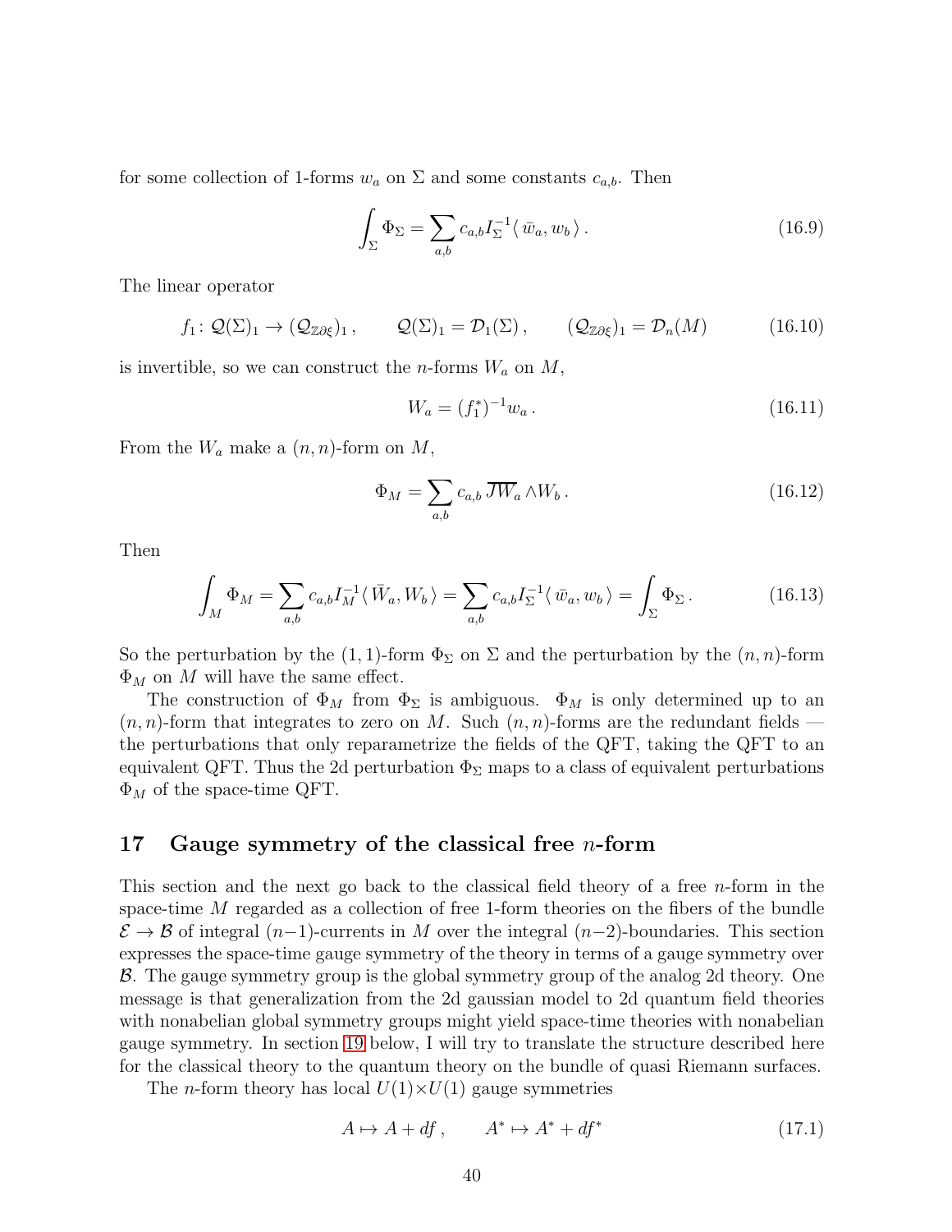for some collection of 1-forms $w_a$ on $\Sigma$ and some constants $c_{a,b}$. Then

$$\int_\Sigma \Phi_\Sigma = \sum_{a,b} c_{a,b} I_\Sigma^{-1} \langle \bar{w}_a, w_b \rangle \,. \tag{16.9}$$

The linear operator

$$f_1\colon \mathcal{Q}(\Sigma)_1 \to (\mathcal{Q}_{\mathbb{Z}\partial\xi})_1 \,, \qquad \mathcal{Q}(\Sigma)_1 = \mathcal{D}_1(\Sigma) \,, \qquad (\mathcal{Q}_{\mathbb{Z}\partial\xi})_1 = \mathcal{D}_n(M) \tag{16.10}$$

is invertible, so we can construct the $n$-forms $W_a$ on $M$,

$$W_a = (f_1^*)^{-1} w_a \,. \tag{16.11}$$

From the $W_a$ make a $(n,n)$-form on $M$,

$$\Phi_M = \sum_{a,b} c_{a,b} \, \overline{JW}_a \wedge W_b \,. \tag{16.12}$$

Then

$$\int_M \Phi_M = \sum_{a,b} c_{a,b} I_M^{-1} \langle \bar{W}_a, W_b \rangle = \sum_{a,b} c_{a,b} I_\Sigma^{-1} \langle \bar{w}_a, w_b \rangle = \int_\Sigma \Phi_\Sigma \,. \tag{16.13}$$

So the perturbation by the $(1,1)$-form $\Phi_\Sigma$ on $\Sigma$ and the perturbation by the $(n,n)$-form $\Phi_M$ on $M$ will have the same effect.

The construction of $\Phi_M$ from $\Phi_\Sigma$ is ambiguous. $\Phi_M$ is only determined up to an $(n,n)$-form that integrates to zero on $M$. Such $(n,n)$-forms are the redundant fields — the perturbations that only reparametrize the fields of the QFT, taking the QFT to an equivalent QFT. Thus the 2d perturbation $\Phi_\Sigma$ maps to a class of equivalent perturbations $\Phi_M$ of the space-time QFT.

## 17 Gauge symmetry of the classical free $n$-form

This section and the next go back to the classical field theory of a free $n$-form in the space-time $M$ regarded as a collection of free 1-form theories on the fibers of the bundle $\mathcal{E} \to \mathcal{B}$ of integral $(n-1)$-currents in $M$ over the integral $(n-2)$-boundaries. This section expresses the space-time gauge symmetry of the theory in terms of a gauge symmetry over $\mathcal{B}$. The gauge symmetry group is the global symmetry group of the analog 2d theory. One message is that generalization from the 2d gaussian model to 2d quantum field theories with nonabelian global symmetry groups might yield space-time theories with nonabelian gauge symmetry. In section 19 below, I will try to translate the structure described here for the classical theory to the quantum theory on the bundle of quasi Riemann surfaces.

The $n$-form theory has local $U(1)\times U(1)$ gauge symmetries

$$A \mapsto A + df \,, \qquad A^* \mapsto A^* + df^* \tag{17.1}$$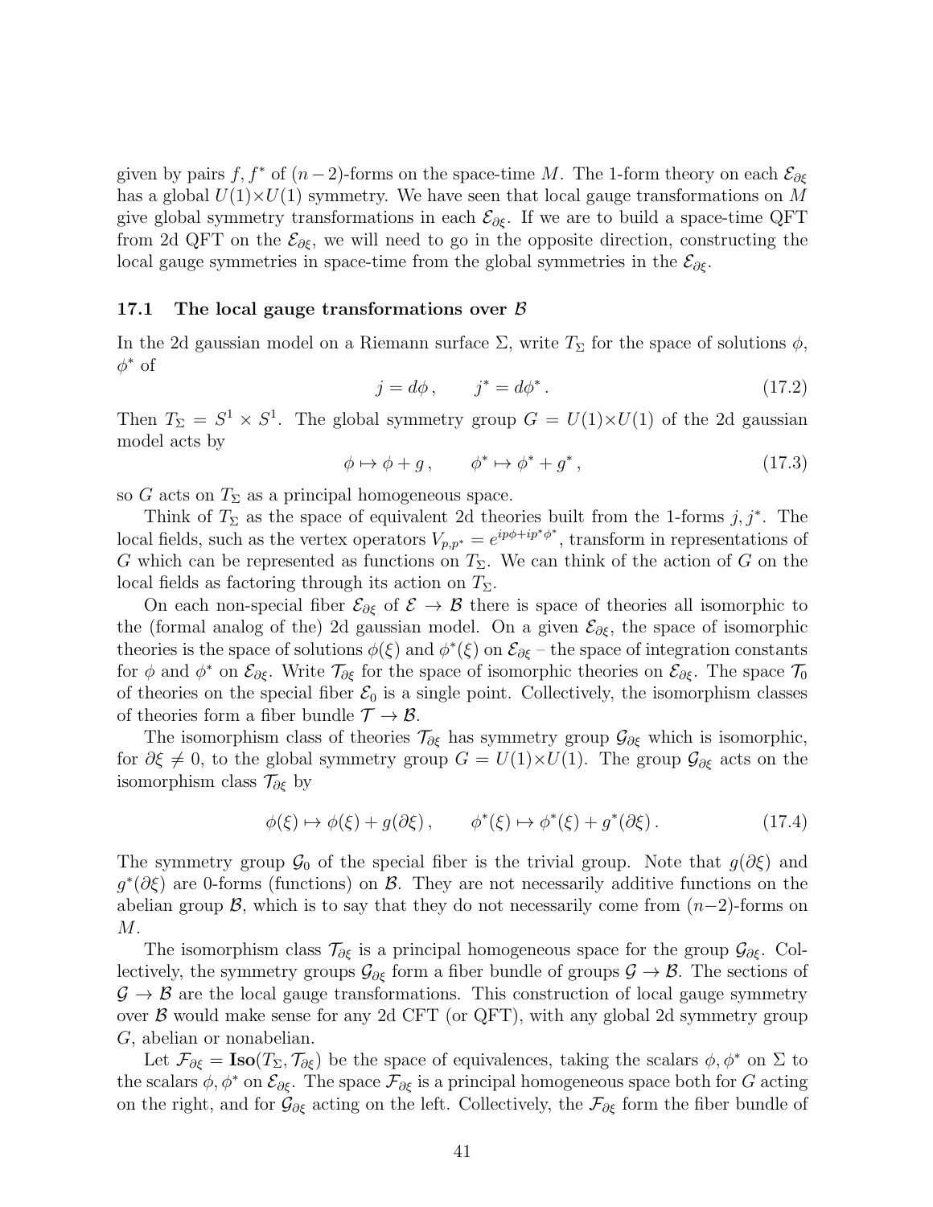given by pairs $f, f^*$ of $(n-2)$-forms on the space-time $M$. The 1-form theory on each $\mathcal{E}_{\partial\xi}$ has a global $U(1)\times U(1)$ symmetry. We have seen that local gauge transformations on $M$ give global symmetry transformations in each $\mathcal{E}_{\partial\xi}$. If we are to build a space-time QFT from 2d QFT on the $\mathcal{E}_{\partial\xi}$, we will need to go in the opposite direction, constructing the local gauge symmetries in space-time from the global symmetries in the $\mathcal{E}_{\partial\xi}$.

### 17.1 The local gauge transformations over $\mathcal{B}$

In the 2d gaussian model on a Riemann surface $\Sigma$, write $T_\Sigma$ for the space of solutions $\phi$, $\phi^*$ of

$$j = d\phi\,, \qquad j^* = d\phi^*\,. \tag{17.2}$$

Then $T_\Sigma = S^1 \times S^1$. The global symmetry group $G = U(1)\times U(1)$ of the 2d gaussian model acts by

$$\phi \mapsto \phi + g\,, \qquad \phi^* \mapsto \phi^* + g^*\,, \tag{17.3}$$

so $G$ acts on $T_\Sigma$ as a principal homogeneous space.

Think of $T_\Sigma$ as the space of equivalent 2d theories built from the 1-forms $j, j^*$. The local fields, such as the vertex operators $V_{p,p^*} = e^{ip\phi + ip^*\phi^*}$, transform in representations of $G$ which can be represented as functions on $T_\Sigma$. We can think of the action of $G$ on the local fields as factoring through its action on $T_\Sigma$.

On each non-special fiber $\mathcal{E}_{\partial\xi}$ of $\mathcal{E} \to \mathcal{B}$ there is space of theories all isomorphic to the (formal analog of the) 2d gaussian model. On a given $\mathcal{E}_{\partial\xi}$, the space of isomorphic theories is the space of solutions $\phi(\xi)$ and $\phi^*(\xi)$ on $\mathcal{E}_{\partial\xi}$ – the space of integration constants for $\phi$ and $\phi^*$ on $\mathcal{E}_{\partial\xi}$. Write $\mathcal{T}_{\partial\xi}$ for the space of isomorphic theories on $\mathcal{E}_{\partial\xi}$. The space $\mathcal{T}_0$ of theories on the special fiber $\mathcal{E}_0$ is a single point. Collectively, the isomorphism classes of theories form a fiber bundle $\mathcal{T} \to \mathcal{B}$.

The isomorphism class of theories $\mathcal{T}_{\partial\xi}$ has symmetry group $\mathcal{G}_{\partial\xi}$ which is isomorphic, for $\partial\xi \neq 0$, to the global symmetry group $G = U(1)\times U(1)$. The group $\mathcal{G}_{\partial\xi}$ acts on the isomorphism class $\mathcal{T}_{\partial\xi}$ by

$$\phi(\xi) \mapsto \phi(\xi) + g(\partial\xi)\,, \qquad \phi^*(\xi) \mapsto \phi^*(\xi) + g^*(\partial\xi)\,. \tag{17.4}$$

The symmetry group $\mathcal{G}_0$ of the special fiber is the trivial group. Note that $g(\partial\xi)$ and $g^*(\partial\xi)$ are 0-forms (functions) on $\mathcal{B}$. They are not necessarily additive functions on the abelian group $\mathcal{B}$, which is to say that they do not necessarily come from $(n-2)$-forms on $M$.

The isomorphism class $\mathcal{T}_{\partial\xi}$ is a principal homogeneous space for the group $\mathcal{G}_{\partial\xi}$. Collectively, the symmetry groups $\mathcal{G}_{\partial\xi}$ form a fiber bundle of groups $\mathcal{G} \to \mathcal{B}$. The sections of $\mathcal{G} \to \mathcal{B}$ are the local gauge transformations. This construction of local gauge symmetry over $\mathcal{B}$ would make sense for any 2d CFT (or QFT), with any global 2d symmetry group $G$, abelian or nonabelian.

Let $\mathcal{F}_{\partial\xi} = \mathbf{Iso}(T_\Sigma, \mathcal{T}_{\partial\xi})$ be the space of equivalences, taking the scalars $\phi, \phi^*$ on $\Sigma$ to the scalars $\phi, \phi^*$ on $\mathcal{E}_{\partial\xi}$. The space $\mathcal{F}_{\partial\xi}$ is a principal homogeneous space both for $G$ acting on the right, and for $\mathcal{G}_{\partial\xi}$ acting on the left. Collectively, the $\mathcal{F}_{\partial\xi}$ form the fiber bundle of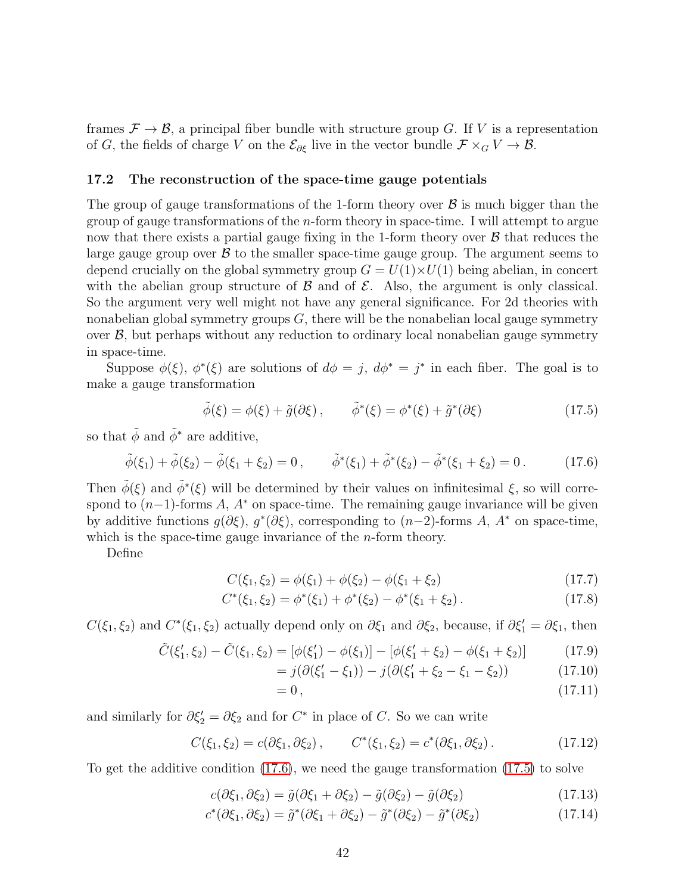frames $\mathcal{F} \to \mathcal{B}$, a principal fiber bundle with structure group $G$. If $V$ is a representation of $G$, the fields of charge $V$ on the $\mathcal{E}_{\partial\xi}$ live in the vector bundle $\mathcal{F} \times_G V \to \mathcal{B}$.

### 17.2 The reconstruction of the space-time gauge potentials

The group of gauge transformations of the 1-form theory over $\mathcal{B}$ is much bigger than the group of gauge transformations of the $n$-form theory in space-time. I will attempt to argue now that there exists a partial gauge fixing in the 1-form theory over $\mathcal{B}$ that reduces the large gauge group over $\mathcal{B}$ to the smaller space-time gauge group. The argument seems to depend crucially on the global symmetry group $G = U(1)\times U(1)$ being abelian, in concert with the abelian group structure of $\mathcal{B}$ and of $\mathcal{E}$. Also, the argument is only classical. So the argument very well might not have any general significance. For 2d theories with nonabelian global symmetry groups $G$, there will be the nonabelian local gauge symmetry over $\mathcal{B}$, but perhaps without any reduction to ordinary local nonabelian gauge symmetry in space-time.

Suppose $\phi(\xi)$, $\phi^*(\xi)$ are solutions of $d\phi = j$, $d\phi^* = j^*$ in each fiber. The goal is to make a gauge transformation

$$\tilde{\phi}(\xi) = \phi(\xi) + \tilde{g}(\partial\xi)\,, \qquad \tilde{\phi}^*(\xi) = \phi^*(\xi) + \tilde{g}^*(\partial\xi) \tag{17.5}$$

so that $\tilde{\phi}$ and $\tilde{\phi}^*$ are additive,

$$\tilde{\phi}(\xi_1) + \tilde{\phi}(\xi_2) - \tilde{\phi}(\xi_1 + \xi_2) = 0\,, \qquad \tilde{\phi}^*(\xi_1) + \tilde{\phi}^*(\xi_2) - \tilde{\phi}^*(\xi_1 + \xi_2) = 0\,. \tag{17.6}$$

Then $\tilde{\phi}(\xi)$ and $\tilde{\phi}^*(\xi)$ will be determined by their values on infinitesimal $\xi$, so will correspond to $(n-1)$-forms $A$, $A^*$ on space-time. The remaining gauge invariance will be given by additive functions $g(\partial\xi)$, $g^*(\partial\xi)$, corresponding to $(n-2)$-forms $A$, $A^*$ on space-time, which is the space-time gauge invariance of the $n$-form theory.

Define

$$C(\xi_1, \xi_2) = \phi(\xi_1) + \phi(\xi_2) - \phi(\xi_1 + \xi_2) \tag{17.7}$$

$$C^*(\xi_1, \xi_2) = \phi^*(\xi_1) + \phi^*(\xi_2) - \phi^*(\xi_1 + \xi_2)\,. \tag{17.8}$$

$C(\xi_1, \xi_2)$ and $C^*(\xi_1, \xi_2)$ actually depend only on $\partial\xi_1$ and $\partial\xi_2$, because, if $\partial\xi_1' = \partial\xi_1$, then

$$\begin{aligned}
\tilde{C}(\xi_1', \xi_2) - \tilde{C}(\xi_1, \xi_2) &= [\phi(\xi_1') - \phi(\xi_1)] - [\phi(\xi_1' + \xi_2) - \phi(\xi_1 + \xi_2)] && (17.9)\\
&= j(\partial(\xi_1' - \xi_1)) - j(\partial(\xi_1' + \xi_2 - \xi_1 - \xi_2)) && (17.10)\\
&= 0\,, && (17.11)
\end{aligned}$$

and similarly for $\partial\xi_2' = \partial\xi_2$ and for $C^*$ in place of $C$. So we can write

$$C(\xi_1, \xi_2) = c(\partial\xi_1, \partial\xi_2)\,, \qquad C^*(\xi_1, \xi_2) = c^*(\partial\xi_1, \partial\xi_2)\,. \tag{17.12}$$

To get the additive condition (17.6), we need the gauge transformation (17.5) to solve

$$c(\partial\xi_1, \partial\xi_2) = \tilde{g}(\partial\xi_1 + \partial\xi_2) - \tilde{g}(\partial\xi_2) - \tilde{g}(\partial\xi_2) \tag{17.13}$$

$$c^*(\partial\xi_1, \partial\xi_2) = \tilde{g}^*(\partial\xi_1 + \partial\xi_2) - \tilde{g}^*(\partial\xi_2) - \tilde{g}^*(\partial\xi_2) \tag{17.14}$$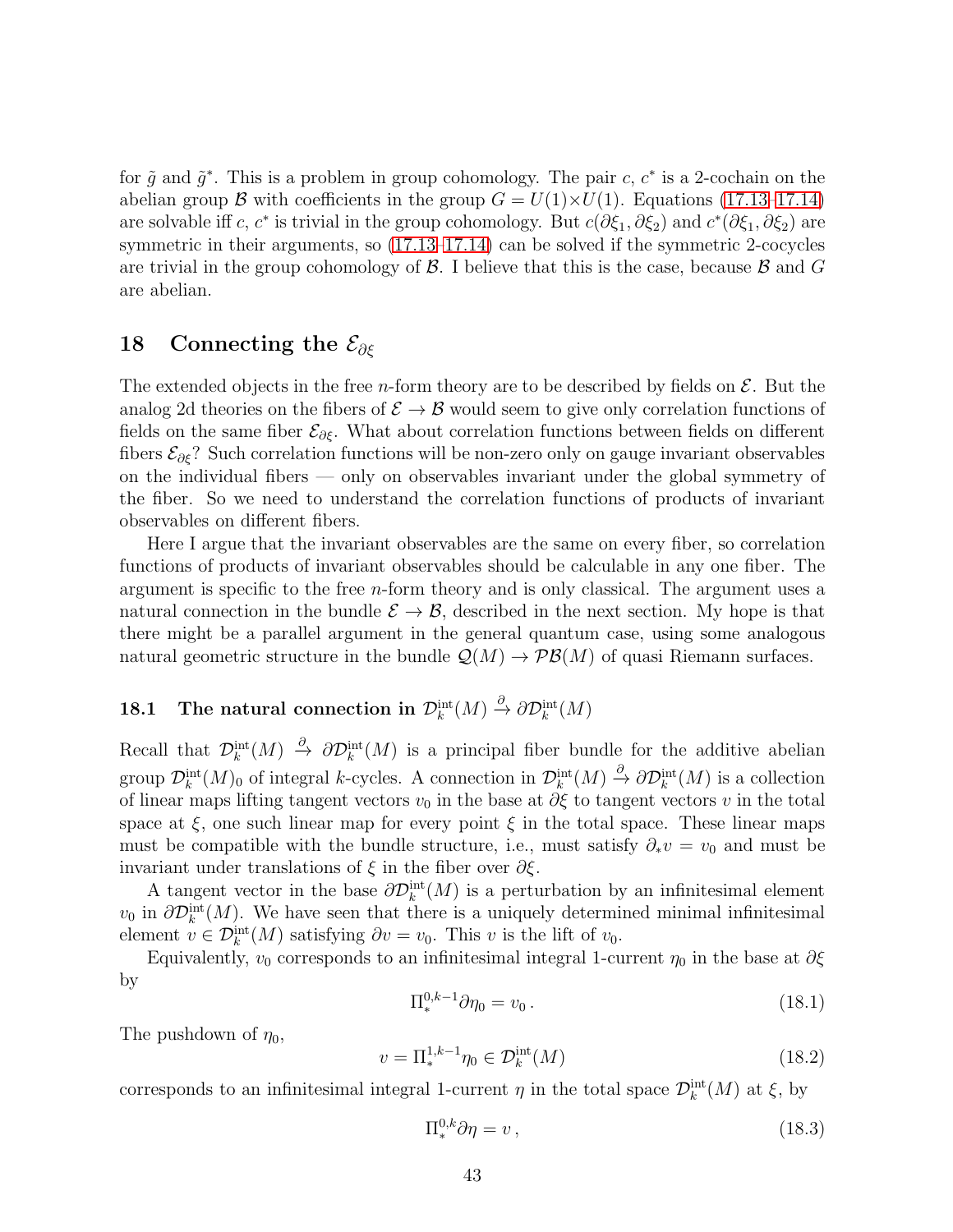for $\tilde{g}$ and $\tilde{g}^*$. This is a problem in group cohomology. The pair $c$, $c^*$ is a 2-cochain on the abelian group $\mathcal{B}$ with coefficients in the group $G = U(1)\times U(1)$. Equations (17.13–17.14) are solvable iff $c$, $c^*$ is trivial in the group cohomology. But $c(\partial\xi_1, \partial\xi_2)$ and $c^*(\partial\xi_1, \partial\xi_2)$ are symmetric in their arguments, so (17.13–17.14) can be solved if the symmetric 2-cocycles are trivial in the group cohomology of $\mathcal{B}$. I believe that this is the case, because $\mathcal{B}$ and $G$ are abelian.

## 18 Connecting the $\mathcal{E}_{\partial\xi}$

The extended objects in the free $n$-form theory are to be described by fields on $\mathcal{E}$. But the analog 2d theories on the fibers of $\mathcal{E} \to \mathcal{B}$ would seem to give only correlation functions of fields on the same fiber $\mathcal{E}_{\partial\xi}$. What about correlation functions between fields on different fibers $\mathcal{E}_{\partial\xi}$? Such correlation functions will be non-zero only on gauge invariant observables on the individual fibers — only on observables invariant under the global symmetry of the fiber. So we need to understand the correlation functions of products of invariant observables on different fibers.

Here I argue that the invariant observables are the same on every fiber, so correlation functions of products of invariant observables should be calculable in any one fiber. The argument is specific to the free $n$-form theory and is only classical. The argument uses a natural connection in the bundle $\mathcal{E} \to \mathcal{B}$, described in the next section. My hope is that there might be a parallel argument in the general quantum case, using some analogous natural geometric structure in the bundle $\mathcal{Q}(M) \to \mathcal{PB}(M)$ of quasi Riemann surfaces.

### 18.1 The natural connection in $\mathcal{D}_k^{\mathrm{int}}(M) \xrightarrow{\partial} \partial\mathcal{D}_k^{\mathrm{int}}(M)$

Recall that $\mathcal{D}_k^{\mathrm{int}}(M) \xrightarrow{\partial} \partial\mathcal{D}_k^{\mathrm{int}}(M)$ is a principal fiber bundle for the additive abelian group $\mathcal{D}_k^{\mathrm{int}}(M)_0$ of integral $k$-cycles. A connection in $\mathcal{D}_k^{\mathrm{int}}(M) \xrightarrow{\partial} \partial\mathcal{D}_k^{\mathrm{int}}(M)$ is a collection of linear maps lifting tangent vectors $v_0$ in the base at $\partial\xi$ to tangent vectors $v$ in the total space at $\xi$, one such linear map for every point $\xi$ in the total space. These linear maps must be compatible with the bundle structure, i.e., must satisfy $\partial_* v = v_0$ and must be invariant under translations of $\xi$ in the fiber over $\partial\xi$.

A tangent vector in the base $\partial\mathcal{D}_k^{\mathrm{int}}(M)$ is a perturbation by an infinitesimal element $v_0$ in $\partial\mathcal{D}_k^{\mathrm{int}}(M)$. We have seen that there is a uniquely determined minimal infinitesimal element $v \in \mathcal{D}_k^{\mathrm{int}}(M)$ satisfying $\partial v = v_0$. This $v$ is the lift of $v_0$.

Equivalently, $v_0$ corresponds to an infinitesimal integral 1-current $\eta_0$ in the base at $\partial\xi$ by

$$\Pi_*^{0,k-1}\partial\eta_0 = v_0\,. \tag{18.1}$$

The pushdown of $\eta_0$,

$$v = \Pi_*^{1,k-1}\eta_0 \in \mathcal{D}_k^{\mathrm{int}}(M) \tag{18.2}$$

corresponds to an infinitesimal integral 1-current $\eta$ in the total space $\mathcal{D}_k^{\mathrm{int}}(M)$ at $\xi$, by

$$\Pi_*^{0,k}\partial\eta = v\,, \tag{18.3}$$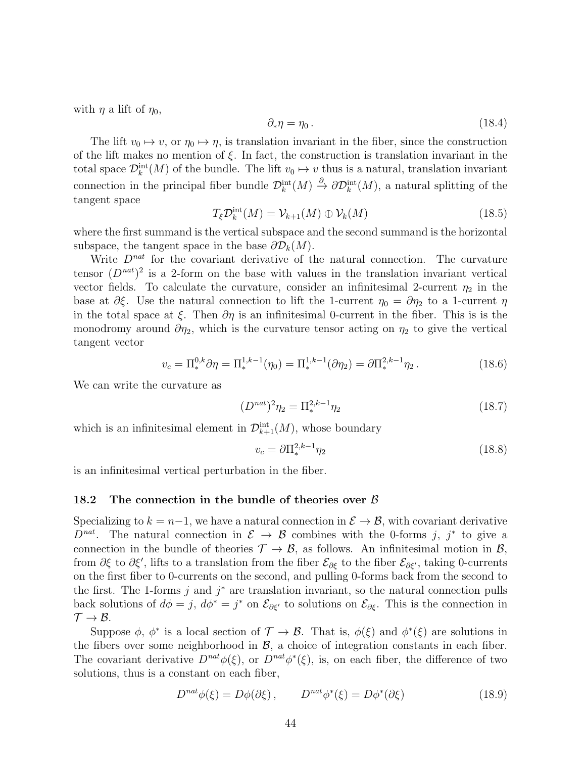with $\eta$ a lift of $\eta_0$,

$$\partial_* \eta = \eta_0 \,. \tag{18.4}$$

The lift $v_0 \mapsto v$, or $\eta_0 \mapsto \eta$, is translation invariant in the fiber, since the construction of the lift makes no mention of $\xi$. In fact, the construction is translation invariant in the total space $\mathcal{D}_k^{\text{int}}(M)$ of the bundle. The lift $v_0 \mapsto v$ thus is a natural, translation invariant connection in the principal fiber bundle $\mathcal{D}_k^{\text{int}}(M) \xrightarrow{\partial} \partial\mathcal{D}_k^{\text{int}}(M)$, a natural splitting of the tangent space

$$T_\xi \mathcal{D}_k^{\text{int}}(M) = \mathcal{V}_{k+1}(M) \oplus \mathcal{V}_k(M) \tag{18.5}$$

where the first summand is the vertical subspace and the second summand is the horizontal subspace, the tangent space in the base $\partial\mathcal{D}_k(M)$.

Write $D^{nat}$ for the covariant derivative of the natural connection. The curvature tensor $(D^{nat})^2$ is a 2-form on the base with values in the translation invariant vertical vector fields. To calculate the curvature, consider an infinitesimal 2-current $\eta_2$ in the base at $\partial\xi$. Use the natural connection to lift the 1-current $\eta_0 = \partial\eta_2$ to a 1-current $\eta$ in the total space at $\xi$. Then $\partial\eta$ is an infinitesimal 0-current in the fiber. This is is the monodromy around $\partial\eta_2$, which is the curvature tensor acting on $\eta_2$ to give the vertical tangent vector

$$v_c = \Pi_*^{0,k} \partial\eta = \Pi_*^{1,k-1}(\eta_0) = \Pi_*^{1,k-1}(\partial\eta_2) = \partial\Pi_*^{2,k-1}\eta_2 \,. \tag{18.6}$$

We can write the curvature as

$$(D^{nat})^2 \eta_2 = \Pi_*^{2,k-1}\eta_2 \tag{18.7}$$

which is an infinitesimal element in $\mathcal{D}_{k+1}^{\text{int}}(M)$, whose boundary

$$v_c = \partial\Pi_*^{2,k-1}\eta_2 \tag{18.8}$$

is an infinitesimal vertical perturbation in the fiber.

### 18.2 The connection in the bundle of theories over $\mathcal{B}$

Specializing to $k = n-1$, we have a natural connection in $\mathcal{E} \to \mathcal{B}$, with covariant derivative $D^{nat}$. The natural connection in $\mathcal{E} \to \mathcal{B}$ combines with the 0-forms $j$, $j^*$ to give a connection in the bundle of theories $\mathcal{T} \to \mathcal{B}$, as follows. An infinitesimal motion in $\mathcal{B}$, from $\partial\xi$ to $\partial\xi'$, lifts to a translation from the fiber $\mathcal{E}_{\partial\xi}$ to the fiber $\mathcal{E}_{\partial\xi'}$, taking 0-currents on the first fiber to 0-currents on the second, and pulling 0-forms back from the second to the first. The 1-forms $j$ and $j^*$ are translation invariant, so the natural connection pulls back solutions of $d\phi = j$, $d\phi^* = j^*$ on $\mathcal{E}_{\partial\xi'}$ to solutions on $\mathcal{E}_{\partial\xi}$. This is the connection in $\mathcal{T} \to \mathcal{B}$.

Suppose $\phi$, $\phi^*$ is a local section of $\mathcal{T} \to \mathcal{B}$. That is, $\phi(\xi)$ and $\phi^*(\xi)$ are solutions in the fibers over some neighborhood in $\mathcal{B}$, a choice of integration constants in each fiber. The covariant derivative $D^{nat}\phi(\xi)$, or $D^{nat}\phi^*(\xi)$, is, on each fiber, the difference of two solutions, thus is a constant on each fiber,

$$D^{nat}\phi(\xi) = D\phi(\partial\xi) \,, \qquad D^{nat}\phi^*(\xi) = D\phi^*(\partial\xi) \tag{18.9}$$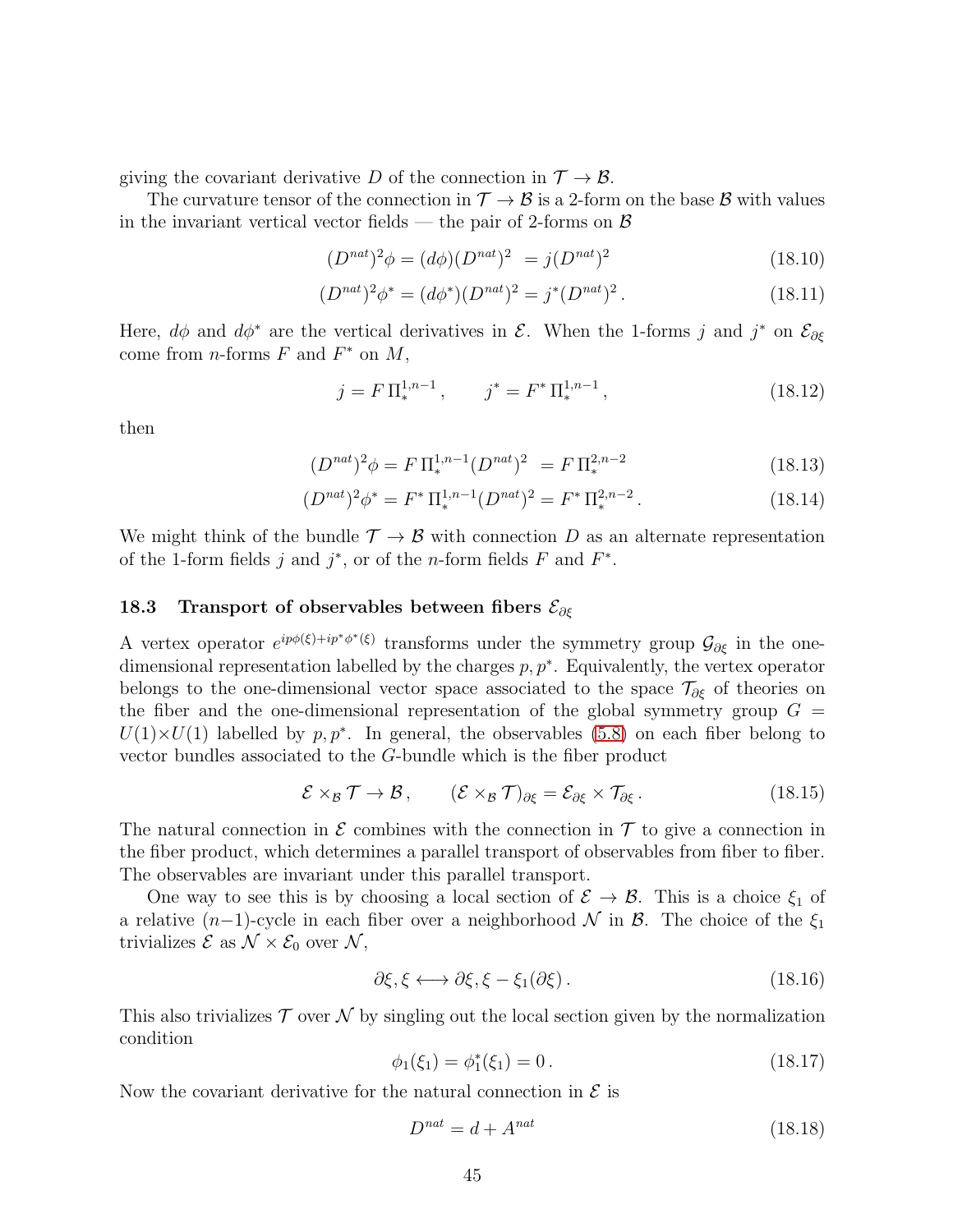giving the covariant derivative $D$ of the connection in $\mathcal{T} \to \mathcal{B}$.

The curvature tensor of the connection in $\mathcal{T} \to \mathcal{B}$ is a 2-form on the base $\mathcal{B}$ with values in the invariant vertical vector fields — the pair of 2-forms on $\mathcal{B}$

$$(D^{nat})^2\phi = (d\phi)(D^{nat})^2 \ = j(D^{nat})^2 \tag{18.10}$$

$$(D^{nat})^2\phi^* = (d\phi^*)(D^{nat})^2 = j^*(D^{nat})^2\,. \tag{18.11}$$

Here, $d\phi$ and $d\phi^*$ are the vertical derivatives in $\mathcal{E}$. When the 1-forms $j$ and $j^*$ on $\mathcal{E}_{\partial\xi}$ come from $n$-forms $F$ and $F^*$ on $M$,

$$j = F\,\Pi_*^{1,n-1}\,, \qquad j^* = F^*\,\Pi_*^{1,n-1}\,, \tag{18.12}$$

then

$$(D^{nat})^2\phi = F\,\Pi_*^{1,n-1}(D^{nat})^2 \ = F\,\Pi_*^{2,n-2} \tag{18.13}$$

$$(D^{nat})^2\phi^* = F^*\,\Pi_*^{1,n-1}(D^{nat})^2 = F^*\,\Pi_*^{2,n-2}\,. \tag{18.14}$$

We might think of the bundle $\mathcal{T} \to \mathcal{B}$ with connection $D$ as an alternate representation of the 1-form fields $j$ and $j^*$, or of the $n$-form fields $F$ and $F^*$.

### 18.3 Transport of observables between fibers $\mathcal{E}_{\partial\xi}$

A vertex operator $e^{ip\phi(\xi)+ip^*\phi^*(\xi)}$ transforms under the symmetry group $\mathcal{G}_{\partial\xi}$ in the one-dimensional representation labelled by the charges $p, p^*$. Equivalently, the vertex operator belongs to the one-dimensional vector space associated to the space $\mathcal{T}_{\partial\xi}$ of theories on the fiber and the one-dimensional representation of the global symmetry group $G = U(1){\times}U(1)$ labelled by $p, p^*$. In general, the observables (5.8) on each fiber belong to vector bundles associated to the $G$-bundle which is the fiber product

$$\mathcal{E} \times_{\mathcal{B}} \mathcal{T} \to \mathcal{B}\,, \qquad (\mathcal{E} \times_{\mathcal{B}} \mathcal{T})_{\partial\xi} = \mathcal{E}_{\partial\xi} \times \mathcal{T}_{\partial\xi}\,. \tag{18.15}$$

The natural connection in $\mathcal{E}$ combines with the connection in $\mathcal{T}$ to give a connection in the fiber product, which determines a parallel transport of observables from fiber to fiber. The observables are invariant under this parallel transport.

One way to see this is by choosing a local section of $\mathcal{E} \to \mathcal{B}$. This is a choice $\xi_1$ of a relative $(n{-}1)$-cycle in each fiber over a neighborhood $\mathcal{N}$ in $\mathcal{B}$. The choice of the $\xi_1$ trivializes $\mathcal{E}$ as $\mathcal{N} \times \mathcal{E}_0$ over $\mathcal{N}$,

$$\partial\xi, \xi \longleftrightarrow \partial\xi, \xi - \xi_1(\partial\xi)\,. \tag{18.16}$$

This also trivializes $\mathcal{T}$ over $\mathcal{N}$ by singling out the local section given by the normalization condition

$$\phi_1(\xi_1) = \phi_1^*(\xi_1) = 0\,. \tag{18.17}$$

Now the covariant derivative for the natural connection in $\mathcal{E}$ is

$$D^{nat} = d + A^{nat} \tag{18.18}$$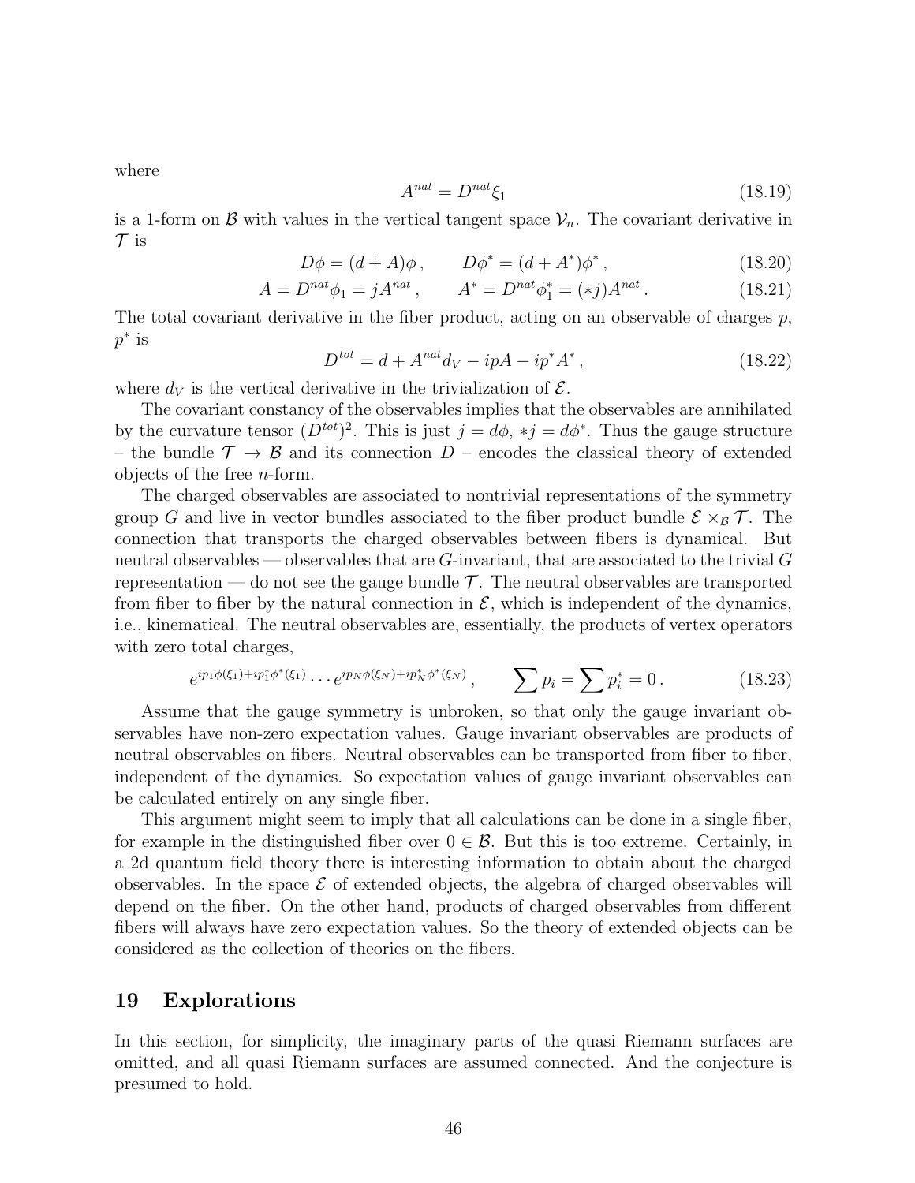where

$$A^{nat} = D^{nat}\xi_1 \tag{18.19}$$

is a 1-form on $\mathcal{B}$ with values in the vertical tangent space $\mathcal{V}_n$. The covariant derivative in $\mathcal{T}$ is

$$D\phi = (d + A)\phi\,, \qquad D\phi^* = (d + A^*)\phi^*\,, \tag{18.20}$$

$$A = D^{nat}\phi_1 = jA^{nat}\,, \qquad A^* = D^{nat}\phi_1^* = (*j)A^{nat}\,. \tag{18.21}$$

The total covariant derivative in the fiber product, acting on an observable of charges $p$, $p^*$ is

$$D^{tot} = d + A^{nat}d_V - ipA - ip^*A^*\,, \tag{18.22}$$

where $d_V$ is the vertical derivative in the trivialization of $\mathcal{E}$.

The covariant constancy of the observables implies that the observables are annihilated by the curvature tensor $(D^{tot})^2$. This is just $j = d\phi$, $*j = d\phi^*$. Thus the gauge structure – the bundle $\mathcal{T} \to \mathcal{B}$ and its connection $D$ – encodes the classical theory of extended objects of the free $n$-form.

The charged observables are associated to nontrivial representations of the symmetry group $G$ and live in vector bundles associated to the fiber product bundle $\mathcal{E} \times_{\mathcal{B}} \mathcal{T}$. The connection that transports the charged observables between fibers is dynamical. But neutral observables — observables that are $G$-invariant, that are associated to the trivial $G$ representation — do not see the gauge bundle $\mathcal{T}$. The neutral observables are transported from fiber to fiber by the natural connection in $\mathcal{E}$, which is independent of the dynamics, i.e., kinematical. The neutral observables are, essentially, the products of vertex operators with zero total charges,

$$e^{ip_1\phi(\xi_1)+ip_1^*\phi^*(\xi_1)} \cdots e^{ip_N\phi(\xi_N)+ip_N^*\phi^*(\xi_N)}\,, \qquad \sum p_i = \sum p_i^* = 0\,. \tag{18.23}$$

Assume that the gauge symmetry is unbroken, so that only the gauge invariant observables have non-zero expectation values. Gauge invariant observables are products of neutral observables on fibers. Neutral observables can be transported from fiber to fiber, independent of the dynamics. So expectation values of gauge invariant observables can be calculated entirely on any single fiber.

This argument might seem to imply that all calculations can be done in a single fiber, for example in the distinguished fiber over $0 \in \mathcal{B}$. But this is too extreme. Certainly, in a 2d quantum field theory there is interesting information to obtain about the charged observables. In the space $\mathcal{E}$ of extended objects, the algebra of charged observables will depend on the fiber. On the other hand, products of charged observables from different fibers will always have zero expectation values. So the theory of extended objects can be considered as the collection of theories on the fibers.

## 19 Explorations

In this section, for simplicity, the imaginary parts of the quasi Riemann surfaces are omitted, and all quasi Riemann surfaces are assumed connected. And the conjecture is presumed to hold.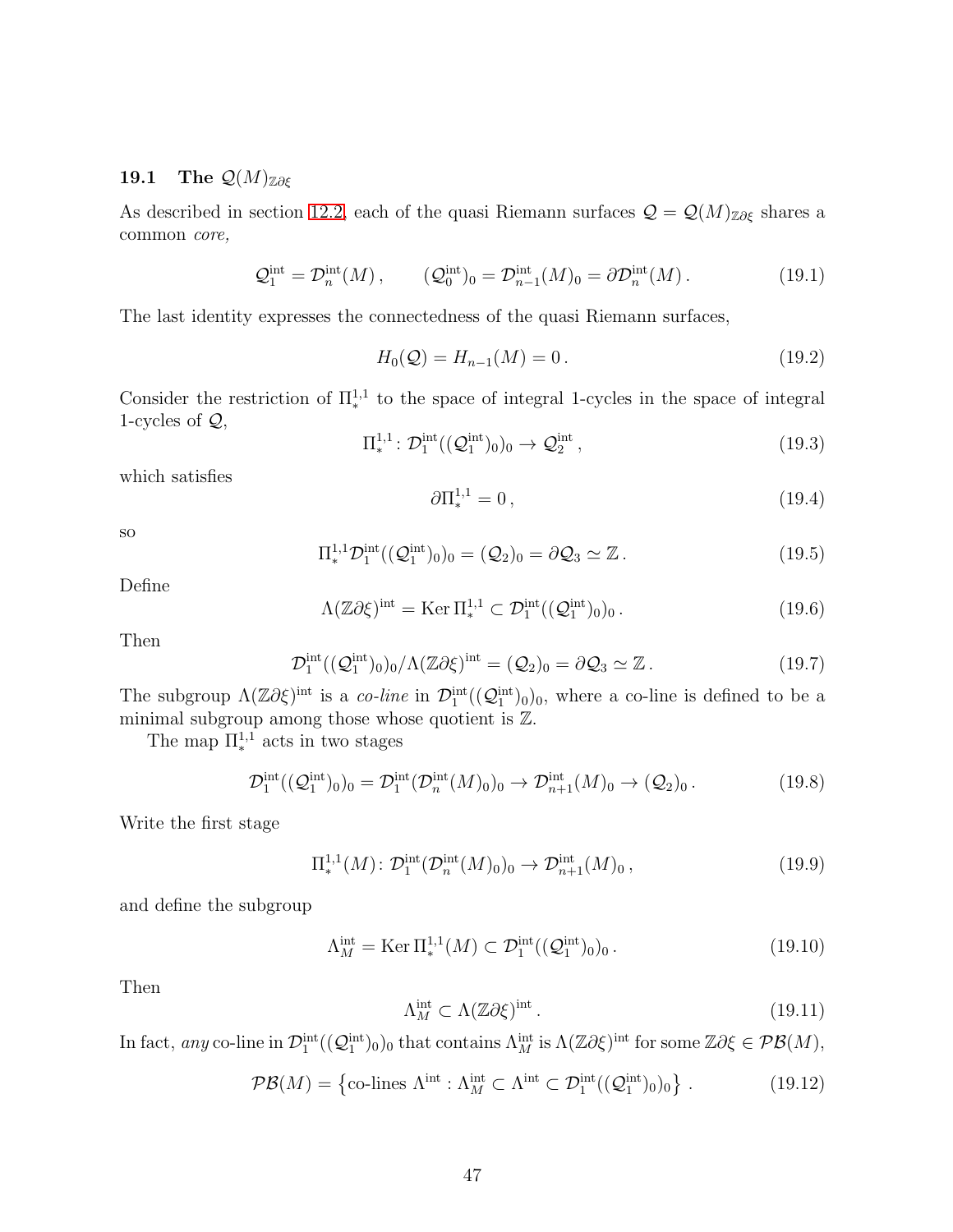### 19.1 The $\mathcal{Q}(M)_{\mathbb{Z}\partial\xi}$

As described in section 12.2, each of the quasi Riemann surfaces $\mathcal{Q} = \mathcal{Q}(M)_{\mathbb{Z}\partial\xi}$ shares a common *core,*

$$\mathcal{Q}_1^{\text{int}} = \mathcal{D}_n^{\text{int}}(M)\,, \qquad (\mathcal{Q}_0^{\text{int}})_0 = \mathcal{D}_{n-1}^{\text{int}}(M)_0 = \partial\mathcal{D}_n^{\text{int}}(M)\,. \tag{19.1}$$

The last identity expresses the connectedness of the quasi Riemann surfaces,

$$H_0(\mathcal{Q}) = H_{n-1}(M) = 0\,. \tag{19.2}$$

Consider the restriction of $\Pi_*^{1,1}$ to the space of integral 1-cycles in the space of integral 1-cycles of $\mathcal{Q}$,

$$\Pi_*^{1,1}\colon \mathcal{D}_1^{\text{int}}((\mathcal{Q}_1^{\text{int}})_0)_0 \to \mathcal{Q}_2^{\text{int}}\,, \tag{19.3}$$

which satisfies

$$\partial\Pi_*^{1,1} = 0\,, \tag{19.4}$$

so

$$\Pi_*^{1,1}\mathcal{D}_1^{\text{int}}((\mathcal{Q}_1^{\text{int}})_0)_0 = (\mathcal{Q}_2)_0 = \partial\mathcal{Q}_3 \simeq \mathbb{Z}\,. \tag{19.5}$$

Define

$$\Lambda(\mathbb{Z}\partial\xi)^{\text{int}} = \operatorname{Ker}\Pi_*^{1,1} \subset \mathcal{D}_1^{\text{int}}((\mathcal{Q}_1^{\text{int}})_0)_0\,. \tag{19.6}$$

Then

$$\mathcal{D}_1^{\text{int}}((\mathcal{Q}_1^{\text{int}})_0)_0/\Lambda(\mathbb{Z}\partial\xi)^{\text{int}} = (\mathcal{Q}_2)_0 = \partial\mathcal{Q}_3 \simeq \mathbb{Z}\,. \tag{19.7}$$

The subgroup $\Lambda(\mathbb{Z}\partial\xi)^{\text{int}}$ is a *co-line* in $\mathcal{D}_1^{\text{int}}((\mathcal{Q}_1^{\text{int}})_0)_0$, where a co-line is defined to be a minimal subgroup among those whose quotient is $\mathbb{Z}$.

The map $\Pi_*^{1,1}$ acts in two stages

$$\mathcal{D}_1^{\text{int}}((\mathcal{Q}_1^{\text{int}})_0)_0 = \mathcal{D}_1^{\text{int}}(\mathcal{D}_n^{\text{int}}(M)_0)_0 \to \mathcal{D}_{n+1}^{\text{int}}(M)_0 \to (\mathcal{Q}_2)_0\,. \tag{19.8}$$

Write the first stage

$$\Pi_*^{1,1}(M)\colon \mathcal{D}_1^{\text{int}}(\mathcal{D}_n^{\text{int}}(M)_0)_0 \to \mathcal{D}_{n+1}^{\text{int}}(M)_0\,, \tag{19.9}$$

and define the subgroup

$$\Lambda_M^{\text{int}} = \operatorname{Ker}\Pi_*^{1,1}(M) \subset \mathcal{D}_1^{\text{int}}((\mathcal{Q}_1^{\text{int}})_0)_0\,. \tag{19.10}$$

Then

$$\Lambda_M^{\text{int}} \subset \Lambda(\mathbb{Z}\partial\xi)^{\text{int}}\,. \tag{19.11}$$

In fact, *any* co-line in $\mathcal{D}_1^{\text{int}}((\mathcal{Q}_1^{\text{int}})_0)_0$ that contains $\Lambda_M^{\text{int}}$ is $\Lambda(\mathbb{Z}\partial\xi)^{\text{int}}$ for some $\mathbb{Z}\partial\xi \in \mathcal{PB}(M)$,

$$\mathcal{PB}(M) = \left\{\text{co-lines } \Lambda^{\text{int}} : \Lambda_M^{\text{int}} \subset \Lambda^{\text{int}} \subset \mathcal{D}_1^{\text{int}}((\mathcal{Q}_1^{\text{int}})_0)_0\right\}\,. \tag{19.12}$$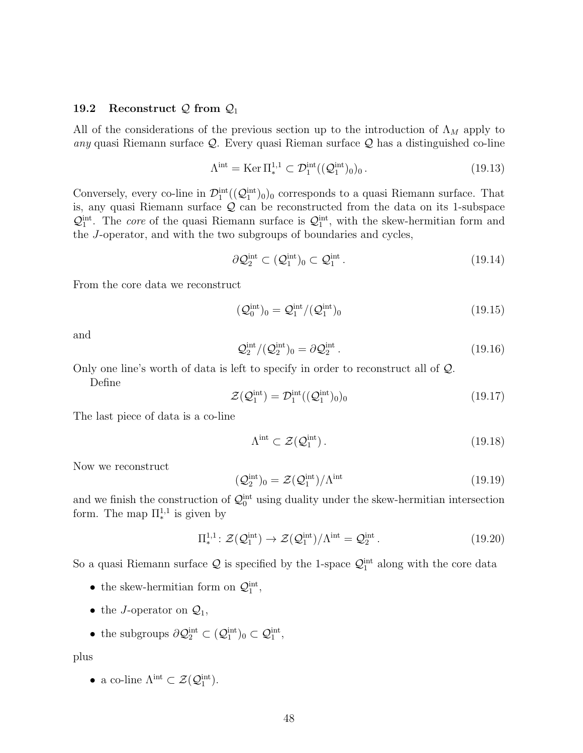### 19.2 Reconstruct $\mathcal{Q}$ from $\mathcal{Q}_1$

All of the considerations of the previous section up to the introduction of $\Lambda_M$ apply to *any* quasi Riemann surface $\mathcal{Q}$. Every quasi Rieman surface $\mathcal{Q}$ has a distinguished co-line

$$\Lambda^{\mathrm{int}} = \operatorname{Ker} \Pi^{1,1}_* \subset \mathcal{D}^{\mathrm{int}}_1((\mathcal{Q}^{\mathrm{int}}_1)_0)_0 \,. \tag{19.13}$$

Conversely, every co-line in $\mathcal{D}^{\mathrm{int}}_1((\mathcal{Q}^{\mathrm{int}}_1)_0)_0$ corresponds to a quasi Riemann surface. That is, any quasi Riemann surface $\mathcal{Q}$ can be reconstructed from the data on its 1-subspace $\mathcal{Q}^{\mathrm{int}}_1$. The *core* of the quasi Riemann surface is $\mathcal{Q}^{\mathrm{int}}_1$, with the skew-hermitian form and the $J$-operator, and with the two subgroups of boundaries and cycles,

$$\partial \mathcal{Q}^{\mathrm{int}}_2 \subset (\mathcal{Q}^{\mathrm{int}}_1)_0 \subset \mathcal{Q}^{\mathrm{int}}_1 \,. \tag{19.14}$$

From the core data we reconstruct

$$(\mathcal{Q}^{\mathrm{int}}_0)_0 = \mathcal{Q}^{\mathrm{int}}_1 / (\mathcal{Q}^{\mathrm{int}}_1)_0 \tag{19.15}$$

and

$$\mathcal{Q}^{\mathrm{int}}_2 / (\mathcal{Q}^{\mathrm{int}}_2)_0 = \partial \mathcal{Q}^{\mathrm{int}}_2 \,. \tag{19.16}$$

Only one line's worth of data is left to specify in order to reconstruct all of $\mathcal{Q}$.

Define

$$\mathcal{Z}(\mathcal{Q}^{\mathrm{int}}_1) = \mathcal{D}^{\mathrm{int}}_1((\mathcal{Q}^{\mathrm{int}}_1)_0)_0 \tag{19.17}$$

The last piece of data is a co-line

$$\Lambda^{\mathrm{int}} \subset \mathcal{Z}(\mathcal{Q}^{\mathrm{int}}_1) \,. \tag{19.18}$$

Now we reconstruct

$$(\mathcal{Q}^{\mathrm{int}}_2)_0 = \mathcal{Z}(\mathcal{Q}^{\mathrm{int}}_1) / \Lambda^{\mathrm{int}} \tag{19.19}$$

and we finish the construction of $\mathcal{Q}^{\mathrm{int}}_0$ using duality under the skew-hermitian intersection form. The map $\Pi^{1,1}_*$ is given by

$$\Pi^{1,1}_* \colon \mathcal{Z}(\mathcal{Q}^{\mathrm{int}}_1) \to \mathcal{Z}(\mathcal{Q}^{\mathrm{int}}_1)/\Lambda^{\mathrm{int}} = \mathcal{Q}^{\mathrm{int}}_2 \,. \tag{19.20}$$

So a quasi Riemann surface $\mathcal{Q}$ is specified by the 1-space $\mathcal{Q}^{\mathrm{int}}_1$ along with the core data

- the skew-hermitian form on $\mathcal{Q}^{\mathrm{int}}_1$,
- the $J$-operator on $\mathcal{Q}_1$,
- the subgroups $\partial \mathcal{Q}^{\mathrm{int}}_2 \subset (\mathcal{Q}^{\mathrm{int}}_1)_0 \subset \mathcal{Q}^{\mathrm{int}}_1$,

plus

- a co-line $\Lambda^{\mathrm{int}} \subset \mathcal{Z}(\mathcal{Q}^{\mathrm{int}}_1)$.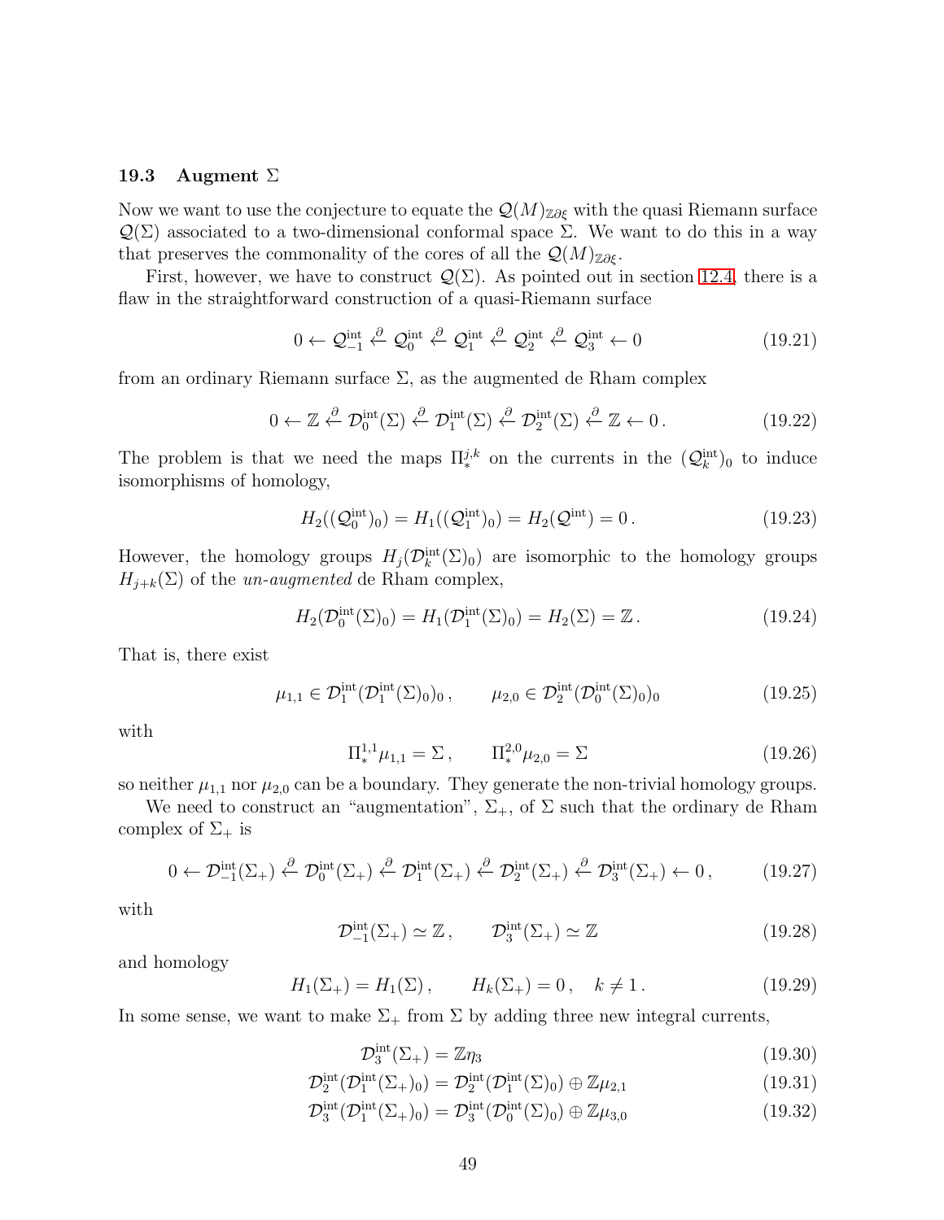### 19.3 Augment $\Sigma$

Now we want to use the conjecture to equate the $\mathcal{Q}(M)_{\mathbb{Z}\partial\xi}$ with the quasi Riemann surface $\mathcal{Q}(\Sigma)$ associated to a two-dimensional conformal space $\Sigma$. We want to do this in a way that preserves the commonality of the cores of all the $\mathcal{Q}(M)_{\mathbb{Z}\partial\xi}$.

First, however, we have to construct $\mathcal{Q}(\Sigma)$. As pointed out in section 12.4, there is a flaw in the straightforward construction of a quasi-Riemann surface

$$0 \leftarrow \mathcal{Q}^{\mathrm{int}}_{-1} \overset{\partial}{\leftarrow} \mathcal{Q}^{\mathrm{int}}_{0} \overset{\partial}{\leftarrow} \mathcal{Q}^{\mathrm{int}}_{1} \overset{\partial}{\leftarrow} \mathcal{Q}^{\mathrm{int}}_{2} \overset{\partial}{\leftarrow} \mathcal{Q}^{\mathrm{int}}_{3} \leftarrow 0 \tag{19.21}$$

from an ordinary Riemann surface $\Sigma$, as the augmented de Rham complex

$$0 \leftarrow \mathbb{Z} \overset{\partial}{\leftarrow} \mathcal{D}^{\mathrm{int}}_{0}(\Sigma) \overset{\partial}{\leftarrow} \mathcal{D}^{\mathrm{int}}_{1}(\Sigma) \overset{\partial}{\leftarrow} \mathcal{D}^{\mathrm{int}}_{2}(\Sigma) \overset{\partial}{\leftarrow} \mathbb{Z} \leftarrow 0\,. \tag{19.22}$$

The problem is that we need the maps $\Pi^{j,k}_{*}$ on the currents in the $(\mathcal{Q}^{\mathrm{int}}_{k})_0$ to induce isomorphisms of homology,

$$H_2((\mathcal{Q}^{\mathrm{int}}_{0})_0) = H_1((\mathcal{Q}^{\mathrm{int}}_{1})_0) = H_2(\mathcal{Q}^{\mathrm{int}}) = 0\,. \tag{19.23}$$

However, the homology groups $H_j(\mathcal{D}^{\mathrm{int}}_{k}(\Sigma)_0)$ are isomorphic to the homology groups $H_{j+k}(\Sigma)$ of the *un-augmented* de Rham complex,

$$H_2(\mathcal{D}^{\mathrm{int}}_{0}(\Sigma)_0) = H_1(\mathcal{D}^{\mathrm{int}}_{1}(\Sigma)_0) = H_2(\Sigma) = \mathbb{Z}\,. \tag{19.24}$$

That is, there exist

$$\mu_{1,1} \in \mathcal{D}^{\mathrm{int}}_{1}(\mathcal{D}^{\mathrm{int}}_{1}(\Sigma)_0)_0\,, \qquad \mu_{2,0} \in \mathcal{D}^{\mathrm{int}}_{2}(\mathcal{D}^{\mathrm{int}}_{0}(\Sigma)_0)_0 \tag{19.25}$$

with

$$\Pi^{1,1}_{*}\mu_{1,1} = \Sigma\,, \qquad \Pi^{2,0}_{*}\mu_{2,0} = \Sigma \tag{19.26}$$

so neither $\mu_{1,1}$ nor $\mu_{2,0}$ can be a boundary. They generate the non-trivial homology groups.

We need to construct an "augmentation", $\Sigma_+$, of $\Sigma$ such that the ordinary de Rham complex of $\Sigma_+$ is

$$0 \leftarrow \mathcal{D}^{\mathrm{int}}_{-1}(\Sigma_+) \overset{\partial}{\leftarrow} \mathcal{D}^{\mathrm{int}}_{0}(\Sigma_+) \overset{\partial}{\leftarrow} \mathcal{D}^{\mathrm{int}}_{1}(\Sigma_+) \overset{\partial}{\leftarrow} \mathcal{D}^{\mathrm{int}}_{2}(\Sigma_+) \overset{\partial}{\leftarrow} \mathcal{D}^{\mathrm{int}}_{3}(\Sigma_+) \leftarrow 0\,, \tag{19.27}$$

with

$$\mathcal{D}^{\mathrm{int}}_{-1}(\Sigma_+) \simeq \mathbb{Z}\,, \qquad \mathcal{D}^{\mathrm{int}}_{3}(\Sigma_+) \simeq \mathbb{Z} \tag{19.28}$$

and homology

$$H_1(\Sigma_+) = H_1(\Sigma)\,, \qquad H_k(\Sigma_+) = 0\,, \quad k \neq 1\,. \tag{19.29}$$

In some sense, we want to make $\Sigma_+$ from $\Sigma$ by adding three new integral currents,

$$\mathcal{D}^{\mathrm{int}}_{3}(\Sigma_+) = \mathbb{Z}\eta_3 \tag{19.30}$$

$$\mathcal{D}^{\mathrm{int}}_{2}(\mathcal{D}^{\mathrm{int}}_{1}(\Sigma_+)_0) = \mathcal{D}^{\mathrm{int}}_{2}(\mathcal{D}^{\mathrm{int}}_{1}(\Sigma)_0) \oplus \mathbb{Z}\mu_{2,1} \tag{19.31}$$

$$\mathcal{D}^{\mathrm{int}}_{3}(\mathcal{D}^{\mathrm{int}}_{1}(\Sigma_+)_0) = \mathcal{D}^{\mathrm{int}}_{3}(\mathcal{D}^{\mathrm{int}}_{0}(\Sigma)_0) \oplus \mathbb{Z}\mu_{3,0} \tag{19.32}$$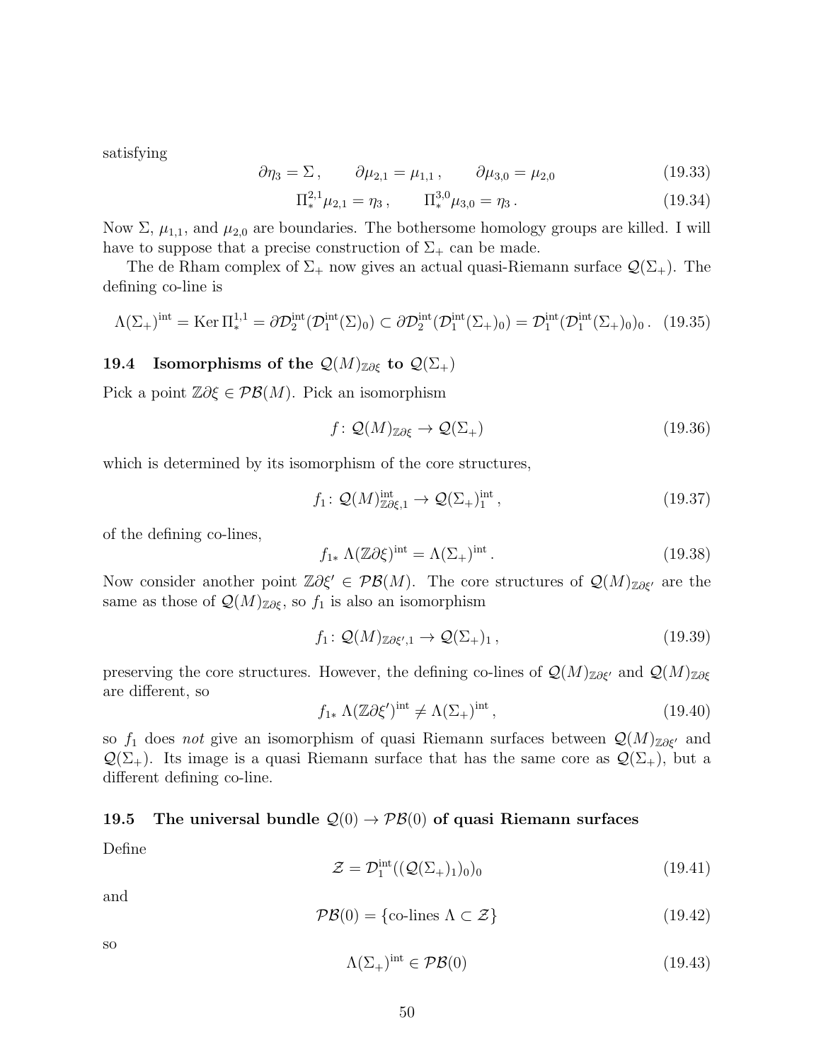satisfying

$$\partial\eta_3 = \Sigma\,, \qquad \partial\mu_{2,1} = \mu_{1,1}\,, \qquad \partial\mu_{3,0} = \mu_{2,0} \tag{19.33}$$

$$\Pi^{2,1}_*\mu_{2,1} = \eta_3\,, \qquad \Pi^{3,0}_*\mu_{3,0} = \eta_3\,. \tag{19.34}$$

Now $\Sigma$, $\mu_{1,1}$, and $\mu_{2,0}$ are boundaries. The bothersome homology groups are killed. I will have to suppose that a precise construction of $\Sigma_+$ can be made.

The de Rham complex of $\Sigma_+$ now gives an actual quasi-Riemann surface $\mathcal{Q}(\Sigma_+)$. The defining co-line is

$$\Lambda(\Sigma_+)^{\text{int}} = \operatorname{Ker}\Pi^{1,1}_* = \partial\mathcal{D}^{\text{int}}_2(\mathcal{D}^{\text{int}}_1(\Sigma)_0) \subset \partial\mathcal{D}^{\text{int}}_2(\mathcal{D}^{\text{int}}_1(\Sigma_+)_0) = \mathcal{D}^{\text{int}}_1(\mathcal{D}^{\text{int}}_1(\Sigma_+)_0)_0\,. \tag{19.35}$$

### 19.4 Isomorphisms of the $\mathcal{Q}(M)_{\mathbb{Z}\partial\xi}$ to $\mathcal{Q}(\Sigma_+)$

Pick a point $\mathbb{Z}\partial\xi \in \mathcal{PB}(M)$. Pick an isomorphism

$$f\colon\, \mathcal{Q}(M)_{\mathbb{Z}\partial\xi} \to \mathcal{Q}(\Sigma_+) \tag{19.36}$$

which is determined by its isomorphism of the core structures,

$$f_1\colon\, \mathcal{Q}(M)^{\text{int}}_{\mathbb{Z}\partial\xi,1} \to \mathcal{Q}(\Sigma_+)^{\text{int}}_1\,, \tag{19.37}$$

of the defining co-lines,

$$f_{1*}\,\Lambda(\mathbb{Z}\partial\xi)^{\text{int}} = \Lambda(\Sigma_+)^{\text{int}}\,. \tag{19.38}$$

Now consider another point $\mathbb{Z}\partial\xi' \in \mathcal{PB}(M)$. The core structures of $\mathcal{Q}(M)_{\mathbb{Z}\partial\xi'}$ are the same as those of $\mathcal{Q}(M)_{\mathbb{Z}\partial\xi}$, so $f_1$ is also an isomorphism

$$f_1\colon\, \mathcal{Q}(M)_{\mathbb{Z}\partial\xi',1} \to \mathcal{Q}(\Sigma_+)_1\,, \tag{19.39}$$

preserving the core structures. However, the defining co-lines of $\mathcal{Q}(M)_{\mathbb{Z}\partial\xi'}$ and $\mathcal{Q}(M)_{\mathbb{Z}\partial\xi}$ are different, so

$$f_{1*}\,\Lambda(\mathbb{Z}\partial\xi')^{\text{int}} \neq \Lambda(\Sigma_+)^{\text{int}}\,, \tag{19.40}$$

so $f_1$ does *not* give an isomorphism of quasi Riemann surfaces between $\mathcal{Q}(M)_{\mathbb{Z}\partial\xi'}$ and $\mathcal{Q}(\Sigma_+)$. Its image is a quasi Riemann surface that has the same core as $\mathcal{Q}(\Sigma_+)$, but a different defining co-line.

### 19.5 The universal bundle $\mathcal{Q}(0) \to \mathcal{PB}(0)$ of quasi Riemann surfaces

Define

$$\mathcal{Z} = \mathcal{D}^{\text{int}}_1((\mathcal{Q}(\Sigma_+)_1)_0)_0 \tag{19.41}$$

and

$$\mathcal{PB}(0) = \{\text{co-lines } \Lambda \subset \mathcal{Z}\} \tag{19.42}$$

so

$$\Lambda(\Sigma_+)^{\text{int}} \in \mathcal{PB}(0) \tag{19.43}$$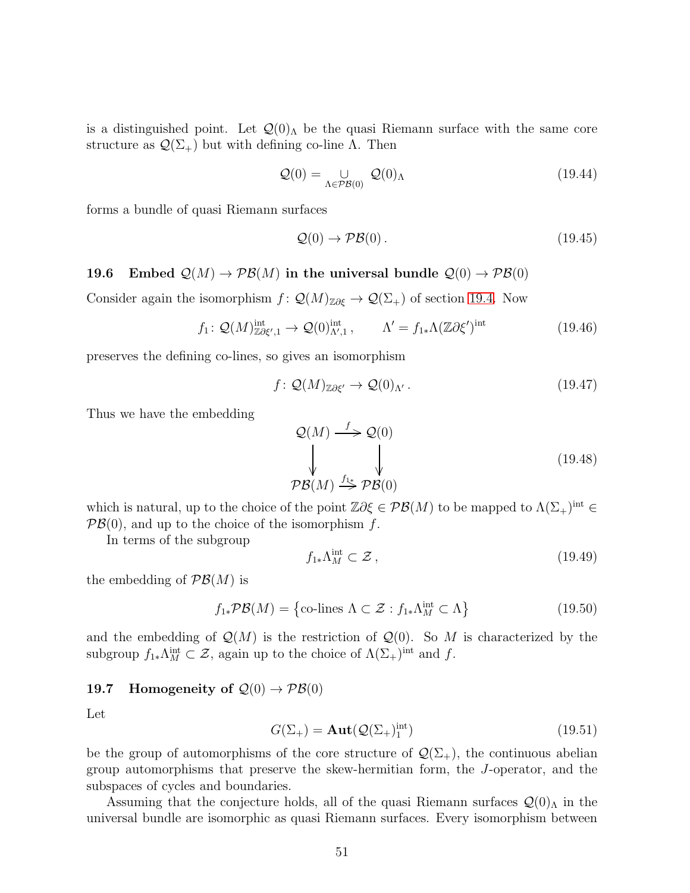is a distinguished point. Let $\mathcal{Q}(0)_\Lambda$ be the quasi Riemann surface with the same core structure as $\mathcal{Q}(\Sigma_+)$ but with defining co-line $\Lambda$. Then

$$\mathcal{Q}(0) = \bigcup_{\Lambda \in \mathcal{PB}(0)} \mathcal{Q}(0)_\Lambda \tag{19.44}$$

forms a bundle of quasi Riemann surfaces

$$\mathcal{Q}(0) \to \mathcal{PB}(0)\,. \tag{19.45}$$

### 19.6 Embed $\mathcal{Q}(M) \to \mathcal{PB}(M)$ in the universal bundle $\mathcal{Q}(0) \to \mathcal{PB}(0)$

Consider again the isomorphism $f\colon \mathcal{Q}(M)_{\mathbb{Z}\partial\xi} \to \mathcal{Q}(\Sigma_+)$ of section 19.4. Now

$$f_1\colon \mathcal{Q}(M)^{\mathrm{int}}_{\mathbb{Z}\partial\xi',1} \to \mathcal{Q}(0)^{\mathrm{int}}_{\Lambda',1}\,, \qquad \Lambda' = f_{1*}\Lambda(\mathbb{Z}\partial\xi')^{\mathrm{int}} \tag{19.46}$$

preserves the defining co-lines, so gives an isomorphism

$$f\colon \mathcal{Q}(M)_{\mathbb{Z}\partial\xi'} \to \mathcal{Q}(0)_{\Lambda'}\,. \tag{19.47}$$

Thus we have the embedding

$$\begin{array}{ccc} \mathcal{Q}(M) & \xrightarrow{\;f\;} & \mathcal{Q}(0) \\ \big\downarrow & & \big\downarrow \\ \mathcal{PB}(M) & \xrightarrow{\;f_{1*}\;} & \mathcal{PB}(0) \end{array} \tag{19.48}$$

which is natural, up to the choice of the point $\mathbb{Z}\partial\xi \in \mathcal{PB}(M)$ to be mapped to $\Lambda(\Sigma_+)^{\mathrm{int}} \in \mathcal{PB}(0)$, and up to the choice of the isomorphism $f$.

In terms of the subgroup

$$f_{1*}\Lambda^{\mathrm{int}}_M \subset \mathcal{Z}\,, \tag{19.49}$$

the embedding of $\mathcal{PB}(M)$ is

$$f_{1*}\mathcal{PB}(M) = \left\{\text{co-lines } \Lambda \subset \mathcal{Z} : f_{1*}\Lambda^{\mathrm{int}}_M \subset \Lambda\right\} \tag{19.50}$$

and the embedding of $\mathcal{Q}(M)$ is the restriction of $\mathcal{Q}(0)$. So $M$ is characterized by the subgroup $f_{1*}\Lambda^{\mathrm{int}}_M \subset \mathcal{Z}$, again up to the choice of $\Lambda(\Sigma_+)^{\mathrm{int}}$ and $f$.

### 19.7 Homogeneity of $\mathcal{Q}(0) \to \mathcal{PB}(0)$

Let

$$G(\Sigma_+) = \mathbf{Aut}(\mathcal{Q}(\Sigma_+)^{\mathrm{int}}_1) \tag{19.51}$$

be the group of automorphisms of the core structure of $\mathcal{Q}(\Sigma_+)$, the continuous abelian group automorphisms that preserve the skew-hermitian form, the $J$-operator, and the subspaces of cycles and boundaries.

Assuming that the conjecture holds, all of the quasi Riemann surfaces $\mathcal{Q}(0)_\Lambda$ in the universal bundle are isomorphic as quasi Riemann surfaces. Every isomorphism between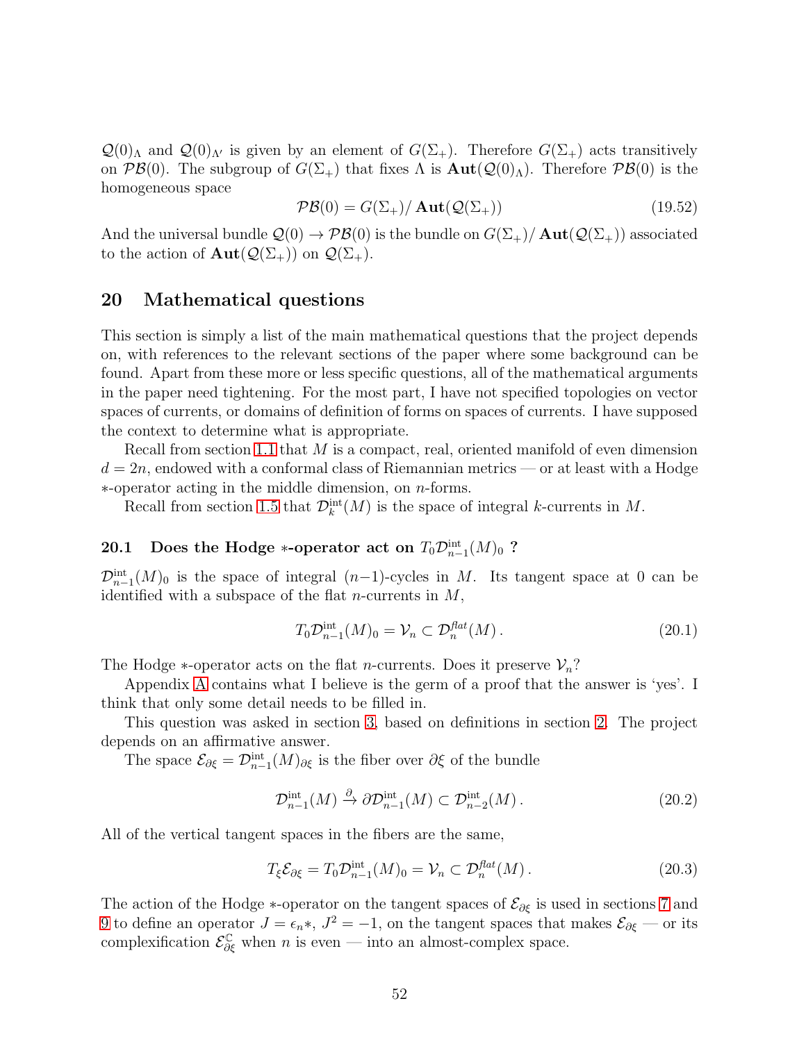$\mathcal{Q}(0)_\Lambda$ and $\mathcal{Q}(0)_{\Lambda'}$ is given by an element of $G(\Sigma_+)$. Therefore $G(\Sigma_+)$ acts transitively on $\mathcal{PB}(0)$. The subgroup of $G(\Sigma_+)$ that fixes $\Lambda$ is $\mathbf{Aut}(\mathcal{Q}(0)_\Lambda)$. Therefore $\mathcal{PB}(0)$ is the homogeneous space

$$\mathcal{PB}(0) = G(\Sigma_+)/\,\mathbf{Aut}(\mathcal{Q}(\Sigma_+)) \tag{19.52}$$

And the universal bundle $\mathcal{Q}(0) \to \mathcal{PB}(0)$ is the bundle on $G(\Sigma_+)/\,\mathbf{Aut}(\mathcal{Q}(\Sigma_+))$ associated to the action of $\mathbf{Aut}(\mathcal{Q}(\Sigma_+))$ on $\mathcal{Q}(\Sigma_+)$.

## 20 Mathematical questions

This section is simply a list of the main mathematical questions that the project depends on, with references to the relevant sections of the paper where some background can be found. Apart from these more or less specific questions, all of the mathematical arguments in the paper need tightening. For the most part, I have not specified topologies on vector spaces of currents, or domains of definition of forms on spaces of currents. I have supposed the context to determine what is appropriate.

Recall from section 1.1 that $M$ is a compact, real, oriented manifold of even dimension $d = 2n$, endowed with a conformal class of Riemannian metrics — or at least with a Hodge $*$-operator acting in the middle dimension, on $n$-forms.

Recall from section 1.5 that $\mathcal{D}^{\mathrm{int}}_k(M)$ is the space of integral $k$-currents in $M$.

### 20.1 Does the Hodge $*$-operator act on $T_0\mathcal{D}^{\mathrm{int}}_{n-1}(M)_0$ ?

$\mathcal{D}^{\mathrm{int}}_{n-1}(M)_0$ is the space of integral $(n-1)$-cycles in $M$. Its tangent space at 0 can be identified with a subspace of the flat $n$-currents in $M$,

$$T_0\mathcal{D}^{\mathrm{int}}_{n-1}(M)_0 = \mathcal{V}_n \subset \mathcal{D}^{\mathit{flat}}_n(M)\,. \tag{20.1}$$

The Hodge $*$-operator acts on the flat $n$-currents. Does it preserve $\mathcal{V}_n$?

Appendix A contains what I believe is the germ of a proof that the answer is 'yes'. I think that only some detail needs to be filled in.

This question was asked in section 3, based on definitions in section 2. The project depends on an affirmative answer.

The space $\mathcal{E}_{\partial\xi} = \mathcal{D}^{\mathrm{int}}_{n-1}(M)_{\partial\xi}$ is the fiber over $\partial\xi$ of the bundle

$$\mathcal{D}^{\mathrm{int}}_{n-1}(M) \xrightarrow{\partial} \partial\mathcal{D}^{\mathrm{int}}_{n-1}(M) \subset \mathcal{D}^{\mathrm{int}}_{n-2}(M)\,. \tag{20.2}$$

All of the vertical tangent spaces in the fibers are the same,

$$T_\xi\mathcal{E}_{\partial\xi} = T_0\mathcal{D}^{\mathrm{int}}_{n-1}(M)_0 = \mathcal{V}_n \subset \mathcal{D}^{\mathit{flat}}_n(M)\,. \tag{20.3}$$

The action of the Hodge $*$-operator on the tangent spaces of $\mathcal{E}_{\partial\xi}$ is used in sections 7 and 9 to define an operator $J = \epsilon_n *$, $J^2 = -1$, on the tangent spaces that makes $\mathcal{E}_{\partial\xi}$ — or its complexification $\mathcal{E}^{\mathbb{C}}_{\partial\xi}$ when $n$ is even — into an almost-complex space.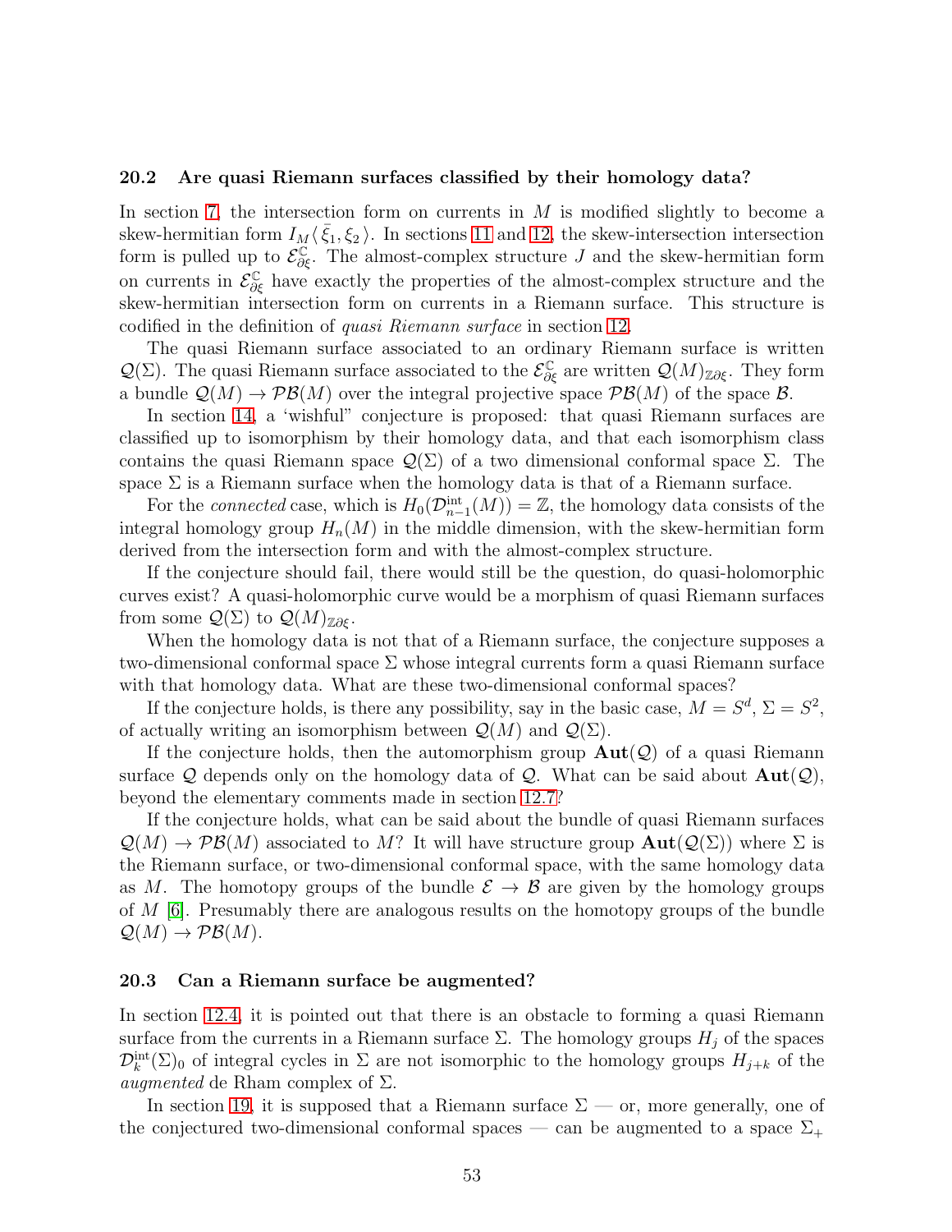### 20.2 Are quasi Riemann surfaces classified by their homology data?

In section 7, the intersection form on currents in $M$ is modified slightly to become a skew-hermitian form $I_M\langle \bar{\xi}_1, \xi_2 \rangle$. In sections 11 and 12, the skew-intersection intersection form is pulled up to $\mathcal{E}^{\mathbb{C}}_{\partial\xi}$. The almost-complex structure $J$ and the skew-hermitian form on currents in $\mathcal{E}^{\mathbb{C}}_{\partial\xi}$ have exactly the properties of the almost-complex structure and the skew-hermitian intersection form on currents in a Riemann surface. This structure is codified in the definition of *quasi Riemann surface* in section 12.

The quasi Riemann surface associated to an ordinary Riemann surface is written $\mathcal{Q}(\Sigma)$. The quasi Riemann surface associated to the $\mathcal{E}^{\mathbb{C}}_{\partial\xi}$ are written $\mathcal{Q}(M)_{\mathbb{Z}\partial\xi}$. They form a bundle $\mathcal{Q}(M) \to \mathcal{PB}(M)$ over the integral projective space $\mathcal{PB}(M)$ of the space $\mathcal{B}$.

In section 14, a 'wishful" conjecture is proposed: that quasi Riemann surfaces are classified up to isomorphism by their homology data, and that each isomorphism class contains the quasi Riemann space $\mathcal{Q}(\Sigma)$ of a two dimensional conformal space $\Sigma$. The space $\Sigma$ is a Riemann surface when the homology data is that of a Riemann surface.

For the *connected* case, which is $H_0(\mathcal{D}^{\text{int}}_{n-1}(M)) = \mathbb{Z}$, the homology data consists of the integral homology group $H_n(M)$ in the middle dimension, with the skew-hermitian form derived from the intersection form and with the almost-complex structure.

If the conjecture should fail, there would still be the question, do quasi-holomorphic curves exist? A quasi-holomorphic curve would be a morphism of quasi Riemann surfaces from some $\mathcal{Q}(\Sigma)$ to $\mathcal{Q}(M)_{\mathbb{Z}\partial\xi}$.

When the homology data is not that of a Riemann surface, the conjecture supposes a two-dimensional conformal space $\Sigma$ whose integral currents form a quasi Riemann surface with that homology data. What are these two-dimensional conformal spaces?

If the conjecture holds, is there any possibility, say in the basic case, $M = S^d$, $\Sigma = S^2$, of actually writing an isomorphism between $\mathcal{Q}(M)$ and $\mathcal{Q}(\Sigma)$.

If the conjecture holds, then the automorphism group $\mathbf{Aut}(\mathcal{Q})$ of a quasi Riemann surface $\mathcal{Q}$ depends only on the homology data of $\mathcal{Q}$. What can be said about $\mathbf{Aut}(\mathcal{Q})$, beyond the elementary comments made in section 12.7?

If the conjecture holds, what can be said about the bundle of quasi Riemann surfaces $\mathcal{Q}(M) \to \mathcal{PB}(M)$ associated to $M$? It will have structure group $\mathbf{Aut}(\mathcal{Q}(\Sigma))$ where $\Sigma$ is the Riemann surface, or two-dimensional conformal space, with the same homology data as $M$. The homotopy groups of the bundle $\mathcal{E} \to \mathcal{B}$ are given by the homology groups of $M$ [6]. Presumably there are analogous results on the homotopy groups of the bundle $\mathcal{Q}(M) \to \mathcal{PB}(M)$.

### 20.3 Can a Riemann surface be augmented?

In section 12.4, it is pointed out that there is an obstacle to forming a quasi Riemann surface from the currents in a Riemann surface $\Sigma$. The homology groups $H_j$ of the spaces $\mathcal{D}^{\text{int}}_k(\Sigma)_0$ of integral cycles in $\Sigma$ are not isomorphic to the homology groups $H_{j+k}$ of the *augmented* de Rham complex of $\Sigma$.

In section 19, it is supposed that a Riemann surface $\Sigma$ — or, more generally, one of the conjectured two-dimensional conformal spaces — can be augmented to a space $\Sigma_+$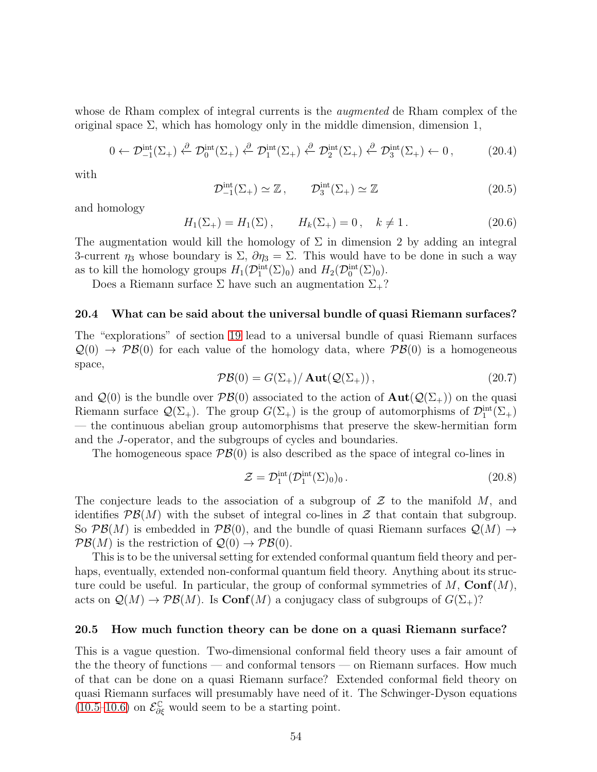whose de Rham complex of integral currents is the *augmented* de Rham complex of the original space $\Sigma$, which has homology only in the middle dimension, dimension 1,

$$0 \leftarrow \mathcal{D}^{\mathrm{int}}_{-1}(\Sigma_+) \overset{\partial}{\leftarrow} \mathcal{D}^{\mathrm{int}}_{0}(\Sigma_+) \overset{\partial}{\leftarrow} \mathcal{D}^{\mathrm{int}}_{1}(\Sigma_+) \overset{\partial}{\leftarrow} \mathcal{D}^{\mathrm{int}}_{2}(\Sigma_+) \overset{\partial}{\leftarrow} \mathcal{D}^{\mathrm{int}}_{3}(\Sigma_+) \leftarrow 0\,, \tag{20.4}$$

with

$$\mathcal{D}^{\mathrm{int}}_{-1}(\Sigma_+) \simeq \mathbb{Z}\,, \qquad \mathcal{D}^{\mathrm{int}}_{3}(\Sigma_+) \simeq \mathbb{Z} \tag{20.5}$$

and homology

$$H_1(\Sigma_+) = H_1(\Sigma)\,, \qquad H_k(\Sigma_+) = 0\,, \quad k \neq 1\,. \tag{20.6}$$

The augmentation would kill the homology of $\Sigma$ in dimension 2 by adding an integral 3-current $\eta_3$ whose boundary is $\Sigma$, $\partial\eta_3 = \Sigma$. This would have to be done in such a way as to kill the homology groups $H_1(\mathcal{D}^{\mathrm{int}}_1(\Sigma)_0)$ and $H_2(\mathcal{D}^{\mathrm{int}}_0(\Sigma)_0)$.

Does a Riemann surface $\Sigma$ have such an augmentation $\Sigma_+$?

### 20.4 What can be said about the universal bundle of quasi Riemann surfaces?

The "explorations" of section 19 lead to a universal bundle of quasi Riemann surfaces $\mathcal{Q}(0) \to \mathcal{PB}(0)$ for each value of the homology data, where $\mathcal{PB}(0)$ is a homogeneous space,

$$\mathcal{PB}(0) = G(\Sigma_+)/\,\mathbf{Aut}(\mathcal{Q}(\Sigma_+))\,, \tag{20.7}$$

and $\mathcal{Q}(0)$ is the bundle over $\mathcal{PB}(0)$ associated to the action of $\mathbf{Aut}(\mathcal{Q}(\Sigma_+))$ on the quasi Riemann surface $\mathcal{Q}(\Sigma_+)$. The group $G(\Sigma_+)$ is the group of automorphisms of $\mathcal{D}^{\mathrm{int}}_1(\Sigma_+)$ — the continuous abelian group automorphisms that preserve the skew-hermitian form and the $J$-operator, and the subgroups of cycles and boundaries.

The homogeneous space $\mathcal{PB}(0)$ is also described as the space of integral co-lines in

$$\mathcal{Z} = \mathcal{D}^{\mathrm{int}}_1(\mathcal{D}^{\mathrm{int}}_1(\Sigma)_0)_0\,. \tag{20.8}$$

The conjecture leads to the association of a subgroup of $\mathcal{Z}$ to the manifold $M$, and identifies $\mathcal{PB}(M)$ with the subset of integral co-lines in $\mathcal{Z}$ that contain that subgroup. So $\mathcal{PB}(M)$ is embedded in $\mathcal{PB}(0)$, and the bundle of quasi Riemann surfaces $\mathcal{Q}(M) \to \mathcal{PB}(M)$ is the restriction of $\mathcal{Q}(0) \to \mathcal{PB}(0)$.

This is to be the universal setting for extended conformal quantum field theory and perhaps, eventually, extended non-conformal quantum field theory. Anything about its structure could be useful. In particular, the group of conformal symmetries of $M$, $\mathbf{Conf}(M)$, acts on $\mathcal{Q}(M) \to \mathcal{PB}(M)$. Is $\mathbf{Conf}(M)$ a conjugacy class of subgroups of $G(\Sigma_+)$?

### 20.5 How much function theory can be done on a quasi Riemann surface?

This is a vague question. Two-dimensional conformal field theory uses a fair amount of the the theory of functions — and conformal tensors — on Riemann surfaces. How much of that can be done on a quasi Riemann surface? Extended conformal field theory on quasi Riemann surfaces will presumably have need of it. The Schwinger-Dyson equations (10.5–10.6) on $\mathcal{E}^{\mathbb{C}}_{\partial\xi}$ would seem to be a starting point.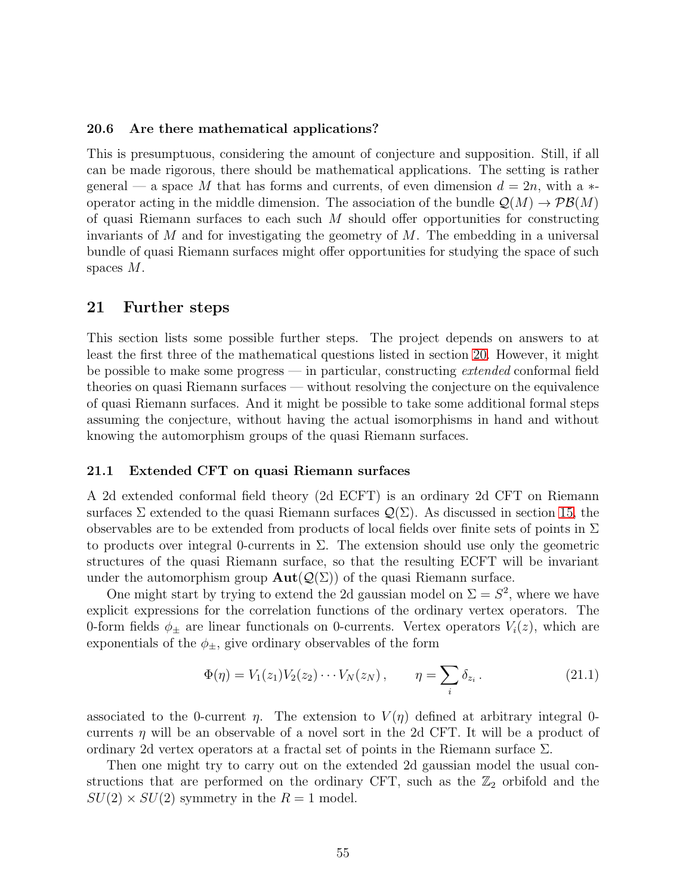### 20.6 Are there mathematical applications?

This is presumptuous, considering the amount of conjecture and supposition. Still, if all can be made rigorous, there should be mathematical applications. The setting is rather general — a space $M$ that has forms and currents, of even dimension $d = 2n$, with a $*$-operator acting in the middle dimension. The association of the bundle $\mathcal{Q}(M) \rightarrow \mathcal{PB}(M)$ of quasi Riemann surfaces to each such $M$ should offer opportunities for constructing invariants of $M$ and for investigating the geometry of $M$. The embedding in a universal bundle of quasi Riemann surfaces might offer opportunities for studying the space of such spaces $M$.

## 21 Further steps

This section lists some possible further steps. The project depends on answers to at least the first three of the mathematical questions listed in section 20. However, it might be possible to make some progress — in particular, constructing *extended* conformal field theories on quasi Riemann surfaces — without resolving the conjecture on the equivalence of quasi Riemann surfaces. And it might be possible to take some additional formal steps assuming the conjecture, without having the actual isomorphisms in hand and without knowing the automorphism groups of the quasi Riemann surfaces.

### 21.1 Extended CFT on quasi Riemann surfaces

A 2d extended conformal field theory (2d ECFT) is an ordinary 2d CFT on Riemann surfaces $\Sigma$ extended to the quasi Riemann surfaces $\mathcal{Q}(\Sigma)$. As discussed in section 15, the observables are to be extended from products of local fields over finite sets of points in $\Sigma$ to products over integral 0-currents in $\Sigma$. The extension should use only the geometric structures of the quasi Riemann surface, so that the resulting ECFT will be invariant under the automorphism group $\mathbf{Aut}(\mathcal{Q}(\Sigma))$ of the quasi Riemann surface.

One might start by trying to extend the 2d gaussian model on $\Sigma = S^2$, where we have explicit expressions for the correlation functions of the ordinary vertex operators. The 0-form fields $\phi_\pm$ are linear functionals on 0-currents. Vertex operators $V_i(z)$, which are exponentials of the $\phi_\pm$, give ordinary observables of the form

$$\Phi(\eta) = V_1(z_1)V_2(z_2)\cdots V_N(z_N)\,, \qquad \eta = \sum_i \delta_{z_i}\,. \tag{21.1}$$

associated to the 0-current $\eta$. The extension to $V(\eta)$ defined at arbitrary integral 0-currents $\eta$ will be an observable of a novel sort in the 2d CFT. It will be a product of ordinary 2d vertex operators at a fractal set of points in the Riemann surface $\Sigma$.

Then one might try to carry out on the extended 2d gaussian model the usual constructions that are performed on the ordinary CFT, such as the $\mathbb{Z}_2$ orbifold and the $SU(2) \times SU(2)$ symmetry in the $R = 1$ model.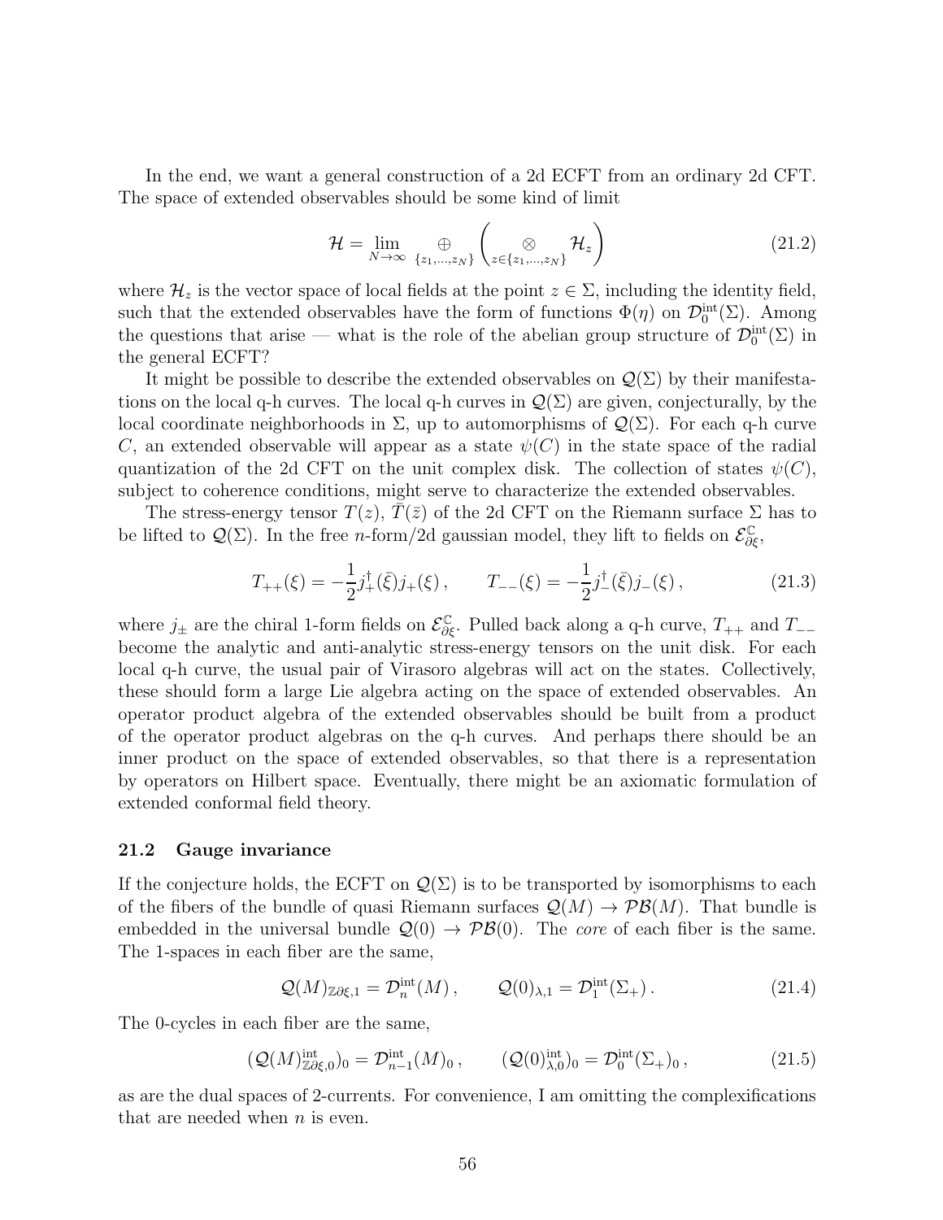In the end, we want a general construction of a 2d ECFT from an ordinary 2d CFT. The space of extended observables should be some kind of limit

$$\mathcal{H} = \lim_{N\to\infty} \bigoplus_{\{z_1,\ldots,z_N\}} \left( \bigotimes_{z\in\{z_1,\ldots,z_N\}} \mathcal{H}_z \right) \tag{21.2}$$

where $\mathcal{H}_z$ is the vector space of local fields at the point $z \in \Sigma$, including the identity field, such that the extended observables have the form of functions $\Phi(\eta)$ on $\mathcal{D}_0^{\mathrm{int}}(\Sigma)$. Among the questions that arise — what is the role of the abelian group structure of $\mathcal{D}_0^{\mathrm{int}}(\Sigma)$ in the general ECFT?

It might be possible to describe the extended observables on $\mathcal{Q}(\Sigma)$ by their manifestations on the local q-h curves. The local q-h curves in $\mathcal{Q}(\Sigma)$ are given, conjecturally, by the local coordinate neighborhoods in $\Sigma$, up to automorphisms of $\mathcal{Q}(\Sigma)$. For each q-h curve $C$, an extended observable will appear as a state $\psi(C)$ in the state space of the radial quantization of the 2d CFT on the unit complex disk. The collection of states $\psi(C)$, subject to coherence conditions, might serve to characterize the extended observables.

The stress-energy tensor $T(z)$, $\bar{T}(\bar{z})$ of the 2d CFT on the Riemann surface $\Sigma$ has to be lifted to $\mathcal{Q}(\Sigma)$. In the free $n$-form/2d gaussian model, they lift to fields on $\mathcal{E}_{\partial\xi}^{\mathbb{C}}$,

$$T_{++}(\xi) = -\frac{1}{2} j_+^\dagger(\bar{\xi}) j_+(\xi)\,, \qquad T_{--}(\xi) = -\frac{1}{2} j_-^\dagger(\bar{\xi}) j_-(\xi)\,, \tag{21.3}$$

where $j_\pm$ are the chiral 1-form fields on $\mathcal{E}_{\partial\xi}^{\mathbb{C}}$. Pulled back along a q-h curve, $T_{++}$ and $T_{--}$ become the analytic and anti-analytic stress-energy tensors on the unit disk. For each local q-h curve, the usual pair of Virasoro algebras will act on the states. Collectively, these should form a large Lie algebra acting on the space of extended observables. An operator product algebra of the extended observables should be built from a product of the operator product algebras on the q-h curves. And perhaps there should be an inner product on the space of extended observables, so that there is a representation by operators on Hilbert space. Eventually, there might be an axiomatic formulation of extended conformal field theory.

### 21.2 Gauge invariance

If the conjecture holds, the ECFT on $\mathcal{Q}(\Sigma)$ is to be transported by isomorphisms to each of the fibers of the bundle of quasi Riemann surfaces $\mathcal{Q}(M) \to \mathcal{PB}(M)$. That bundle is embedded in the universal bundle $\mathcal{Q}(0) \to \mathcal{PB}(0)$. The *core* of each fiber is the same. The 1-spaces in each fiber are the same,

$$\mathcal{Q}(M)_{\mathbb{Z}\partial\xi,1} = \mathcal{D}_n^{\mathrm{int}}(M)\,, \qquad \mathcal{Q}(0)_{\lambda,1} = \mathcal{D}_1^{\mathrm{int}}(\Sigma_+)\,. \tag{21.4}$$

The 0-cycles in each fiber are the same,

$$(\mathcal{Q}(M)_{\mathbb{Z}\partial\xi,0}^{\mathrm{int}})_0 = \mathcal{D}_{n-1}^{\mathrm{int}}(M)_0\,, \qquad (\mathcal{Q}(0)_{\lambda,0}^{\mathrm{int}})_0 = \mathcal{D}_0^{\mathrm{int}}(\Sigma_+)_0\,, \tag{21.5}$$

as are the dual spaces of 2-currents. For convenience, I am omitting the complexifications that are needed when $n$ is even.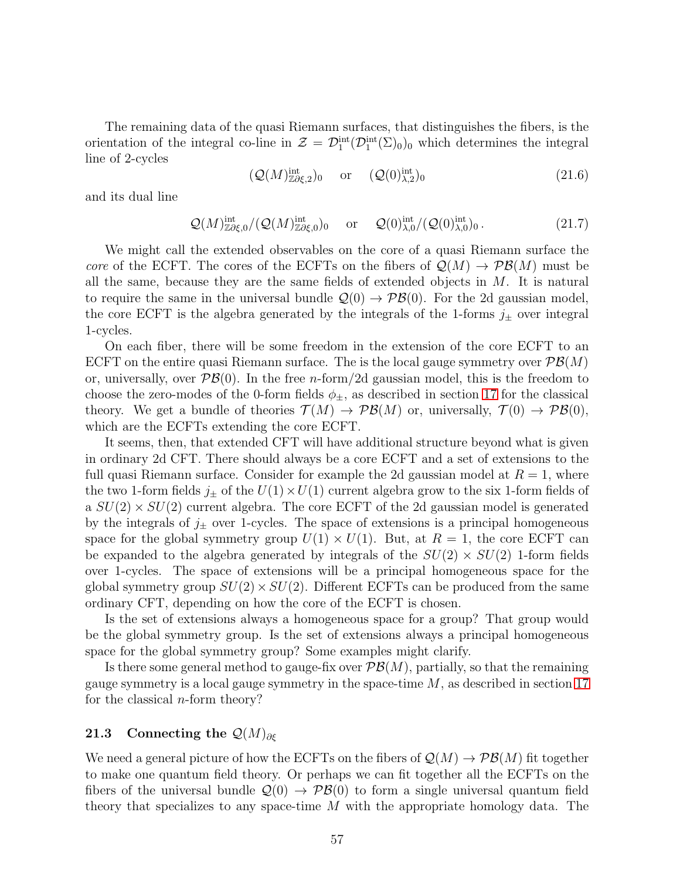The remaining data of the quasi Riemann surfaces, that distinguishes the fibers, is the orientation of the integral co-line in $\mathcal{Z} = \mathcal{D}_1^{\text{int}}(\mathcal{D}_1^{\text{int}}(\Sigma)_0)_0$ which determines the integral line of 2-cycles

$$(\mathcal{Q}(M)^{\text{int}}_{\mathbb{Z}\partial\xi,2})_0 \quad \text{or} \quad (\mathcal{Q}(0)^{\text{int}}_{\lambda,2})_0 \tag{21.6}$$

and its dual line

$$\mathcal{Q}(M)^{\text{int}}_{\mathbb{Z}\partial\xi,0}/(\mathcal{Q}(M)^{\text{int}}_{\mathbb{Z}\partial\xi,0})_0 \quad \text{or} \quad \mathcal{Q}(0)^{\text{int}}_{\lambda,0}/(\mathcal{Q}(0)^{\text{int}}_{\lambda,0})_0\,. \tag{21.7}$$

We might call the extended observables on the core of a quasi Riemann surface the *core* of the ECFT. The cores of the ECFTs on the fibers of $\mathcal{Q}(M) \to \mathcal{PB}(M)$ must be all the same, because they are the same fields of extended objects in $M$. It is natural to require the same in the universal bundle $\mathcal{Q}(0) \to \mathcal{PB}(0)$. For the 2d gaussian model, the core ECFT is the algebra generated by the integrals of the 1-forms $j_\pm$ over integral 1-cycles.

On each fiber, there will be some freedom in the extension of the core ECFT to an ECFT on the entire quasi Riemann surface. The is the local gauge symmetry over $\mathcal{PB}(M)$ or, universally, over $\mathcal{PB}(0)$. In the free $n$-form/2d gaussian model, this is the freedom to choose the zero-modes of the 0-form fields $\phi_\pm$, as described in section 17 for the classical theory. We get a bundle of theories $\mathcal{T}(M) \to \mathcal{PB}(M)$ or, universally, $\mathcal{T}(0) \to \mathcal{PB}(0)$, which are the ECFTs extending the core ECFT.

It seems, then, that extended CFT will have additional structure beyond what is given in ordinary 2d CFT. There should always be a core ECFT and a set of extensions to the full quasi Riemann surface. Consider for example the 2d gaussian model at $R = 1$, where the two 1-form fields $j_\pm$ of the $U(1)\times U(1)$ current algebra grow to the six 1-form fields of a $SU(2)\times SU(2)$ current algebra. The core ECFT of the 2d gaussian model is generated by the integrals of $j_\pm$ over 1-cycles. The space of extensions is a principal homogeneous space for the global symmetry group $U(1) \times U(1)$. But, at $R = 1$, the core ECFT can be expanded to the algebra generated by integrals of the $SU(2) \times SU(2)$ 1-form fields over 1-cycles. The space of extensions will be a principal homogeneous space for the global symmetry group $SU(2)\times SU(2)$. Different ECFTs can be produced from the same ordinary CFT, depending on how the core of the ECFT is chosen.

Is the set of extensions always a homogeneous space for a group? That group would be the global symmetry group. Is the set of extensions always a principal homogeneous space for the global symmetry group? Some examples might clarify.

Is there some general method to gauge-fix over $\mathcal{PB}(M)$, partially, so that the remaining gauge symmetry is a local gauge symmetry in the space-time $M$, as described in section 17 for the classical $n$-form theory?

### 21.3 Connecting the $\mathcal{Q}(M)_{\partial\xi}$

We need a general picture of how the ECFTs on the fibers of $\mathcal{Q}(M) \to \mathcal{PB}(M)$ fit together to make one quantum field theory. Or perhaps we can fit together all the ECFTs on the fibers of the universal bundle $\mathcal{Q}(0) \to \mathcal{PB}(0)$ to form a single universal quantum field theory that specializes to any space-time $M$ with the appropriate homology data. The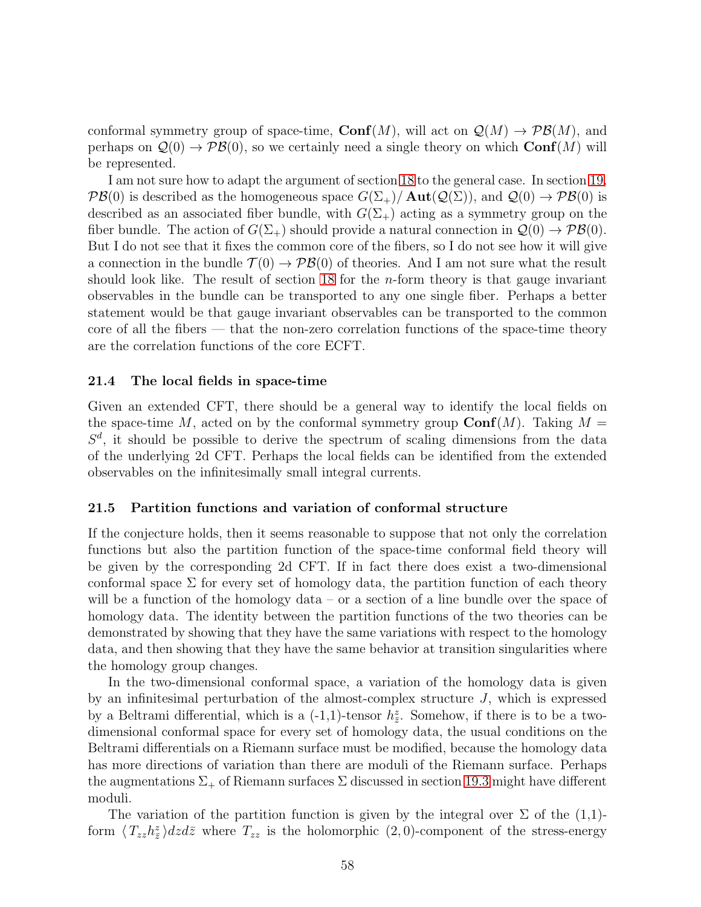conformal symmetry group of space-time, $\mathbf{Conf}(M)$, will act on $\mathcal{Q}(M) \to \mathcal{PB}(M)$, and perhaps on $\mathcal{Q}(0) \to \mathcal{PB}(0)$, so we certainly need a single theory on which $\mathbf{Conf}(M)$ will be represented.

I am not sure how to adapt the argument of section 18 to the general case. In section 19, $\mathcal{PB}(0)$ is described as the homogeneous space $G(\Sigma_+)/\,\mathbf{Aut}(\mathcal{Q}(\Sigma))$, and $\mathcal{Q}(0) \to \mathcal{PB}(0)$ is described as an associated fiber bundle, with $G(\Sigma_+)$ acting as a symmetry group on the fiber bundle. The action of $G(\Sigma_+)$ should provide a natural connection in $\mathcal{Q}(0) \to \mathcal{PB}(0)$. But I do not see that it fixes the common core of the fibers, so I do not see how it will give a connection in the bundle $\mathcal{T}(0) \to \mathcal{PB}(0)$ of theories. And I am not sure what the result should look like. The result of section 18 for the $n$-form theory is that gauge invariant observables in the bundle can be transported to any one single fiber. Perhaps a better statement would be that gauge invariant observables can be transported to the common core of all the fibers — that the non-zero correlation functions of the space-time theory are the correlation functions of the core ECFT.

### 21.4 The local fields in space-time

Given an extended CFT, there should be a general way to identify the local fields on the space-time $M$, acted on by the conformal symmetry group $\mathbf{Conf}(M)$. Taking $M = S^d$, it should be possible to derive the spectrum of scaling dimensions from the data of the underlying 2d CFT. Perhaps the local fields can be identified from the extended observables on the infinitesimally small integral currents.

### 21.5 Partition functions and variation of conformal structure

If the conjecture holds, then it seems reasonable to suppose that not only the correlation functions but also the partition function of the space-time conformal field theory will be given by the corresponding 2d CFT. If in fact there does exist a two-dimensional conformal space $\Sigma$ for every set of homology data, the partition function of each theory will be a function of the homology data – or a section of a line bundle over the space of homology data. The identity between the partition functions of the two theories can be demonstrated by showing that they have the same variations with respect to the homology data, and then showing that they have the same behavior at transition singularities where the homology group changes.

In the two-dimensional conformal space, a variation of the homology data is given by an infinitesimal perturbation of the almost-complex structure $J$, which is expressed by a Beltrami differential, which is a (-1,1)-tensor $h^z_{\bar z}$. Somehow, if there is to be a two-dimensional conformal space for every set of homology data, the usual conditions on the Beltrami differentials on a Riemann surface must be modified, because the homology data has more directions of variation than there are moduli of the Riemann surface. Perhaps the augmentations $\Sigma_+$ of Riemann surfaces $\Sigma$ discussed in section 19.3 might have different moduli.

The variation of the partition function is given by the integral over $\Sigma$ of the (1,1)-form $\langle T_{zz} h^z_{\bar z}\rangle dz d\bar z$ where $T_{zz}$ is the holomorphic $(2,0)$-component of the stress-energy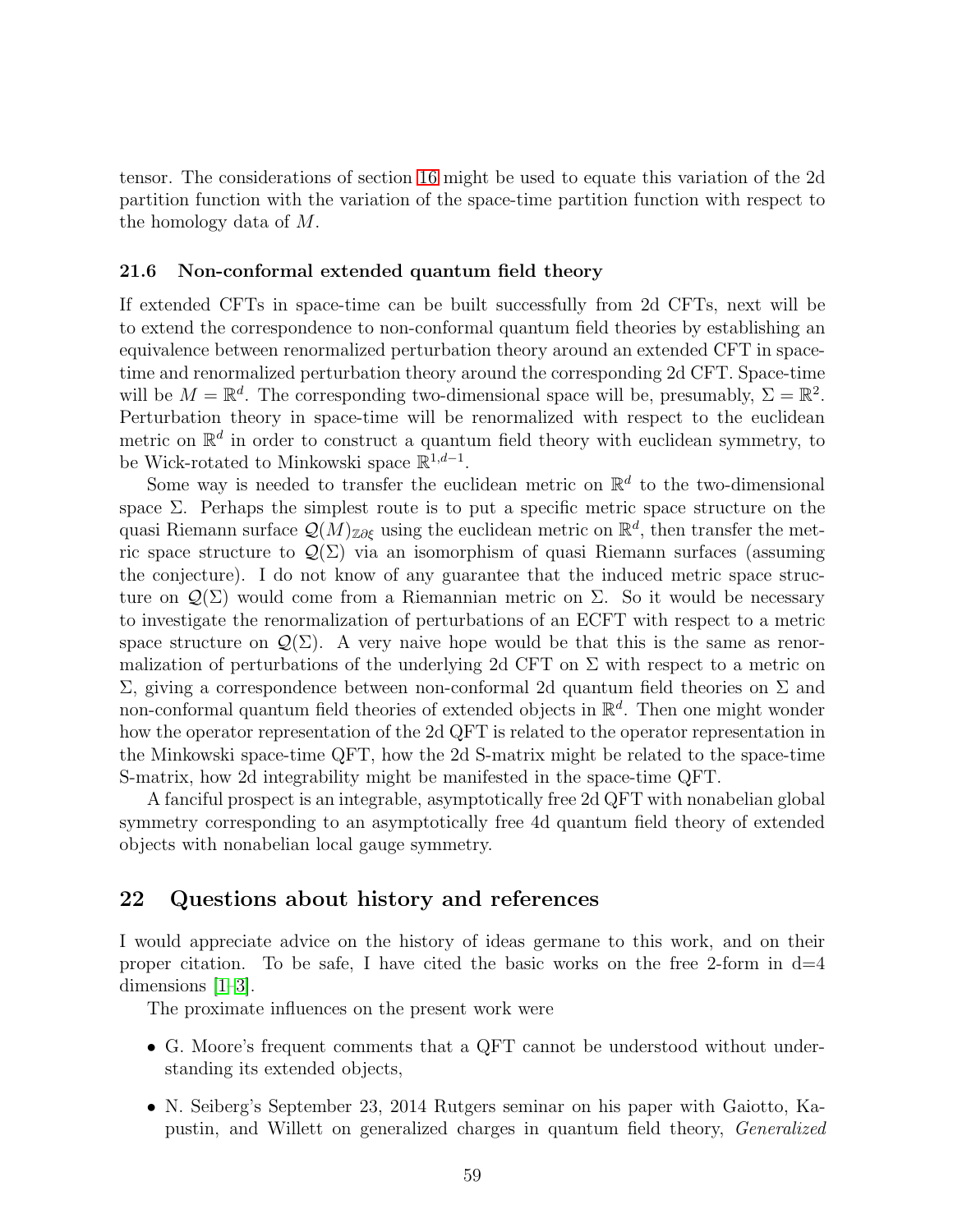tensor. The considerations of section 16 might be used to equate this variation of the 2d partition function with the variation of the space-time partition function with respect to the homology data of $M$.

### 21.6 Non-conformal extended quantum field theory

If extended CFTs in space-time can be built successfully from 2d CFTs, next will be to extend the correspondence to non-conformal quantum field theories by establishing an equivalence between renormalized perturbation theory around an extended CFT in space-time and renormalized perturbation theory around the corresponding 2d CFT. Space-time will be $M = \mathbb{R}^d$. The corresponding two-dimensional space will be, presumably, $\Sigma = \mathbb{R}^2$. Perturbation theory in space-time will be renormalized with respect to the euclidean metric on $\mathbb{R}^d$ in order to construct a quantum field theory with euclidean symmetry, to be Wick-rotated to Minkowski space $\mathbb{R}^{1,d-1}$.

Some way is needed to transfer the euclidean metric on $\mathbb{R}^d$ to the two-dimensional space $\Sigma$. Perhaps the simplest route is to put a specific metric space structure on the quasi Riemann surface $\mathcal{Q}(M)_{\mathbb{Z}\partial\xi}$ using the euclidean metric on $\mathbb{R}^d$, then transfer the metric space structure to $\mathcal{Q}(\Sigma)$ via an isomorphism of quasi Riemann surfaces (assuming the conjecture). I do not know of any guarantee that the induced metric space structure on $\mathcal{Q}(\Sigma)$ would come from a Riemannian metric on $\Sigma$. So it would be necessary to investigate the renormalization of perturbations of an ECFT with respect to a metric space structure on $\mathcal{Q}(\Sigma)$. A very naive hope would be that this is the same as renormalization of perturbations of the underlying 2d CFT on $\Sigma$ with respect to a metric on $\Sigma$, giving a correspondence between non-conformal 2d quantum field theories on $\Sigma$ and non-conformal quantum field theories of extended objects in $\mathbb{R}^d$. Then one might wonder how the operator representation of the 2d QFT is related to the operator representation in the Minkowski space-time QFT, how the 2d S-matrix might be related to the space-time S-matrix, how 2d integrability might be manifested in the space-time QFT.

A fanciful prospect is an integrable, asymptotically free 2d QFT with nonabelian global symmetry corresponding to an asymptotically free 4d quantum field theory of extended objects with nonabelian local gauge symmetry.

## 22 Questions about history and references

I would appreciate advice on the history of ideas germane to this work, and on their proper citation. To be safe, I have cited the basic works on the free 2-form in d=4 dimensions [1–3].

The proximate influences on the present work were

- G. Moore's frequent comments that a QFT cannot be understood without understanding its extended objects,
- N. Seiberg's September 23, 2014 Rutgers seminar on his paper with Gaiotto, Kapustin, and Willett on generalized charges in quantum field theory, *Generalized*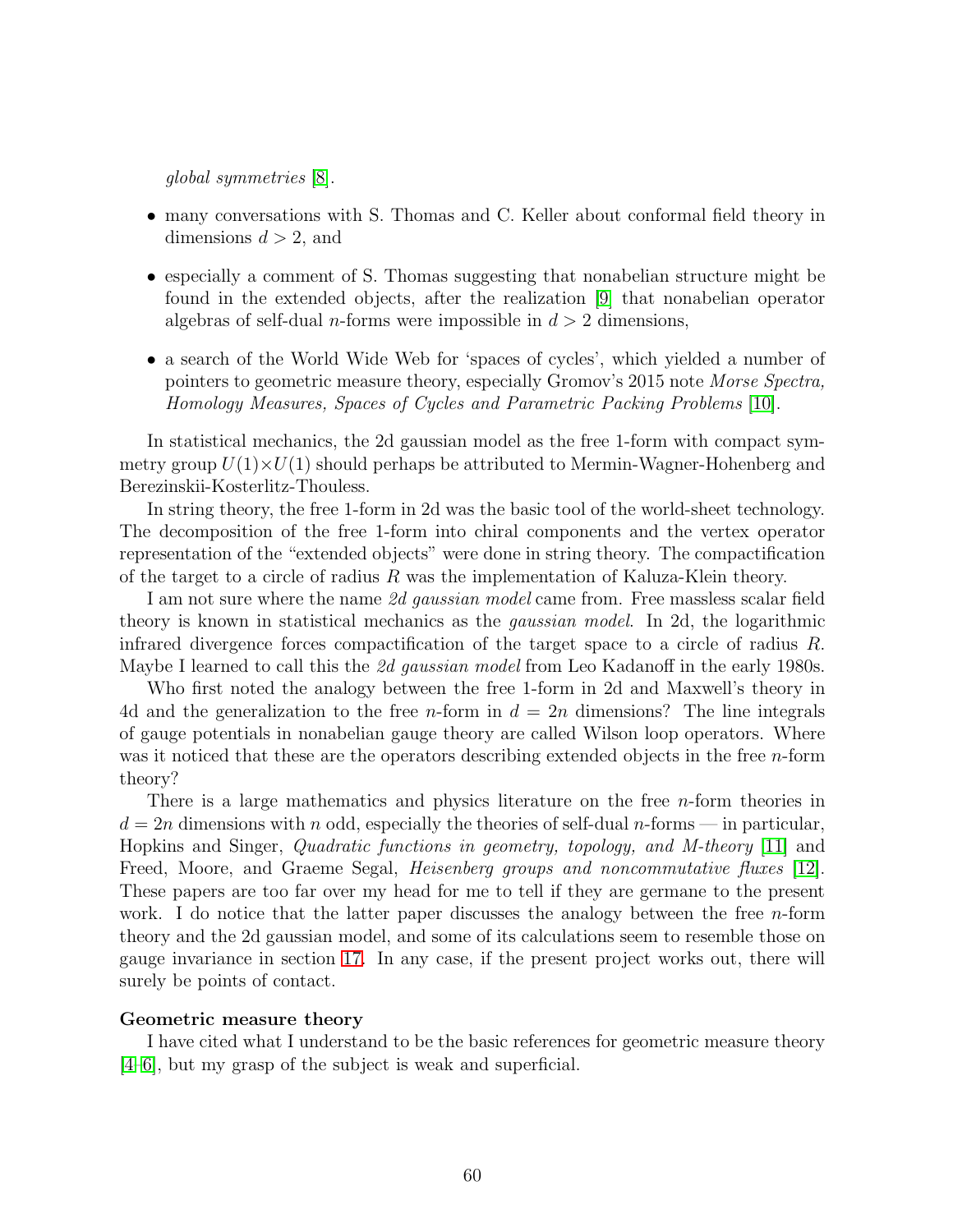*global symmetries* [8].

- many conversations with S. Thomas and C. Keller about conformal field theory in dimensions $d > 2$, and
- especially a comment of S. Thomas suggesting that nonabelian structure might be found in the extended objects, after the realization [9] that nonabelian operator algebras of self-dual $n$-forms were impossible in $d > 2$ dimensions,
- a search of the World Wide Web for 'spaces of cycles', which yielded a number of pointers to geometric measure theory, especially Gromov's 2015 note *Morse Spectra, Homology Measures, Spaces of Cycles and Parametric Packing Problems* [10].

In statistical mechanics, the 2d gaussian model as the free 1-form with compact symmetry group $U(1)\times U(1)$ should perhaps be attributed to Mermin-Wagner-Hohenberg and Berezinskii-Kosterlitz-Thouless.

In string theory, the free 1-form in 2d was the basic tool of the world-sheet technology. The decomposition of the free 1-form into chiral components and the vertex operator representation of the "extended objects" were done in string theory. The compactification of the target to a circle of radius $R$ was the implementation of Kaluza-Klein theory.

I am not sure where the name *2d gaussian model* came from. Free massless scalar field theory is known in statistical mechanics as the *gaussian model*. In 2d, the logarithmic infrared divergence forces compactification of the target space to a circle of radius $R$. Maybe I learned to call this the *2d gaussian model* from Leo Kadanoff in the early 1980s.

Who first noted the analogy between the free 1-form in 2d and Maxwell's theory in 4d and the generalization to the free $n$-form in $d = 2n$ dimensions? The line integrals of gauge potentials in nonabelian gauge theory are called Wilson loop operators. Where was it noticed that these are the operators describing extended objects in the free $n$-form theory?

There is a large mathematics and physics literature on the free $n$-form theories in $d = 2n$ dimensions with $n$ odd, especially the theories of self-dual $n$-forms — in particular, Hopkins and Singer, *Quadratic functions in geometry, topology, and M-theory* [11] and Freed, Moore, and Graeme Segal, *Heisenberg groups and noncommutative fluxes* [12]. These papers are too far over my head for me to tell if they are germane to the present work. I do notice that the latter paper discusses the analogy between the free $n$-form theory and the 2d gaussian model, and some of its calculations seem to resemble those on gauge invariance in section 17. In any case, if the present project works out, there will surely be points of contact.

**Geometric measure theory**

I have cited what I understand to be the basic references for geometric measure theory [4–6], but my grasp of the subject is weak and superficial.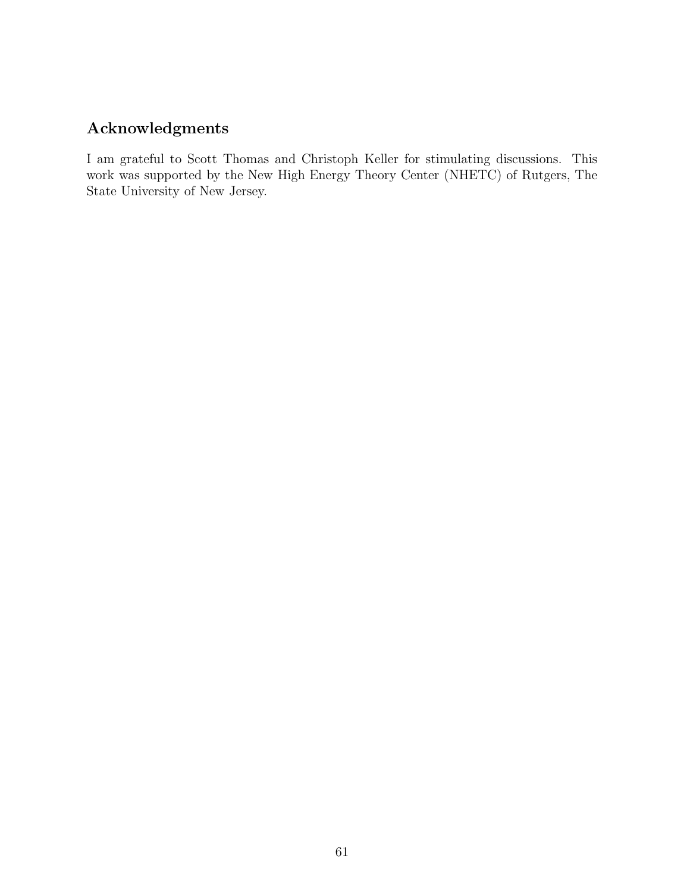## Acknowledgments

I am grateful to Scott Thomas and Christoph Keller for stimulating discussions. This work was supported by the New High Energy Theory Center (NHETC) of Rutgers, The State University of New Jersey.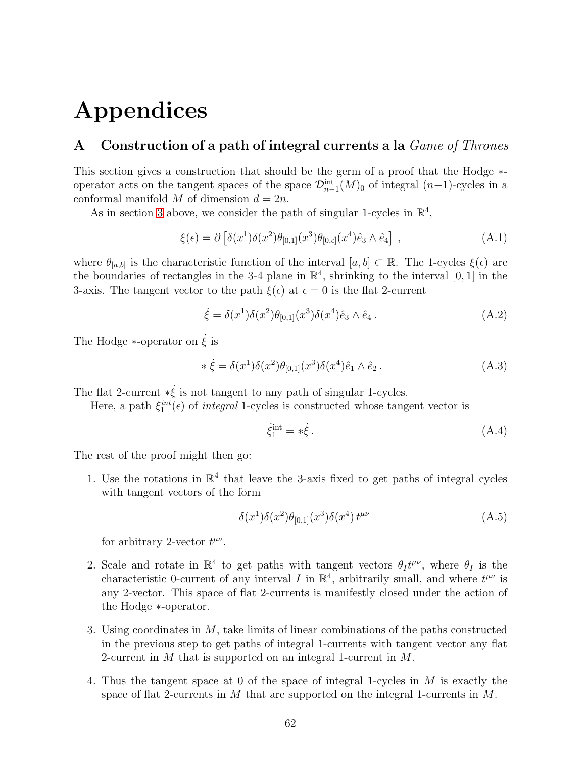# Appendices

## A Construction of a path of integral currents a la *Game of Thrones*

This section gives a construction that should be the germ of a proof that the Hodge $*$-operator acts on the tangent spaces of the space $\mathcal{D}^{\mathrm{int}}_{n-1}(M)_0$ of integral $(n-1)$-cycles in a conformal manifold $M$ of dimension $d = 2n$.

As in section 3 above, we consider the path of singular 1-cycles in $\mathbb{R}^4$,

$$\xi(\epsilon) = \partial \left[ \delta(x^1)\delta(x^2)\theta_{[0,1]}(x^3)\theta_{[0,\epsilon]}(x^4)\hat{e}_3 \wedge \hat{e}_4 \right] , \tag{A.1}$$

where $\theta_{[a,b]}$ is the characteristic function of the interval $[a,b] \subset \mathbb{R}$. The 1-cycles $\xi(\epsilon)$ are the boundaries of rectangles in the 3-4 plane in $\mathbb{R}^4$, shrinking to the interval $[0,1]$ in the 3-axis. The tangent vector to the path $\xi(\epsilon)$ at $\epsilon = 0$ is the flat 2-current

$$\dot{\xi} = \delta(x^1)\delta(x^2)\theta_{[0,1]}(x^3)\delta(x^4)\hat{e}_3 \wedge \hat{e}_4 \,. \tag{A.2}$$

The Hodge $*$-operator on $\dot{\xi}$ is

$$* \, \dot{\xi} = \delta(x^1)\delta(x^2)\theta_{[0,1]}(x^3)\delta(x^4)\hat{e}_1 \wedge \hat{e}_2 \,. \tag{A.3}$$

The flat 2-current $*\dot{\xi}$ is not tangent to any path of singular 1-cycles.

Here, a path $\xi^{int}_1(\epsilon)$ of *integral* 1-cycles is constructed whose tangent vector is

$$\dot{\xi}^{\mathrm{int}}_1 = *\dot{\xi} \,. \tag{A.4}$$

The rest of the proof might then go:

1. Use the rotations in $\mathbb{R}^4$ that leave the 3-axis fixed to get paths of integral cycles with tangent vectors of the form

$$\delta(x^1)\delta(x^2)\theta_{[0,1]}(x^3)\delta(x^4)\, t^{\mu\nu} \tag{A.5}$$

for arbitrary 2-vector $t^{\mu\nu}$.

2. Scale and rotate in $\mathbb{R}^4$ to get paths with tangent vectors $\theta_I t^{\mu\nu}$, where $\theta_I$ is the characteristic 0-current of any interval $I$ in $\mathbb{R}^4$, arbitrarily small, and where $t^{\mu\nu}$ is any 2-vector. This space of flat 2-currents is manifestly closed under the action of the Hodge $*$-operator.

3. Using coordinates in $M$, take limits of linear combinations of the paths constructed in the previous step to get paths of integral 1-currents with tangent vector any flat 2-current in $M$ that is supported on an integral 1-current in $M$.

4. Thus the tangent space at 0 of the space of integral 1-cycles in $M$ is exactly the space of flat 2-currents in $M$ that are supported on the integral 1-currents in $M$.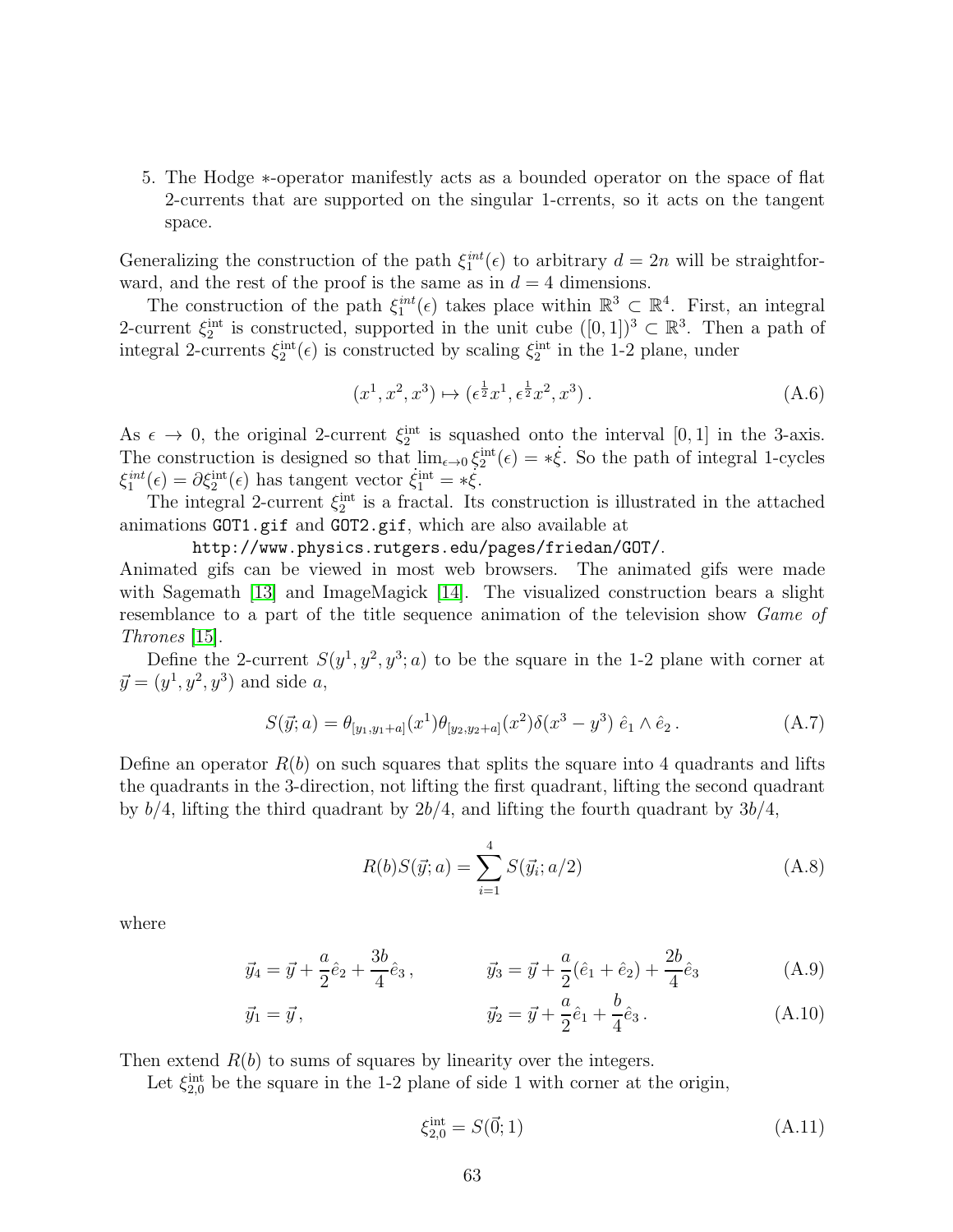5. The Hodge $*$-operator manifestly acts as a bounded operator on the space of flat 2-currents that are supported on the singular 1-crrents, so it acts on the tangent space.

Generalizing the construction of the path $\xi_1^{int}(\epsilon)$ to arbitrary $d = 2n$ will be straightforward, and the rest of the proof is the same as in $d = 4$ dimensions.

The construction of the path $\xi_1^{int}(\epsilon)$ takes place within $\mathbb{R}^3 \subset \mathbb{R}^4$. First, an integral 2-current $\xi_2^{\rm int}$ is constructed, supported in the unit cube $([0,1])^3 \subset \mathbb{R}^3$. Then a path of integral 2-currents $\xi_2^{\rm int}(\epsilon)$ is constructed by scaling $\xi_2^{\rm int}$ in the 1-2 plane, under

$$(x^1, x^2, x^3) \mapsto (\epsilon^{\frac{1}{2}} x^1, \epsilon^{\frac{1}{2}} x^2, x^3)\,. \tag{A.6}$$

As $\epsilon \to 0$, the original 2-current $\xi_2^{\rm int}$ is squashed onto the interval $[0,1]$ in the 3-axis. The construction is designed so that $\lim_{\epsilon\to 0} \xi_2^{\rm int}(\epsilon) = *\dot{\xi}$. So the path of integral 1-cycles $\xi_1^{int}(\epsilon) = \partial \xi_2^{\rm int}(\epsilon)$ has tangent vector $\dot{\xi}_1^{\rm int} = *\dot{\xi}$.

The integral 2-current $\xi_2^{\rm int}$ is a fractal. Its construction is illustrated in the attached animations `GOT1.gif` and `GOT2.gif`, which are also available at

`http://www.physics.rutgers.edu/pages/friedan/GOT/`.

Animated gifs can be viewed in most web browsers. The animated gifs were made with Sagemath [13] and ImageMagick [14]. The visualized construction bears a slight resemblance to a part of the title sequence animation of the television show *Game of Thrones* [15].

Define the 2-current $S(y^1, y^2, y^3; a)$ to be the square in the 1-2 plane with corner at $\vec{y} = (y^1, y^2, y^3)$ and side $a$,

$$S(\vec{y}; a) = \theta_{[y_1, y_1+a]}(x^1)\theta_{[y_2, y_2+a]}(x^2)\delta(x^3 - y^3)\; \hat{e}_1 \wedge \hat{e}_2\,. \tag{A.7}$$

Define an operator $R(b)$ on such squares that splits the square into 4 quadrants and lifts the quadrants in the 3-direction, not lifting the first quadrant, lifting the second quadrant by $b/4$, lifting the third quadrant by $2b/4$, and lifting the fourth quadrant by $3b/4$,

$$R(b) S(\vec{y}; a) = \sum_{i=1}^{4} S(\vec{y}_i; a/2) \tag{A.8}$$

where

$$\vec{y}_4 = \vec{y} + \frac{a}{2}\hat{e}_2 + \frac{3b}{4}\hat{e}_3\,, \qquad \vec{y}_3 = \vec{y} + \frac{a}{2}(\hat{e}_1 + \hat{e}_2) + \frac{2b}{4}\hat{e}_3 \tag{A.9}$$

$$\vec{y}_1 = \vec{y}\,, \qquad \vec{y}_2 = \vec{y} + \frac{a}{2}\hat{e}_1 + \frac{b}{4}\hat{e}_3\,. \tag{A.10}$$

Then extend $R(b)$ to sums of squares by linearity over the integers.

Let $\xi_{2,0}^{\rm int}$ be the square in the 1-2 plane of side 1 with corner at the origin,

$$\xi_{2,0}^{\rm int} = S(\vec{0}; 1) \tag{A.11}$$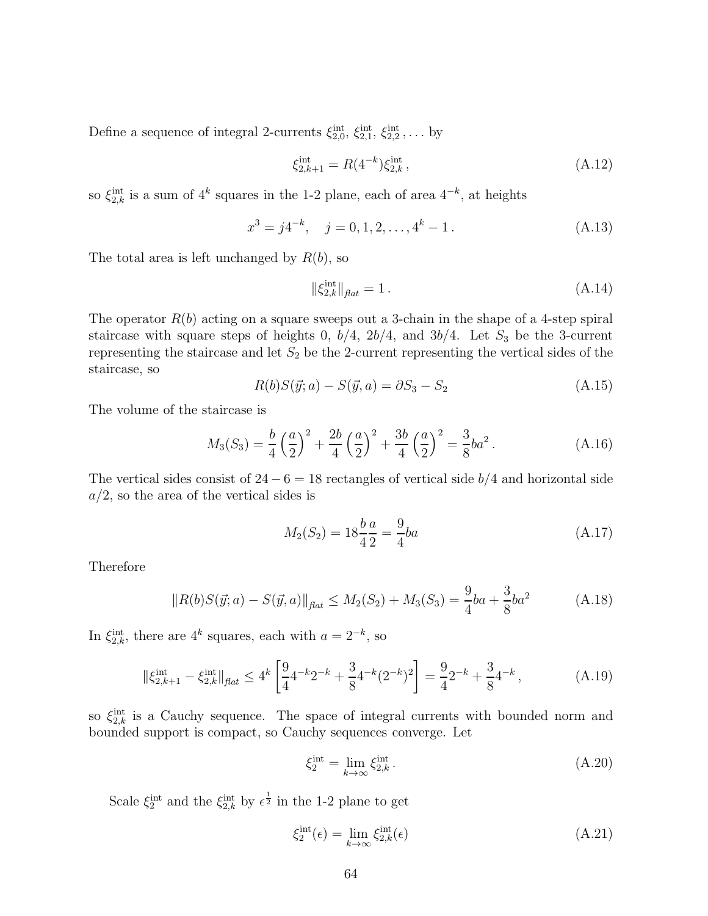Define a sequence of integral 2-currents $\xi_{2,0}^{\text{int}}$, $\xi_{2,1}^{\text{int}}$, $\xi_{2,2}^{\text{int}}$, ... by

$$\xi_{2,k+1}^{\text{int}} = R(4^{-k})\xi_{2,k}^{\text{int}}\,, \tag{A.12}$$

so $\xi_{2,k}^{\text{int}}$ is a sum of $4^k$ squares in the 1-2 plane, each of area $4^{-k}$, at heights

$$x^3 = j4^{-k}, \quad j = 0, 1, 2, \ldots, 4^k - 1\,. \tag{A.13}$$

The total area is left unchanged by $R(b)$, so

$$\|\xi_{2,k}^{\text{int}}\|_{flat} = 1\,. \tag{A.14}$$

The operator $R(b)$ acting on a square sweeps out a 3-chain in the shape of a 4-step spiral staircase with square steps of heights 0, $b/4$, $2b/4$, and $3b/4$. Let $S_3$ be the 3-current representing the staircase and let $S_2$ be the 2-current representing the vertical sides of the staircase, so

$$R(b)S(\vec{y};a) - S(\vec{y},a) = \partial S_3 - S_2 \tag{A.15}$$

The volume of the staircase is

$$M_3(S_3) = \frac{b}{4}\left(\frac{a}{2}\right)^2 + \frac{2b}{4}\left(\frac{a}{2}\right)^2 + \frac{3b}{4}\left(\frac{a}{2}\right)^2 = \frac{3}{8}ba^2\,. \tag{A.16}$$

The vertical sides consist of $24-6 = 18$ rectangles of vertical side $b/4$ and horizontal side $a/2$, so the area of the vertical sides is

$$M_2(S_2) = 18\frac{b}{4}\frac{a}{2} = \frac{9}{4}ba \tag{A.17}$$

Therefore

$$\|R(b)S(\vec{y};a) - S(\vec{y},a)\|_{flat} \leq M_2(S_2) + M_3(S_3) = \frac{9}{4}ba + \frac{3}{8}ba^2 \tag{A.18}$$

In $\xi_{2,k}^{\text{int}}$, there are $4^k$ squares, each with $a = 2^{-k}$, so

$$\|\xi_{2,k+1}^{\text{int}} - \xi_{2,k}^{\text{int}}\|_{flat} \leq 4^k\left[\frac{9}{4}4^{-k}2^{-k} + \frac{3}{8}4^{-k}(2^{-k})^2\right] = \frac{9}{4}2^{-k} + \frac{3}{8}4^{-k}\,, \tag{A.19}$$

so $\xi_{2,k}^{\text{int}}$ is a Cauchy sequence. The space of integral currents with bounded norm and bounded support is compact, so Cauchy sequences converge. Let

$$\xi_2^{\text{int}} = \lim_{k\to\infty}\xi_{2,k}^{\text{int}}\,. \tag{A.20}$$

Scale $\xi_2^{\text{int}}$ and the $\xi_{2,k}^{\text{int}}$ by $\epsilon^{\frac{1}{2}}$ in the 1-2 plane to get

$$\xi_2^{\text{int}}(\epsilon) = \lim_{k\to\infty}\xi_{2,k}^{\text{int}}(\epsilon) \tag{A.21}$$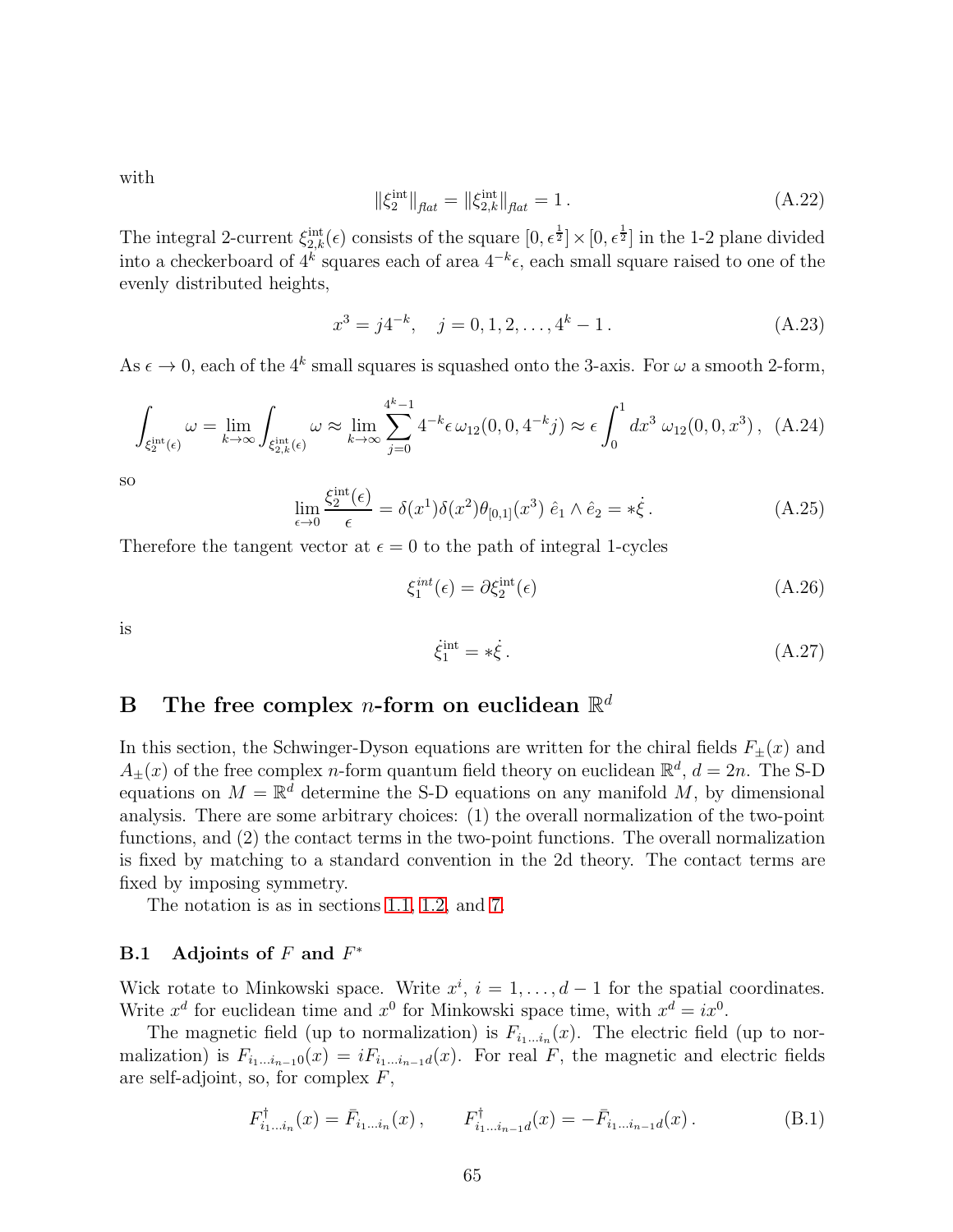with

$$\|\xi_2^{\rm int}\|_{\mathit{flat}} = \|\xi_{2,k}^{\rm int}\|_{\mathit{flat}} = 1\,. \tag{A.22}$$

The integral 2-current $\xi_{2,k}^{\rm int}(\epsilon)$ consists of the square $[0,\epsilon^{\frac{1}{2}}]\times[0,\epsilon^{\frac{1}{2}}]$ in the 1-2 plane divided into a checkerboard of $4^k$ squares each of area $4^{-k}\epsilon$, each small square raised to one of the evenly distributed heights,

$$x^3 = j4^{-k}, \quad j = 0,1,2,\ldots,4^k-1\,. \tag{A.23}$$

As $\epsilon\to 0$, each of the $4^k$ small squares is squashed onto the 3-axis. For $\omega$ a smooth 2-form,

$$\int_{\xi_2^{\rm int}(\epsilon)} \omega = \lim_{k\to\infty}\int_{\xi_{2,k}^{\rm int}(\epsilon)} \omega \approx \lim_{k\to\infty}\sum_{j=0}^{4^k-1} 4^{-k}\epsilon\,\omega_{12}(0,0,4^{-k}j) \approx \epsilon\int_0^1 dx^3\;\omega_{12}(0,0,x^3)\,, \tag{A.24}$$

so

$$\lim_{\epsilon\to 0}\frac{\xi_2^{\rm int}(\epsilon)}{\epsilon} = \delta(x^1)\delta(x^2)\theta_{[0,1]}(x^3)\;\hat e_1\wedge\hat e_2 = *\dot\xi\,. \tag{A.25}$$

Therefore the tangent vector at $\epsilon=0$ to the path of integral 1-cycles

$$\xi_1^{int}(\epsilon) = \partial\xi_2^{\rm int}(\epsilon) \tag{A.26}$$

is

$$\dot\xi_1^{\rm int} = *\dot\xi\,. \tag{A.27}$$

# B The free complex $n$-form on euclidean $\mathbb{R}^d$

In this section, the Schwinger-Dyson equations are written for the chiral fields $F_\pm(x)$ and $A_\pm(x)$ of the free complex $n$-form quantum field theory on euclidean $\mathbb{R}^d$, $d=2n$. The S-D equations on $M=\mathbb{R}^d$ determine the S-D equations on any manifold $M$, by dimensional analysis. There are some arbitrary choices: (1) the overall normalization of the two-point functions, and (2) the contact terms in the two-point functions. The overall normalization is fixed by matching to a standard convention in the 2d theory. The contact terms are fixed by imposing symmetry.

The notation is as in sections 1.1, 1.2, and 7.

## B.1 Adjoints of $F$ and $F^*$

Wick rotate to Minkowski space. Write $x^i$, $i=1,\ldots,d-1$ for the spatial coordinates. Write $x^d$ for euclidean time and $x^0$ for Minkowski space time, with $x^d = ix^0$.

The magnetic field (up to normalization) is $F_{i_1\ldots i_n}(x)$. The electric field (up to normalization) is $F_{i_1\ldots i_{n-1}0}(x) = iF_{i_1\ldots i_{n-1}d}(x)$. For real $F$, the magnetic and electric fields are self-adjoint, so, for complex $F$,

$$F^\dagger_{i_1\ldots i_n}(x) = \bar F_{i_1\ldots i_n}(x)\,, \qquad F^\dagger_{i_1\ldots i_{n-1}d}(x) = -\bar F_{i_1\ldots i_{n-1}d}(x)\,. \tag{B.1}$$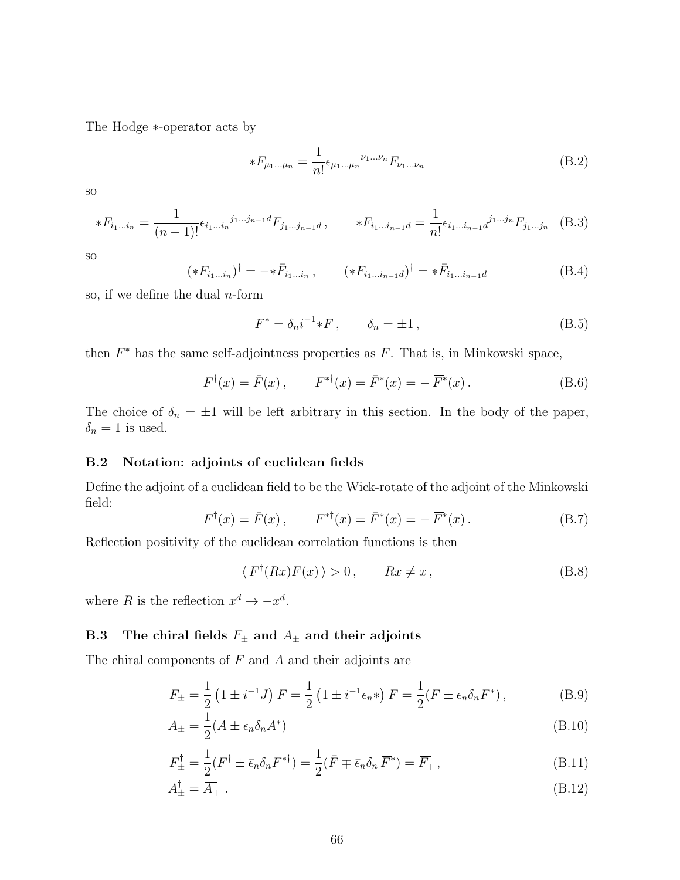The Hodge $*$-operator acts by

$$
*F_{\mu_1\ldots\mu_n} = \frac{1}{n!}\epsilon_{\mu_1\ldots\mu_n}{}^{\nu_1\ldots\nu_n}F_{\nu_1\ldots\nu_n} \tag{B.2}
$$

so

$$
*F_{i_1\ldots i_n} = \frac{1}{(n-1)!}\epsilon_{i_1\ldots i_n}{}^{j_1\ldots j_{n-1}d}F_{j_1\ldots j_{n-1}d}\,, \qquad *F_{i_1\ldots i_{n-1}d} = \frac{1}{n!}\epsilon_{i_1\ldots i_{n-1}d}{}^{j_1\ldots j_n}F_{j_1\ldots j_n} \tag{B.3}
$$

so

$$
(*F_{i_1\ldots i_n})^\dagger = -*\bar{F}_{i_1\ldots i_n}\,, \qquad (*F_{i_1\ldots i_{n-1}d})^\dagger = *\bar{F}_{i_1\ldots i_{n-1}d} \tag{B.4}
$$

so, if we define the dual $n$-form

$$
F^* = \delta_n i^{-1} *F\,, \qquad \delta_n = \pm 1\,, \tag{B.5}
$$

then $F^*$ has the same self-adjointness properties as $F$. That is, in Minkowski space,

$$
F^\dagger(x) = \bar{F}(x)\,, \qquad F^{*\dagger}(x) = \bar{F}^*(x) = -\,\overline{F^*}(x)\,. \tag{B.6}
$$

The choice of $\delta_n = \pm 1$ will be left arbitrary in this section. In the body of the paper, $\delta_n = 1$ is used.

### B.2 Notation: adjoints of euclidean fields

Define the adjoint of a euclidean field to be the Wick-rotate of the adjoint of the Minkowski field:

$$
F^\dagger(x) = \bar{F}(x)\,, \qquad F^{*\dagger}(x) = \bar{F}^*(x) = -\,\overline{F^*}(x)\,. \tag{B.7}
$$

Reflection positivity of the euclidean correlation functions is then

$$
\langle\, F^\dagger(Rx)F(x)\,\rangle > 0\,, \qquad Rx \neq x\,, \tag{B.8}
$$

where $R$ is the reflection $x^d \rightarrow -x^d$.

### B.3 The chiral fields $F_\pm$ and $A_\pm$ and their adjoints

The chiral components of $F$ and $A$ and their adjoints are

$$
F_\pm = \frac{1}{2}\left(1 \pm i^{-1}J\right)F = \frac{1}{2}\left(1 \pm i^{-1}\epsilon_n *\right)F = \frac{1}{2}(F \pm \epsilon_n\delta_n F^*)\,, \tag{B.9}
$$

$$
A_\pm = \frac{1}{2}(A \pm \epsilon_n\delta_n A^*) \tag{B.10}
$$

$$
F_\pm^\dagger = \frac{1}{2}(F^\dagger \pm \bar{\epsilon}_n\delta_n F^{*\dagger}) = \frac{1}{2}(\bar{F} \mp \bar{\epsilon}_n\delta_n\,\overline{F^*}) = \overline{F_\mp}\,, \tag{B.11}
$$

$$
A_\pm^\dagger = \overline{A_\mp}\;. \tag{B.12}
$$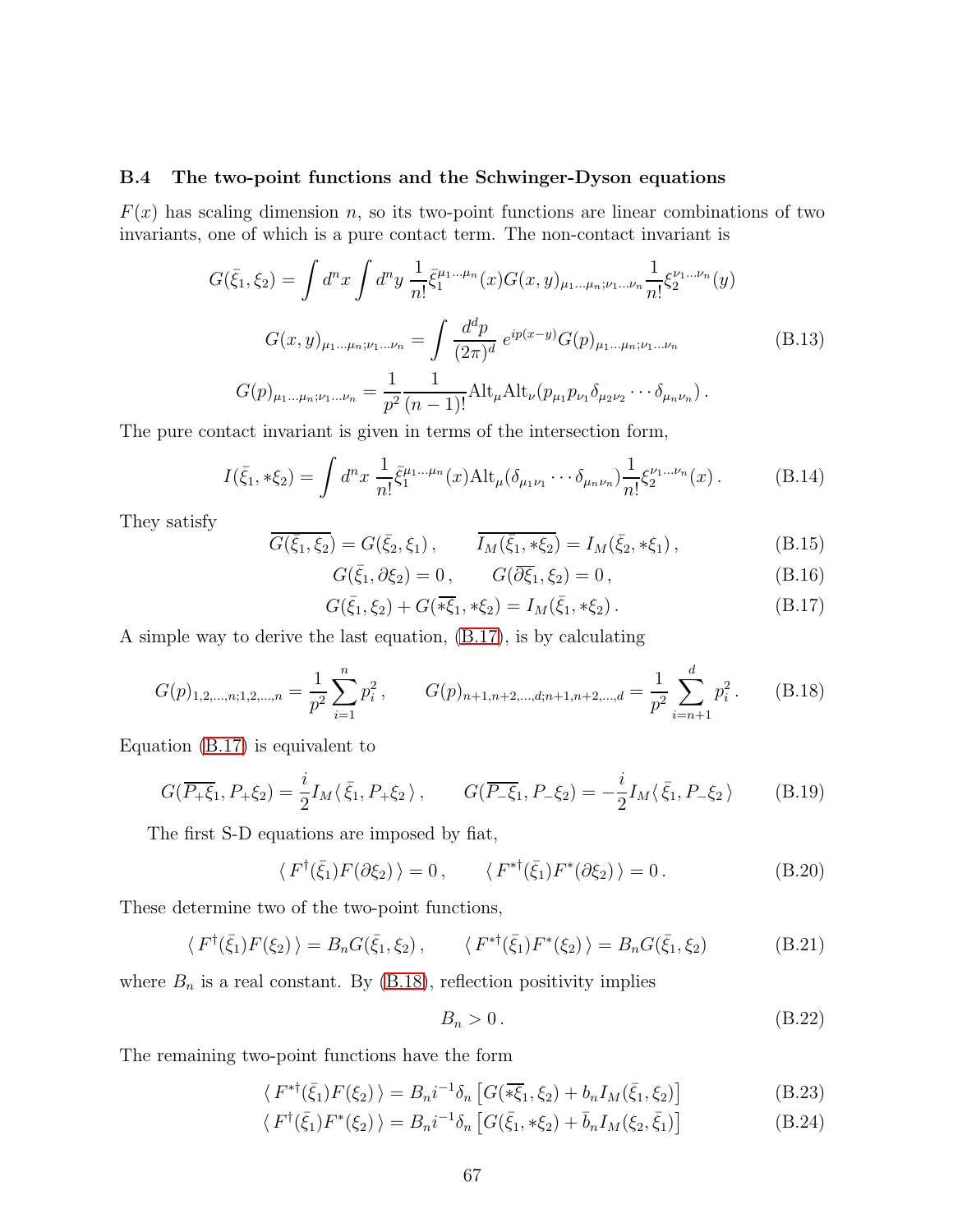### B.4 The two-point functions and the Schwinger-Dyson equations

$F(x)$ has scaling dimension $n$, so its two-point functions are linear combinations of two invariants, one of which is a pure contact term. The non-contact invariant is

$$G(\bar{\xi}_1, \xi_2) = \int d^n x \int d^n y \; \frac{1}{n!} \bar{\xi}_1^{\mu_1 \dots \mu_n}(x) G(x,y)_{\mu_1 \dots \mu_n; \nu_1 \dots \nu_n} \frac{1}{n!} \xi_2^{\nu_1 \dots \nu_n}(y)$$

$$G(x,y)_{\mu_1 \dots \mu_n; \nu_1 \dots \nu_n} = \int \frac{d^d p}{(2\pi)^d} \; e^{ip(x-y)} G(p)_{\mu_1 \dots \mu_n; \nu_1 \dots \nu_n} \tag{B.13}$$

$$G(p)_{\mu_1 \dots \mu_n; \nu_1 \dots \nu_n} = \frac{1}{p^2} \frac{1}{(n-1)!} \mathrm{Alt}_\mu \mathrm{Alt}_\nu (p_{\mu_1} p_{\nu_1} \delta_{\mu_2 \nu_2} \cdots \delta_{\mu_n \nu_n}) \,.$$

The pure contact invariant is given in terms of the intersection form,

$$I(\bar{\xi}_1, *\xi_2) = \int d^n x \; \frac{1}{n!} \bar{\xi}_1^{\mu_1 \dots \mu_n}(x) \mathrm{Alt}_\mu (\delta_{\mu_1 \nu_1} \cdots \delta_{\mu_n \nu_n}) \frac{1}{n!} \xi_2^{\nu_1 \dots \nu_n}(x) \,. \tag{B.14}$$

They satisfy

$$\overline{G(\bar{\xi}_1, \xi_2)} = G(\bar{\xi}_2, \xi_1) \,, \qquad \overline{I_M(\bar{\xi}_1, *\xi_2)} = I_M(\bar{\xi}_2, *\xi_1) \,, \tag{B.15}$$

$$G(\bar{\xi}_1, \partial \xi_2) = 0 \,, \qquad G(\overline{\partial \xi_1}, \xi_2) = 0 \,, \tag{B.16}$$

$$G(\bar{\xi}_1, \xi_2) + G(\overline{*\xi_1}, *\xi_2) = I_M(\bar{\xi}_1, *\xi_2) \,. \tag{B.17}$$

A simple way to derive the last equation, (B.17), is by calculating

$$G(p)_{1,2,\dots,n;1,2,\dots,n} = \frac{1}{p^2} \sum_{i=1}^{n} p_i^2 \,, \qquad G(p)_{n+1,n+2,\dots,d;n+1,n+2,\dots,d} = \frac{1}{p^2} \sum_{i=n+1}^{d} p_i^2 \,. \tag{B.18}$$

Equation (B.17) is equivalent to

$$G(\overline{P_+ \xi_1}, P_+ \xi_2) = \frac{i}{2} I_M \langle \, \bar{\xi}_1, P_+ \xi_2 \, \rangle \,, \qquad G(\overline{P_- \xi_1}, P_- \xi_2) = -\frac{i}{2} I_M \langle \, \bar{\xi}_1, P_- \xi_2 \, \rangle \tag{B.19}$$

The first S-D equations are imposed by fiat,

$$\langle \, F^\dagger(\bar{\xi}_1) F(\partial \xi_2) \, \rangle = 0 \,, \qquad \langle \, F^{*\dagger}(\bar{\xi}_1) F^*(\partial \xi_2) \, \rangle = 0 \,. \tag{B.20}$$

These determine two of the two-point functions,

$$\langle \, F^\dagger(\bar{\xi}_1) F(\xi_2) \, \rangle = B_n G(\bar{\xi}_1, \xi_2) \,, \qquad \langle \, F^{*\dagger}(\bar{\xi}_1) F^*(\xi_2) \, \rangle = B_n G(\bar{\xi}_1, \xi_2) \tag{B.21}$$

where $B_n$ is a real constant. By (B.18), reflection positivity implies

$$B_n > 0 \,. \tag{B.22}$$

The remaining two-point functions have the form

$$\langle \, F^{*\dagger}(\bar{\xi}_1) F(\xi_2) \, \rangle = B_n i^{-1} \delta_n \left[ G(\overline{*\xi_1}, \xi_2) + b_n I_M(\bar{\xi}_1, \xi_2) \right] \tag{B.23}$$

$$\langle \, F^\dagger(\bar{\xi}_1) F^*(\xi_2) \, \rangle = B_n i^{-1} \delta_n \left[ G(\bar{\xi}_1, *\xi_2) + \bar{b}_n I_M(\xi_2, \bar{\xi}_1) \right] \tag{B.24}$$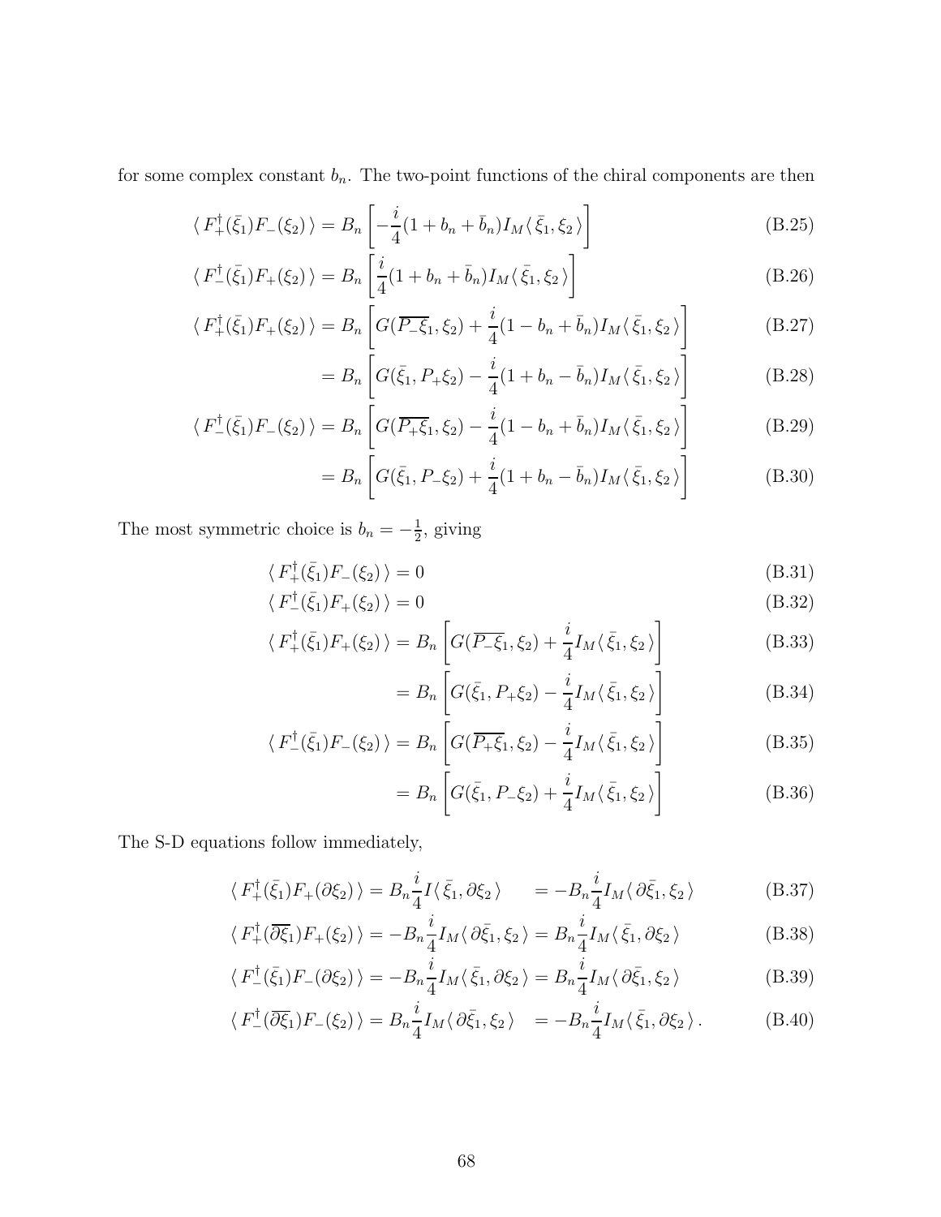for some complex constant $b_n$. The two-point functions of the chiral components are then

$$\langle\, F_+^\dagger(\bar{\xi}_1) F_-(\xi_2)\,\rangle = B_n \left[ -\frac{i}{4}(1 + b_n + \bar{b}_n) I_M \langle\, \bar{\xi}_1, \xi_2\,\rangle \right] \tag{B.25}$$

$$\langle\, F_-^\dagger(\bar{\xi}_1) F_+(\xi_2)\,\rangle = B_n \left[ \frac{i}{4}(1 + b_n + \bar{b}_n) I_M \langle\, \bar{\xi}_1, \xi_2\,\rangle \right] \tag{B.26}$$

$$\langle\, F_+^\dagger(\bar{\xi}_1) F_+(\xi_2)\,\rangle = B_n \left[ G(\overline{P_-\xi}_1, \xi_2) + \frac{i}{4}(1 - b_n + \bar{b}_n) I_M \langle\, \bar{\xi}_1, \xi_2\,\rangle \right] \tag{B.27}$$

$$= B_n \left[ G(\bar{\xi}_1, P_+\xi_2) - \frac{i}{4}(1 + b_n - \bar{b}_n) I_M \langle\, \bar{\xi}_1, \xi_2\,\rangle \right] \tag{B.28}$$

$$\langle\, F_-^\dagger(\bar{\xi}_1) F_-(\xi_2)\,\rangle = B_n \left[ G(\overline{P_+\xi}_1, \xi_2) - \frac{i}{4}(1 - b_n + \bar{b}_n) I_M \langle\, \bar{\xi}_1, \xi_2\,\rangle \right] \tag{B.29}$$

$$= B_n \left[ G(\bar{\xi}_1, P_-\xi_2) + \frac{i}{4}(1 + b_n - \bar{b}_n) I_M \langle\, \bar{\xi}_1, \xi_2\,\rangle \right] \tag{B.30}$$

The most symmetric choice is $b_n = -\frac{1}{2}$, giving

$$\langle\, F_+^\dagger(\bar{\xi}_1) F_-(\xi_2)\,\rangle = 0 \tag{B.31}$$

$$\langle\, F_-^\dagger(\bar{\xi}_1) F_+(\xi_2)\,\rangle = 0 \tag{B.32}$$

$$\langle\, F_+^\dagger(\bar{\xi}_1) F_+(\xi_2)\,\rangle = B_n \left[ G(\overline{P_-\xi}_1, \xi_2) + \frac{i}{4} I_M \langle\, \bar{\xi}_1, \xi_2\,\rangle \right] \tag{B.33}$$

$$= B_n \left[ G(\bar{\xi}_1, P_+\xi_2) - \frac{i}{4} I_M \langle\, \bar{\xi}_1, \xi_2\,\rangle \right] \tag{B.34}$$

$$\langle\, F_-^\dagger(\bar{\xi}_1) F_-(\xi_2)\,\rangle = B_n \left[ G(\overline{P_+\xi}_1, \xi_2) - \frac{i}{4} I_M \langle\, \bar{\xi}_1, \xi_2\,\rangle \right] \tag{B.35}$$

$$= B_n \left[ G(\bar{\xi}_1, P_-\xi_2) + \frac{i}{4} I_M \langle\, \bar{\xi}_1, \xi_2\,\rangle \right] \tag{B.36}$$

The S-D equations follow immediately,

$$\langle\, F_+^\dagger(\bar{\xi}_1) F_+(\partial\xi_2)\,\rangle = B_n \frac{i}{4} I \langle\, \bar{\xi}_1, \partial\xi_2\,\rangle \qquad = -B_n \frac{i}{4} I_M \langle\, \partial\bar{\xi}_1, \xi_2\,\rangle \tag{B.37}$$

$$\langle\, F_+^\dagger(\overline{\partial\xi}_1) F_+(\xi_2)\,\rangle = -B_n \frac{i}{4} I_M \langle\, \partial\bar{\xi}_1, \xi_2\,\rangle = B_n \frac{i}{4} I_M \langle\, \bar{\xi}_1, \partial\xi_2\,\rangle \tag{B.38}$$

$$\langle\, F_-^\dagger(\bar{\xi}_1) F_-(\partial\xi_2)\,\rangle = -B_n \frac{i}{4} I_M \langle\, \bar{\xi}_1, \partial\xi_2\,\rangle = B_n \frac{i}{4} I_M \langle\, \partial\bar{\xi}_1, \xi_2\,\rangle \tag{B.39}$$

$$\langle\, F_-^\dagger(\overline{\partial\xi}_1) F_-(\xi_2)\,\rangle = B_n \frac{i}{4} I_M \langle\, \partial\bar{\xi}_1, \xi_2\,\rangle \quad = -B_n \frac{i}{4} I_M \langle\, \bar{\xi}_1, \partial\xi_2\,\rangle\,. \tag{B.40}$$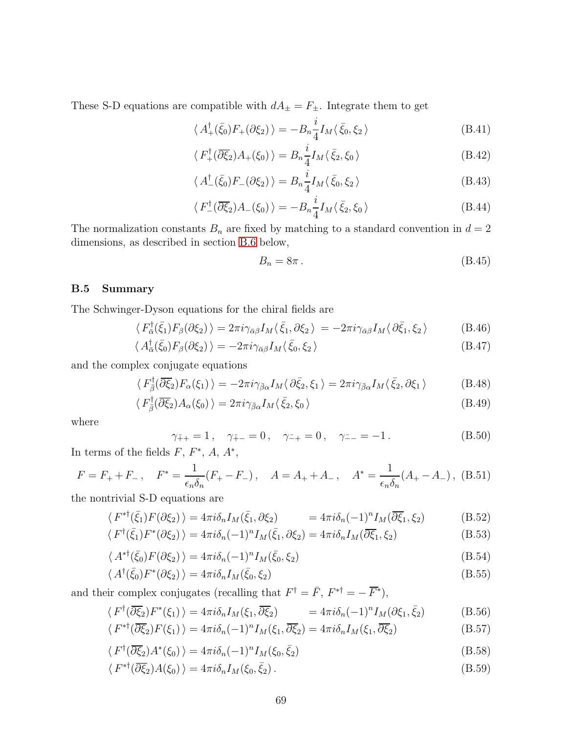These S-D equations are compatible with $dA_\pm = F_\pm$. Integrate them to get

$$\langle\, A_+^\dagger(\bar{\xi}_0) F_+(\partial\xi_2)\,\rangle = -B_n \frac{i}{4} I_M \langle\, \bar{\xi}_0, \xi_2\,\rangle \tag{B.41}$$

$$\langle\, F_+^\dagger(\overline{\partial\xi_2}) A_+(\xi_0)\,\rangle = B_n \frac{i}{4} I_M \langle\, \bar{\xi}_2, \xi_0\,\rangle \tag{B.42}$$

$$\langle\, A_-^\dagger(\bar{\xi}_0) F_-(\partial\xi_2)\,\rangle = B_n \frac{i}{4} I_M \langle\, \bar{\xi}_0, \xi_2\,\rangle \tag{B.43}$$

$$\langle\, F_-^\dagger(\overline{\partial\xi_2}) A_-(\xi_0)\,\rangle = -B_n \frac{i}{4} I_M \langle\, \bar{\xi}_2, \xi_0\,\rangle \tag{B.44}$$

The normalization constants $B_n$ are fixed by matching to a standard convention in $d = 2$ dimensions, as described in section B.6 below,

$$B_n = 8\pi\,. \tag{B.45}$$

### B.5 Summary

The Schwinger-Dyson equations for the chiral fields are

$$\langle\, F_{\bar\alpha}^\dagger(\bar{\xi}_1) F_\beta(\partial\xi_2)\,\rangle = 2\pi i \gamma_{\bar\alpha\beta} I_M \langle\, \bar{\xi}_1, \partial\xi_2\,\rangle \;= -2\pi i \gamma_{\bar\alpha\beta} I_M \langle\, \partial\bar{\xi}_1, \xi_2\,\rangle \tag{B.46}$$

$$\langle\, A_{\bar\alpha}^\dagger(\bar{\xi}_0) F_\beta(\partial\xi_2)\,\rangle = -2\pi i \gamma_{\bar\alpha\beta} I_M \langle\, \bar{\xi}_0, \xi_2\,\rangle \tag{B.47}$$

and the complex conjugate equations

$$\langle\, F_{\bar\beta}^\dagger(\overline{\partial\xi_2}) F_\alpha(\xi_1)\,\rangle = -2\pi i \gamma_{\bar\beta\alpha} I_M \langle\, \partial\bar{\xi}_2, \xi_1\,\rangle = 2\pi i \gamma_{\bar\beta\alpha} I_M \langle\, \bar{\xi}_2, \partial\xi_1\,\rangle \tag{B.48}$$

$$\langle\, F_{\bar\beta}^\dagger(\overline{\partial\xi_2}) A_\alpha(\xi_0)\,\rangle = 2\pi i \gamma_{\bar\beta\alpha} I_M \langle\, \bar{\xi}_2, \xi_0\,\rangle \tag{B.49}$$

where

$$\gamma_{\bar{+}+} = 1\,, \quad \gamma_{\bar{+}-} = 0\,, \quad \gamma_{\bar{-}+} = 0\,, \quad \gamma_{\bar{-}-} = -1\,. \tag{B.50}$$

In terms of the fields $F$, $F^*$, $A$, $A^*$,

$$F = F_+ + F_-\,, \quad F^* = \frac{1}{\epsilon_n\delta_n}(F_+ - F_-)\,, \quad A = A_+ + A_-\,, \quad A^* = \frac{1}{\epsilon_n\delta_n}(A_+ - A_-)\,, \tag{B.51}$$

the nontrivial S-D equations are

$$\langle\, F^{*\dagger}(\bar{\xi}_1) F(\partial\xi_2)\,\rangle = 4\pi i\delta_n I_M(\bar{\xi}_1, \partial\xi_2) \qquad = 4\pi i\delta_n(-1)^n I_M(\overline{\partial\xi_1}, \xi_2) \tag{B.52}$$

$$\langle\, F^{\dagger}(\bar{\xi}_1) F^*(\partial\xi_2)\,\rangle = 4\pi i\delta_n(-1)^n I_M(\bar{\xi}_1, \partial\xi_2) = 4\pi i\delta_n I_M(\overline{\partial\xi_1}, \xi_2) \tag{B.53}$$

$$\langle\, A^{*\dagger}(\bar{\xi}_0) F(\partial\xi_2)\,\rangle = 4\pi i\delta_n(-1)^n I_M(\bar{\xi}_0, \xi_2) \tag{B.54}$$

$$\langle\, A^{\dagger}(\bar{\xi}_0) F^*(\partial\xi_2)\,\rangle = 4\pi i\delta_n I_M(\bar{\xi}_0, \xi_2) \tag{B.55}$$

and their complex conjugates (recalling that $F^\dagger = \bar{F}$, $F^{*\dagger} = -\,\overline{F^*}$),

$$\langle\, F^{\dagger}(\overline{\partial\xi_2}) F^*(\xi_1)\,\rangle = 4\pi i\delta_n I_M(\xi_1, \overline{\partial\xi_2}) \qquad = 4\pi i\delta_n(-1)^n I_M(\partial\xi_1, \bar{\xi}_2) \tag{B.56}$$

$$\langle\, F^{*\dagger}(\overline{\partial\xi_2}) F(\xi_1)\,\rangle = 4\pi i\delta_n(-1)^n I_M(\xi_1, \overline{\partial\xi_2}) = 4\pi i\delta_n I_M(\xi_1, \overline{\partial\xi_2}) \tag{B.57}$$

$$\langle\, F^{\dagger}(\overline{\partial\xi_2}) A^*(\xi_0)\,\rangle = 4\pi i\delta_n(-1)^n I_M(\xi_0, \bar{\xi}_2) \tag{B.58}$$

$$\langle\, F^{*\dagger}(\overline{\partial\xi_2}) A(\xi_0)\,\rangle = 4\pi i\delta_n I_M(\xi_0, \bar{\xi}_2)\,. \tag{B.59}$$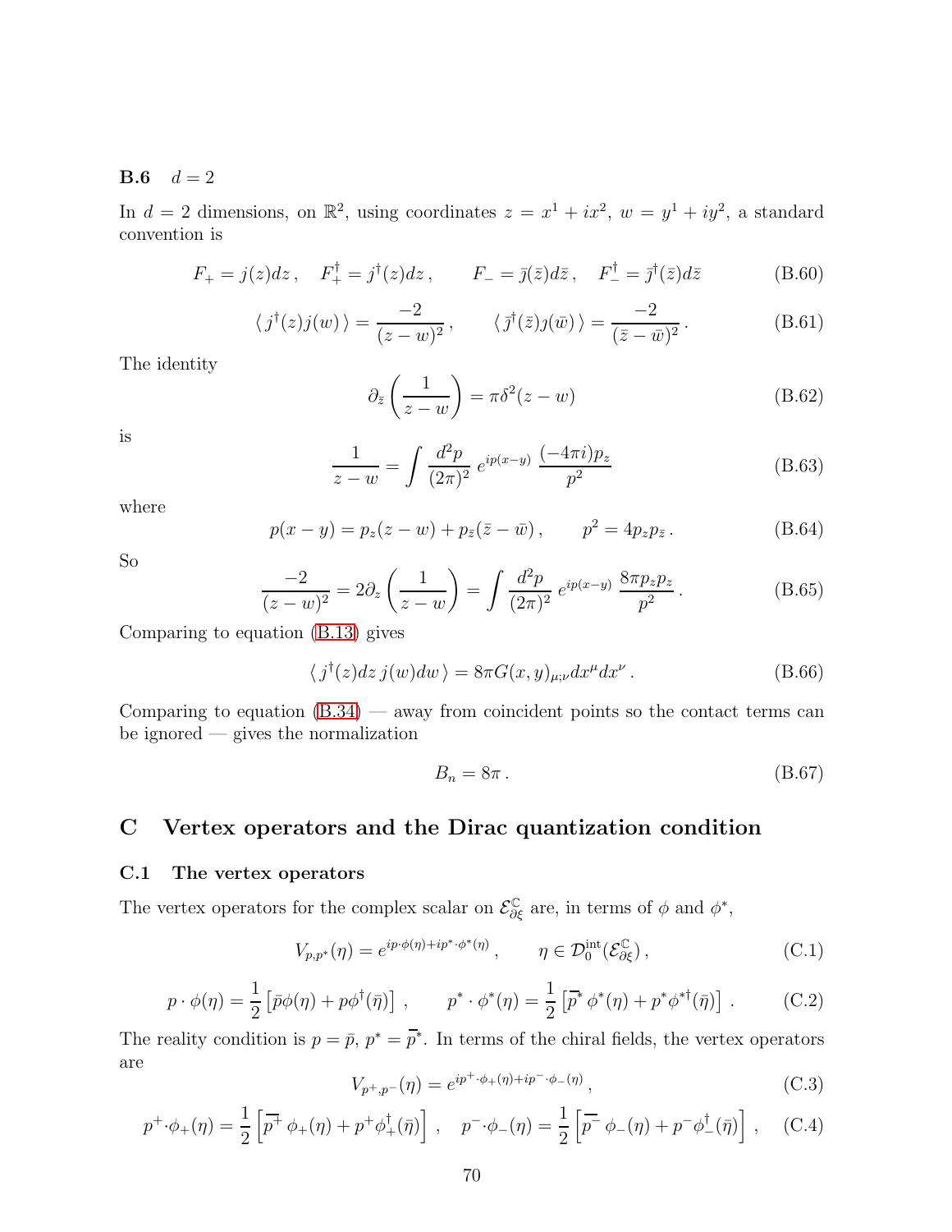### B.6 $d = 2$

In $d = 2$ dimensions, on $\mathbb{R}^2$, using coordinates $z = x^1 + ix^2$, $w = y^1 + iy^2$, a standard convention is

$$F_+ = j(z)dz\,, \quad F_+^\dagger = j^\dagger(z)dz\,, \qquad F_- = \bar{\jmath}(\bar{z})d\bar{z}\,, \quad F_-^\dagger = \bar{\jmath}^\dagger(\bar{z})d\bar{z} \tag{B.60}$$

$$\langle\, j^\dagger(z)j(w)\,\rangle = \frac{-2}{(z-w)^2}\,, \qquad \langle\, \bar{\jmath}^\dagger(\bar{z})\bar{\jmath}(\bar{w})\,\rangle = \frac{-2}{(\bar{z}-\bar{w})^2}\,. \tag{B.61}$$

The identity

$$\partial_{\bar{z}}\left(\frac{1}{z-w}\right) = \pi\delta^2(z-w) \tag{B.62}$$

is

$$\frac{1}{z-w} = \int \frac{d^2p}{(2\pi)^2}\; e^{ip(x-y)}\; \frac{(-4\pi i)p_z}{p^2} \tag{B.63}$$

where

$$p(x-y) = p_z(z-w) + p_{\bar{z}}(\bar{z}-\bar{w})\,, \qquad p^2 = 4p_z p_{\bar{z}}\,. \tag{B.64}$$

So

$$\frac{-2}{(z-w)^2} = 2\partial_z\left(\frac{1}{z-w}\right) = \int \frac{d^2p}{(2\pi)^2}\; e^{ip(x-y)}\; \frac{8\pi p_z p_z}{p^2}\,. \tag{B.65}$$

Comparing to equation (B.13) gives

$$\langle\, j^\dagger(z)dz\, j(w)dw\,\rangle = 8\pi G(x,y)_{\mu;\nu}dx^\mu dx^\nu\,. \tag{B.66}$$

Comparing to equation (B.34) — away from coincident points so the contact terms can be ignored — gives the normalization

$$B_n = 8\pi\,. \tag{B.67}$$

## C Vertex operators and the Dirac quantization condition

### C.1 The vertex operators

The vertex operators for the complex scalar on $\mathcal{E}^{\mathbb{C}}_{\partial\xi}$ are, in terms of $\phi$ and $\phi^*$,

$$V_{p,p^*}(\eta) = e^{ip\cdot\phi(\eta)+ip^*\cdot\phi^*(\eta)}\,, \qquad \eta \in \mathcal{D}_0^{\mathrm{int}}(\mathcal{E}^{\mathbb{C}}_{\partial\xi})\,, \tag{C.1}$$

$$p\cdot\phi(\eta) = \frac{1}{2}\left[\bar{p}\phi(\eta) + p\phi^\dagger(\bar{\eta})\right]\,, \qquad p^*\cdot\phi^*(\eta) = \frac{1}{2}\left[\overline{p^*}\,\phi^*(\eta) + p^*\phi^{*\dagger}(\bar{\eta})\right]\,. \tag{C.2}$$

The reality condition is $p = \bar{p}$, $p^* = \overline{p}^*$. In terms of the chiral fields, the vertex operators are

$$V_{p^+,p^-}(\eta) = e^{ip^+\cdot\phi_+(\eta)+ip^-\cdot\phi_-(\eta)}\,, \tag{C.3}$$

$$p^+\cdot\phi_+(\eta) = \frac{1}{2}\left[\overline{p^+}\,\phi_+(\eta) + p^+\phi_+^\dagger(\bar{\eta})\right]\,, \quad p^-\cdot\phi_-(\eta) = \frac{1}{2}\left[\overline{p^-}\,\phi_-(\eta) + p^-\phi_-^\dagger(\bar{\eta})\right]\,, \tag{C.4}$$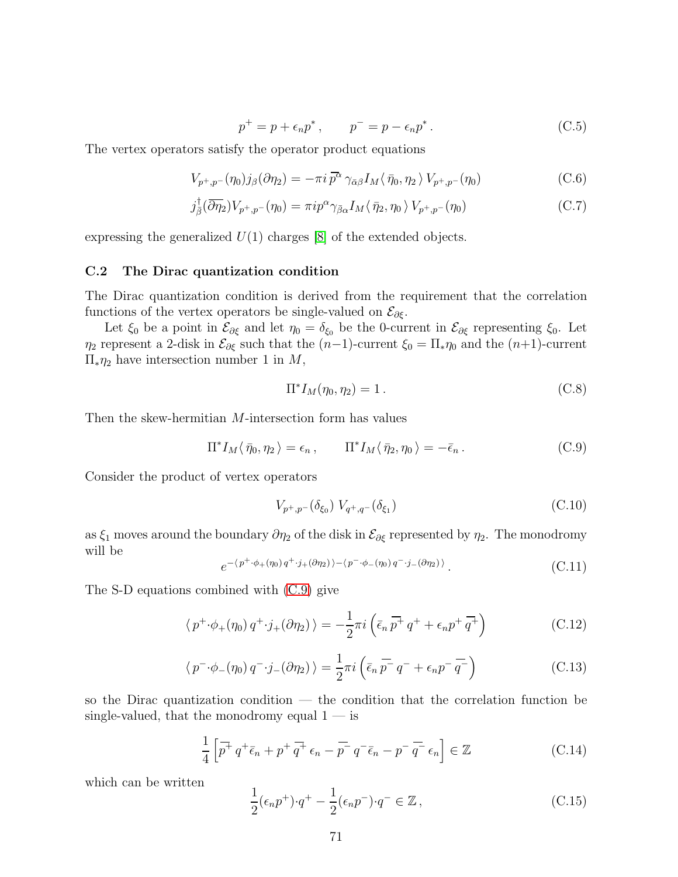$$p^+ = p + \epsilon_n p^* \,, \qquad p^- = p - \epsilon_n p^* \,. \tag{C.5}$$

The vertex operators satisfy the operator product equations

$$V_{p^+,p^-}(\eta_0) j_\beta(\partial\eta_2) = -\pi i \, \overline{p}^{\alpha} \, \gamma_{\bar\alpha\beta} I_M\langle \, \bar\eta_0, \eta_2 \, \rangle \, V_{p^+,p^-}(\eta_0) \tag{C.6}$$

$$j^\dagger_{\bar\beta}(\overline{\partial\eta_2}) V_{p^+,p^-}(\eta_0) = \pi i p^\alpha \gamma_{\bar\beta\alpha} I_M\langle \, \bar\eta_2, \eta_0 \, \rangle \, V_{p^+,p^-}(\eta_0) \tag{C.7}$$

expressing the generalized $U(1)$ charges [8] of the extended objects.

### C.2 The Dirac quantization condition

The Dirac quantization condition is derived from the requirement that the correlation functions of the vertex operators be single-valued on $\mathcal{E}_{\partial\xi}$.

Let $\xi_0$ be a point in $\mathcal{E}_{\partial\xi}$ and let $\eta_0 = \delta_{\xi_0}$ be the 0-current in $\mathcal{E}_{\partial\xi}$ representing $\xi_0$. Let $\eta_2$ represent a 2-disk in $\mathcal{E}_{\partial\xi}$ such that the $(n-1)$-current $\xi_0 = \Pi_*\eta_0$ and the $(n+1)$-current $\Pi_*\eta_2$ have intersection number 1 in $M$,

$$\Pi^* I_M(\eta_0, \eta_2) = 1 \,. \tag{C.8}$$

Then the skew-hermitian $M$-intersection form has values

$$\Pi^* I_M\langle \, \bar\eta_0, \eta_2 \, \rangle = \epsilon_n \,, \qquad \Pi^* I_M\langle \, \bar\eta_2, \eta_0 \, \rangle = -\bar\epsilon_n \,. \tag{C.9}$$

Consider the product of vertex operators

$$V_{p^+,p^-}(\delta_{\xi_0}) \, V_{q^+,q^-}(\delta_{\xi_1}) \tag{C.10}$$

as $\xi_1$ moves around the boundary $\partial\eta_2$ of the disk in $\mathcal{E}_{\partial\xi}$ represented by $\eta_2$. The monodromy will be

$$e^{-\langle \, p^+\cdot\phi_+(\eta_0) \, q^+\cdot j_+(\partial\eta_2) \, \rangle - \langle \, p^-\cdot\phi_-(\eta_0) \, q^-\cdot j_-(\partial\eta_2) \, \rangle} \,. \tag{C.11}$$

The S-D equations combined with (C.9) give

$$\langle \, p^+\cdot\phi_+(\eta_0) \, q^+\cdot j_+(\partial\eta_2) \, \rangle = -\frac{1}{2}\pi i \left( \bar\epsilon_n \, \overline{p^+} \, q^+ + \epsilon_n p^+ \, \overline{q^+} \right) \tag{C.12}$$

$$\langle \, p^-\cdot\phi_-(\eta_0) \, q^-\cdot j_-(\partial\eta_2) \, \rangle = \frac{1}{2}\pi i \left( \bar\epsilon_n \, \overline{p^-} \, q^- + \epsilon_n p^- \, \overline{q^-} \right) \tag{C.13}$$

so the Dirac quantization condition — the condition that the correlation function be single-valued, that the monodromy equal 1 — is

$$\frac{1}{4}\left[ \overline{p^+} \, q^+ \bar\epsilon_n + p^+ \, \overline{q^+} \, \epsilon_n - \overline{p^-} \, q^- \bar\epsilon_n - p^- \, \overline{q^-} \, \epsilon_n \right] \in \mathbb{Z} \tag{C.14}$$

which can be written

$$\frac{1}{2}(\epsilon_n p^+)\cdot q^+ - \frac{1}{2}(\epsilon_n p^-)\cdot q^- \in \mathbb{Z} \,, \tag{C.15}$$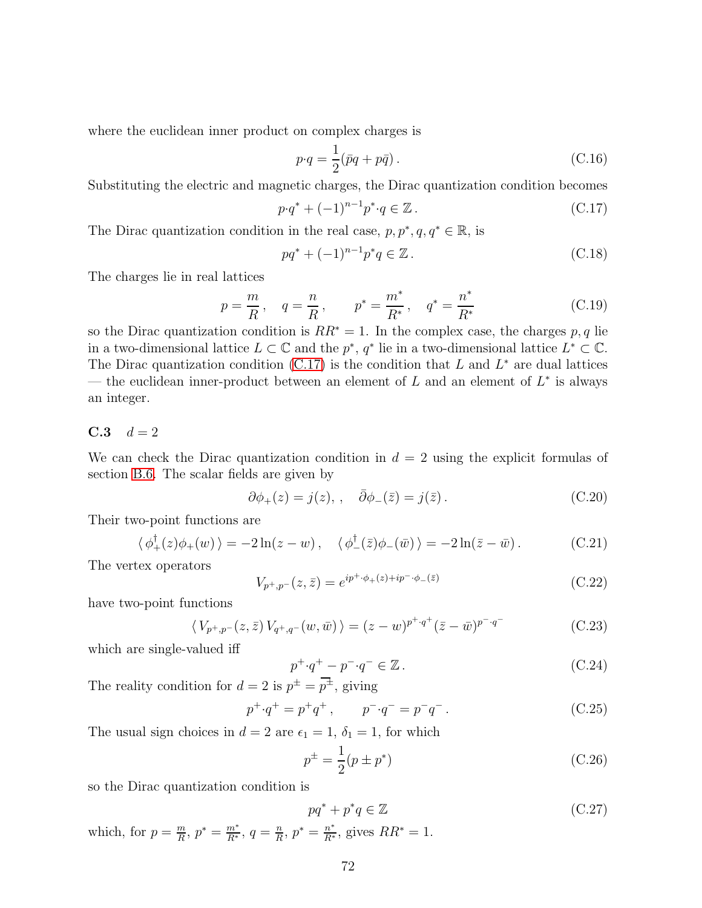where the euclidean inner product on complex charges is

$$p{\cdot}q = \frac{1}{2}(\bar{p}q + p\bar{q})\,. \tag{C.16}$$

Substituting the electric and magnetic charges, the Dirac quantization condition becomes

$$p{\cdot}q^* + (-1)^{n-1}p^*{\cdot}q \in \mathbb{Z}\,. \tag{C.17}$$

The Dirac quantization condition in the real case, $p, p^*, q, q^* \in \mathbb{R}$, is

$$pq^* + (-1)^{n-1}p^*q \in \mathbb{Z}\,. \tag{C.18}$$

The charges lie in real lattices

$$p = \frac{m}{R}\,, \quad q = \frac{n}{R}\,, \qquad p^* = \frac{m^*}{R^*}\,, \quad q^* = \frac{n^*}{R^*} \tag{C.19}$$

so the Dirac quantization condition is $RR^* = 1$. In the complex case, the charges $p, q$ lie in a two-dimensional lattice $L \subset \mathbb{C}$ and the $p^*$, $q^*$ lie in a two-dimensional lattice $L^* \subset \mathbb{C}$. The Dirac quantization condition (C.17) is the condition that $L$ and $L^*$ are dual lattices — the euclidean inner-product between an element of $L$ and an element of $L^*$ is always an integer.

### C.3 $d = 2$

We can check the Dirac quantization condition in $d = 2$ using the explicit formulas of section B.6. The scalar fields are given by

$$\partial\phi_+(z) = j(z), \,, \quad \bar{\partial}\phi_-(\bar{z}) = j(\bar{z})\,. \tag{C.20}$$

Their two-point functions are

$$\langle\, \phi_+^\dagger(z)\phi_+(w)\,\rangle = -2\ln(z-w)\,, \quad \langle\, \phi_-^\dagger(\bar{z})\phi_-(\bar{w})\,\rangle = -2\ln(\bar{z}-\bar{w})\,. \tag{C.21}$$

The vertex operators

$$V_{p^+,p^-}(z,\bar{z}) = e^{ip^+\cdot\phi_+(z) + ip^-\cdot\phi_-(\bar{z})} \tag{C.22}$$

have two-point functions

$$\langle\, V_{p^+,p^-}(z,\bar{z})\, V_{q^+,q^-}(w,\bar{w})\,\rangle = (z-w)^{p^+\cdot q^+}(\bar{z}-\bar{w})^{p^-\cdot q^-} \tag{C.23}$$

which are single-valued iff

$$p^+{\cdot}q^+ - p^-{\cdot}q^- \in \mathbb{Z}\,. \tag{C.24}$$

The reality condition for $d = 2$ is $p^\pm = \overline{p^\pm}$, giving

$$p^+{\cdot}q^+ = p^+q^+\,, \qquad p^-{\cdot}q^- = p^-q^-\,. \tag{C.25}$$

The usual sign choices in $d = 2$ are $\epsilon_1 = 1$, $\delta_1 = 1$, for which

$$p^\pm = \frac{1}{2}(p \pm p^*) \tag{C.26}$$

so the Dirac quantization condition is

$$pq^* + p^*q \in \mathbb{Z} \tag{C.27}$$

which, for $p = \frac{m}{R}$, $p^* = \frac{m^*}{R^*}$, $q = \frac{n}{R}$, $p^* = \frac{n^*}{R^*}$, gives $RR^* = 1$.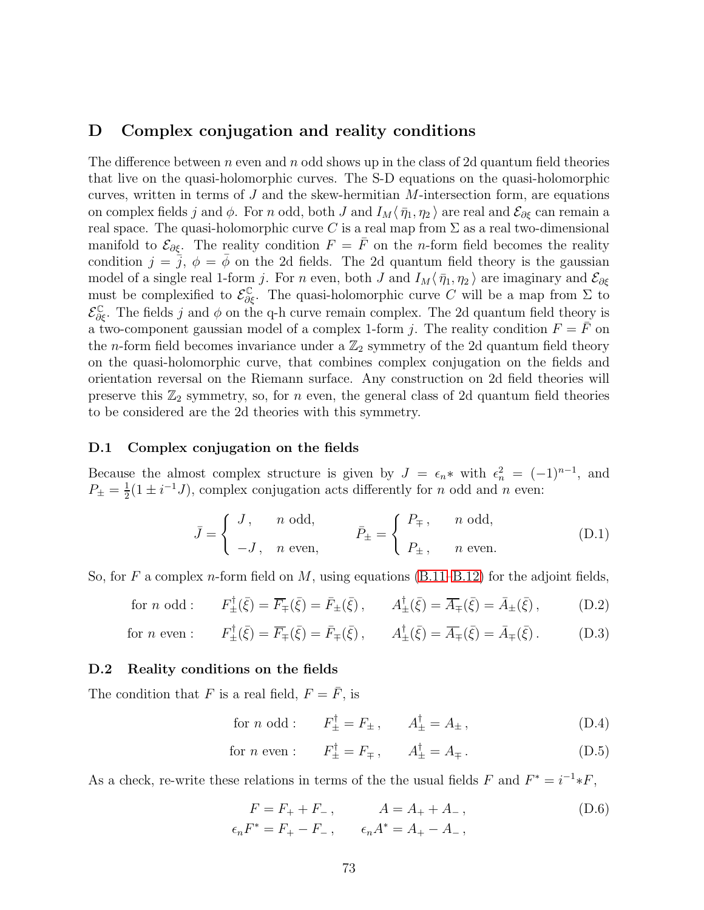## D Complex conjugation and reality conditions

The difference between $n$ even and $n$ odd shows up in the class of 2d quantum field theories that live on the quasi-holomorphic curves. The S-D equations on the quasi-holomorphic curves, written in terms of $J$ and the skew-hermitian $M$-intersection form, are equations on complex fields $j$ and $\phi$. For $n$ odd, both $J$ and $I_M\langle\,\bar\eta_1,\eta_2\,\rangle$ are real and $\mathcal{E}_{\partial\xi}$ can remain a real space. The quasi-holomorphic curve $C$ is a real map from $\Sigma$ as a real two-dimensional manifold to $\mathcal{E}_{\partial\xi}$. The reality condition $F=\bar F$ on the $n$-form field becomes the reality condition $j=\bar j$, $\phi=\bar\phi$ on the 2d fields. The 2d quantum field theory is the gaussian model of a single real 1-form $j$. For $n$ even, both $J$ and $I_M\langle\,\bar\eta_1,\eta_2\,\rangle$ are imaginary and $\mathcal{E}_{\partial\xi}$ must be complexified to $\mathcal{E}^{\mathbb{C}}_{\partial\xi}$. The quasi-holomorphic curve $C$ will be a map from $\Sigma$ to $\mathcal{E}^{\mathbb{C}}_{\partial\xi}$. The fields $j$ and $\phi$ on the q-h curve remain complex. The 2d quantum field theory is a two-component gaussian model of a complex 1-form $j$. The reality condition $F=\bar F$ on the $n$-form field becomes invariance under a $\mathbb{Z}_2$ symmetry of the 2d quantum field theory on the quasi-holomorphic curve, that combines complex conjugation on the fields and orientation reversal on the Riemann surface. Any construction on 2d field theories will preserve this $\mathbb{Z}_2$ symmetry, so, for $n$ even, the general class of 2d quantum field theories to be considered are the 2d theories with this symmetry.

### D.1 Complex conjugation on the fields

Because the almost complex structure is given by $J=\epsilon_n *$ with $\epsilon_n^2=(-1)^{n-1}$, and $P_\pm=\frac{1}{2}(1\pm i^{-1}J)$, complex conjugation acts differently for $n$ odd and $n$ even:

$$\bar J=\begin{cases} J\,, & n \text{ odd},\\ -J\,, & n\text{ even},\end{cases}\qquad \bar P_\pm=\begin{cases} P_\mp\,, & n \text{ odd},\\ P_\pm\,, & n\text{ even}.\end{cases}\tag{D.1}$$

So, for $F$ a complex $n$-form field on $M$, using equations (B.11–B.12) for the adjoint fields,

$$\text{for } n \text{ odd}: \qquad F^\dagger_\pm(\bar\xi)=\overline{F_\mp}(\bar\xi)=\bar F_\pm(\bar\xi)\,,\qquad A^\dagger_\pm(\bar\xi)=\overline{A_\mp}(\bar\xi)=\bar A_\pm(\bar\xi)\,,\tag{D.2}$$

$$\text{for } n \text{ even}: \qquad F^\dagger_\pm(\bar\xi)=\overline{F_\mp}(\bar\xi)=\bar F_\mp(\bar\xi)\,,\qquad A^\dagger_\pm(\bar\xi)=\overline{A_\mp}(\bar\xi)=\bar A_\mp(\bar\xi)\,.\tag{D.3}$$

### D.2 Reality conditions on the fields

The condition that $F$ is a real field, $F=\bar F$, is

$$\text{for } n \text{ odd}: \qquad F^\dagger_\pm=F_\pm\,,\qquad A^\dagger_\pm=A_\pm\,,\tag{D.4}$$

$$\text{for } n \text{ even}: \qquad F^\dagger_\pm=F_\mp\,,\qquad A^\dagger_\pm=A_\mp\,.\tag{D.5}$$

As a check, re-write these relations in terms of the the usual fields $F$ and $F^*=i^{-1}{*F}$,

$$\begin{aligned} F&=F_++F_-\,, & A&=A_++A_-\,,\\ \epsilon_n F^*&=F_+-F_-\,, & \epsilon_n A^*&=A_+-A_-\,,\end{aligned}\tag{D.6}$$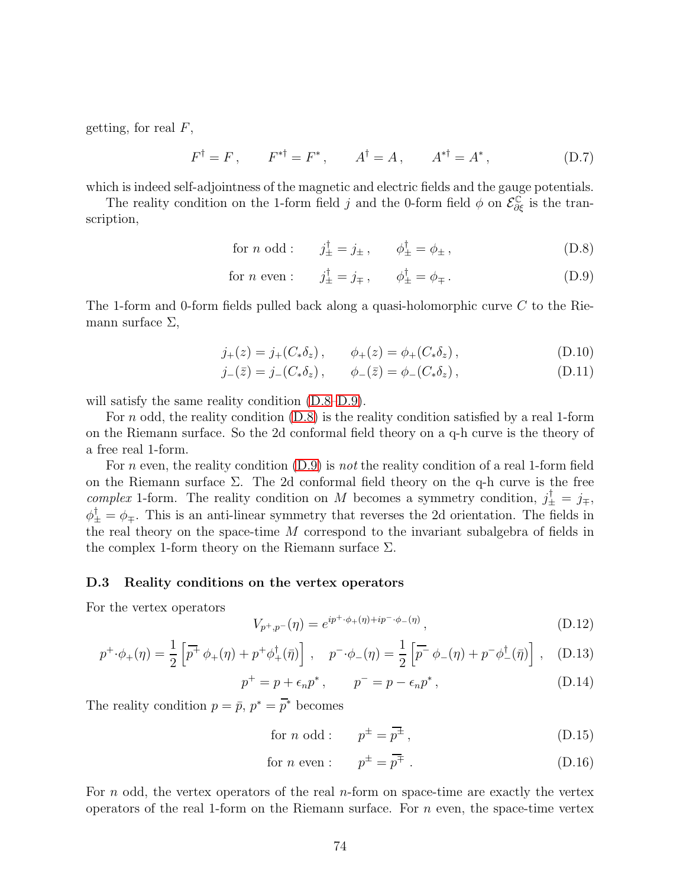getting, for real $F$,

$$F^{\dagger} = F\,, \qquad F^{*\dagger} = F^{*}\,, \qquad A^{\dagger} = A\,, \qquad A^{*\dagger} = A^{*}\,, \tag{D.7}$$

which is indeed self-adjointness of the magnetic and electric fields and the gauge potentials.

The reality condition on the 1-form field $j$ and the 0-form field $\phi$ on $\mathcal{E}^{\mathbb{C}}_{\partial\xi}$ is the transcription,

$$\text{for } n \text{ odd :} \qquad j_{\pm}^{\dagger} = j_{\pm}\,, \qquad \phi_{\pm}^{\dagger} = \phi_{\pm}\,, \tag{D.8}$$

$$\text{for } n \text{ even :} \qquad j_{\pm}^{\dagger} = j_{\mp}\,, \qquad \phi_{\pm}^{\dagger} = \phi_{\mp}\,. \tag{D.9}$$

The 1-form and 0-form fields pulled back along a quasi-holomorphic curve $C$ to the Riemann surface $\Sigma$,

$$j_{+}(z) = j_{+}(C_{*}\delta_{z})\,, \qquad \phi_{+}(z) = \phi_{+}(C_{*}\delta_{z})\,, \tag{D.10}$$

$$j_{-}(\bar{z}) = j_{-}(C_{*}\delta_{z})\,, \qquad \phi_{-}(\bar{z}) = \phi_{-}(C_{*}\delta_{z})\,, \tag{D.11}$$

will satisfy the same reality condition (D.8–D.9).

For $n$ odd, the reality condition (D.8) is the reality condition satisfied by a real 1-form on the Riemann surface. So the 2d conformal field theory on a q-h curve is the theory of a free real 1-form.

For $n$ even, the reality condition (D.9) is *not* the reality condition of a real 1-form field on the Riemann surface $\Sigma$. The 2d conformal field theory on the q-h curve is the free *complex* 1-form. The reality condition on $M$ becomes a symmetry condition, $j_{\pm}^{\dagger} = j_{\mp}$, $\phi_{\pm}^{\dagger} = \phi_{\mp}$. This is an anti-linear symmetry that reverses the 2d orientation. The fields in the real theory on the space-time $M$ correspond to the invariant subalgebra of fields in the complex 1-form theory on the Riemann surface $\Sigma$.

### D.3 Reality conditions on the vertex operators

For the vertex operators

$$V_{p^{+},p^{-}}(\eta) = e^{ip^{+}\cdot\phi_{+}(\eta) + ip^{-}\cdot\phi_{-}(\eta)}\,, \tag{D.12}$$

$$p^{+}\cdot\phi_{+}(\eta) = \frac{1}{2}\left[\overline{p^{+}}\,\phi_{+}(\eta) + p^{+}\phi_{+}^{\dagger}(\bar{\eta})\right]\,, \quad p^{-}\cdot\phi_{-}(\eta) = \frac{1}{2}\left[\overline{p^{-}}\,\phi_{-}(\eta) + p^{-}\phi_{-}^{\dagger}(\bar{\eta})\right]\,, \tag{D.13}$$

$$p^{+} = p + \epsilon_{n}p^{*}\,, \qquad p^{-} = p - \epsilon_{n}p^{*}\,, \tag{D.14}$$

The reality condition $p = \bar{p}$, $p^{*} = \overline{p}^{*}$ becomes

$$\text{for } n \text{ odd :} \qquad p^{\pm} = \overline{p^{\pm}}\,, \tag{D.15}$$

$$\text{for } n \text{ even :} \qquad p^{\pm} = \overline{p^{\mp}}\,. \tag{D.16}$$

For $n$ odd, the vertex operators of the real $n$-form on space-time are exactly the vertex operators of the real 1-form on the Riemann surface. For $n$ even, the space-time vertex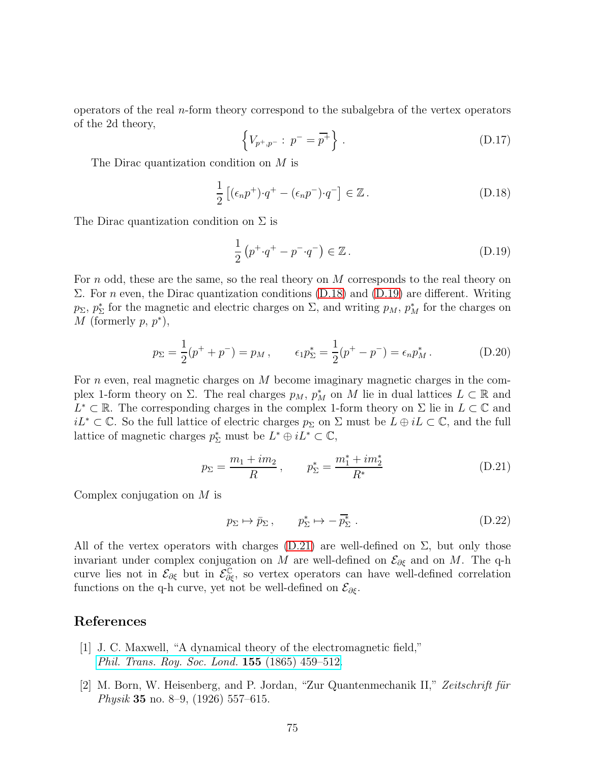operators of the real $n$-form theory correspond to the subalgebra of the vertex operators of the 2d theory,

$$\left\{ V_{p^+,p^-} : \, p^- = \overline{p^+} \right\} . \tag{D.17}$$

The Dirac quantization condition on $M$ is

$$\frac{1}{2}\left[ (\epsilon_n p^+)\cdot q^+ - (\epsilon_n p^-)\cdot q^- \right] \in \mathbb{Z} . \tag{D.18}$$

The Dirac quantization condition on $\Sigma$ is

$$\frac{1}{2}\left( p^+\cdot q^+ - p^-\cdot q^- \right) \in \mathbb{Z} . \tag{D.19}$$

For $n$ odd, these are the same, so the real theory on $M$ corresponds to the real theory on $\Sigma$. For $n$ even, the Dirac quantization conditions (D.18) and (D.19) are different. Writing $p_\Sigma$, $p^*_\Sigma$ for the magnetic and electric charges on $\Sigma$, and writing $p_M$, $p^*_M$ for the charges on $M$ (formerly $p$, $p^*$),

$$p_\Sigma = \frac{1}{2}(p^+ + p^-) = p_M , \qquad \epsilon_1 p^*_\Sigma = \frac{1}{2}(p^+ - p^-) = \epsilon_n p^*_M . \tag{D.20}$$

For $n$ even, real magnetic charges on $M$ become imaginary magnetic charges in the complex 1-form theory on $\Sigma$. The real charges $p_M$, $p^*_M$ on $M$ lie in dual lattices $L \subset \mathbb{R}$ and $L^* \subset \mathbb{R}$. The corresponding charges in the complex 1-form theory on $\Sigma$ lie in $L \subset \mathbb{C}$ and $iL^* \subset \mathbb{C}$. So the full lattice of electric charges $p_\Sigma$ on $\Sigma$ must be $L \oplus iL \subset \mathbb{C}$, and the full lattice of magnetic charges $p^*_\Sigma$ must be $L^* \oplus iL^* \subset \mathbb{C}$,

$$p_\Sigma = \frac{m_1 + i m_2}{R} , \qquad p^*_\Sigma = \frac{m^*_1 + i m^*_2}{R^*} \tag{D.21}$$

Complex conjugation on $M$ is

$$p_\Sigma \mapsto \bar{p}_\Sigma , \qquad p^*_\Sigma \mapsto -\overline{p^*_\Sigma} . \tag{D.22}$$

All of the vertex operators with charges (D.21) are well-defined on $\Sigma$, but only those invariant under complex conjugation on $M$ are well-defined on $\mathcal{E}_{\partial\xi}$ and on $M$. The q-h curve lies not in $\mathcal{E}_{\partial\xi}$ but in $\mathcal{E}^{\mathbb{C}}_{\partial\xi}$, so vertex operators can have well-defined correlation functions on the q-h curve, yet not be well-defined on $\mathcal{E}_{\partial\xi}$.

## References

[1] J. C. Maxwell, "A dynamical theory of the electromagnetic field," *Phil. Trans. Roy. Soc. Lond.* **155** (1865) 459–512.

[2] M. Born, W. Heisenberg, and P. Jordan, "Zur Quantenmechanik II," *Zeitschrift für Physik* **35** no. 8–9, (1926) 557–615.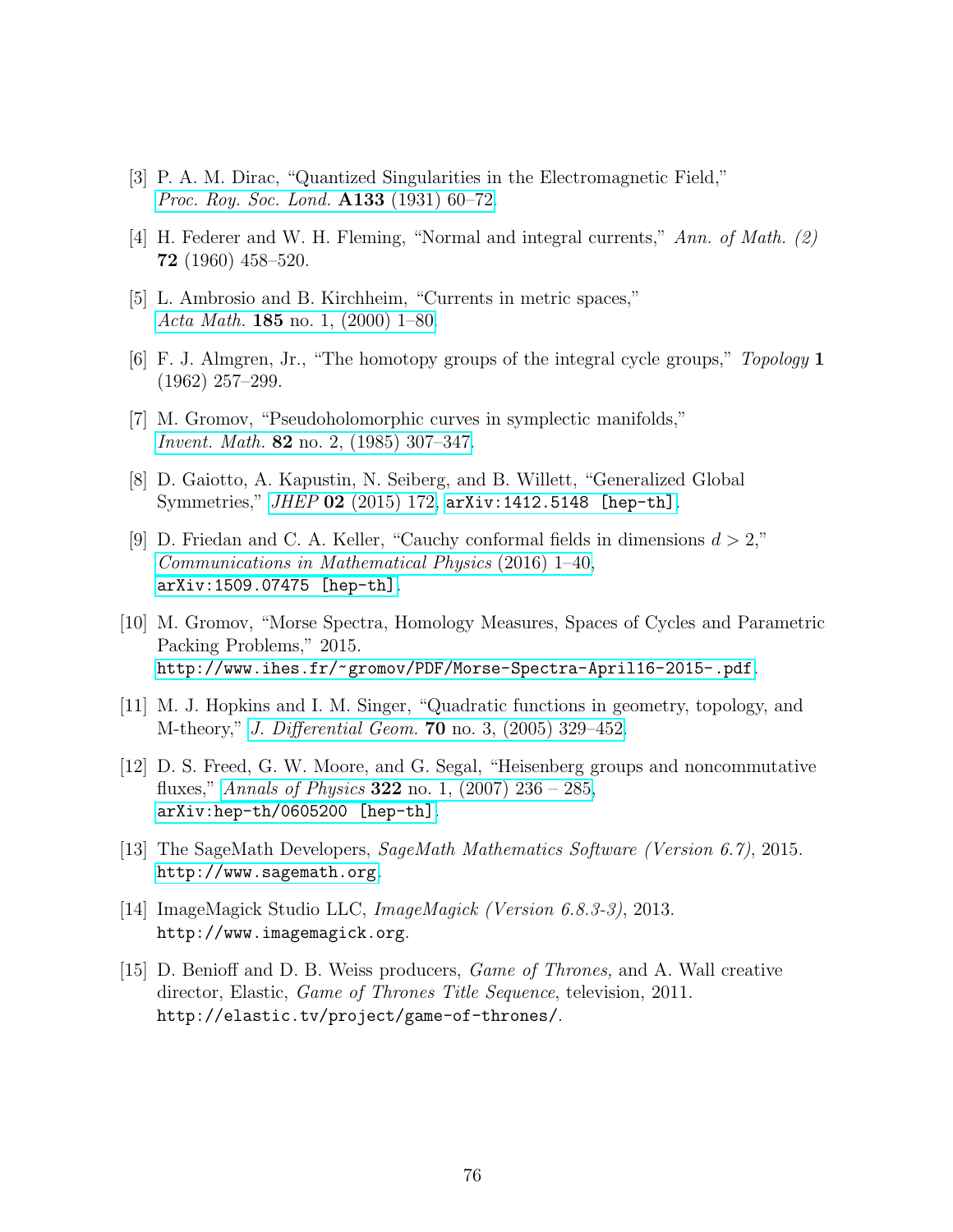[3] P. A. M. Dirac, "Quantized Singularities in the Electromagnetic Field," *Proc. Roy. Soc. Lond.* **A133** (1931) 60–72.

[4] H. Federer and W. H. Fleming, "Normal and integral currents," *Ann. of Math. (2)* **72** (1960) 458–520.

[5] L. Ambrosio and B. Kirchheim, "Currents in metric spaces," *Acta Math.* **185** no. 1, (2000) 1–80.

[6] F. J. Almgren, Jr., "The homotopy groups of the integral cycle groups," *Topology* **1** (1962) 257–299.

[7] M. Gromov, "Pseudoholomorphic curves in symplectic manifolds," *Invent. Math.* **82** no. 2, (1985) 307–347.

[8] D. Gaiotto, A. Kapustin, N. Seiberg, and B. Willett, "Generalized Global Symmetries," *JHEP* **02** (2015) 172, `arXiv:1412.5148 [hep-th]`.

[9] D. Friedan and C. A. Keller, "Cauchy conformal fields in dimensions $d > 2$," *Communications in Mathematical Physics* (2016) 1–40, `arXiv:1509.07475 [hep-th]`.

[10] M. Gromov, "Morse Spectra, Homology Measures, Spaces of Cycles and Parametric Packing Problems," 2015. `http://www.ihes.fr/~gromov/PDF/Morse-Spectra-April16-2015-.pdf`.

[11] M. J. Hopkins and I. M. Singer, "Quadratic functions in geometry, topology, and M-theory," *J. Differential Geom.* **70** no. 3, (2005) 329–452.

[12] D. S. Freed, G. W. Moore, and G. Segal, "Heisenberg groups and noncommutative fluxes," *Annals of Physics* **322** no. 1, (2007) 236 – 285, `arXiv:hep-th/0605200 [hep-th]`.

[13] The SageMath Developers, *SageMath Mathematics Software (Version 6.7)*, 2015. `http://www.sagemath.org`.

[14] ImageMagick Studio LLC, *ImageMagick (Version 6.8.3-3)*, 2013. `http://www.imagemagick.org`.

[15] D. Benioff and D. B. Weiss producers, *Game of Thrones,* and A. Wall creative director, Elastic, *Game of Thrones Title Sequence*, television, 2011. `http://elastic.tv/project/game-of-thrones/`.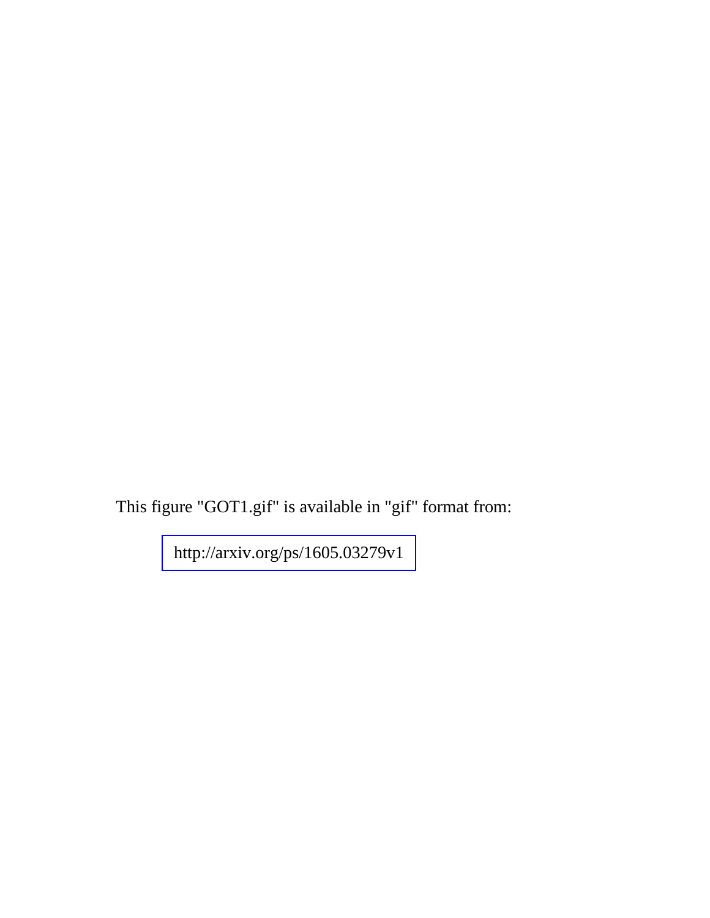This figure "GOT1.gif" is available in "gif" format from:

http://arxiv.org/ps/1605.03279v1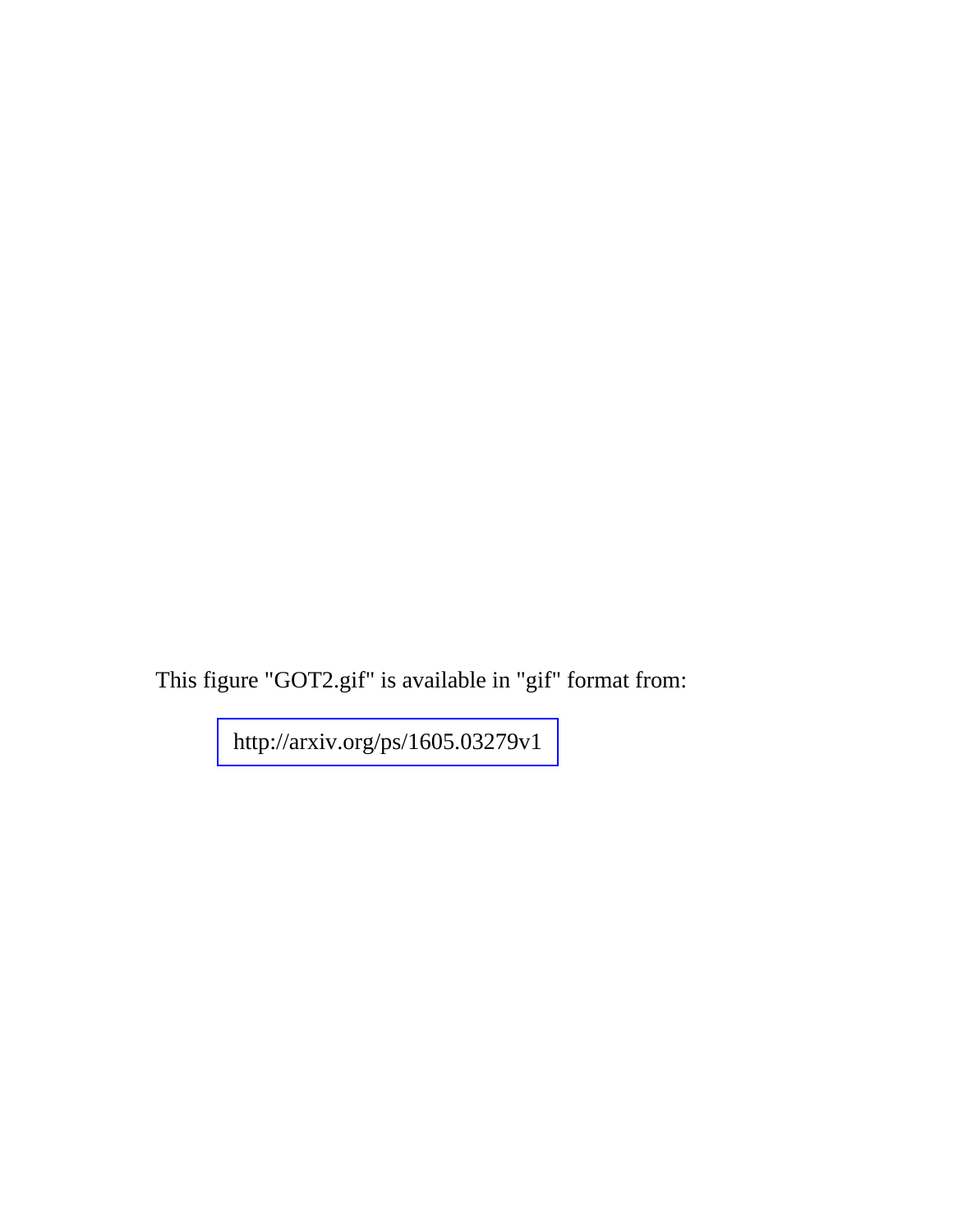This figure "GOT2.gif" is available in "gif" format from:

http://arxiv.org/ps/1605.03279v1